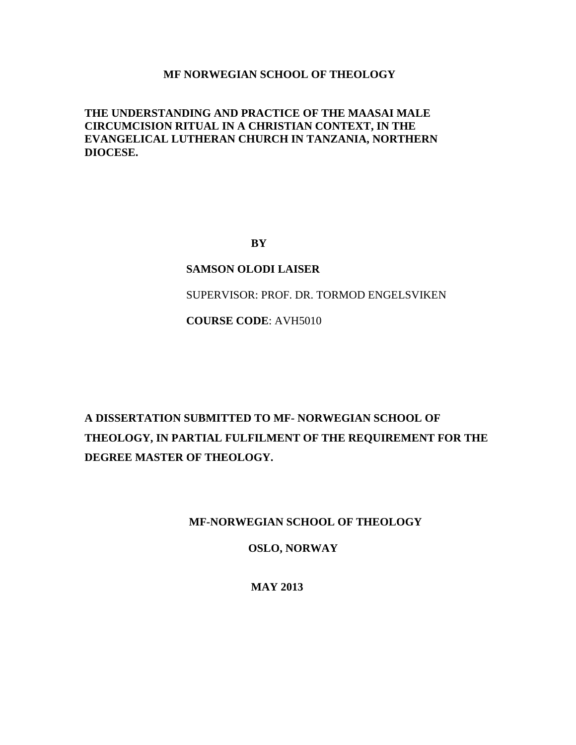**MF NORWEGIAN SCHOOL OF THEOLOGY**

# THE UNDERSTANDING AND PRACTICE OF THE MAASAI MALE CIRCUMCISION RITUAL IN A CHRISTIAN CONTEXT, IN THE EVANGELICAL LUTHERAN CHURCH IN TANZANIA, NORTHERN DIOCESE.

**BY**

**SAMSON OLODI LAISER**

SUPERVISOR: PROF. DR. TORMOD ENGELSVIKEN

**COURSE CODE**: AVH5010

**A DISSERTATION SUBMITTED TO MF- NORWEGIAN SCHOOL OF THEOLOGY, IN PARTIAL FULFILMENT OF THE REQUIREMENT FOR THE DEGREE MASTER OF THEOLOGY.**

**MF-NORWEGIAN SCHOOL OF THEOLOGY**

**OSLO, NORWAY**

**MAY 2013**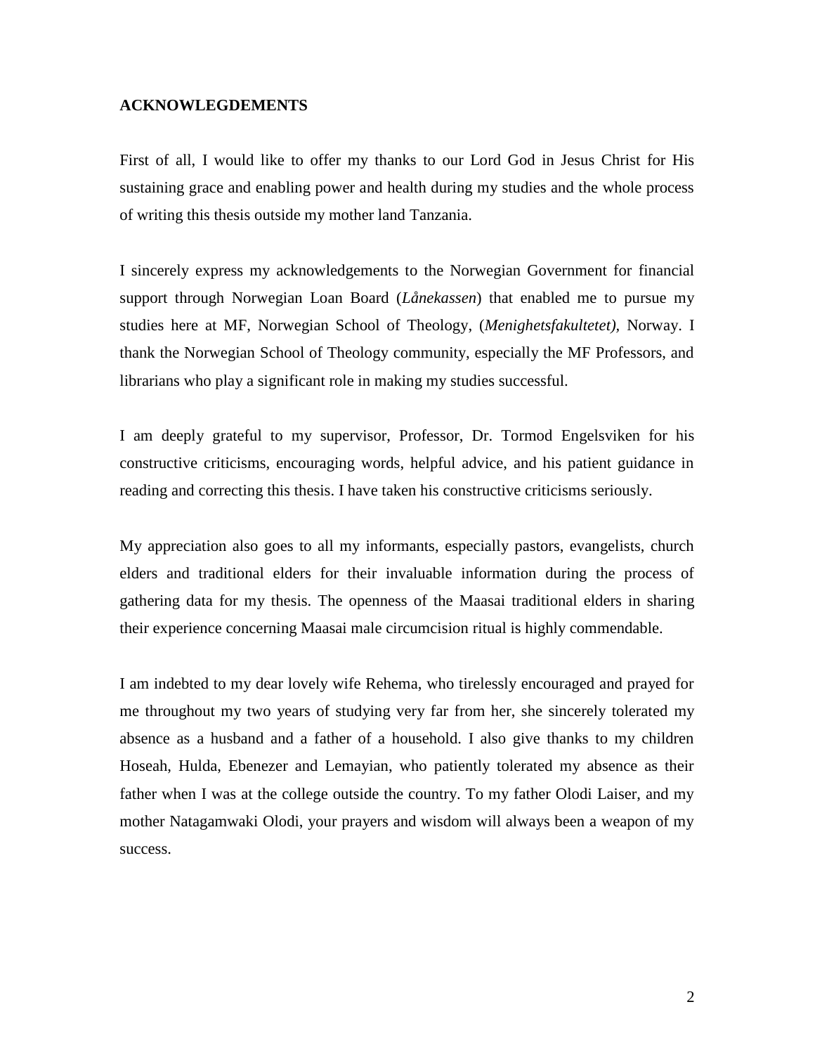## ACKNOWLEGDEMENTS

First of all, I would like to offer my thanks to our Lord God in Jesus Christ for His sustaining grace and enabling power and health during my studies and the whole process of writing this thesis outside my mother land Tanzania.

I sincerely express my acknowledgements to the Norwegian Government for financial support through Norwegian Loan Board (*Lånekassen*) that enabled me to pursue my studies here at MF, Norwegian School of Theology, (*Menighetsfakultetet)*, Norway. I thank the Norwegian School of Theology community, especially the MF Professors, and librarians who play a significant role in making my studies successful.

I am deeply grateful to my supervisor, Professor, Dr. Tormod Engelsviken for his constructive criticisms, encouraging words, helpful advice, and his patient guidance in reading and correcting this thesis. I have taken his constructive criticisms seriously.

My appreciation also goes to all my informants, especially pastors, evangelists, church elders and traditional elders for their invaluable information during the process of gathering data for my thesis. The openness of the Maasai traditional elders in sharing their experience concerning Maasai male circumcision ritual is highly commendable.

I am indebted to my dear lovely wife Rehema, who tirelessly encouraged and prayed for me throughout my two years of studying very far from her, she sincerely tolerated my absence as a husband and a father of a household. I also give thanks to my children Hoseah, Hulda, Ebenezer and Lemayian, who patiently tolerated my absence as their father when I was at the college outside the country. To my father Olodi Laiser, and my mother Natagamwaki Olodi, your prayers and wisdom will always been a weapon of my success.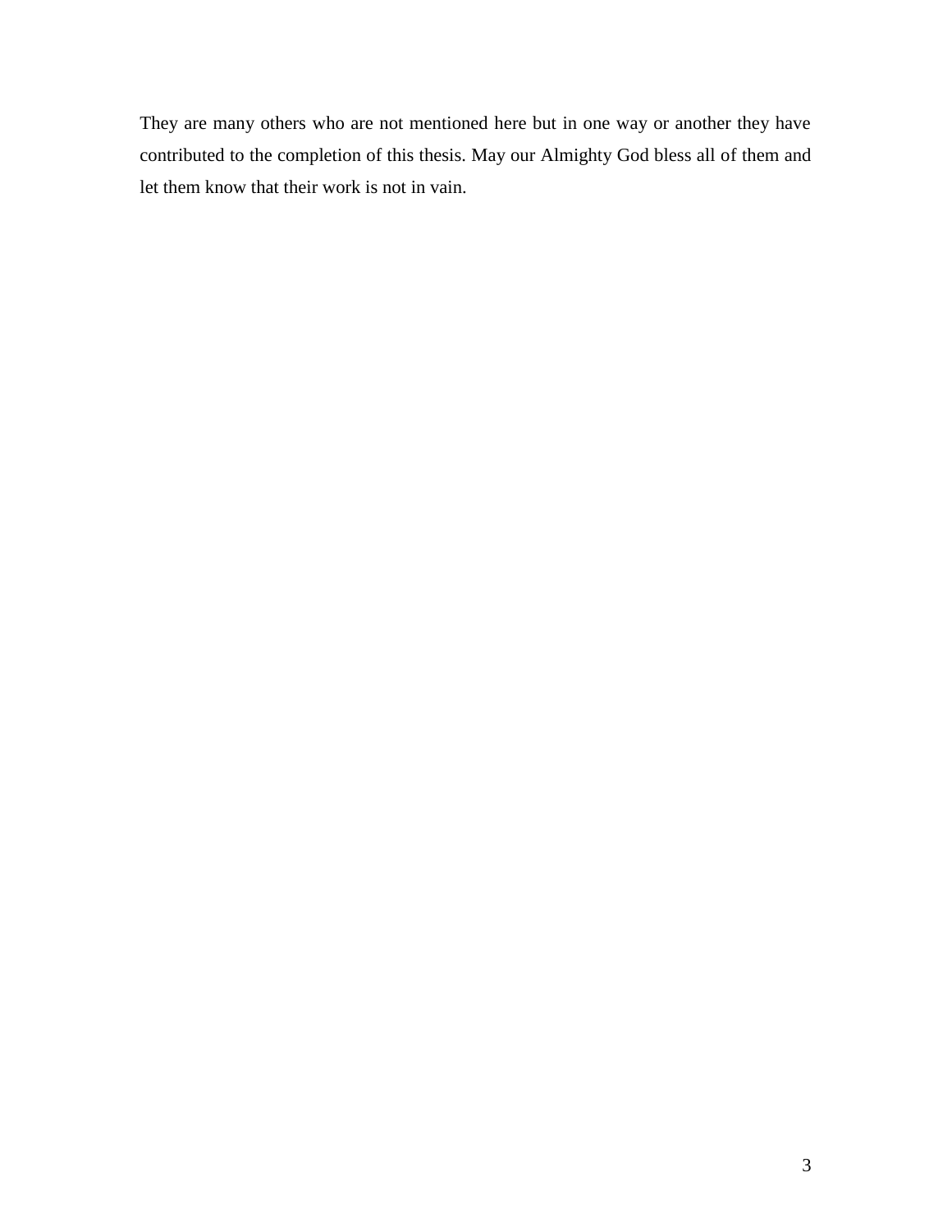They are many others who are not mentioned here but in one way or another they have contributed to the completion of this thesis. May our Almighty God bless all of them and let them know that their work is not in vain.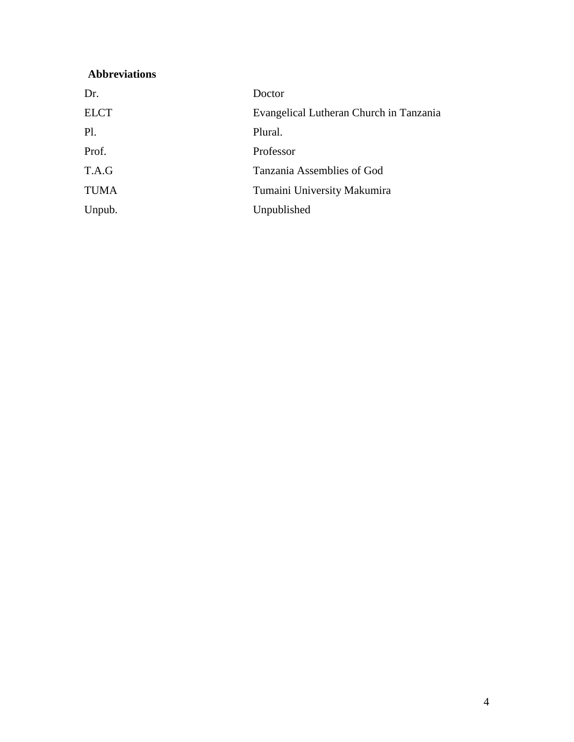## Abbreviations

| | |
|---|---|
| Dr. | Doctor |
| ELCT | Evangelical Lutheran Church in Tanzania |
| Pl. | Plural. |
| Prof. | Professor |
| T.A.G | Tanzania Assemblies of God |
| TUMA | Tumaini University Makumira |
| Unpub. | Unpublished |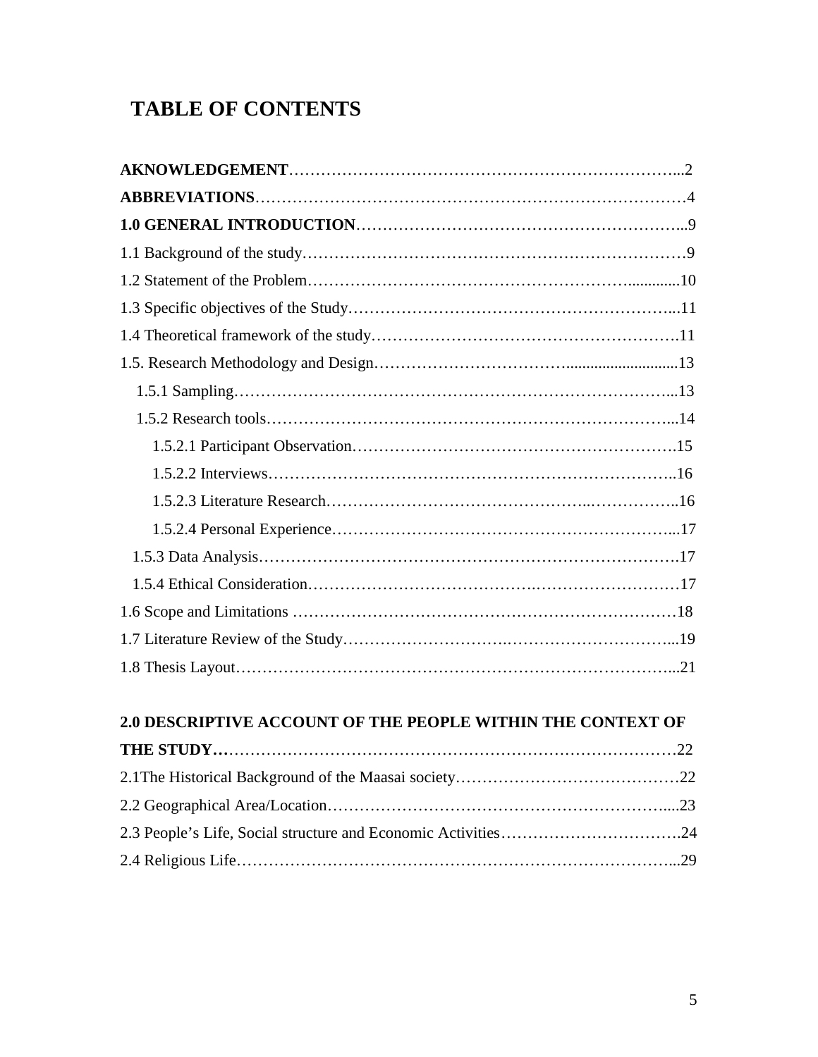# TABLE OF CONTENTS

**AKNOWLEDGEMENT**……………………………………………………………………...2

**ABBREVIATIONS**…………………………………………………………………………4

**1.0 GENERAL INTRODUCTION**…………………………………………………………...9

1.1 Background of the study………………………………………………………………9

1.2 Statement of the Problem…………………………………………………….............10

1.3 Specific objectives of the Study……………………………………………………...11

1.4 Theoretical framework of the study…………………………………………………11

1.5. Research Methodology and Design………………………………...........................13

1.5.1 Sampling…………………………………………………………………………...13

1.5.2 Research tools……………………………………………………………………...14

1.5.2.1 Participant Observation…………………………………………………….15

1.5.2.2 Interviews…………………………………………………………………..16

1.5.2.3 Literature Research………………………………………..……………...16

1.5.2.4 Personal Experience………………………………………………………...17

1.5.3 Data Analysis………………………………………………………………………17

1.5.4 Ethical Consideration…………………………………….………………………17

1.6 Scope and Limitations ………………………………………………………………18

1.7 Literature Review of the Study………………………….…………………………...19

1.8 Thesis Layout…………………………………………………………………………...21

**2.0 DESCRIPTIVE ACCOUNT OF THE PEOPLE WITHIN THE CONTEXT OF THE STUDY…**…………………………………………………………………………22

2.1The Historical Background of the Maasai society……………………………………22

2.2 Geographical Area/Location……………………………………………………….....23

2.3 People's Life, Social structure and Economic Activities…………………………….24

2.4 Religious Life…………………………………………………………………………...29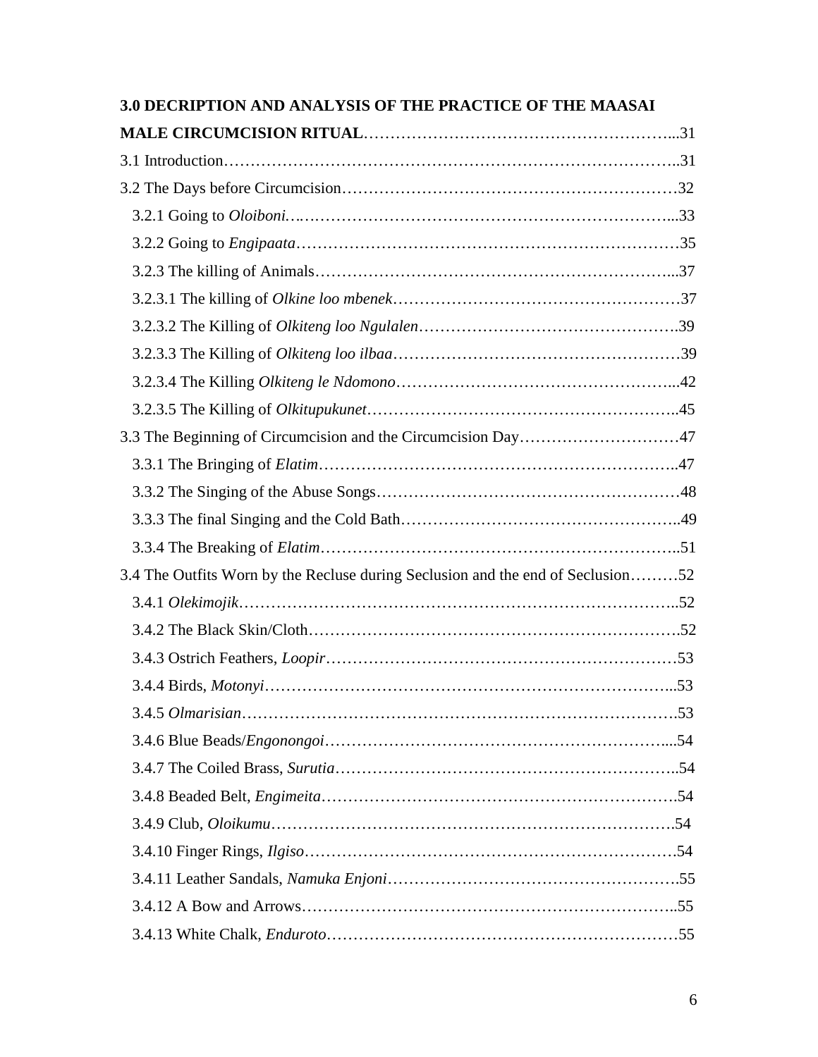**3.0 DECRIPTION AND ANALYSIS OF THE PRACTICE OF THE MAASAI MALE CIRCUMCISION RITUAL**……………………………………………………...31

3.1 Introduction……………………………………………………………………..31

3.2 The Days before Circumcision……………………………………………………32

3.2.1 Going to *Oloiboni*……………………………………………………………...33

3.2.2 Going to *Engipaata*……………………………………………………………35

3.2.3 The killing of Animals…………………………………………………………...37

3.2.3.1 The killing of *Olkine loo mbenek*……………………………………………37

3.2.3.2 The Killing of *Olkiteng loo Ngulalen*………………………………………..39

3.2.3.3 The Killing of *Olkiteng loo ilbaa*……………………………………………39

3.2.3.4 The Killing *Olkiteng le Ndomono*……………………………………………...42

3.2.3.5 The Killing of *Olkitupukunet*…………………………………………………..45

3.3 The Beginning of Circumcision and the Circumcision Day…………………………47

3.3.1 The Bringing of *Elatim*…………………………………………………………..47

3.3.2 The Singing of the Abuse Songs…………………………………………………48

3.3.3 The final Singing and the Cold Bath……………………………………………..49

3.3.4 The Breaking of *Elatim*…………………………………………………………..51

3.4 The Outfits Worn by the Recluse during Seclusion and the end of Seclusion………52

3.4.1 *Olekimojik*………………………………………………………………………..52

3.4.2 The Black Skin/Cloth…………………………………………………………….52

3.4.3 Ostrich Feathers, *Loopir*…………………………………………………………53

3.4.4 Birds, *Motonyi*…………………………………………………………………...53

3.4.5 *Olmarisian*……………………………………………………………………….53

3.4.6 Blue Beads/*Engonongoi*……………………………………………………….....54

3.4.7 The Coiled Brass, *Surutia*………………………………………………………..54

3.4.8 Beaded Belt, *Engimeita*………………………………………………………….54

3.4.9 Club, *Oloikumu*…………………………………………………………………..54

3.4.10 Finger Rings, *Ilgiso*……………………………………………………………54

3.4.11 Leather Sandals, *Namuka Enjoni*……………………………………………….55

3.4.12 A Bow and Arrows……………………………………………………………..55

3.4.13 White Chalk, *Enduroto*…………………………………………………………55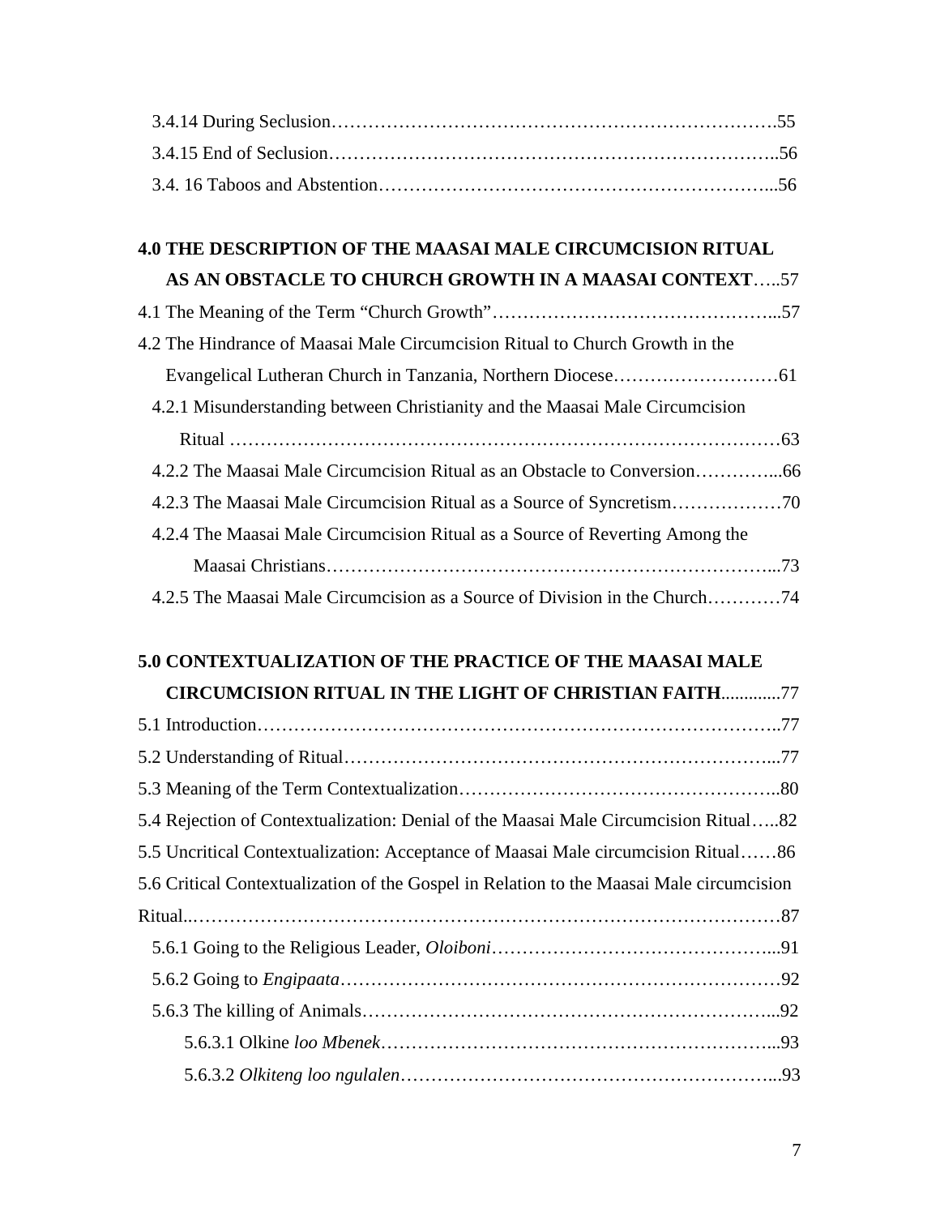3.4.14 During Seclusion……………………………………………………………….55

3.4.15 End of Seclusion……………………………………………………………..56

3.4. 16 Taboos and Abstention……………………………………………………...56

**4.0 THE DESCRIPTION OF THE MAASAI MALE CIRCUMCISION RITUAL AS AN OBSTACLE TO CHURCH GROWTH IN A MAASAI CONTEXT**…..57

4.1 The Meaning of the Term "Church Growth"……………………………………...57

4.2 The Hindrance of Maasai Male Circumcision Ritual to Church Growth in the Evangelical Lutheran Church in Tanzania, Northern Diocese………………………61

4.2.1 Misunderstanding between Christianity and the Maasai Male Circumcision Ritual ……………………………………………………………………………63

4.2.2 The Maasai Male Circumcision Ritual as an Obstacle to Conversion…………...66

4.2.3 The Maasai Male Circumcision Ritual as a Source of Syncretism………………70

4.2.4 The Maasai Male Circumcision Ritual as a Source of Reverting Among the Maasai Christians……………………………………………………………...73

4.2.5 The Maasai Male Circumcision as a Source of Division in the Church…………74

**5.0 CONTEXTUALIZATION OF THE PRACTICE OF THE MAASAI MALE CIRCUMCISION RITUAL IN THE LIGHT OF CHRISTIAN FAITH**.............77

5.1 Introduction……………………………………………………………………..77

5.2 Understanding of Ritual……………………………………………………...77

5.3 Meaning of the Term Contextualization…………………………………………..80

5.4 Rejection of Contextualization: Denial of the Maasai Male Circumcision Ritual…..82

5.5 Uncritical Contextualization: Acceptance of Maasai Male circumcision Ritual……86

5.6 Critical Contextualization of the Gospel in Relation to the Maasai Male circumcision Ritual..……………………………………………………………………………87

5.6.1 Going to the Religious Leader, *Oloiboni*……………………………………...91

5.6.2 Going to *Engipaata*……………………………………………………………92

5.6.3 The killing of Animals………………………………………………………...92

5.6.3.1 Olkine *loo Mbenek*……………………………………………………...93

5.6.3.2 *Olkiteng loo ngulalen*……………………………………………………...93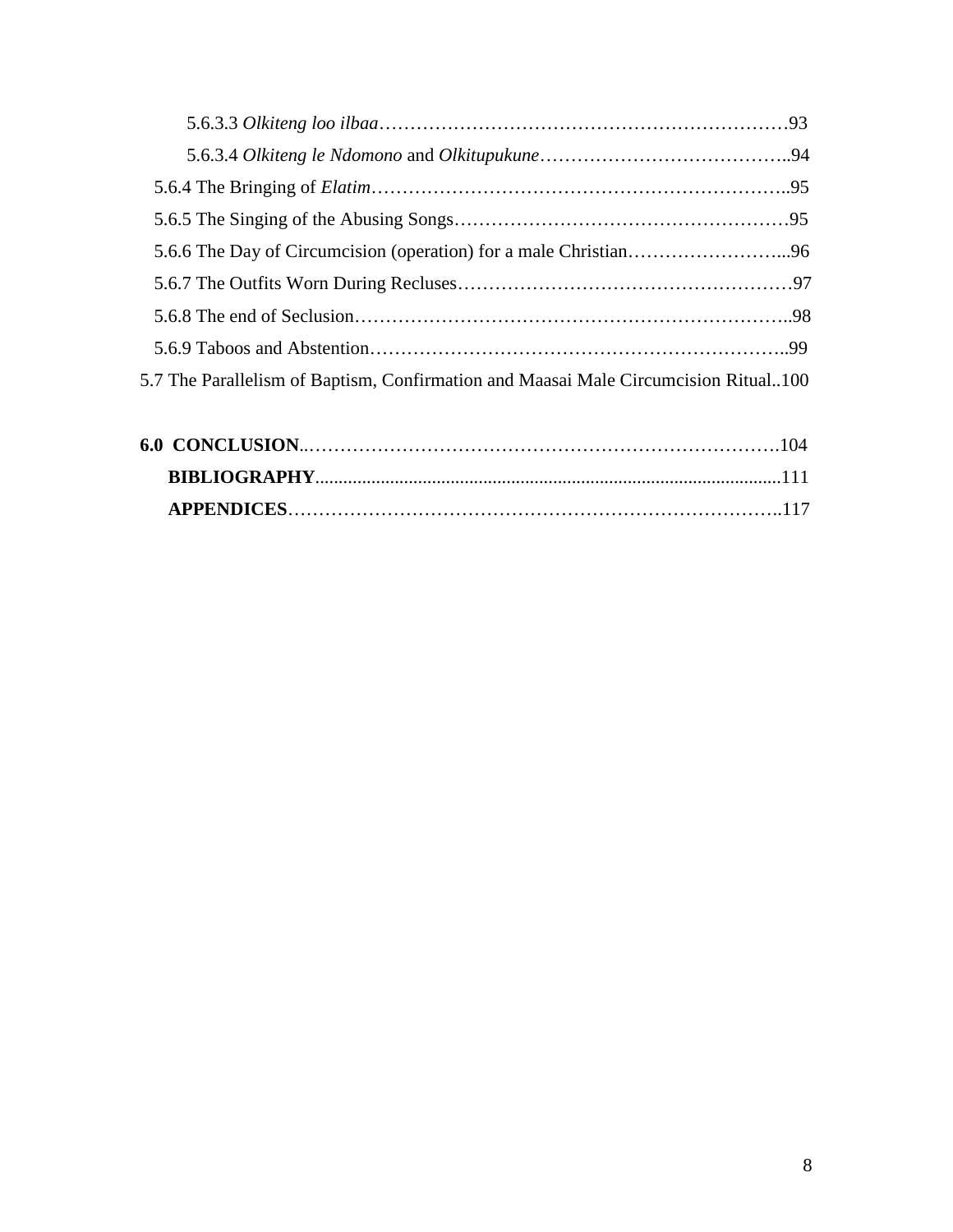5.6.3.3 *Olkiteng loo ilbaa*…………………………………………………………93

5.6.3.4 *Olkiteng le Ndomono* and *Olkitupukune*…………………………………..94

5.6.4 The Bringing of *Elatim*…………………………………………………………..95

5.6.5 The Singing of the Abusing Songs……………………………………………95

5.6.6 The Day of Circumcision (operation) for a male Christian……………………...96

5.6.7 The Outfits Worn During Recluses……………………………………………97

5.6.8 The end of Seclusion……………………………………………………………..98

5.6.9 Taboos and Abstention…………………………………………………………..99

5.7 The Parallelism of Baptism, Confirmation and Maasai Male Circumcision Ritual..100

**6.0 CONCLUSION**..……………………………………………………………….104

**BIBLIOGRAPHY**......................................................................................................111

**APPENDICES**……………………………………………………………………..117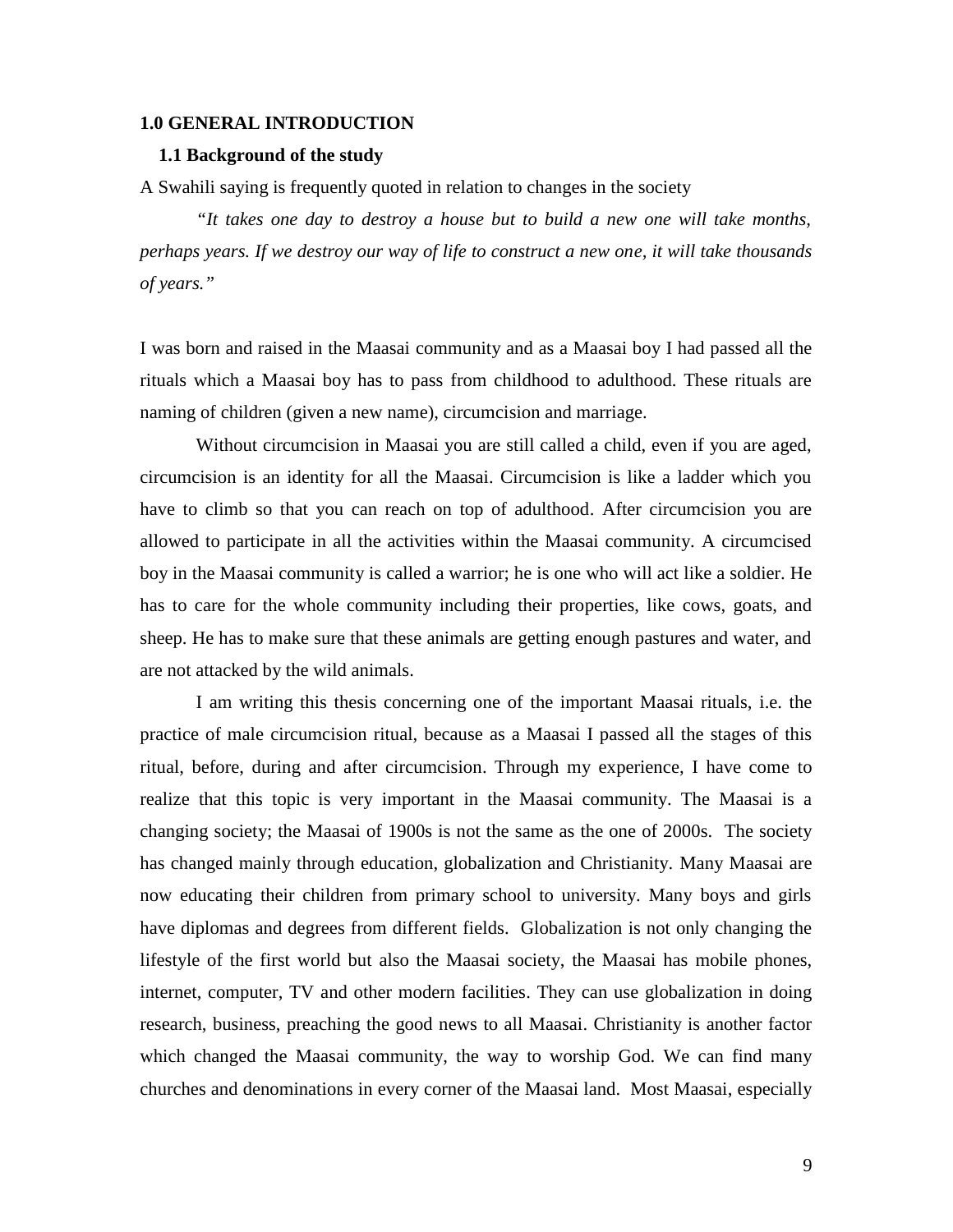# 1.0 GENERAL INTRODUCTION

## 1.1 Background of the study

A Swahili saying is frequently quoted in relation to changes in the society

*"It takes one day to destroy a house but to build a new one will take months, perhaps years. If we destroy our way of life to construct a new one, it will take thousands of years."*

I was born and raised in the Maasai community and as a Maasai boy I had passed all the rituals which a Maasai boy has to pass from childhood to adulthood. These rituals are naming of children (given a new name), circumcision and marriage.

Without circumcision in Maasai you are still called a child, even if you are aged, circumcision is an identity for all the Maasai. Circumcision is like a ladder which you have to climb so that you can reach on top of adulthood. After circumcision you are allowed to participate in all the activities within the Maasai community. A circumcised boy in the Maasai community is called a warrior; he is one who will act like a soldier. He has to care for the whole community including their properties, like cows, goats, and sheep. He has to make sure that these animals are getting enough pastures and water, and are not attacked by the wild animals.

I am writing this thesis concerning one of the important Maasai rituals, i.e. the practice of male circumcision ritual, because as a Maasai I passed all the stages of this ritual, before, during and after circumcision. Through my experience, I have come to realize that this topic is very important in the Maasai community. The Maasai is a changing society; the Maasai of 1900s is not the same as the one of 2000s. The society has changed mainly through education, globalization and Christianity. Many Maasai are now educating their children from primary school to university. Many boys and girls have diplomas and degrees from different fields. Globalization is not only changing the lifestyle of the first world but also the Maasai society, the Maasai has mobile phones, internet, computer, TV and other modern facilities. They can use globalization in doing research, business, preaching the good news to all Maasai. Christianity is another factor which changed the Maasai community, the way to worship God. We can find many churches and denominations in every corner of the Maasai land. Most Maasai, especially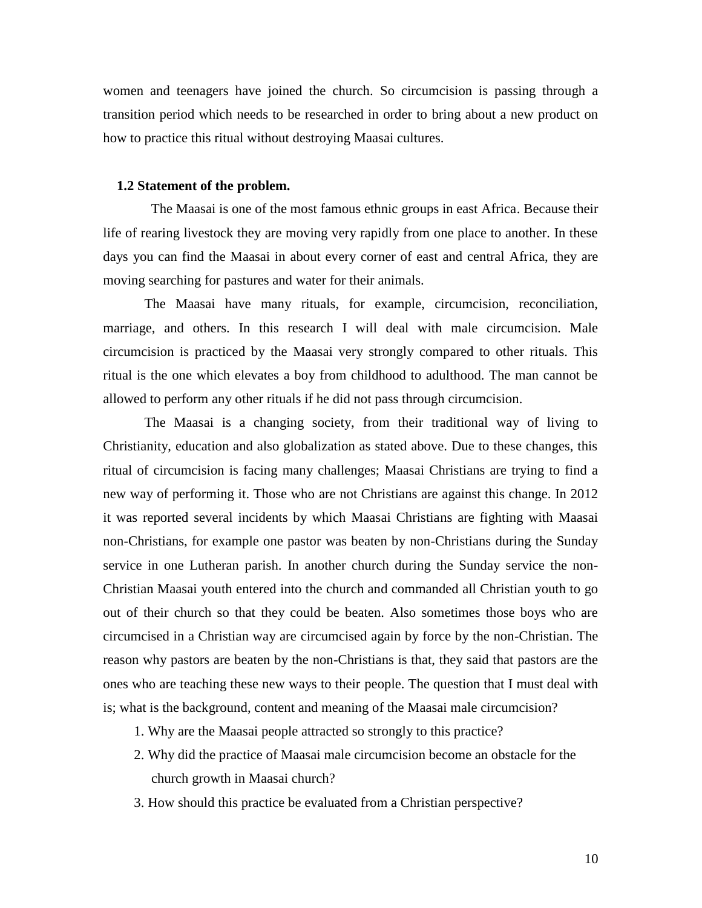women and teenagers have joined the church. So circumcision is passing through a transition period which needs to be researched in order to bring about a new product on how to practice this ritual without destroying Maasai cultures.

## 1.2 Statement of the problem.

The Maasai is one of the most famous ethnic groups in east Africa. Because their life of rearing livestock they are moving very rapidly from one place to another. In these days you can find the Maasai in about every corner of east and central Africa, they are moving searching for pastures and water for their animals.

The Maasai have many rituals, for example, circumcision, reconciliation, marriage, and others. In this research I will deal with male circumcision. Male circumcision is practiced by the Maasai very strongly compared to other rituals. This ritual is the one which elevates a boy from childhood to adulthood. The man cannot be allowed to perform any other rituals if he did not pass through circumcision.

The Maasai is a changing society, from their traditional way of living to Christianity, education and also globalization as stated above. Due to these changes, this ritual of circumcision is facing many challenges; Maasai Christians are trying to find a new way of performing it. Those who are not Christians are against this change. In 2012 it was reported several incidents by which Maasai Christians are fighting with Maasai non-Christians, for example one pastor was beaten by non-Christians during the Sunday service in one Lutheran parish. In another church during the Sunday service the non-Christian Maasai youth entered into the church and commanded all Christian youth to go out of their church so that they could be beaten. Also sometimes those boys who are circumcised in a Christian way are circumcised again by force by the non-Christian. The reason why pastors are beaten by the non-Christians is that, they said that pastors are the ones who are teaching these new ways to their people. The question that I must deal with is; what is the background, content and meaning of the Maasai male circumcision?

1. Why are the Maasai people attracted so strongly to this practice?
2. Why did the practice of Maasai male circumcision become an obstacle for the church growth in Maasai church?
3. How should this practice be evaluated from a Christian perspective?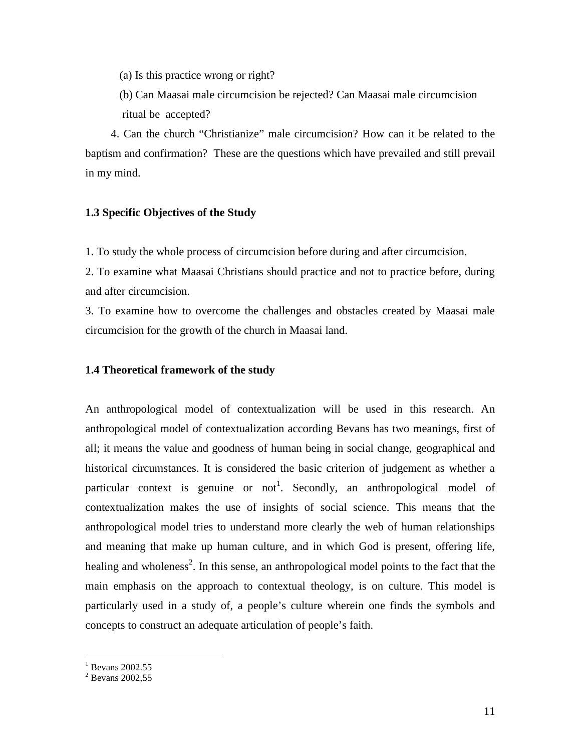(a) Is this practice wrong or right?

(b) Can Maasai male circumcision be rejected? Can Maasai male circumcision ritual be accepted?

4. Can the church "Christianize" male circumcision? How can it be related to the baptism and confirmation? These are the questions which have prevailed and still prevail in my mind.

### 1.3 Specific Objectives of the Study

1. To study the whole process of circumcision before during and after circumcision.
2. To examine what Maasai Christians should practice and not to practice before, during and after circumcision.
3. To examine how to overcome the challenges and obstacles created by Maasai male circumcision for the growth of the church in Maasai land.

### 1.4 Theoretical framework of the study

An anthropological model of contextualization will be used in this research. An anthropological model of contextualization according Bevans has two meanings, first of all; it means the value and goodness of human being in social change, geographical and historical circumstances. It is considered the basic criterion of judgement as whether a particular context is genuine or not[1]. Secondly, an anthropological model of contextualization makes the use of insights of social science. This means that the anthropological model tries to understand more clearly the web of human relationships and meaning that make up human culture, and in which God is present, offering life, healing and wholeness[2]. In this sense, an anthropological model points to the fact that the main emphasis on the approach to contextual theology, is on culture. This model is particularly used in a study of, a people's culture wherein one finds the symbols and concepts to construct an adequate articulation of people's faith.

---

[1] Bevans 2002.55

[2] Bevans 2002,55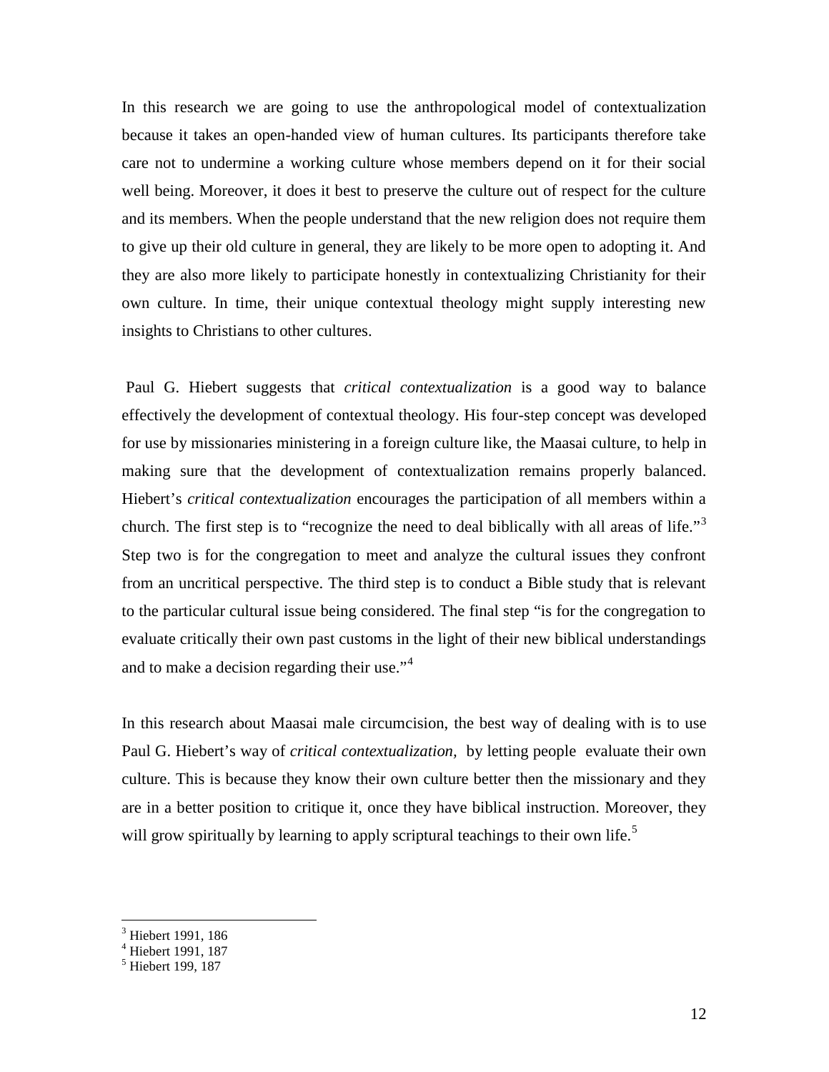In this research we are going to use the anthropological model of contextualization because it takes an open-handed view of human cultures. Its participants therefore take care not to undermine a working culture whose members depend on it for their social well being. Moreover, it does it best to preserve the culture out of respect for the culture and its members. When the people understand that the new religion does not require them to give up their old culture in general, they are likely to be more open to adopting it. And they are also more likely to participate honestly in contextualizing Christianity for their own culture. In time, their unique contextual theology might supply interesting new insights to Christians to other cultures.

Paul G. Hiebert suggests that *critical contextualization* is a good way to balance effectively the development of contextual theology. His four-step concept was developed for use by missionaries ministering in a foreign culture like, the Maasai culture, to help in making sure that the development of contextualization remains properly balanced. Hiebert's *critical contextualization* encourages the participation of all members within a church. The first step is to "recognize the need to deal biblically with all areas of life."[3] Step two is for the congregation to meet and analyze the cultural issues they confront from an uncritical perspective. The third step is to conduct a Bible study that is relevant to the particular cultural issue being considered. The final step "is for the congregation to evaluate critically their own past customs in the light of their new biblical understandings and to make a decision regarding their use."[4]

In this research about Maasai male circumcision, the best way of dealing with is to use Paul G. Hiebert's way of *critical contextualization,* by letting people evaluate their own culture. This is because they know their own culture better then the missionary and they are in a better position to critique it, once they have biblical instruction. Moreover, they will grow spiritually by learning to apply scriptural teachings to their own life.[5]

---

[3] Hiebert 1991, 186
[4] Hiebert 1991, 187
[5] Hiebert 199, 187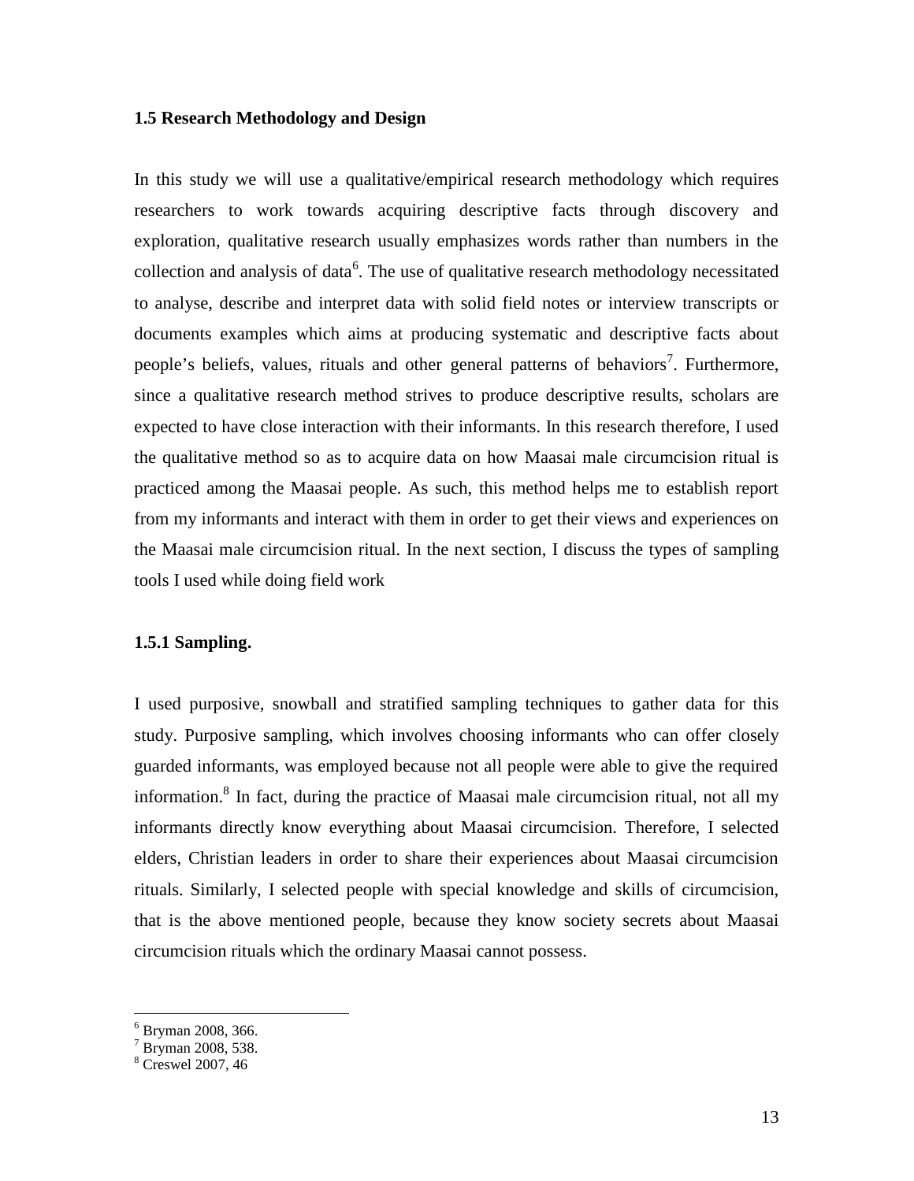### 1.5 Research Methodology and Design

In this study we will use a qualitative/empirical research methodology which requires researchers to work towards acquiring descriptive facts through discovery and exploration, qualitative research usually emphasizes words rather than numbers in the collection and analysis of data[6]. The use of qualitative research methodology necessitated to analyse, describe and interpret data with solid field notes or interview transcripts or documents examples which aims at producing systematic and descriptive facts about people's beliefs, values, rituals and other general patterns of behaviors[7]. Furthermore, since a qualitative research method strives to produce descriptive results, scholars are expected to have close interaction with their informants. In this research therefore, I used the qualitative method so as to acquire data on how Maasai male circumcision ritual is practiced among the Maasai people. As such, this method helps me to establish report from my informants and interact with them in order to get their views and experiences on the Maasai male circumcision ritual. In the next section, I discuss the types of sampling tools I used while doing field work

#### 1.5.1 Sampling.

I used purposive, snowball and stratified sampling techniques to gather data for this study. Purposive sampling, which involves choosing informants who can offer closely guarded informants, was employed because not all people were able to give the required information.[8] In fact, during the practice of Maasai male circumcision ritual, not all my informants directly know everything about Maasai circumcision. Therefore, I selected elders, Christian leaders in order to share their experiences about Maasai circumcision rituals. Similarly, I selected people with special knowledge and skills of circumcision, that is the above mentioned people, because they know society secrets about Maasai circumcision rituals which the ordinary Maasai cannot possess.

---

[6] Bryman 2008, 366.
[7] Bryman 2008, 538.
[8] Creswel 2007, 46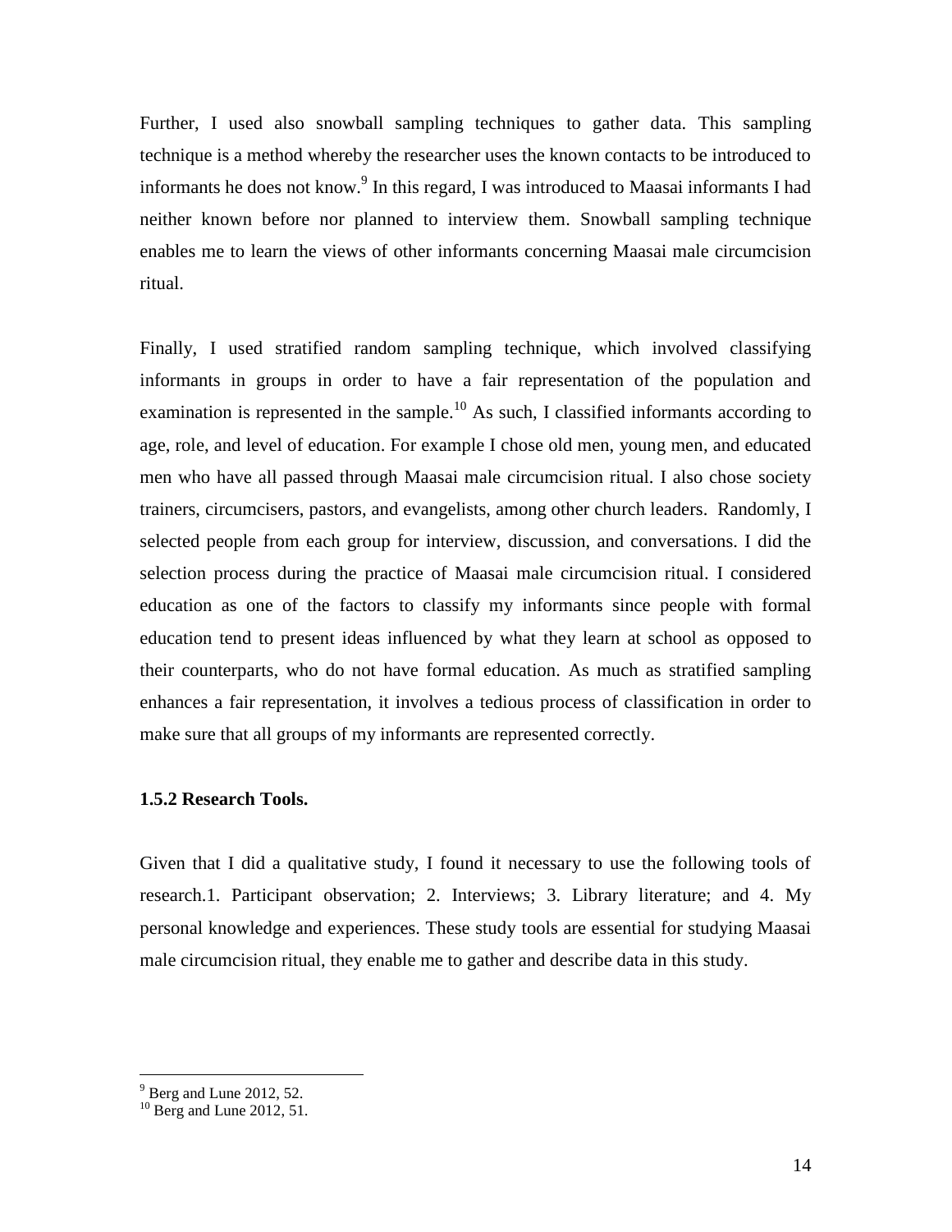Further, I used also snowball sampling techniques to gather data. This sampling technique is a method whereby the researcher uses the known contacts to be introduced to informants he does not know.[9] In this regard, I was introduced to Maasai informants I had neither known before nor planned to interview them. Snowball sampling technique enables me to learn the views of other informants concerning Maasai male circumcision ritual.

Finally, I used stratified random sampling technique, which involved classifying informants in groups in order to have a fair representation of the population and examination is represented in the sample.[10] As such, I classified informants according to age, role, and level of education. For example I chose old men, young men, and educated men who have all passed through Maasai male circumcision ritual. I also chose society trainers, circumcisers, pastors, and evangelists, among other church leaders. Randomly, I selected people from each group for interview, discussion, and conversations. I did the selection process during the practice of Maasai male circumcision ritual. I considered education as one of the factors to classify my informants since people with formal education tend to present ideas influenced by what they learn at school as opposed to their counterparts, who do not have formal education. As much as stratified sampling enhances a fair representation, it involves a tedious process of classification in order to make sure that all groups of my informants are represented correctly.

### 1.5.2 Research Tools.

Given that I did a qualitative study, I found it necessary to use the following tools of research.1. Participant observation; 2. Interviews; 3. Library literature; and 4. My personal knowledge and experiences. These study tools are essential for studying Maasai male circumcision ritual, they enable me to gather and describe data in this study.

---

[9] Berg and Lune 2012, 52.

[10] Berg and Lune 2012, 51.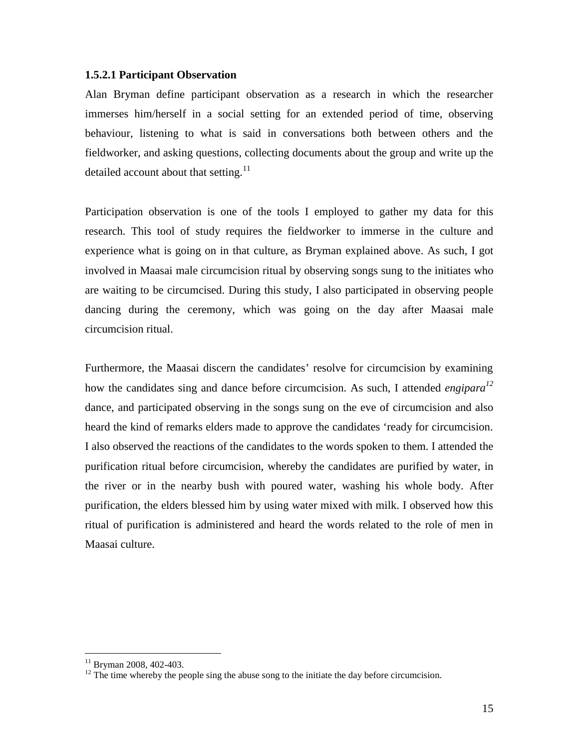### 1.5.2.1 Participant Observation

Alan Bryman define participant observation as a research in which the researcher immerses him/herself in a social setting for an extended period of time, observing behaviour, listening to what is said in conversations both between others and the fieldworker, and asking questions, collecting documents about the group and write up the detailed account about that setting.[11]

Participation observation is one of the tools I employed to gather my data for this research. This tool of study requires the fieldworker to immerse in the culture and experience what is going on in that culture, as Bryman explained above. As such, I got involved in Maasai male circumcision ritual by observing songs sung to the initiates who are waiting to be circumcised. During this study, I also participated in observing people dancing during the ceremony, which was going on the day after Maasai male circumcision ritual.

Furthermore, the Maasai discern the candidates' resolve for circumcision by examining how the candidates sing and dance before circumcision. As such, I attended *engipara*[12] dance, and participated observing in the songs sung on the eve of circumcision and also heard the kind of remarks elders made to approve the candidates 'ready for circumcision. I also observed the reactions of the candidates to the words spoken to them. I attended the purification ritual before circumcision, whereby the candidates are purified by water, in the river or in the nearby bush with poured water, washing his whole body. After purification, the elders blessed him by using water mixed with milk. I observed how this ritual of purification is administered and heard the words related to the role of men in Maasai culture.

---

[11] Bryman 2008, 402-403.

[12] The time whereby the people sing the abuse song to the initiate the day before circumcision.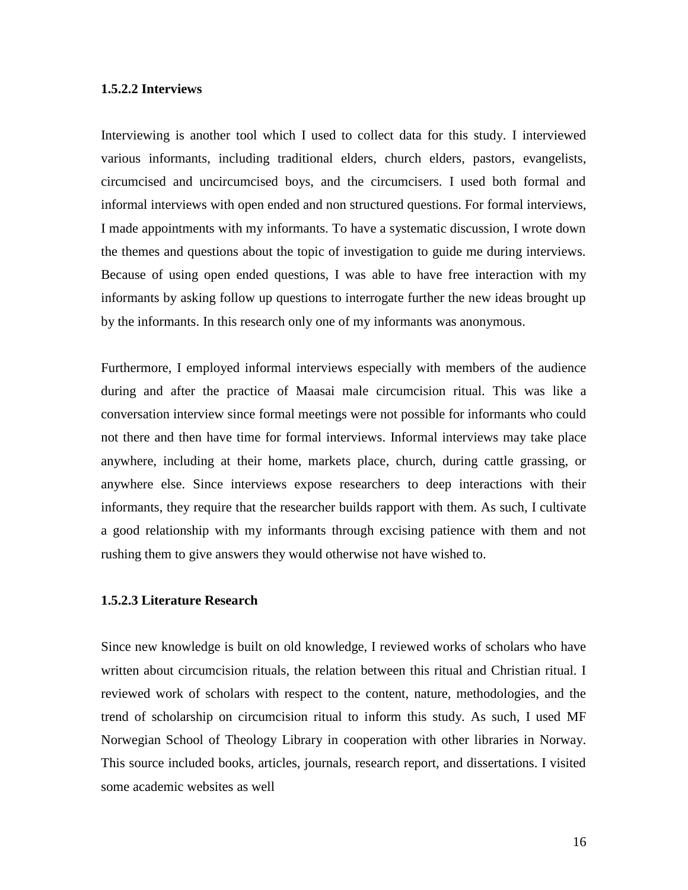#### 1.5.2.2 Interviews

Interviewing is another tool which I used to collect data for this study. I interviewed various informants, including traditional elders, church elders, pastors, evangelists, circumcised and uncircumcised boys, and the circumcisers. I used both formal and informal interviews with open ended and non structured questions. For formal interviews, I made appointments with my informants. To have a systematic discussion, I wrote down the themes and questions about the topic of investigation to guide me during interviews. Because of using open ended questions, I was able to have free interaction with my informants by asking follow up questions to interrogate further the new ideas brought up by the informants. In this research only one of my informants was anonymous.

Furthermore, I employed informal interviews especially with members of the audience during and after the practice of Maasai male circumcision ritual. This was like a conversation interview since formal meetings were not possible for informants who could not there and then have time for formal interviews. Informal interviews may take place anywhere, including at their home, markets place, church, during cattle grassing, or anywhere else. Since interviews expose researchers to deep interactions with their informants, they require that the researcher builds rapport with them. As such, I cultivate a good relationship with my informants through excising patience with them and not rushing them to give answers they would otherwise not have wished to.

#### 1.5.2.3 Literature Research

Since new knowledge is built on old knowledge, I reviewed works of scholars who have written about circumcision rituals, the relation between this ritual and Christian ritual. I reviewed work of scholars with respect to the content, nature, methodologies, and the trend of scholarship on circumcision ritual to inform this study. As such, I used MF Norwegian School of Theology Library in cooperation with other libraries in Norway. This source included books, articles, journals, research report, and dissertations. I visited some academic websites as well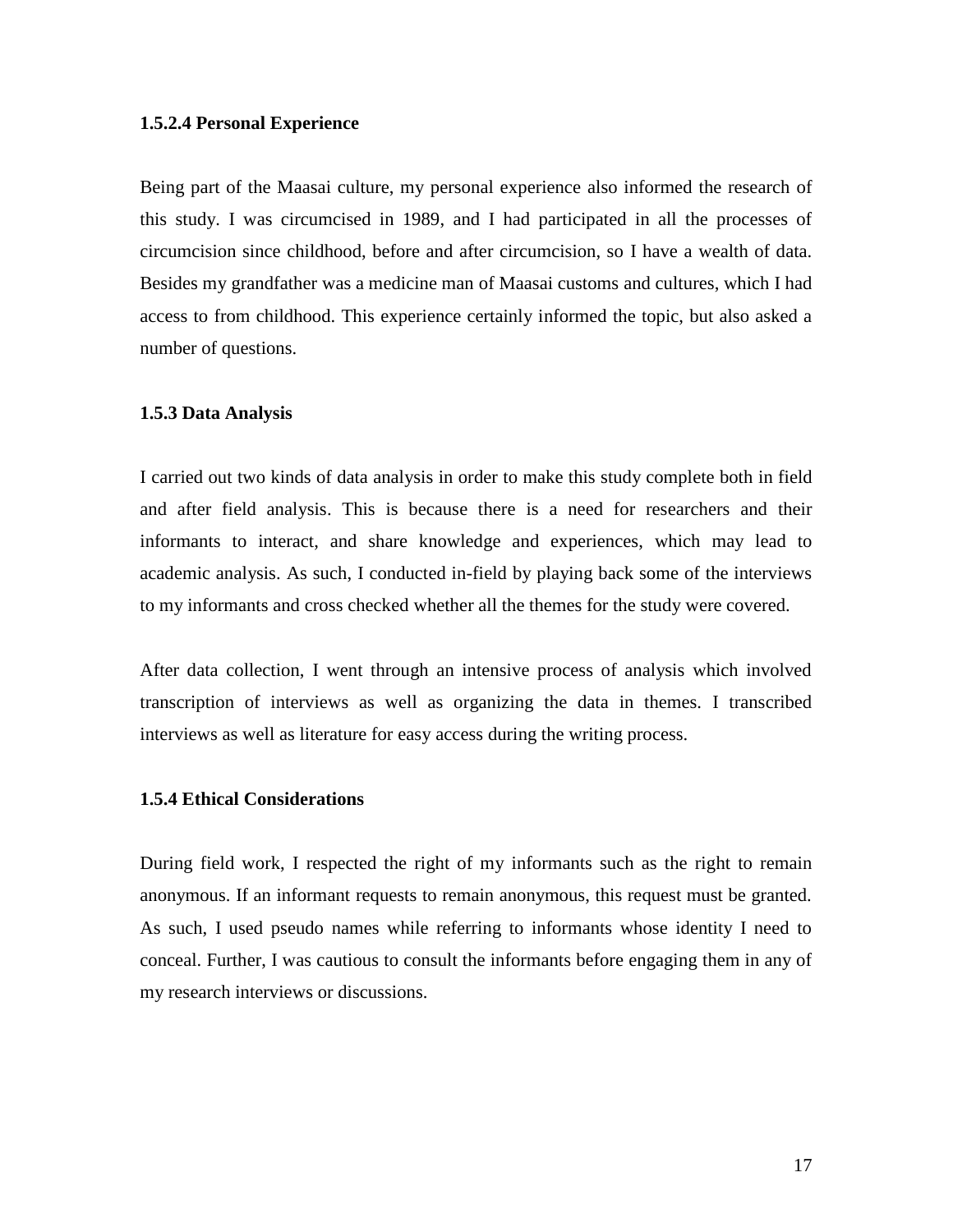#### 1.5.2.4 Personal Experience

Being part of the Maasai culture, my personal experience also informed the research of this study. I was circumcised in 1989, and I had participated in all the processes of circumcision since childhood, before and after circumcision, so I have a wealth of data. Besides my grandfather was a medicine man of Maasai customs and cultures, which I had access to from childhood. This experience certainly informed the topic, but also asked a number of questions.

### 1.5.3 Data Analysis

I carried out two kinds of data analysis in order to make this study complete both in field and after field analysis. This is because there is a need for researchers and their informants to interact, and share knowledge and experiences, which may lead to academic analysis. As such, I conducted in-field by playing back some of the interviews to my informants and cross checked whether all the themes for the study were covered.

After data collection, I went through an intensive process of analysis which involved transcription of interviews as well as organizing the data in themes. I transcribed interviews as well as literature for easy access during the writing process.

### 1.5.4 Ethical Considerations

During field work, I respected the right of my informants such as the right to remain anonymous. If an informant requests to remain anonymous, this request must be granted. As such, I used pseudo names while referring to informants whose identity I need to conceal. Further, I was cautious to consult the informants before engaging them in any of my research interviews or discussions.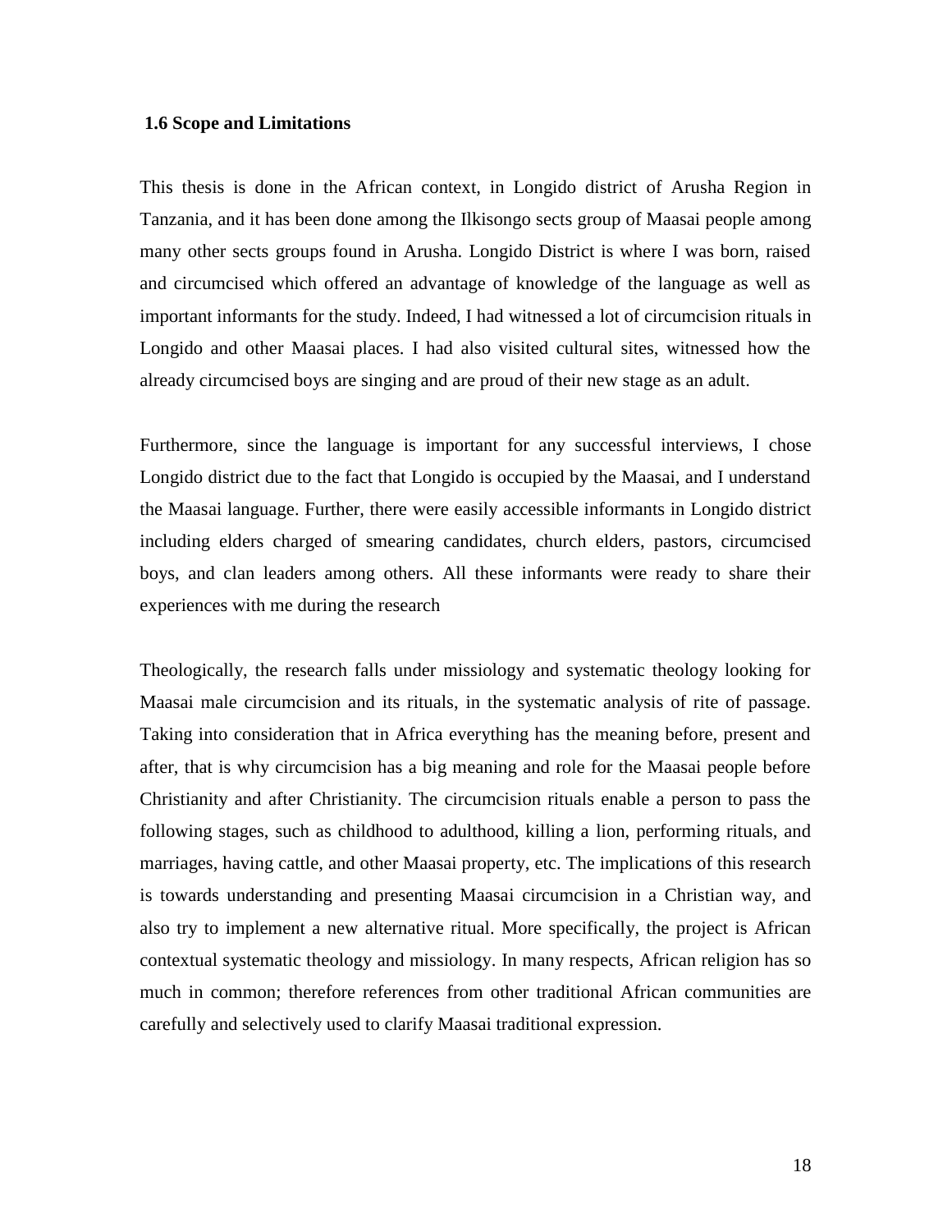### 1.6 Scope and Limitations

This thesis is done in the African context, in Longido district of Arusha Region in Tanzania, and it has been done among the Ilkisongo sects group of Maasai people among many other sects groups found in Arusha. Longido District is where I was born, raised and circumcised which offered an advantage of knowledge of the language as well as important informants for the study. Indeed, I had witnessed a lot of circumcision rituals in Longido and other Maasai places. I had also visited cultural sites, witnessed how the already circumcised boys are singing and are proud of their new stage as an adult.

Furthermore, since the language is important for any successful interviews, I chose Longido district due to the fact that Longido is occupied by the Maasai, and I understand the Maasai language. Further, there were easily accessible informants in Longido district including elders charged of smearing candidates, church elders, pastors, circumcised boys, and clan leaders among others. All these informants were ready to share their experiences with me during the research

Theologically, the research falls under missiology and systematic theology looking for Maasai male circumcision and its rituals, in the systematic analysis of rite of passage. Taking into consideration that in Africa everything has the meaning before, present and after, that is why circumcision has a big meaning and role for the Maasai people before Christianity and after Christianity. The circumcision rituals enable a person to pass the following stages, such as childhood to adulthood, killing a lion, performing rituals, and marriages, having cattle, and other Maasai property, etc. The implications of this research is towards understanding and presenting Maasai circumcision in a Christian way, and also try to implement a new alternative ritual. More specifically, the project is African contextual systematic theology and missiology. In many respects, African religion has so much in common; therefore references from other traditional African communities are carefully and selectively used to clarify Maasai traditional expression.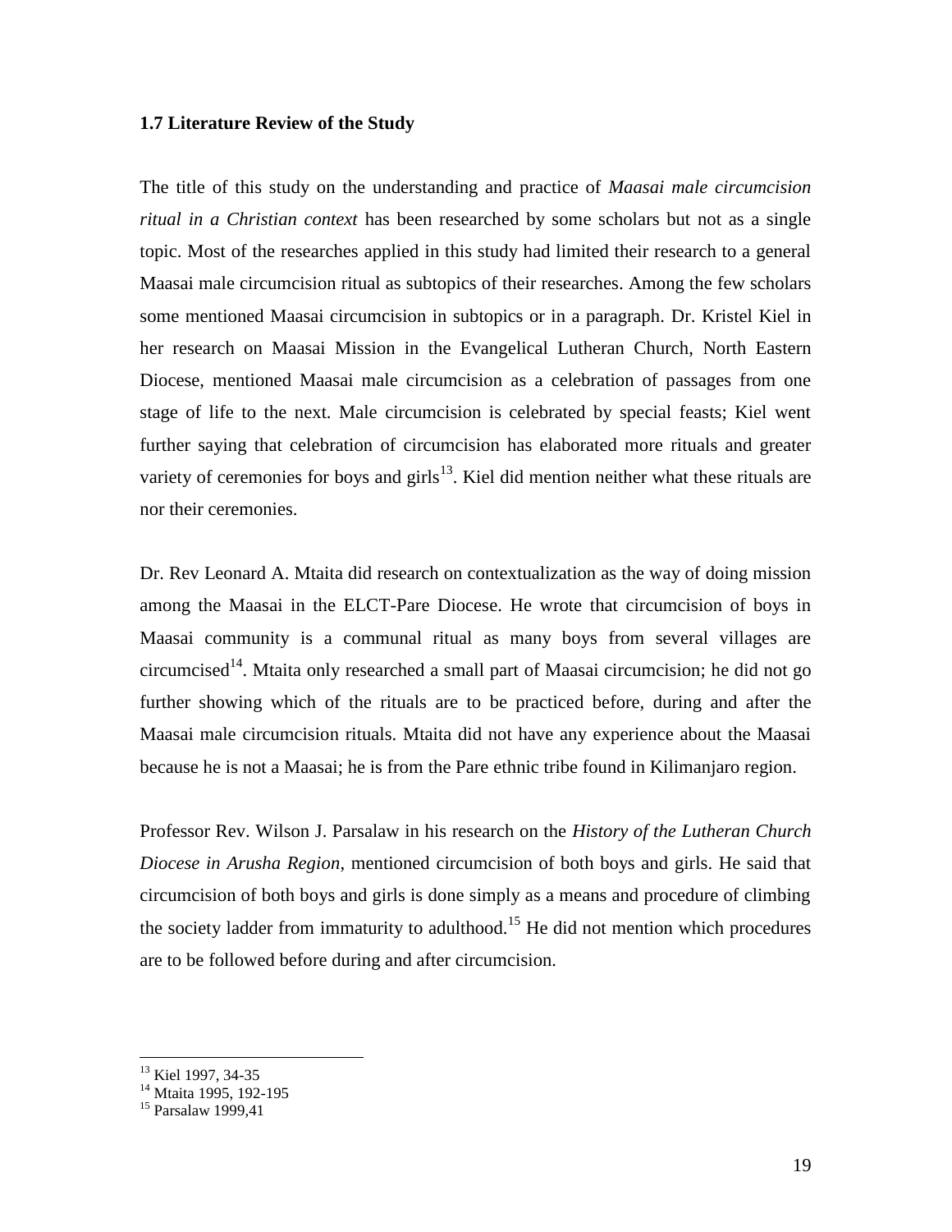### 1.7 Literature Review of the Study

The title of this study on the understanding and practice of *Maasai male circumcision ritual in a Christian context* has been researched by some scholars but not as a single topic. Most of the researches applied in this study had limited their research to a general Maasai male circumcision ritual as subtopics of their researches. Among the few scholars some mentioned Maasai circumcision in subtopics or in a paragraph. Dr. Kristel Kiel in her research on Maasai Mission in the Evangelical Lutheran Church, North Eastern Diocese, mentioned Maasai male circumcision as a celebration of passages from one stage of life to the next. Male circumcision is celebrated by special feasts; Kiel went further saying that celebration of circumcision has elaborated more rituals and greater variety of ceremonies for boys and girls[13]. Kiel did mention neither what these rituals are nor their ceremonies.

Dr. Rev Leonard A. Mtaita did research on contextualization as the way of doing mission among the Maasai in the ELCT-Pare Diocese. He wrote that circumcision of boys in Maasai community is a communal ritual as many boys from several villages are circumcised[14]. Mtaita only researched a small part of Maasai circumcision; he did not go further showing which of the rituals are to be practiced before, during and after the Maasai male circumcision rituals. Mtaita did not have any experience about the Maasai because he is not a Maasai; he is from the Pare ethnic tribe found in Kilimanjaro region.

Professor Rev. Wilson J. Parsalaw in his research on the *History of the Lutheran Church Diocese in Arusha Region*, mentioned circumcision of both boys and girls. He said that circumcision of both boys and girls is done simply as a means and procedure of climbing the society ladder from immaturity to adulthood.[15] He did not mention which procedures are to be followed before during and after circumcision.

---

[13] Kiel 1997, 34-35
[14] Mtaita 1995, 192-195
[15] Parsalaw 1999,41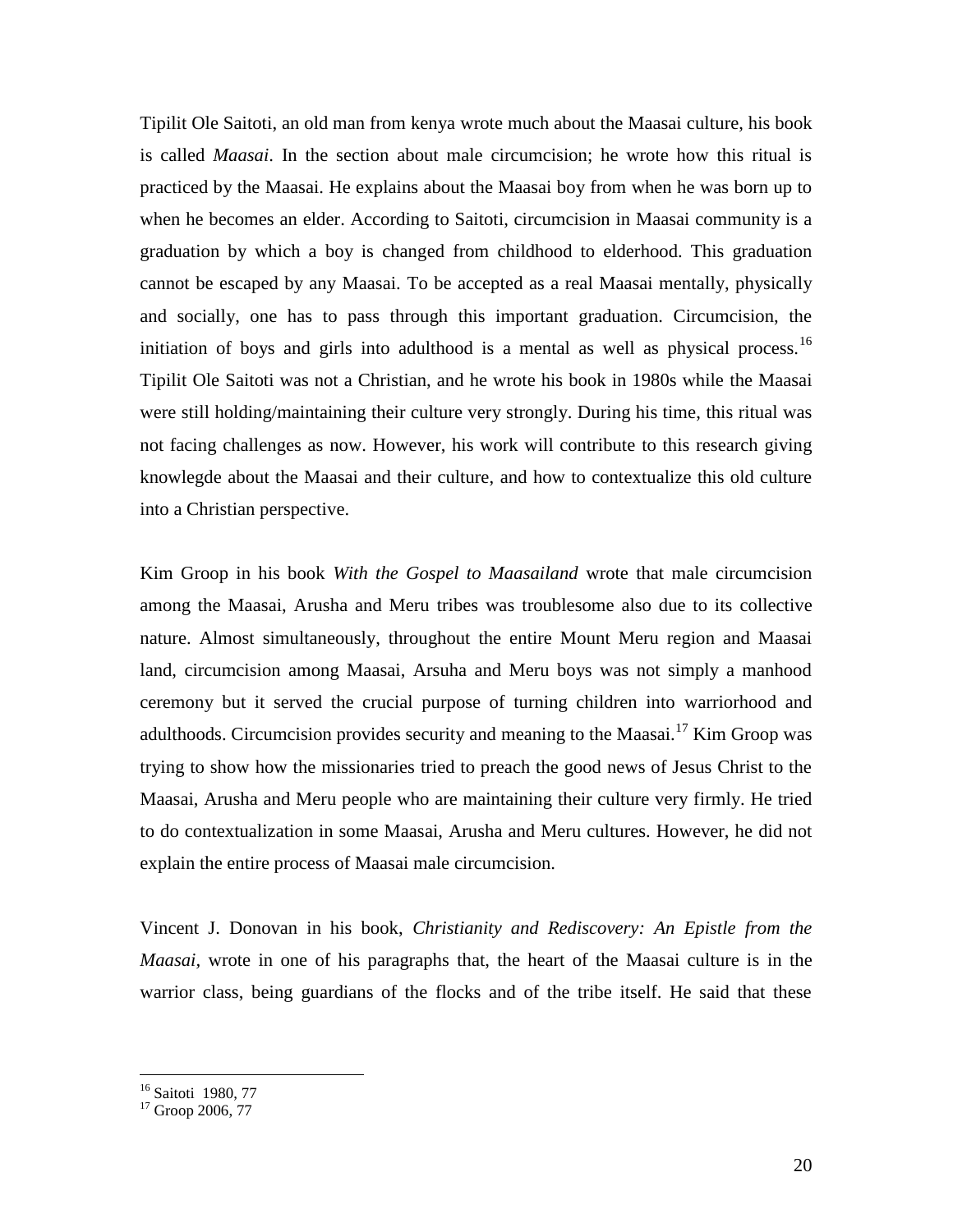Tipilit Ole Saitoti, an old man from kenya wrote much about the Maasai culture, his book is called *Maasai*. In the section about male circumcision; he wrote how this ritual is practiced by the Maasai. He explains about the Maasai boy from when he was born up to when he becomes an elder. According to Saitoti, circumcision in Maasai community is a graduation by which a boy is changed from childhood to elderhood. This graduation cannot be escaped by any Maasai. To be accepted as a real Maasai mentally, physically and socially, one has to pass through this important graduation. Circumcision, the initiation of boys and girls into adulthood is a mental as well as physical process.[16] Tipilit Ole Saitoti was not a Christian, and he wrote his book in 1980s while the Maasai were still holding/maintaining their culture very strongly. During his time, this ritual was not facing challenges as now. However, his work will contribute to this research giving knowlegde about the Maasai and their culture, and how to contextualize this old culture into a Christian perspective.

Kim Groop in his book *With the Gospel to Maasailand* wrote that male circumcision among the Maasai, Arusha and Meru tribes was troublesome also due to its collective nature. Almost simultaneously, throughout the entire Mount Meru region and Maasai land, circumcision among Maasai, Arsuha and Meru boys was not simply a manhood ceremony but it served the crucial purpose of turning children into warriorhood and adulthoods. Circumcision provides security and meaning to the Maasai.[17] Kim Groop was trying to show how the missionaries tried to preach the good news of Jesus Christ to the Maasai, Arusha and Meru people who are maintaining their culture very firmly. He tried to do contextualization in some Maasai, Arusha and Meru cultures. However, he did not explain the entire process of Maasai male circumcision.

Vincent J. Donovan in his book, *Christianity and Rediscovery: An Epistle from the Maasai*, wrote in one of his paragraphs that, the heart of the Maasai culture is in the warrior class, being guardians of the flocks and of the tribe itself. He said that these

---

[16] Saitoti 1980, 77
[17] Groop 2006, 77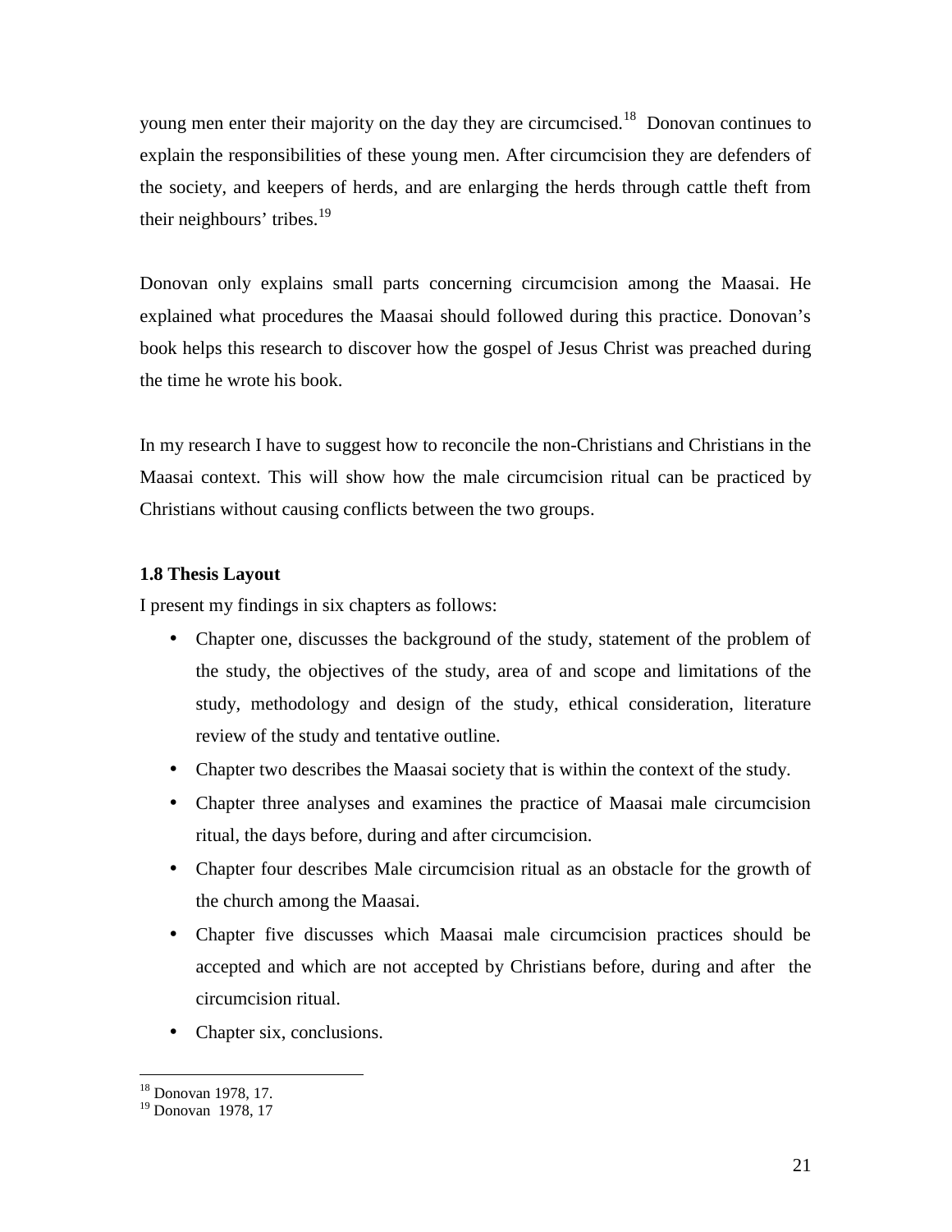young men enter their majority on the day they are circumcised.[18] Donovan continues to explain the responsibilities of these young men. After circumcision they are defenders of the society, and keepers of herds, and are enlarging the herds through cattle theft from their neighbours' tribes.[19]

Donovan only explains small parts concerning circumcision among the Maasai. He explained what procedures the Maasai should followed during this practice. Donovan's book helps this research to discover how the gospel of Jesus Christ was preached during the time he wrote his book.

In my research I have to suggest how to reconcile the non-Christians and Christians in the Maasai context. This will show how the male circumcision ritual can be practiced by Christians without causing conflicts between the two groups.

**1.8 Thesis Layout**

I present my findings in six chapters as follows:

- Chapter one, discusses the background of the study, statement of the problem of the study, the objectives of the study, area of and scope and limitations of the study, methodology and design of the study, ethical consideration, literature review of the study and tentative outline.
- Chapter two describes the Maasai society that is within the context of the study.
- Chapter three analyses and examines the practice of Maasai male circumcision ritual, the days before, during and after circumcision.
- Chapter four describes Male circumcision ritual as an obstacle for the growth of the church among the Maasai.
- Chapter five discusses which Maasai male circumcision practices should be accepted and which are not accepted by Christians before, during and after the circumcision ritual.
- Chapter six, conclusions.

---

[18] Donovan 1978, 17.
[19] Donovan 1978, 17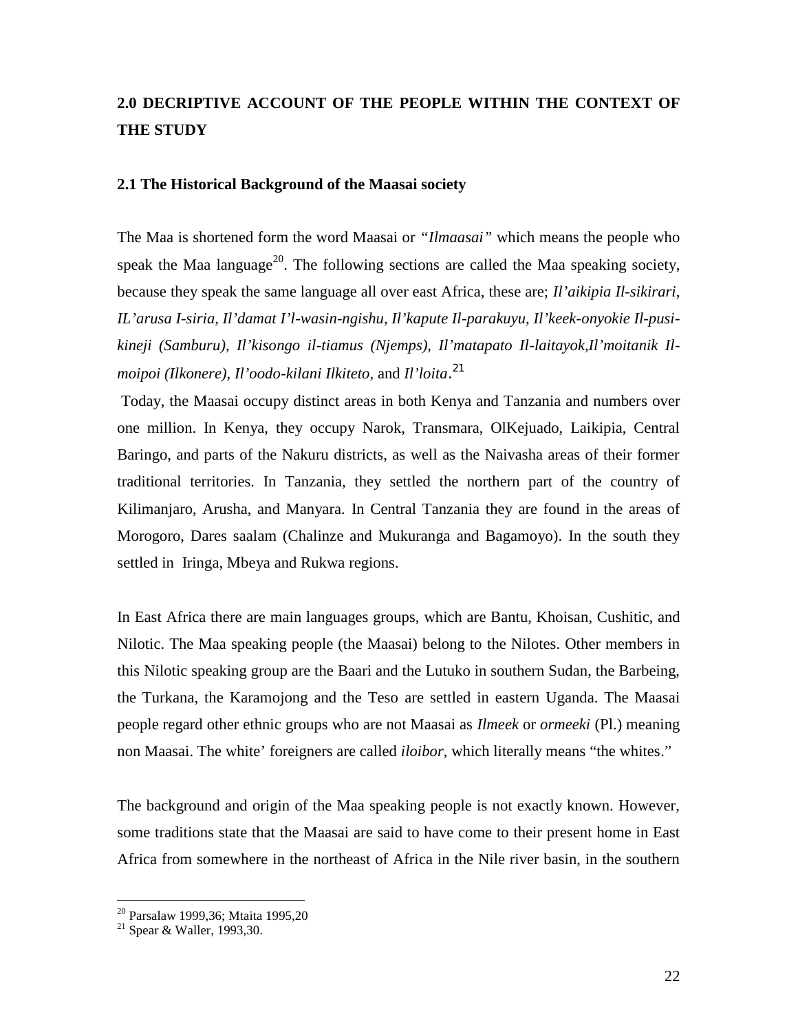## 2.0 DECRIPTIVE ACCOUNT OF THE PEOPLE WITHIN THE CONTEXT OF THE STUDY

### 2.1 The Historical Background of the Maasai society

The Maa is shortened form the word Maasai or *"Ilmaasai"* which means the people who speak the Maa language[20]. The following sections are called the Maa speaking society, because they speak the same language all over east Africa, these are; *Il'aikipia Il-sikirari, IL'arusa I-siria, Il'damat I'l-wasin-ngishu, Il'kapute Il-parakuyu, Il'keek-onyokie Il-pusi-kineji (Samburu), Il'kisongo il-tiamus (Njemps), Il'matapato Il-laitayok,Il'moitanik Il-moipoi (Ilkonere), Il'oodo-kilani Ilkiteto,* and *Il'loita*.[21]

Today, the Maasai occupy distinct areas in both Kenya and Tanzania and numbers over one million. In Kenya, they occupy Narok, Transmara, OlKejuado, Laikipia, Central Baringo, and parts of the Nakuru districts, as well as the Naivasha areas of their former traditional territories. In Tanzania, they settled the northern part of the country of Kilimanjaro, Arusha, and Manyara. In Central Tanzania they are found in the areas of Morogoro, Dares saalam (Chalinze and Mukuranga and Bagamoyo). In the south they settled in Iringa, Mbeya and Rukwa regions.

In East Africa there are main languages groups, which are Bantu, Khoisan, Cushitic, and Nilotic. The Maa speaking people (the Maasai) belong to the Nilotes. Other members in this Nilotic speaking group are the Baari and the Lutuko in southern Sudan, the Barbeing, the Turkana, the Karamojong and the Teso are settled in eastern Uganda. The Maasai people regard other ethnic groups who are not Maasai as *Ilmeek* or *ormeeki* (Pl.) meaning non Maasai. The white' foreigners are called *iloibor*, which literally means "the whites."

The background and origin of the Maa speaking people is not exactly known. However, some traditions state that the Maasai are said to have come to their present home in East Africa from somewhere in the northeast of Africa in the Nile river basin, in the southern

---

[20] Parsalaw 1999,36; Mtaita 1995,20

[21] Spear & Waller, 1993,30.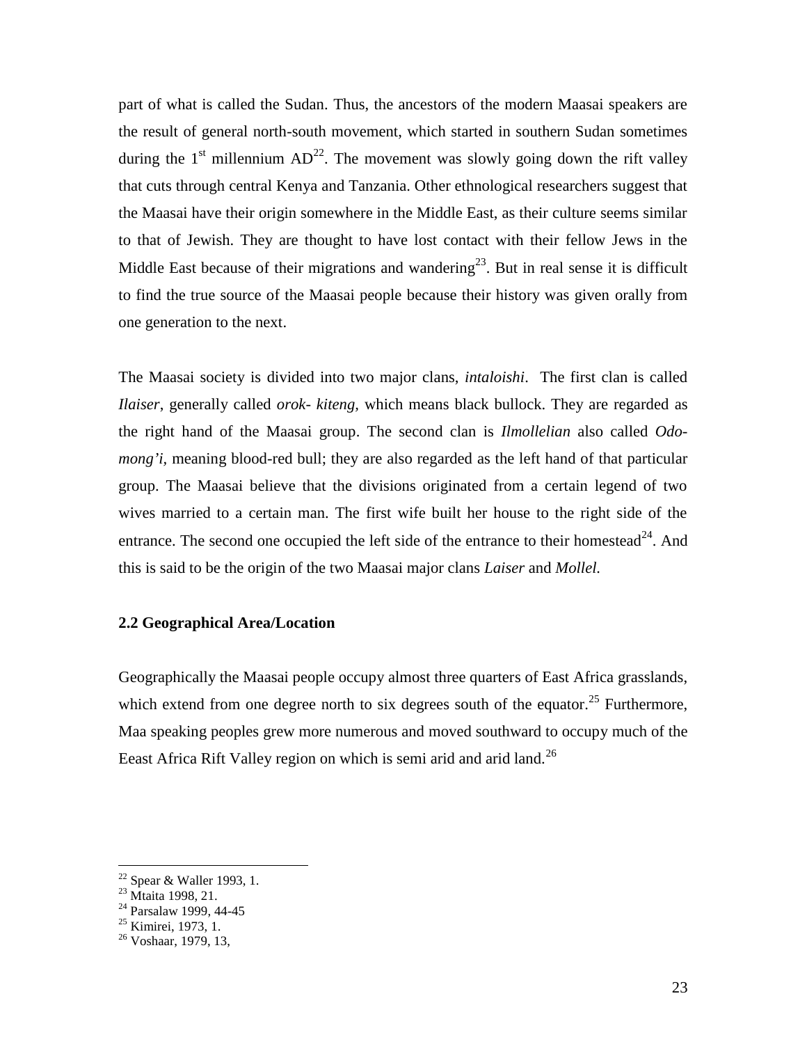part of what is called the Sudan. Thus, the ancestors of the modern Maasai speakers are the result of general north-south movement, which started in southern Sudan sometimes during the 1st millennium AD[22]. The movement was slowly going down the rift valley that cuts through central Kenya and Tanzania. Other ethnological researchers suggest that the Maasai have their origin somewhere in the Middle East, as their culture seems similar to that of Jewish. They are thought to have lost contact with their fellow Jews in the Middle East because of their migrations and wandering[23]. But in real sense it is difficult to find the true source of the Maasai people because their history was given orally from one generation to the next.

The Maasai society is divided into two major clans, *intaloishi*. The first clan is called *Ilaiser*, generally called *orok- kiteng,* which means black bullock. They are regarded as the right hand of the Maasai group. The second clan is *Ilmollelian* also called *Odo-mong'i,* meaning blood-red bull; they are also regarded as the left hand of that particular group. The Maasai believe that the divisions originated from a certain legend of two wives married to a certain man. The first wife built her house to the right side of the entrance. The second one occupied the left side of the entrance to their homestead[24]. And this is said to be the origin of the two Maasai major clans *Laiser* and *Mollel.*

### 2.2 Geographical Area/Location

Geographically the Maasai people occupy almost three quarters of East Africa grasslands, which extend from one degree north to six degrees south of the equator.[25] Furthermore, Maa speaking peoples grew more numerous and moved southward to occupy much of the Eeast Africa Rift Valley region on which is semi arid and arid land.[26]

---

[22] Spear & Waller 1993, 1.
[23] Mtaita 1998, 21.
[24] Parsalaw 1999, 44-45
[25] Kimirei, 1973, 1.
[26] Voshaar, 1979, 13,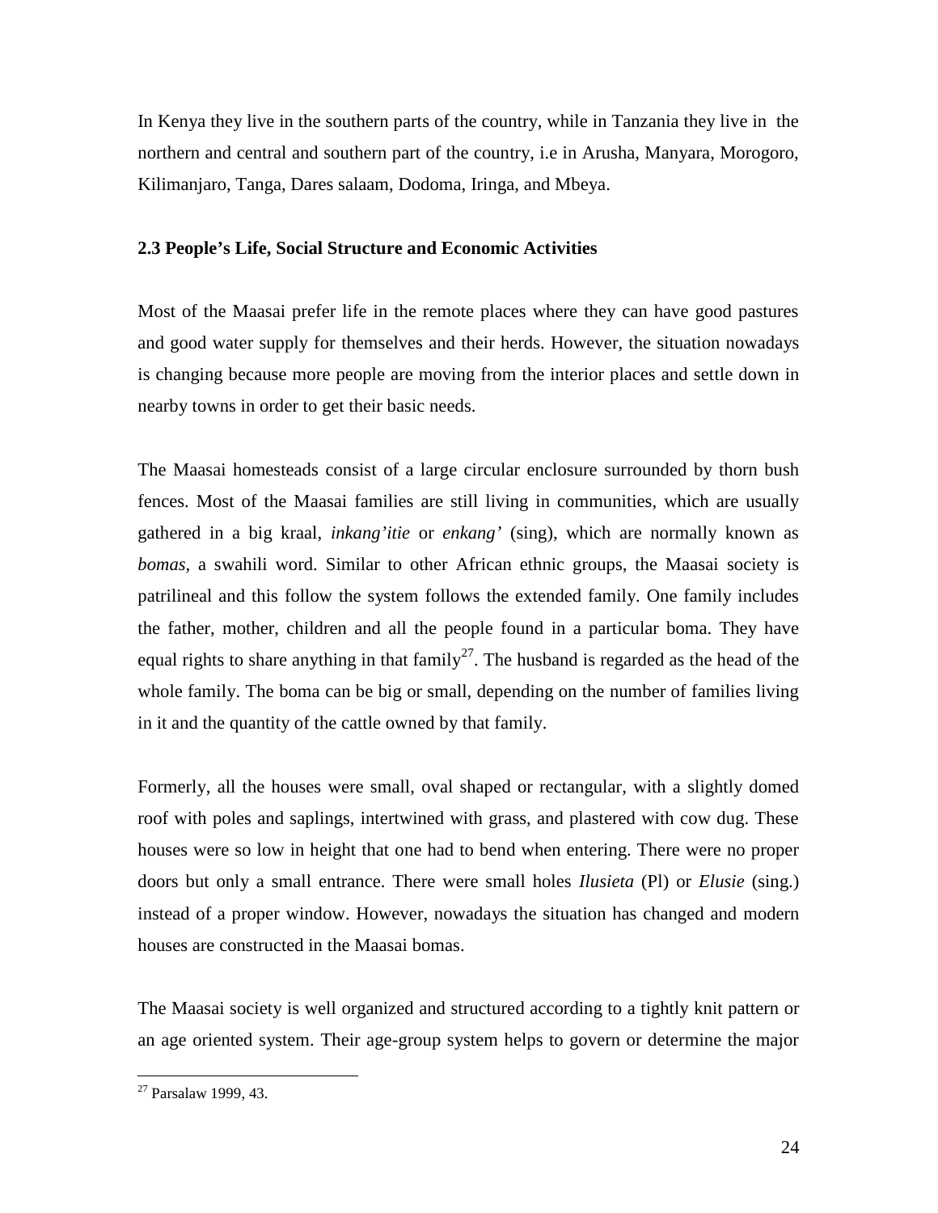In Kenya they live in the southern parts of the country, while in Tanzania they live in  the northern and central and southern part of the country, i.e in Arusha, Manyara, Morogoro, Kilimanjaro, Tanga, Dares salaam, Dodoma, Iringa, and Mbeya.

### 2.3 People's Life, Social Structure and Economic Activities

Most of the Maasai prefer life in the remote places where they can have good pastures and good water supply for themselves and their herds. However, the situation nowadays is changing because more people are moving from the interior places and settle down in nearby towns in order to get their basic needs.

The Maasai homesteads consist of a large circular enclosure surrounded by thorn bush fences. Most of the Maasai families are still living in communities, which are usually gathered in a big kraal, *inkang'itie* or *enkang'* (sing), which are normally known as *bomas,* a swahili word. Similar to other African ethnic groups, the Maasai society is patrilineal and this follow the system follows the extended family. One family includes the father, mother, children and all the people found in a particular boma. They have equal rights to share anything in that family[27]. The husband is regarded as the head of the whole family. The boma can be big or small, depending on the number of families living in it and the quantity of the cattle owned by that family.

Formerly, all the houses were small, oval shaped or rectangular, with a slightly domed roof with poles and saplings, intertwined with grass, and plastered with cow dug. These houses were so low in height that one had to bend when entering. There were no proper doors but only a small entrance. There were small holes *Ilusieta* (Pl) or *Elusie* (sing.) instead of a proper window. However, nowadays the situation has changed and modern houses are constructed in the Maasai bomas.

The Maasai society is well organized and structured according to a tightly knit pattern or an age oriented system. Their age-group system helps to govern or determine the major

---

[27] Parsalaw 1999, 43.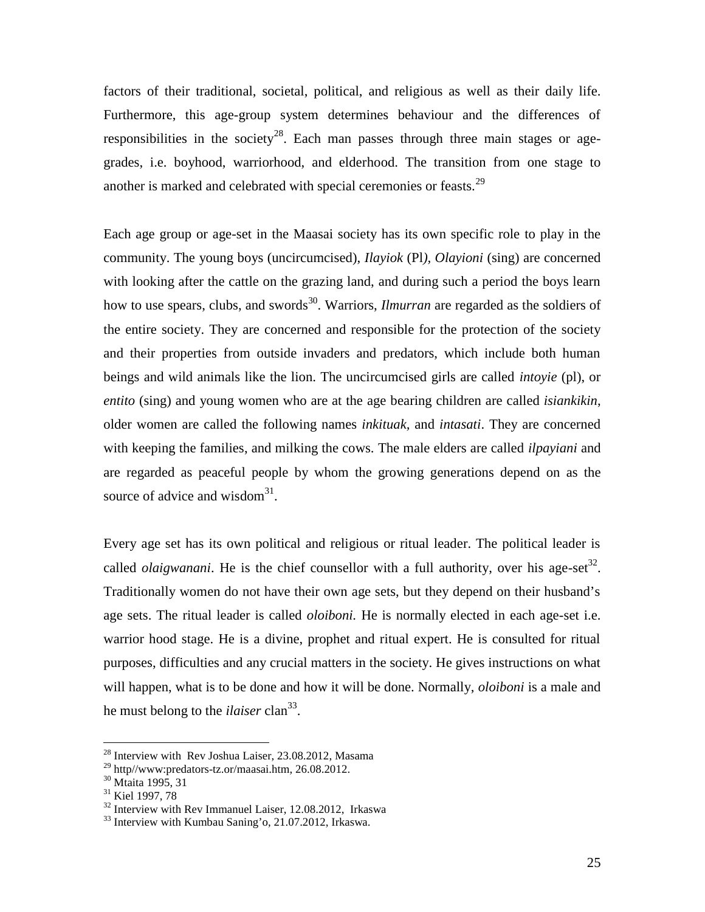factors of their traditional, societal, political, and religious as well as their daily life. Furthermore, this age-group system determines behaviour and the differences of responsibilities in the society[28]. Each man passes through three main stages or age-grades, i.e. boyhood, warriorhood, and elderhood. The transition from one stage to another is marked and celebrated with special ceremonies or feasts.[29]

Each age group or age-set in the Maasai society has its own specific role to play in the community. The young boys (uncircumcised), *Ilayiok* (Pl*)*, *Olayioni* (sing) are concerned with looking after the cattle on the grazing land, and during such a period the boys learn how to use spears, clubs, and swords[30]. Warriors, *Ilmurran* are regarded as the soldiers of the entire society. They are concerned and responsible for the protection of the society and their properties from outside invaders and predators, which include both human beings and wild animals like the lion. The uncircumcised girls are called *intoyie* (pl), or *entito* (sing) and young women who are at the age bearing children are called *isiankikin*, older women are called the following names *inkituak,* and *intasati*. They are concerned with keeping the families, and milking the cows. The male elders are called *ilpayiani* and are regarded as peaceful people by whom the growing generations depend on as the source of advice and wisdom[31].

Every age set has its own political and religious or ritual leader. The political leader is called *olaigwanani*. He is the chief counsellor with a full authority, over his age-set[32]. Traditionally women do not have their own age sets, but they depend on their husband's age sets. The ritual leader is called *oloiboni.* He is normally elected in each age-set i.e. warrior hood stage. He is a divine, prophet and ritual expert. He is consulted for ritual purposes, difficulties and any crucial matters in the society. He gives instructions on what will happen, what is to be done and how it will be done. Normally, *oloiboni* is a male and he must belong to the *ilaiser* clan[33].

---

[28] Interview with Rev Joshua Laiser, 23.08.2012, Masama
[29] http//www:predators-tz.or/maasai.htm, 26.08.2012.
[30] Mtaita 1995, 31
[31] Kiel 1997, 78
[32] Interview with Rev Immanuel Laiser, 12.08.2012, Irkaswa
[33] Interview with Kumbau Saning'o, 21.07.2012, Irkaswa.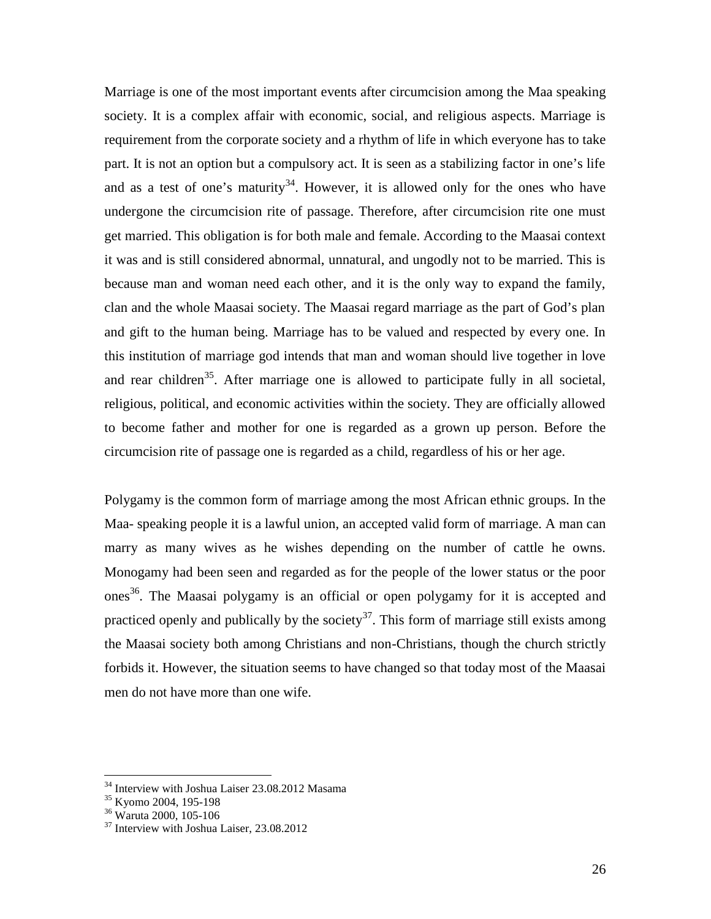Marriage is one of the most important events after circumcision among the Maa speaking society. It is a complex affair with economic, social, and religious aspects. Marriage is requirement from the corporate society and a rhythm of life in which everyone has to take part. It is not an option but a compulsory act. It is seen as a stabilizing factor in one's life and as a test of one's maturity[34]. However, it is allowed only for the ones who have undergone the circumcision rite of passage. Therefore, after circumcision rite one must get married. This obligation is for both male and female. According to the Maasai context it was and is still considered abnormal, unnatural, and ungodly not to be married. This is because man and woman need each other, and it is the only way to expand the family, clan and the whole Maasai society. The Maasai regard marriage as the part of God's plan and gift to the human being. Marriage has to be valued and respected by every one. In this institution of marriage god intends that man and woman should live together in love and rear children[35]. After marriage one is allowed to participate fully in all societal, religious, political, and economic activities within the society. They are officially allowed to become father and mother for one is regarded as a grown up person. Before the circumcision rite of passage one is regarded as a child, regardless of his or her age.

Polygamy is the common form of marriage among the most African ethnic groups. In the Maa- speaking people it is a lawful union, an accepted valid form of marriage. A man can marry as many wives as he wishes depending on the number of cattle he owns. Monogamy had been seen and regarded as for the people of the lower status or the poor ones[36]. The Maasai polygamy is an official or open polygamy for it is accepted and practiced openly and publically by the society[37]. This form of marriage still exists among the Maasai society both among Christians and non-Christians, though the church strictly forbids it. However, the situation seems to have changed so that today most of the Maasai men do not have more than one wife.

---

[34] Interview with Joshua Laiser 23.08.2012 Masama

[35] Kyomo 2004, 195-198

[36] Waruta 2000, 105-106

[37] Interview with Joshua Laiser, 23.08.2012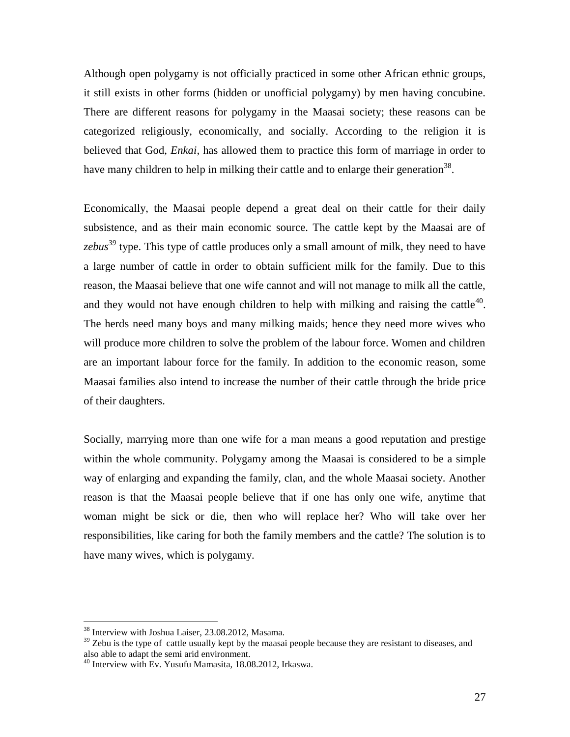Although open polygamy is not officially practiced in some other African ethnic groups, it still exists in other forms (hidden or unofficial polygamy) by men having concubine. There are different reasons for polygamy in the Maasai society; these reasons can be categorized religiously, economically, and socially. According to the religion it is believed that God, *Enkai*, has allowed them to practice this form of marriage in order to have many children to help in milking their cattle and to enlarge their generation[38].

Economically, the Maasai people depend a great deal on their cattle for their daily subsistence, and as their main economic source. The cattle kept by the Maasai are of ***zebus***[39] type. This type of cattle produces only a small amount of milk, they need to have a large number of cattle in order to obtain sufficient milk for the family. Due to this reason, the Maasai believe that one wife cannot and will not manage to milk all the cattle, and they would not have enough children to help with milking and raising the cattle[40]. The herds need many boys and many milking maids; hence they need more wives who will produce more children to solve the problem of the labour force. Women and children are an important labour force for the family. In addition to the economic reason, some Maasai families also intend to increase the number of their cattle through the bride price of their daughters.

Socially, marrying more than one wife for a man means a good reputation and prestige within the whole community. Polygamy among the Maasai is considered to be a simple way of enlarging and expanding the family, clan, and the whole Maasai society. Another reason is that the Maasai people believe that if one has only one wife, anytime that woman might be sick or die, then who will replace her? Who will take over her responsibilities, like caring for both the family members and the cattle? The solution is to have many wives, which is polygamy.

---

[38] Interview with Joshua Laiser, 23.08.2012, Masama.

[39] Zebu is the type of cattle usually kept by the maasai people because they are resistant to diseases, and also able to adapt the semi arid environment.

[40] Interview with Ev. Yusufu Mamasita, 18.08.2012, Irkaswa.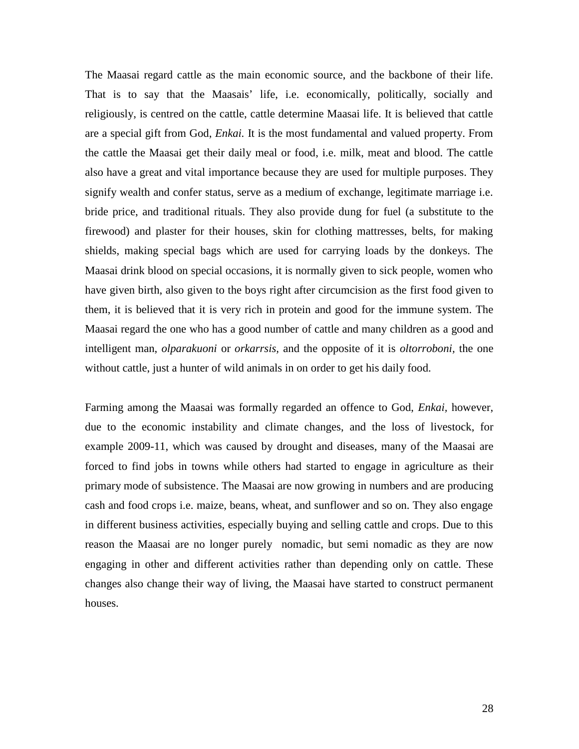The Maasai regard cattle as the main economic source, and the backbone of their life. That is to say that the Maasais' life, i.e. economically, politically, socially and religiously, is centred on the cattle, cattle determine Maasai life. It is believed that cattle are a special gift from God, *Enkai.* It is the most fundamental and valued property. From the cattle the Maasai get their daily meal or food, i.e. milk, meat and blood. The cattle also have a great and vital importance because they are used for multiple purposes. They signify wealth and confer status, serve as a medium of exchange, legitimate marriage i.e. bride price, and traditional rituals. They also provide dung for fuel (a substitute to the firewood) and plaster for their houses, skin for clothing mattresses, belts, for making shields, making special bags which are used for carrying loads by the donkeys. The Maasai drink blood on special occasions, it is normally given to sick people, women who have given birth, also given to the boys right after circumcision as the first food given to them, it is believed that it is very rich in protein and good for the immune system. The Maasai regard the one who has a good number of cattle and many children as a good and intelligent man, *olparakuoni* or *orkarrsis,* and the opposite of it is *oltorroboni,* the one without cattle, just a hunter of wild animals in on order to get his daily food.

Farming among the Maasai was formally regarded an offence to God, *Enkai,* however, due to the economic instability and climate changes, and the loss of livestock, for example 2009-11, which was caused by drought and diseases, many of the Maasai are forced to find jobs in towns while others had started to engage in agriculture as their primary mode of subsistence. The Maasai are now growing in numbers and are producing cash and food crops i.e. maize, beans, wheat, and sunflower and so on. They also engage in different business activities, especially buying and selling cattle and crops. Due to this reason the Maasai are no longer purely nomadic, but semi nomadic as they are now engaging in other and different activities rather than depending only on cattle. These changes also change their way of living, the Maasai have started to construct permanent houses.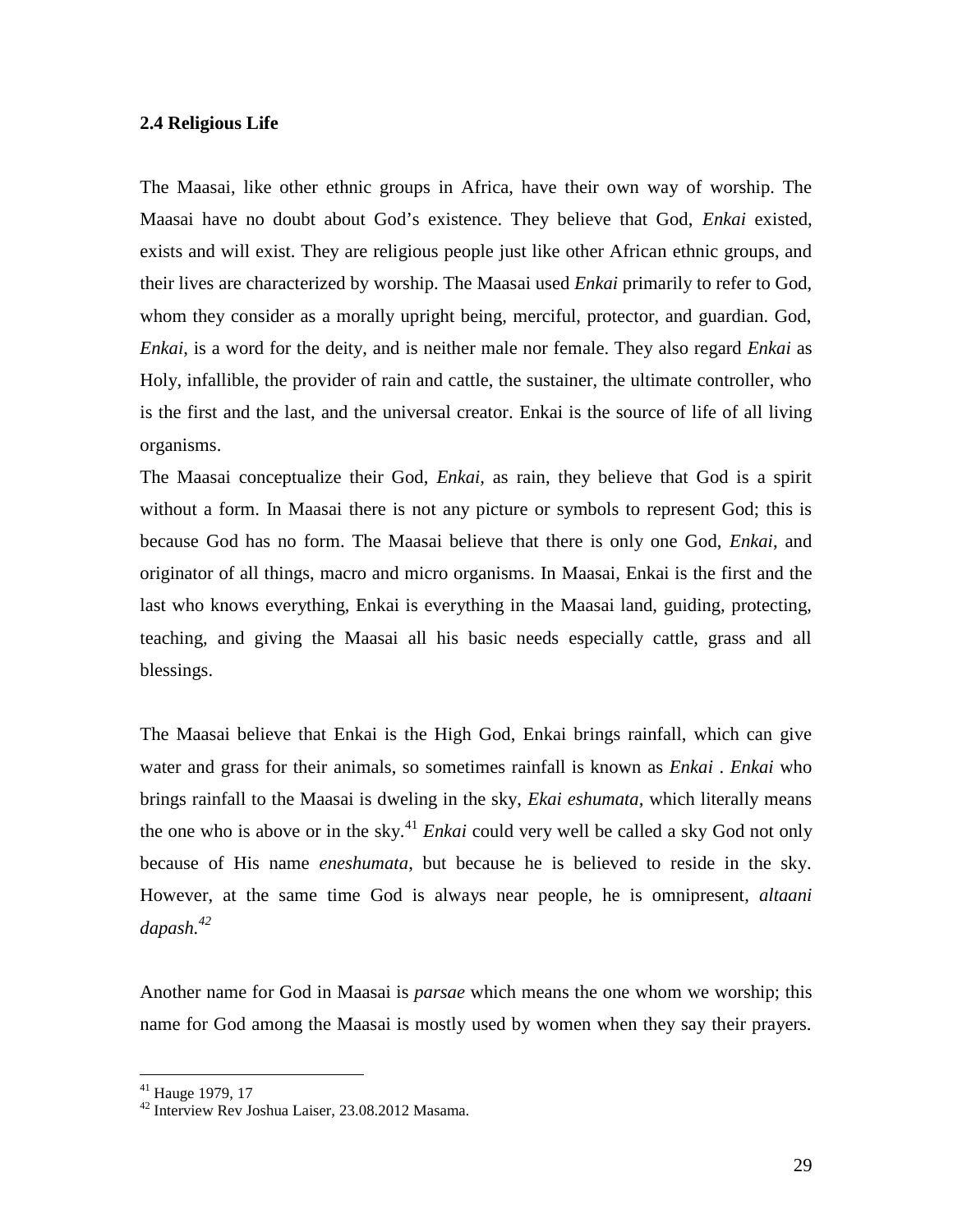### 2.4 Religious Life

The Maasai, like other ethnic groups in Africa, have their own way of worship. The Maasai have no doubt about God's existence. They believe that God, *Enkai* existed, exists and will exist. They are religious people just like other African ethnic groups, and their lives are characterized by worship. The Maasai used *Enkai* primarily to refer to God, whom they consider as a morally upright being, merciful, protector, and guardian. God, *Enkai*, is a word for the deity, and is neither male nor female. They also regard *Enkai* as Holy, infallible, the provider of rain and cattle, the sustainer, the ultimate controller, who is the first and the last, and the universal creator. Enkai is the source of life of all living organisms.

The Maasai conceptualize their God, *Enkai*, as rain, they believe that God is a spirit without a form. In Maasai there is not any picture or symbols to represent God; this is because God has no form. The Maasai believe that there is only one God, *Enkai*, and originator of all things, macro and micro organisms. In Maasai, Enkai is the first and the last who knows everything, Enkai is everything in the Maasai land, guiding, protecting, teaching, and giving the Maasai all his basic needs especially cattle, grass and all blessings.

The Maasai believe that Enkai is the High God, Enkai brings rainfall, which can give water and grass for their animals, so sometimes rainfall is known as *Enkai* . *Enkai* who brings rainfall to the Maasai is dweling in the sky, *Ekai eshumata,* which literally means the one who is above or in the sky.[41] *Enkai* could very well be called a sky God not only because of His name *eneshumata*, but because he is believed to reside in the sky. However, at the same time God is always near people, he is omnipresent, *altaani dapash.*[42]

Another name for God in Maasai is *parsae* which means the one whom we worship; this name for God among the Maasai is mostly used by women when they say their prayers.

[41] Hauge 1979, 17
[42] Interview Rev Joshua Laiser, 23.08.2012 Masama.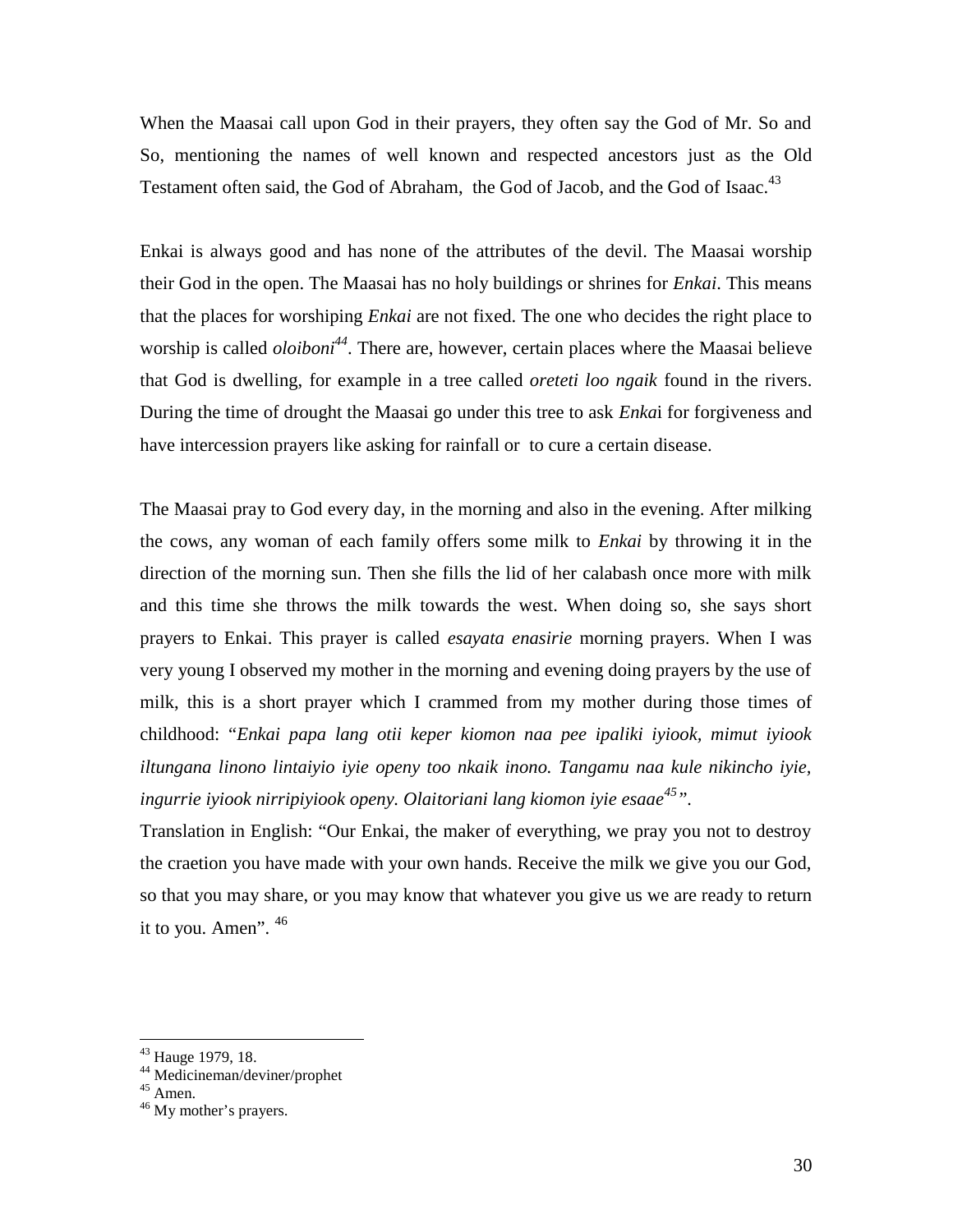When the Maasai call upon God in their prayers, they often say the God of Mr. So and So, mentioning the names of well known and respected ancestors just as the Old Testament often said, the God of Abraham, the God of Jacob, and the God of Isaac.[43]

Enkai is always good and has none of the attributes of the devil. The Maasai worship their God in the open. The Maasai has no holy buildings or shrines for *Enkai*. This means that the places for worshiping *Enkai* are not fixed. The one who decides the right place to worship is called *oloiboni*[44]. There are, however, certain places where the Maasai believe that God is dwelling, for example in a tree called *oreteti loo ngaik* found in the rivers. During the time of drought the Maasai go under this tree to ask *Enkai* for forgiveness and have intercession prayers like asking for rainfall or to cure a certain disease.

The Maasai pray to God every day, in the morning and also in the evening. After milking the cows, any woman of each family offers some milk to *Enkai* by throwing it in the direction of the morning sun. Then she fills the lid of her calabash once more with milk and this time she throws the milk towards the west. When doing so, she says short prayers to Enkai. This prayer is called *esayata enasirie* morning prayers. When I was very young I observed my mother in the morning and evening doing prayers by the use of milk, this is a short prayer which I crammed from my mother during those times of childhood: "*Enkai papa lang otii keper kiomon naa pee ipaliki iyiook, mimut iyiook iltungana linono lintaiyio iyie openy too nkaik inono. Tangamu naa kule nikincho iyie, ingurrie iyiook nirripiyiook openy. Olaitoriani lang kiomon iyie esaae*[45]".
Translation in English: "Our Enkai, the maker of everything, we pray you not to destroy the craetion you have made with your own hands. Receive the milk we give you our God, so that you may share, or you may know that whatever you give us we are ready to return it to you. Amen". [46]

---

[43] Hauge 1979, 18.
[44] Medicineman/deviner/prophet
[45] Amen.
[46] My mother's prayers.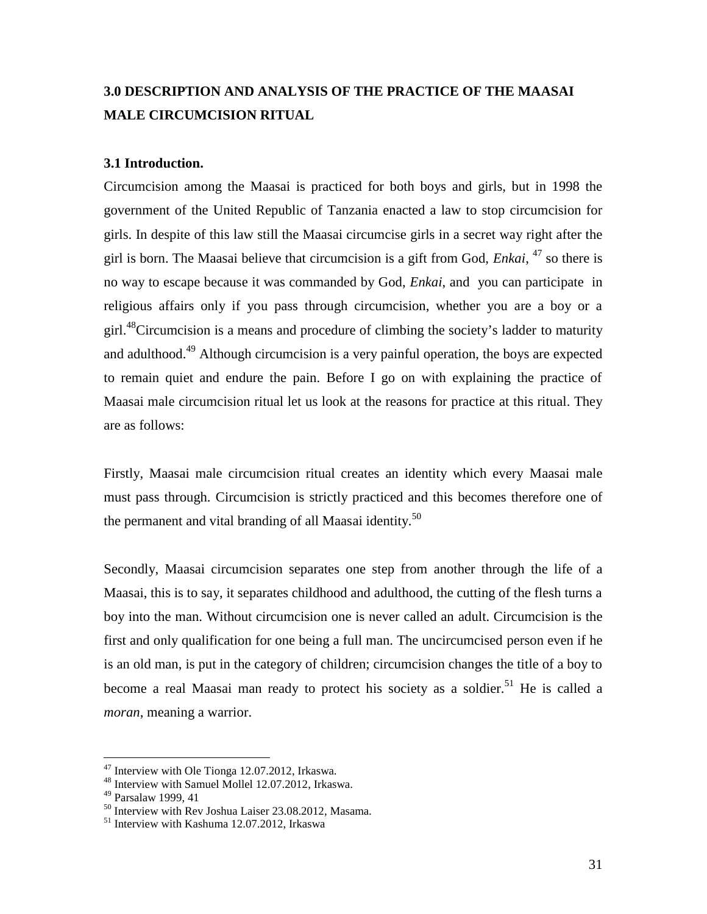## 3.0 DESCRIPTION AND ANALYSIS OF THE PRACTICE OF THE MAASAI MALE CIRCUMCISION RITUAL

### 3.1 Introduction.

Circumcision among the Maasai is practiced for both boys and girls, but in 1998 the government of the United Republic of Tanzania enacted a law to stop circumcision for girls. In despite of this law still the Maasai circumcise girls in a secret way right after the girl is born. The Maasai believe that circumcision is a gift from God, *Enkai*, [47] so there is no way to escape because it was commanded by God, *Enkai,* and you can participate in religious affairs only if you pass through circumcision, whether you are a boy or a girl.[48]Circumcision is a means and procedure of climbing the society's ladder to maturity and adulthood.[49] Although circumcision is a very painful operation, the boys are expected to remain quiet and endure the pain. Before I go on with explaining the practice of Maasai male circumcision ritual let us look at the reasons for practice at this ritual. They are as follows:

Firstly, Maasai male circumcision ritual creates an identity which every Maasai male must pass through. Circumcision is strictly practiced and this becomes therefore one of the permanent and vital branding of all Maasai identity.[50]

Secondly, Maasai circumcision separates one step from another through the life of a Maasai, this is to say, it separates childhood and adulthood, the cutting of the flesh turns a boy into the man. Without circumcision one is never called an adult. Circumcision is the first and only qualification for one being a full man. The uncircumcised person even if he is an old man, is put in the category of children; circumcision changes the title of a boy to become a real Maasai man ready to protect his society as a soldier.[51] He is called a *moran*, meaning a warrior.

---

[47] Interview with Ole Tionga 12.07.2012, Irkaswa.

[48] Interview with Samuel Mollel 12.07.2012, Irkaswa.

[49] Parsalaw 1999, 41

[50] Interview with Rev Joshua Laiser 23.08.2012, Masama.

[51] Interview with Kashuma 12.07.2012, Irkaswa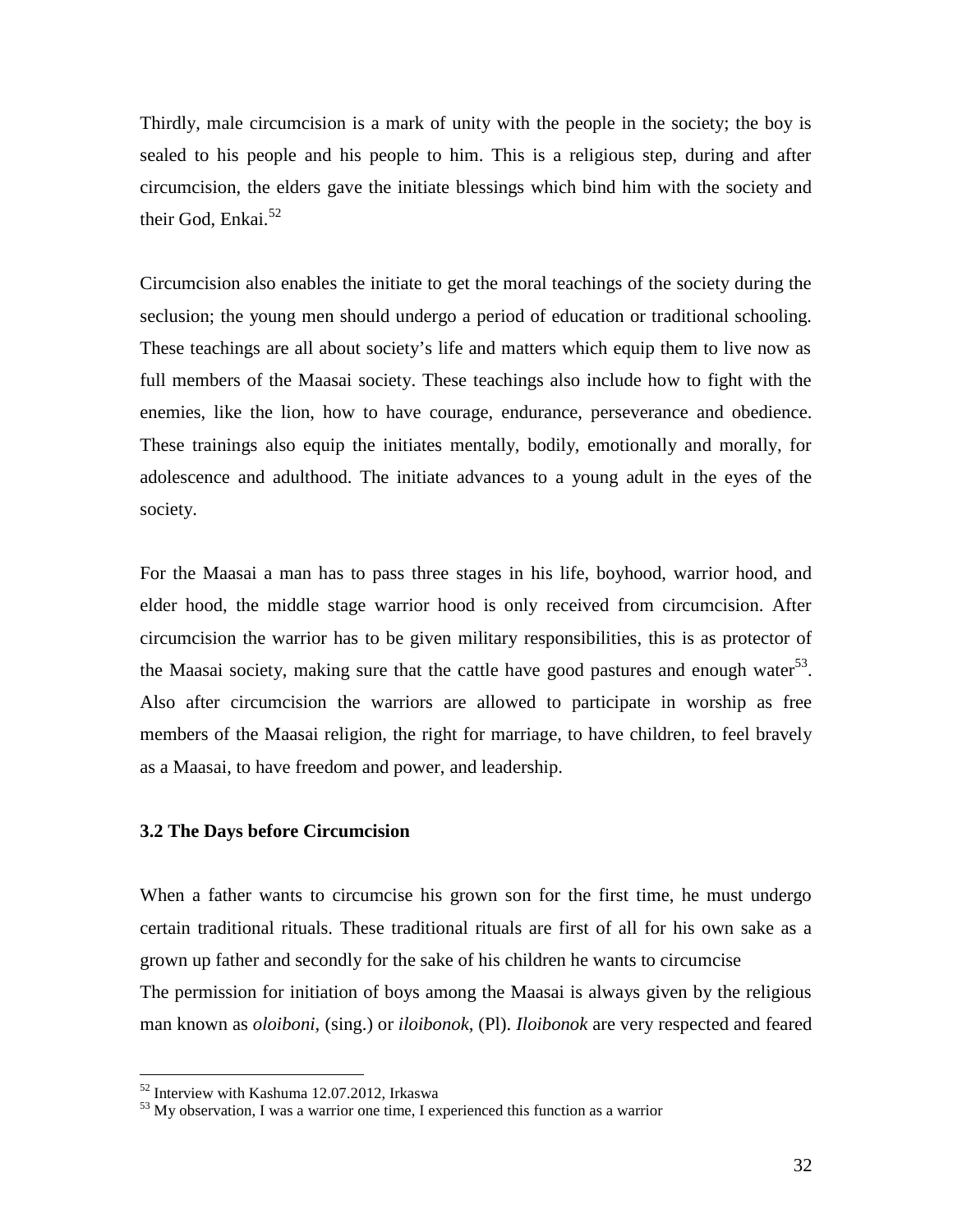Thirdly, male circumcision is a mark of unity with the people in the society; the boy is sealed to his people and his people to him. This is a religious step, during and after circumcision, the elders gave the initiate blessings which bind him with the society and their God, Enkai.[52]

Circumcision also enables the initiate to get the moral teachings of the society during the seclusion; the young men should undergo a period of education or traditional schooling. These teachings are all about society's life and matters which equip them to live now as full members of the Maasai society. These teachings also include how to fight with the enemies, like the lion, how to have courage, endurance, perseverance and obedience. These trainings also equip the initiates mentally, bodily, emotionally and morally, for adolescence and adulthood. The initiate advances to a young adult in the eyes of the society.

For the Maasai a man has to pass three stages in his life, boyhood, warrior hood, and elder hood, the middle stage warrior hood is only received from circumcision. After circumcision the warrior has to be given military responsibilities, this is as protector of the Maasai society, making sure that the cattle have good pastures and enough water[53]. Also after circumcision the warriors are allowed to participate in worship as free members of the Maasai religion, the right for marriage, to have children, to feel bravely as a Maasai, to have freedom and power, and leadership.

### 3.2 The Days before Circumcision

When a father wants to circumcise his grown son for the first time, he must undergo certain traditional rituals. These traditional rituals are first of all for his own sake as a grown up father and secondly for the sake of his children he wants to circumcise

The permission for initiation of boys among the Maasai is always given by the religious man known as *oloiboni*, (sing.) or *iloibonok*, (Pl). *Iloibonok* are very respected and feared

---

[52] Interview with Kashuma 12.07.2012, Irkaswa

[53] My observation, I was a warrior one time, I experienced this function as a warrior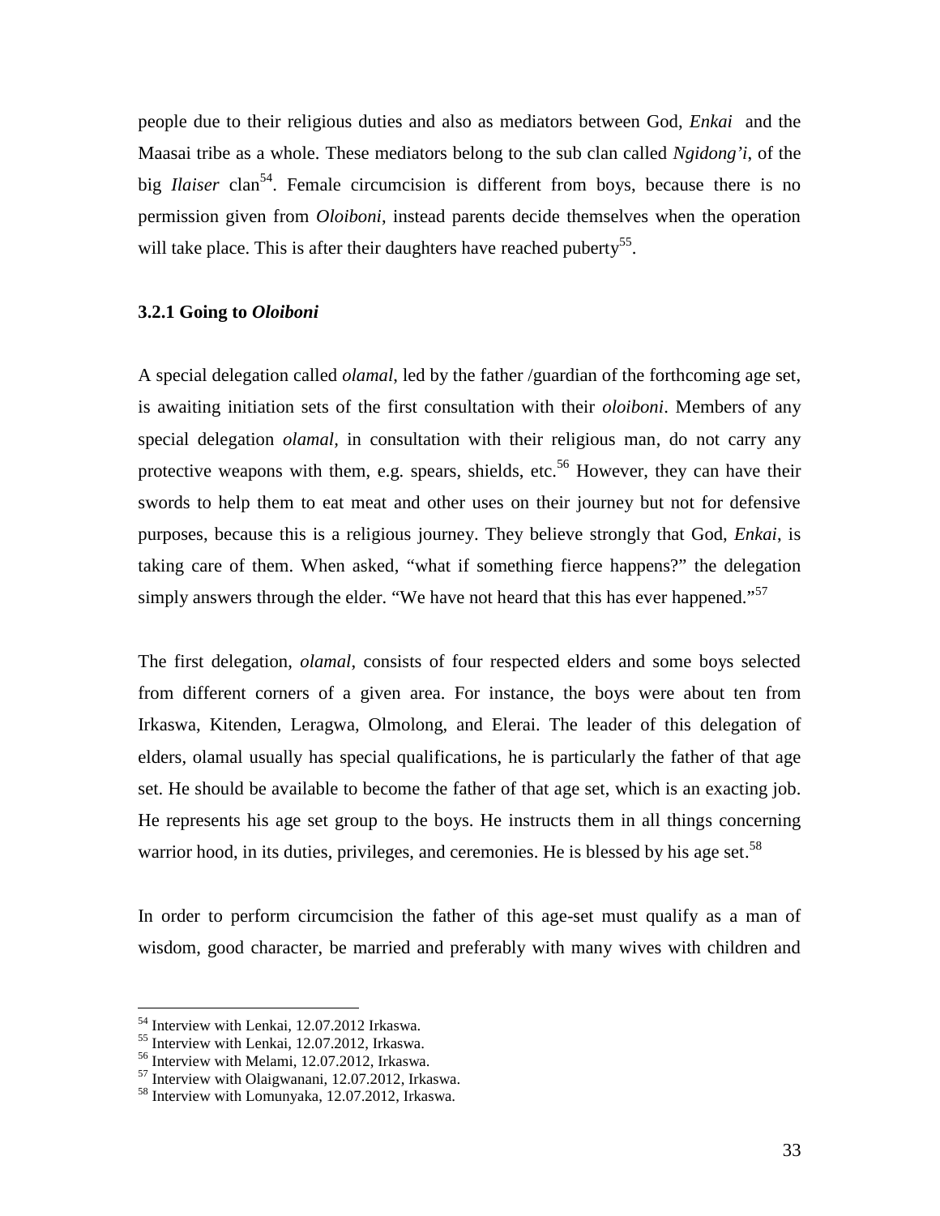people due to their religious duties and also as mediators between God, *Enkai* and the Maasai tribe as a whole. These mediators belong to the sub clan called *Ngidong'i*, of the big *Ilaiser* clan[54]. Female circumcision is different from boys, because there is no permission given from *Oloiboni*, instead parents decide themselves when the operation will take place. This is after their daughters have reached puberty[55].

### 3.2.1 Going to *Oloiboni*

A special delegation called *olamal*, led by the father /guardian of the forthcoming age set, is awaiting initiation sets of the first consultation with their *oloiboni*. Members of any special delegation *olamal,* in consultation with their religious man, do not carry any protective weapons with them, e.g. spears, shields, etc.[56] However, they can have their swords to help them to eat meat and other uses on their journey but not for defensive purposes, because this is a religious journey. They believe strongly that God, *Enkai*, is taking care of them. When asked, "what if something fierce happens?" the delegation simply answers through the elder. "We have not heard that this has ever happened."[57]

The first delegation, *olamal*, consists of four respected elders and some boys selected from different corners of a given area. For instance, the boys were about ten from Irkaswa, Kitenden, Leragwa, Olmolong, and Elerai. The leader of this delegation of elders, olamal usually has special qualifications, he is particularly the father of that age set. He should be available to become the father of that age set, which is an exacting job. He represents his age set group to the boys. He instructs them in all things concerning warrior hood, in its duties, privileges, and ceremonies. He is blessed by his age set.[58]

In order to perform circumcision the father of this age-set must qualify as a man of wisdom, good character, be married and preferably with many wives with children and

---

[54] Interview with Lenkai, 12.07.2012 Irkaswa.
[55] Interview with Lenkai, 12.07.2012, Irkaswa.
[56] Interview with Melami, 12.07.2012, Irkaswa.
[57] Interview with Olaigwanani, 12.07.2012, Irkaswa.
[58] Interview with Lomunyaka, 12.07.2012, Irkaswa.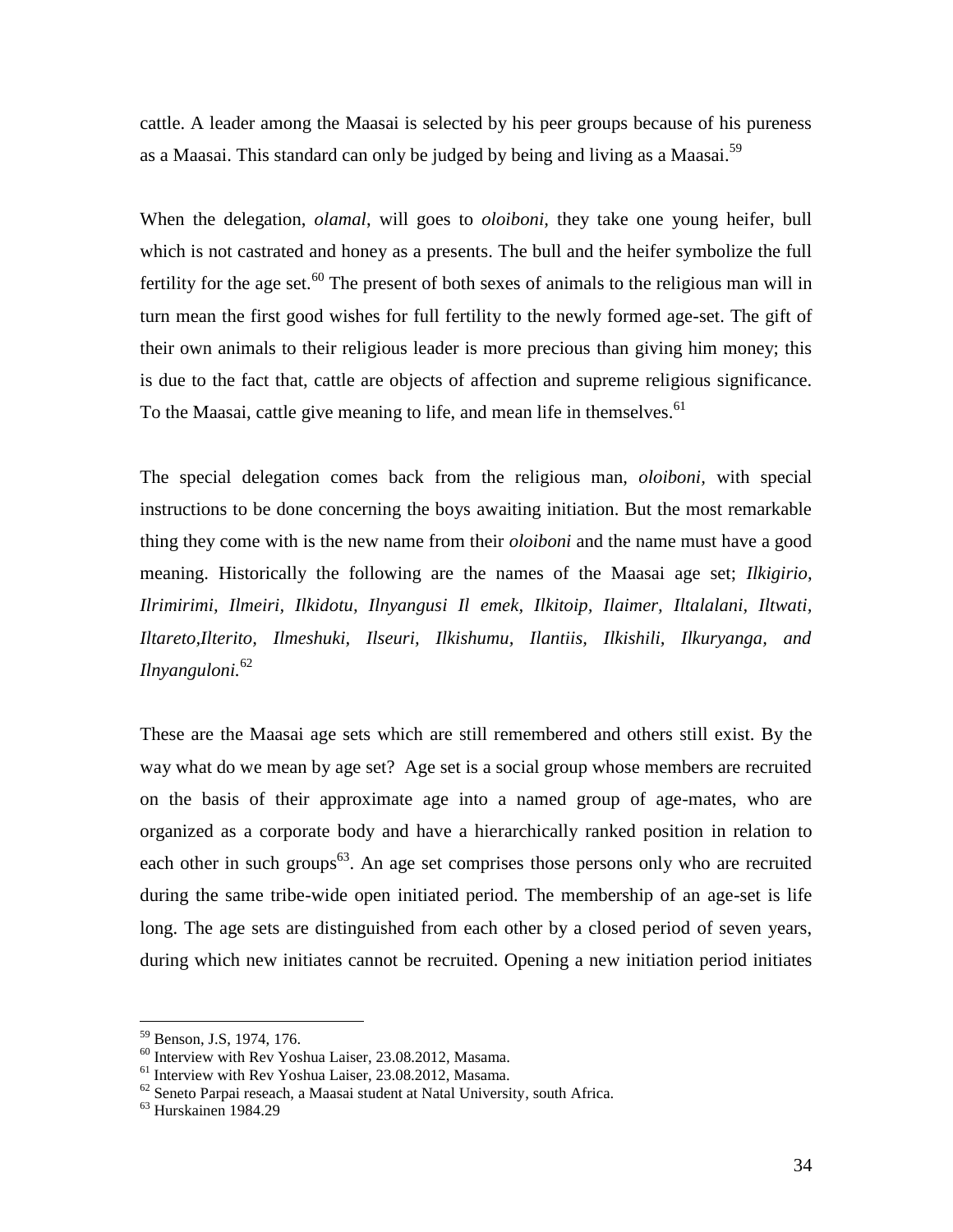cattle. A leader among the Maasai is selected by his peer groups because of his pureness as a Maasai. This standard can only be judged by being and living as a Maasai.[59]

When the delegation, *olamal*, will goes to *oloiboni,* they take one young heifer, bull which is not castrated and honey as a presents. The bull and the heifer symbolize the full fertility for the age set.[60] The present of both sexes of animals to the religious man will in turn mean the first good wishes for full fertility to the newly formed age-set. The gift of their own animals to their religious leader is more precious than giving him money; this is due to the fact that, cattle are objects of affection and supreme religious significance. To the Maasai, cattle give meaning to life, and mean life in themselves.[61]

The special delegation comes back from the religious man, *oloiboni,* with special instructions to be done concerning the boys awaiting initiation. But the most remarkable thing they come with is the new name from their *oloiboni* and the name must have a good meaning. Historically the following are the names of the Maasai age set; *Ilkigirio, Ilrimirimi, Ilmeiri, Ilkidotu, Ilnyangusi Il emek, Ilkitoip, Ilaimer, Iltalalani, Iltwati, Iltareto,Ilterito, Ilmeshuki, Ilseuri, Ilkishumu, Ilantiis, Ilkishili, Ilkuryanga, and Ilnyanguloni.*[62]

These are the Maasai age sets which are still remembered and others still exist. By the way what do we mean by age set? Age set is a social group whose members are recruited on the basis of their approximate age into a named group of age-mates, who are organized as a corporate body and have a hierarchically ranked position in relation to each other in such groups[63]. An age set comprises those persons only who are recruited during the same tribe-wide open initiated period. The membership of an age-set is life long. The age sets are distinguished from each other by a closed period of seven years, during which new initiates cannot be recruited. Opening a new initiation period initiates

[59] Benson, J.S, 1974, 176.
[60] Interview with Rev Yoshua Laiser, 23.08.2012, Masama.
[61] Interview with Rev Yoshua Laiser, 23.08.2012, Masama.
[62] Seneto Parpai reseach, a Maasai student at Natal University, south Africa.
[63] Hurskainen 1984.29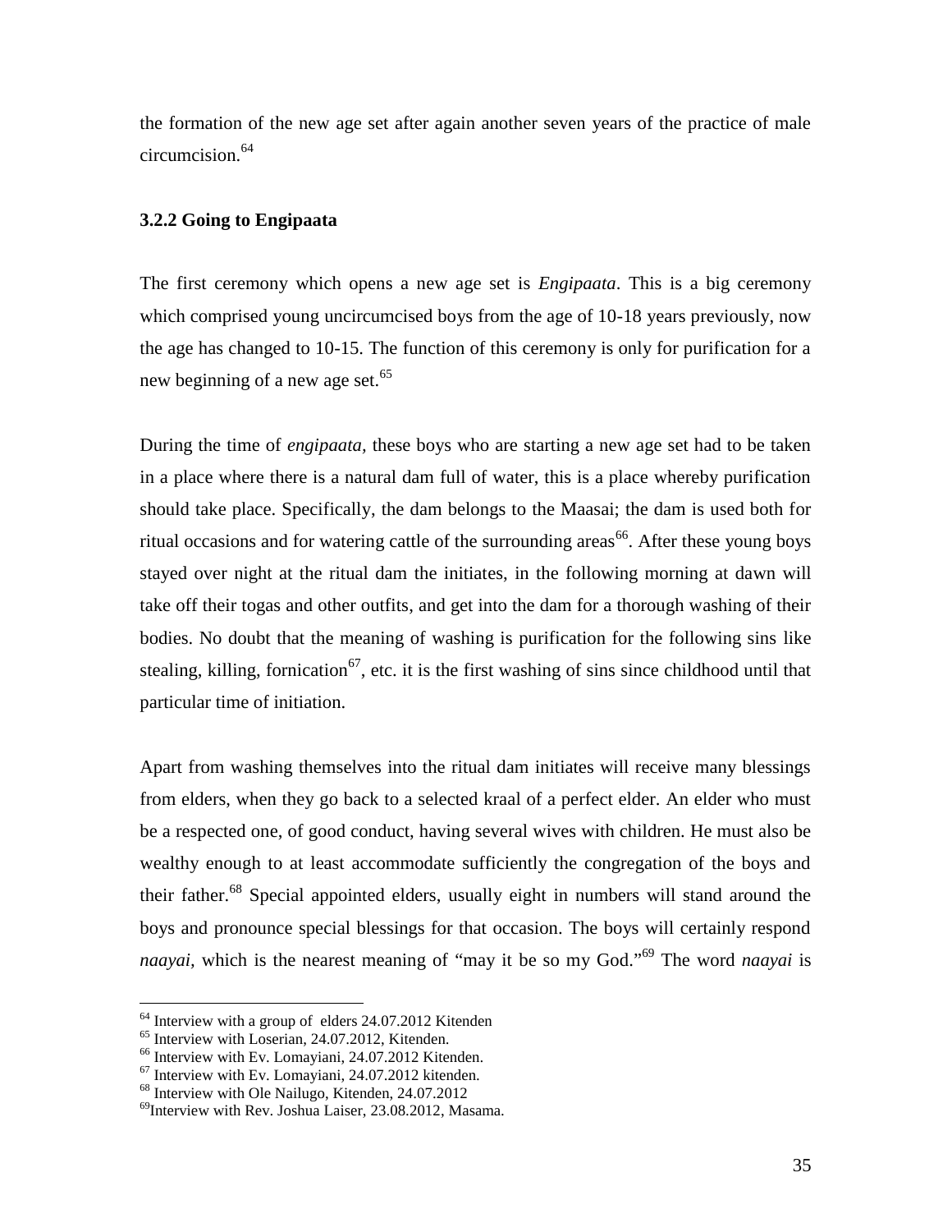the formation of the new age set after again another seven years of the practice of male circumcision.[64]

### 3.2.2 Going to Engipaata

The first ceremony which opens a new age set is *Engipaata*. This is a big ceremony which comprised young uncircumcised boys from the age of 10-18 years previously, now the age has changed to 10-15. The function of this ceremony is only for purification for a new beginning of a new age set.[65]

During the time of *engipaata,* these boys who are starting a new age set had to be taken in a place where there is a natural dam full of water, this is a place whereby purification should take place. Specifically, the dam belongs to the Maasai; the dam is used both for ritual occasions and for watering cattle of the surrounding areas[66]. After these young boys stayed over night at the ritual dam the initiates, in the following morning at dawn will take off their togas and other outfits, and get into the dam for a thorough washing of their bodies. No doubt that the meaning of washing is purification for the following sins like stealing, killing, fornication[67], etc. it is the first washing of sins since childhood until that particular time of initiation.

Apart from washing themselves into the ritual dam initiates will receive many blessings from elders, when they go back to a selected kraal of a perfect elder. An elder who must be a respected one, of good conduct, having several wives with children. He must also be wealthy enough to at least accommodate sufficiently the congregation of the boys and their father.[68] Special appointed elders, usually eight in numbers will stand around the boys and pronounce special blessings for that occasion. The boys will certainly respond *naayai,* which is the nearest meaning of "may it be so my God."[69] The word *naayai* is

---

[64] Interview with a group of elders 24.07.2012 Kitenden

[65] Interview with Loserian, 24.07.2012, Kitenden.

[66] Interview with Ev. Lomayiani, 24.07.2012 Kitenden.

[67] Interview with Ev. Lomayiani, 24.07.2012 kitenden.

[68] Interview with Ole Nailugo, Kitenden, 24.07.2012

[69] Interview with Rev. Joshua Laiser, 23.08.2012, Masama.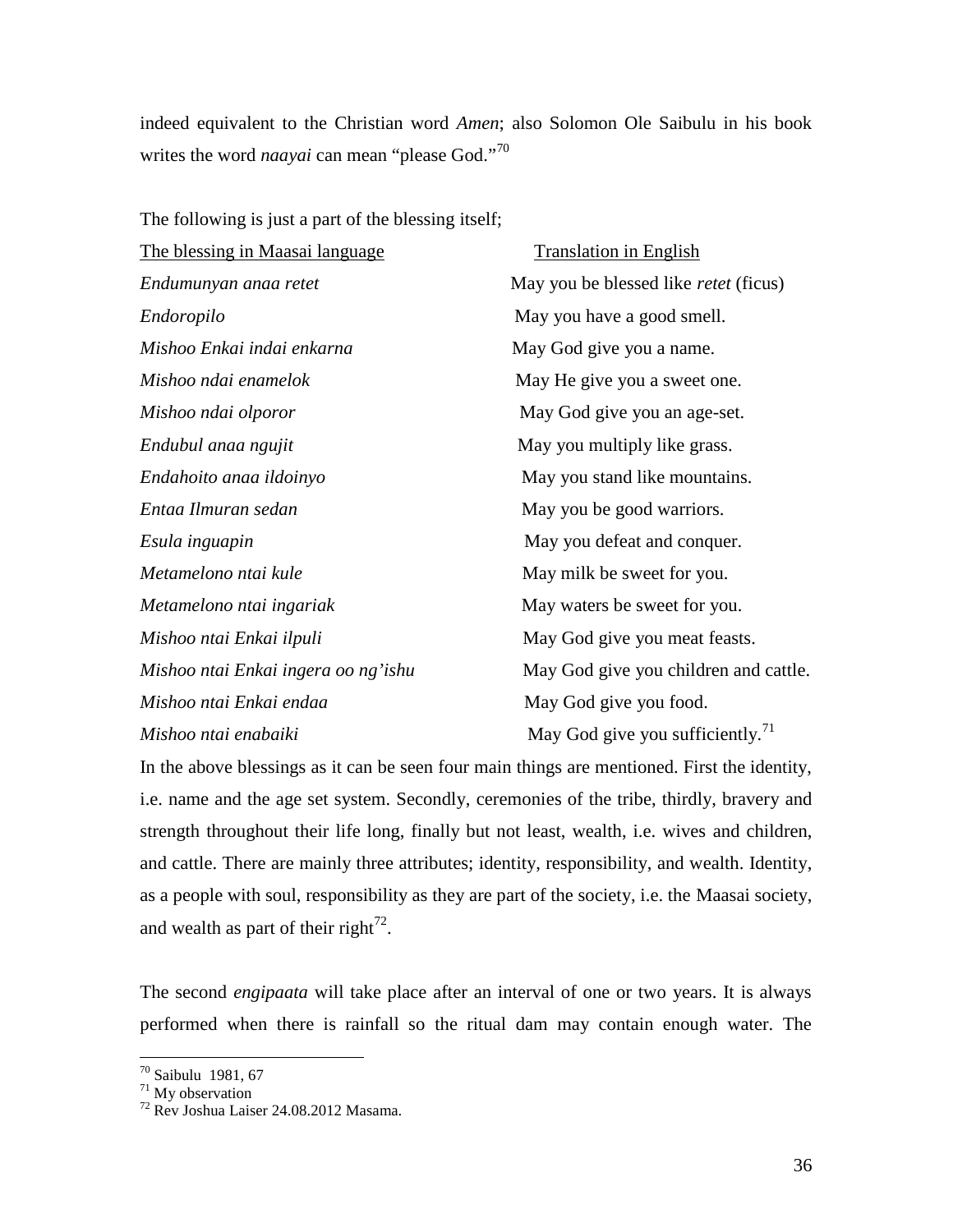indeed equivalent to the Christian word *Amen*; also Solomon Ole Saibulu in his book writes the word *naayai* can mean "please God."[70]

The following is just a part of the blessing itself;

| The blessing in Maasai language | Translation in English |
|---|---|
| *Endumunyan anaa retet* | May you be blessed like *retet* (ficus) |
| *Endoropilo* | May you have a good smell. |
| *Mishoo Enkai indai enkarna* | May God give you a name. |
| *Mishoo ndai enamelok* | May He give you a sweet one. |
| *Mishoo ndai olporor* | May God give you an age-set. |
| *Endubul anaa ngujit* | May you multiply like grass. |
| *Endahoito anaa ildoinyo* | May you stand like mountains. |
| *Entaa Ilmuran sedan* | May you be good warriors. |
| *Esula inguapin* | May you defeat and conquer. |
| *Metamelono ntai kule* | May milk be sweet for you. |
| *Metamelono ntai ingariak* | May waters be sweet for you. |
| *Mishoo ntai Enkai ilpuli* | May God give you meat feasts. |
| *Mishoo ntai Enkai ingera oo ng'ishu* | May God give you children and cattle. |
| *Mishoo ntai Enkai endaa* | May God give you food. |
| *Mishoo ntai enabaiki* | May God give you sufficiently.[71] |

In the above blessings as it can be seen four main things are mentioned. First the identity, i.e. name and the age set system. Secondly, ceremonies of the tribe, thirdly, bravery and strength throughout their life long, finally but not least, wealth, i.e. wives and children, and cattle. There are mainly three attributes; identity, responsibility, and wealth. Identity, as a people with soul, responsibility as they are part of the society, i.e. the Maasai society, and wealth as part of their right[72].

The second *engipaata* will take place after an interval of one or two years. It is always performed when there is rainfall so the ritual dam may contain enough water. The

[70] Saibulu 1981, 67
[71] My observation
[72] Rev Joshua Laiser 24.08.2012 Masama.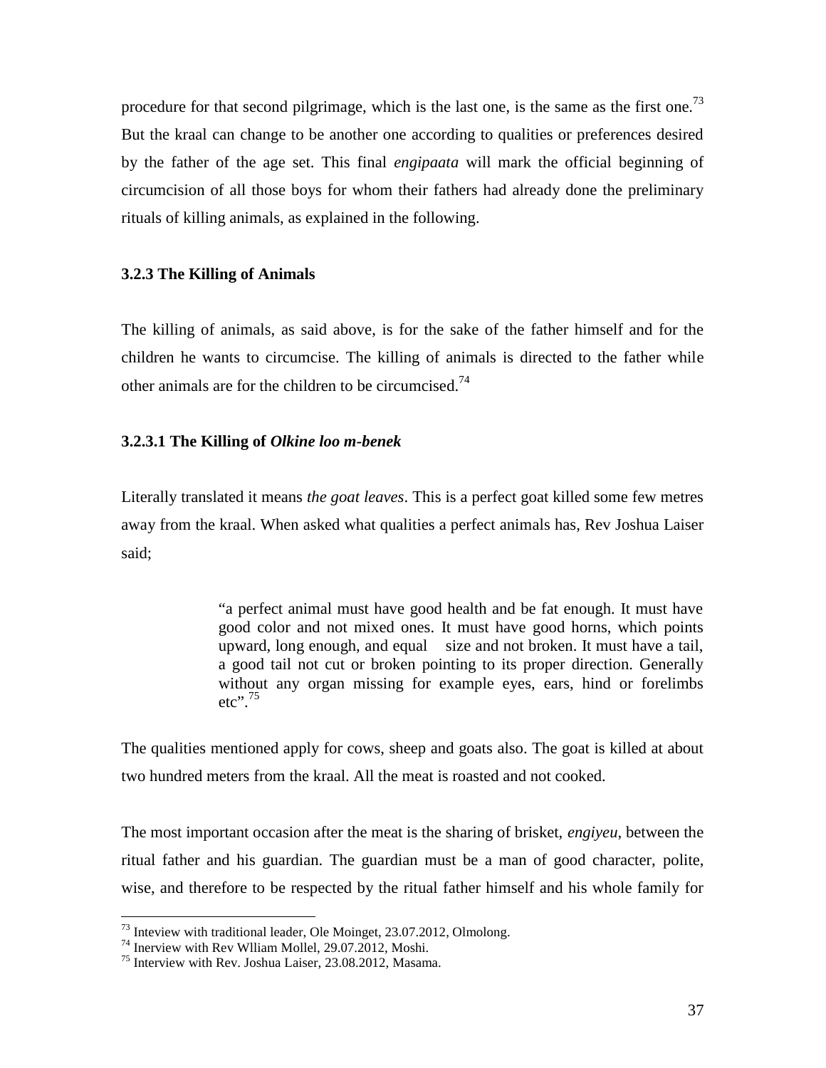procedure for that second pilgrimage, which is the last one, is the same as the first one.[73] But the kraal can change to be another one according to qualities or preferences desired by the father of the age set. This final *engipaata* will mark the official beginning of circumcision of all those boys for whom their fathers had already done the preliminary rituals of killing animals, as explained in the following.

### 3.2.3 The Killing of Animals

The killing of animals, as said above, is for the sake of the father himself and for the children he wants to circumcise. The killing of animals is directed to the father while other animals are for the children to be circumcised.[74]

#### 3.2.3.1 The Killing of *Olkine loo m-benek*

Literally translated it means *the goat leaves*. This is a perfect goat killed some few metres away from the kraal. When asked what qualities a perfect animals has, Rev Joshua Laiser said;

> "a perfect animal must have good health and be fat enough. It must have good color and not mixed ones. It must have good horns, which points upward, long enough, and equal size and not broken. It must have a tail, a good tail not cut or broken pointing to its proper direction. Generally without any organ missing for example eyes, ears, hind or forelimbs etc".[75]

The qualities mentioned apply for cows, sheep and goats also. The goat is killed at about two hundred meters from the kraal. All the meat is roasted and not cooked.

The most important occasion after the meat is the sharing of brisket, *engiyeu,* between the ritual father and his guardian. The guardian must be a man of good character, polite, wise, and therefore to be respected by the ritual father himself and his whole family for

---

[73] Inteview with traditional leader, Ole Moinget, 23.07.2012, Olmolong.

[74] Inerview with Rev Wlliam Mollel, 29.07.2012, Moshi.

[75] Interview with Rev. Joshua Laiser, 23.08.2012, Masama.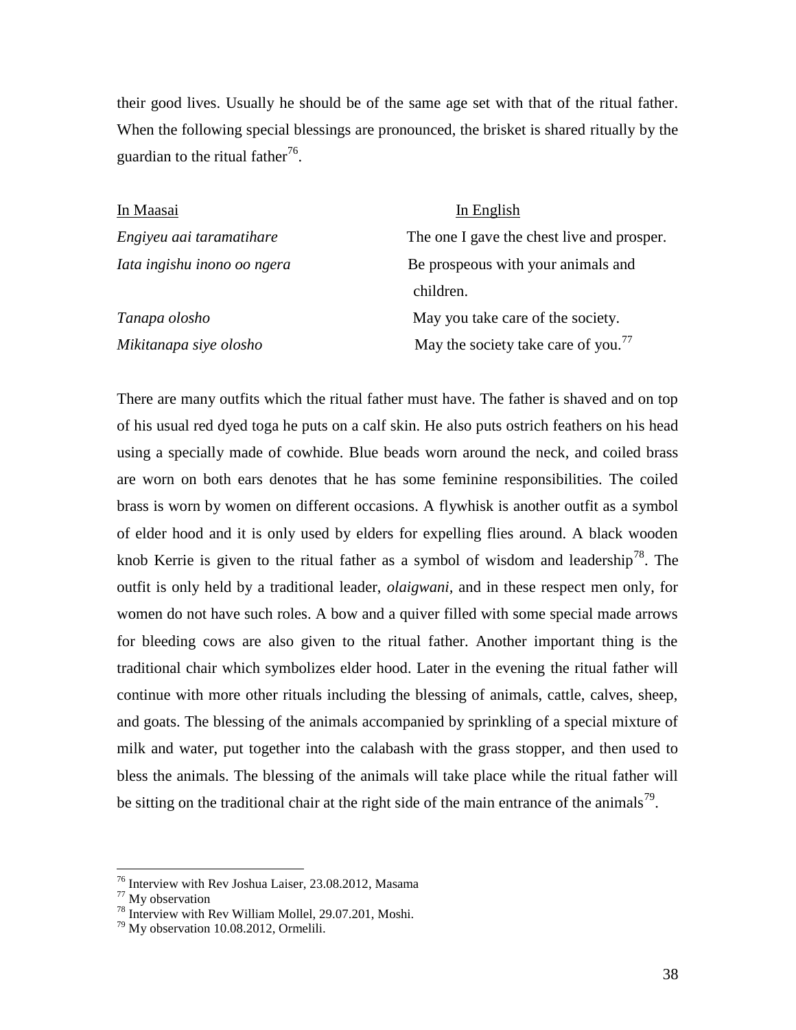their good lives. Usually he should be of the same age set with that of the ritual father. When the following special blessings are pronounced, the brisket is shared ritually by the guardian to the ritual father[76].

| In Maasai | In English |
|---|---|
| *Engiyeu aai taramatihare* | The one I gave the chest live and prosper. |
| *Iata ingishu inono oo ngera* | Be prospeous with your animals and children. |
| *Tanapa olosho* | May you take care of the society. |
| *Mikitanapa siye olosho* | May the society take care of you.[77] |

There are many outfits which the ritual father must have. The father is shaved and on top of his usual red dyed toga he puts on a calf skin. He also puts ostrich feathers on his head using a specially made of cowhide. Blue beads worn around the neck, and coiled brass are worn on both ears denotes that he has some feminine responsibilities. The coiled brass is worn by women on different occasions. A flywhisk is another outfit as a symbol of elder hood and it is only used by elders for expelling flies around. A black wooden knob Kerrie is given to the ritual father as a symbol of wisdom and leadership[78]. The outfit is only held by a traditional leader, *olaigwani,* and in these respect men only, for women do not have such roles. A bow and a quiver filled with some special made arrows for bleeding cows are also given to the ritual father. Another important thing is the traditional chair which symbolizes elder hood. Later in the evening the ritual father will continue with more other rituals including the blessing of animals, cattle, calves, sheep, and goats. The blessing of the animals accompanied by sprinkling of a special mixture of milk and water, put together into the calabash with the grass stopper, and then used to bless the animals. The blessing of the animals will take place while the ritual father will be sitting on the traditional chair at the right side of the main entrance of the animals[79].

---

[76] Interview with Rev Joshua Laiser, 23.08.2012, Masama

[77] My observation

[78] Interview with Rev William Mollel, 29.07.201, Moshi.

[79] My observation 10.08.2012, Ormelili.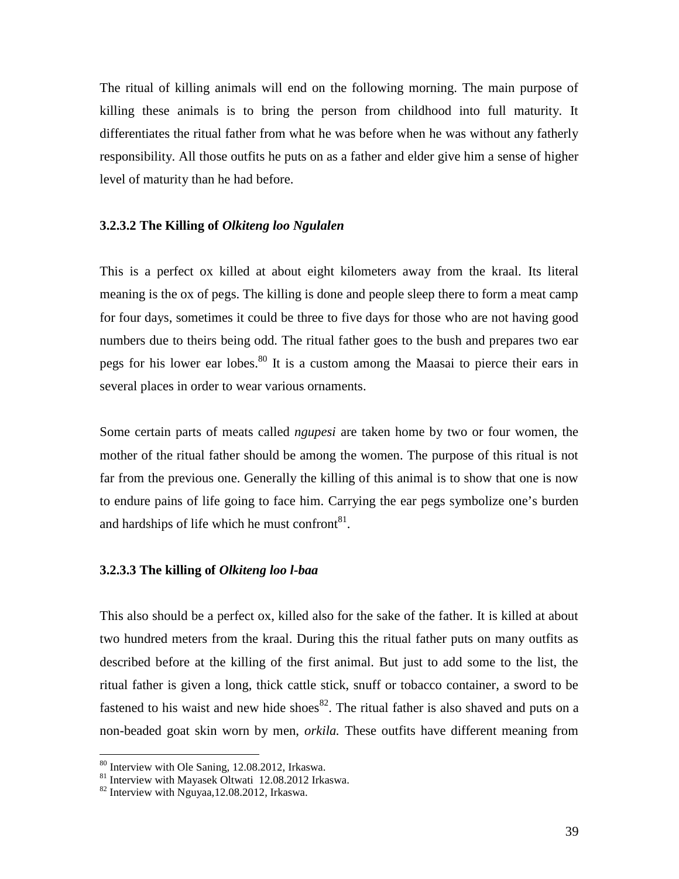The ritual of killing animals will end on the following morning. The main purpose of killing these animals is to bring the person from childhood into full maturity. It differentiates the ritual father from what he was before when he was without any fatherly responsibility. All those outfits he puts on as a father and elder give him a sense of higher level of maturity than he had before.

#### 3.2.3.2 The Killing of *Olkiteng loo Ngulalen*

This is a perfect ox killed at about eight kilometers away from the kraal. Its literal meaning is the ox of pegs. The killing is done and people sleep there to form a meat camp for four days, sometimes it could be three to five days for those who are not having good numbers due to theirs being odd. The ritual father goes to the bush and prepares two ear pegs for his lower ear lobes.[80] It is a custom among the Maasai to pierce their ears in several places in order to wear various ornaments.

Some certain parts of meats called *ngupesi* are taken home by two or four women, the mother of the ritual father should be among the women. The purpose of this ritual is not far from the previous one. Generally the killing of this animal is to show that one is now to endure pains of life going to face him. Carrying the ear pegs symbolize one's burden and hardships of life which he must confront[81].

#### 3.2.3.3 The killing of *Olkiteng loo l-baa*

This also should be a perfect ox, killed also for the sake of the father. It is killed at about two hundred meters from the kraal. During this the ritual father puts on many outfits as described before at the killing of the first animal. But just to add some to the list, the ritual father is given a long, thick cattle stick, snuff or tobacco container, a sword to be fastened to his waist and new hide shoes[82]. The ritual father is also shaved and puts on a non-beaded goat skin worn by men, *orkila.* These outfits have different meaning from

---

[80] Interview with Ole Saning, 12.08.2012, Irkaswa.

[81] Interview with Mayasek Oltwati 12.08.2012 Irkaswa.

[82] Interview with Nguyaa,12.08.2012, Irkaswa.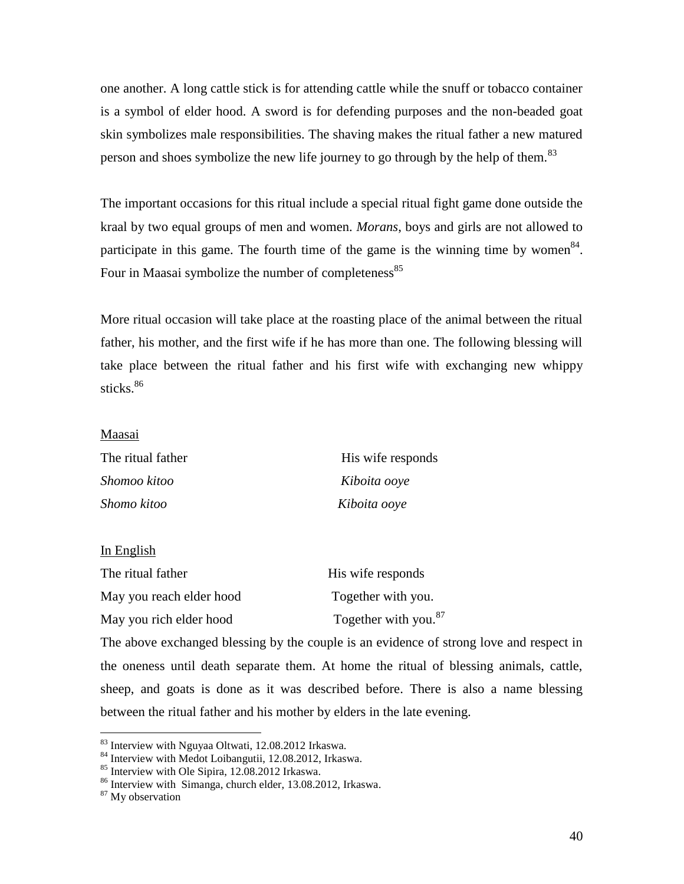one another. A long cattle stick is for attending cattle while the snuff or tobacco container is a symbol of elder hood. A sword is for defending purposes and the non-beaded goat skin symbolizes male responsibilities. The shaving makes the ritual father a new matured person and shoes symbolize the new life journey to go through by the help of them.[83]

The important occasions for this ritual include a special ritual fight game done outside the kraal by two equal groups of men and women. *Morans*, boys and girls are not allowed to participate in this game. The fourth time of the game is the winning time by women[84]. Four in Maasai symbolize the number of completeness[85]

More ritual occasion will take place at the roasting place of the animal between the ritual father, his mother, and the first wife if he has more than one. The following blessing will take place between the ritual father and his first wife with exchanging new whippy sticks.[86]

<u>Maasai</u>

| The ritual father | His wife responds |
|---|---|
| *Shomoo kitoo* | *Kiboita ooye* |
| *Shomo kitoo* | *Kiboita ooye* |

<u>In English</u>

| The ritual father | His wife responds |
|---|---|
| May you reach elder hood | Together with you. |
| May you rich elder hood | Together with you.[87] |

The above exchanged blessing by the couple is an evidence of strong love and respect in the oneness until death separate them. At home the ritual of blessing animals, cattle, sheep, and goats is done as it was described before. There is also a name blessing between the ritual father and his mother by elders in the late evening.

---

[83] Interview with Nguyaa Oltwati, 12.08.2012 Irkaswa.
[84] Interview with Medot Loibangutii, 12.08.2012, Irkaswa.
[85] Interview with Ole Sipira, 12.08.2012 Irkaswa.
[86] Interview with Simanga, church elder, 13.08.2012, Irkaswa.
[87] My observation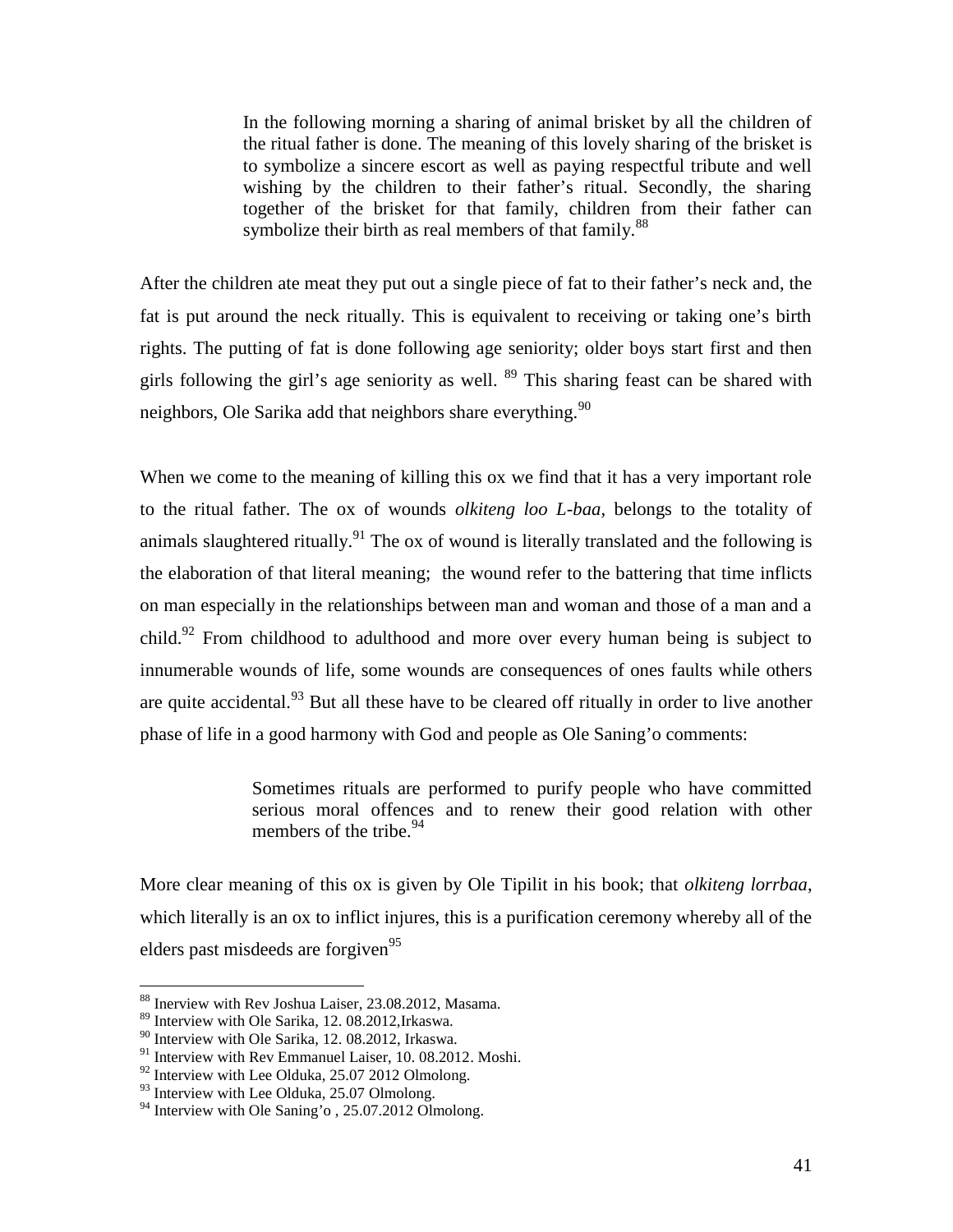> In the following morning a sharing of animal brisket by all the children of the ritual father is done. The meaning of this lovely sharing of the brisket is to symbolize a sincere escort as well as paying respectful tribute and well wishing by the children to their father's ritual. Secondly, the sharing together of the brisket for that family, children from their father can symbolize their birth as real members of that family.[88]

After the children ate meat they put out a single piece of fat to their father's neck and, the fat is put around the neck ritually. This is equivalent to receiving or taking one's birth rights. The putting of fat is done following age seniority; older boys start first and then girls following the girl's age seniority as well. [89] This sharing feast can be shared with neighbors, Ole Sarika add that neighbors share everything.[90]

When we come to the meaning of killing this ox we find that it has a very important role to the ritual father. The ox of wounds *olkiteng loo L-baa*, belongs to the totality of animals slaughtered ritually.[91] The ox of wound is literally translated and the following is the elaboration of that literal meaning; the wound refer to the battering that time inflicts on man especially in the relationships between man and woman and those of a man and a child.[92] From childhood to adulthood and more over every human being is subject to innumerable wounds of life, some wounds are consequences of ones faults while others are quite accidental.[93] But all these have to be cleared off ritually in order to live another phase of life in a good harmony with God and people as Ole Saning'o comments:

> Sometimes rituals are performed to purify people who have committed serious moral offences and to renew their good relation with other members of the tribe.[94]

More clear meaning of this ox is given by Ole Tipilit in his book; that *olkiteng lorrbaa*, which literally is an ox to inflict injures, this is a purification ceremony whereby all of the elders past misdeeds are forgiven[95]

---

[88] Inerview with Rev Joshua Laiser, 23.08.2012, Masama.
[89] Interview with Ole Sarika, 12. 08.2012,Irkaswa.
[90] Interview with Ole Sarika, 12. 08.2012, Irkaswa.
[91] Interview with Rev Emmanuel Laiser, 10. 08.2012. Moshi.
[92] Interview with Lee Olduka, 25.07 2012 Olmolong.
[93] Interview with Lee Olduka, 25.07 Olmolong.
[94] Interview with Ole Saning'o , 25.07.2012 Olmolong.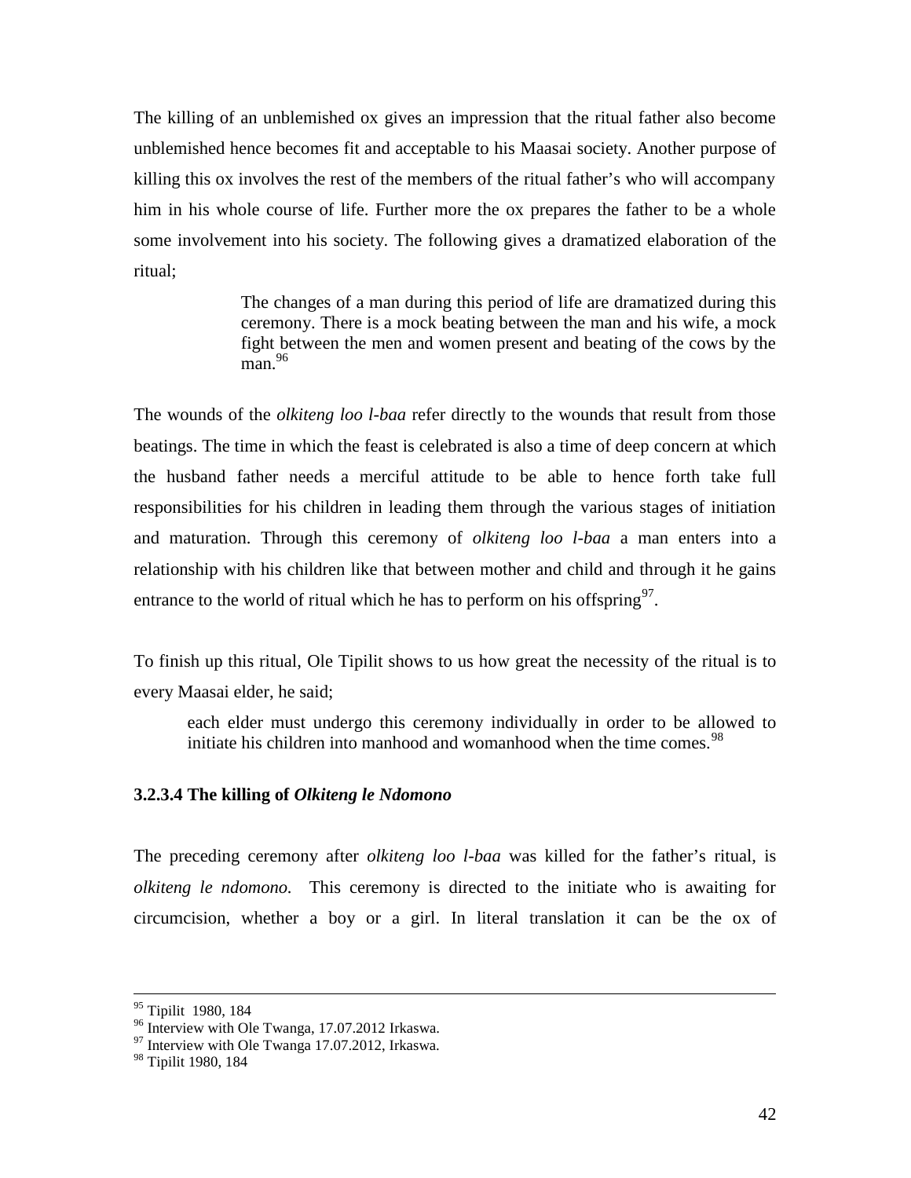The killing of an unblemished ox gives an impression that the ritual father also become unblemished hence becomes fit and acceptable to his Maasai society. Another purpose of killing this ox involves the rest of the members of the ritual father's who will accompany him in his whole course of life. Further more the ox prepares the father to be a whole some involvement into his society. The following gives a dramatized elaboration of the ritual;

> The changes of a man during this period of life are dramatized during this ceremony. There is a mock beating between the man and his wife, a mock fight between the men and women present and beating of the cows by the man.[96]

The wounds of the *olkiteng loo l-baa* refer directly to the wounds that result from those beatings. The time in which the feast is celebrated is also a time of deep concern at which the husband father needs a merciful attitude to be able to hence forth take full responsibilities for his children in leading them through the various stages of initiation and maturation. Through this ceremony of *olkiteng loo l-baa* a man enters into a relationship with his children like that between mother and child and through it he gains entrance to the world of ritual which he has to perform on his offspring[97].

To finish up this ritual, Ole Tipilit shows to us how great the necessity of the ritual is to every Maasai elder, he said;

> each elder must undergo this ceremony individually in order to be allowed to initiate his children into manhood and womanhood when the time comes.[98]

#### 3.2.3.4 The killing of *Olkiteng le Ndomono*

The preceding ceremony after *olkiteng loo l-baa* was killed for the father's ritual, is *olkiteng le ndomono.* This ceremony is directed to the initiate who is awaiting for circumcision, whether a boy or a girl. In literal translation it can be the ox of

---

[95] Tipilit 1980, 184

[96] Interview with Ole Twanga, 17.07.2012 Irkaswa.

[97] Interview with Ole Twanga 17.07.2012, Irkaswa.

[98] Tipilit 1980, 184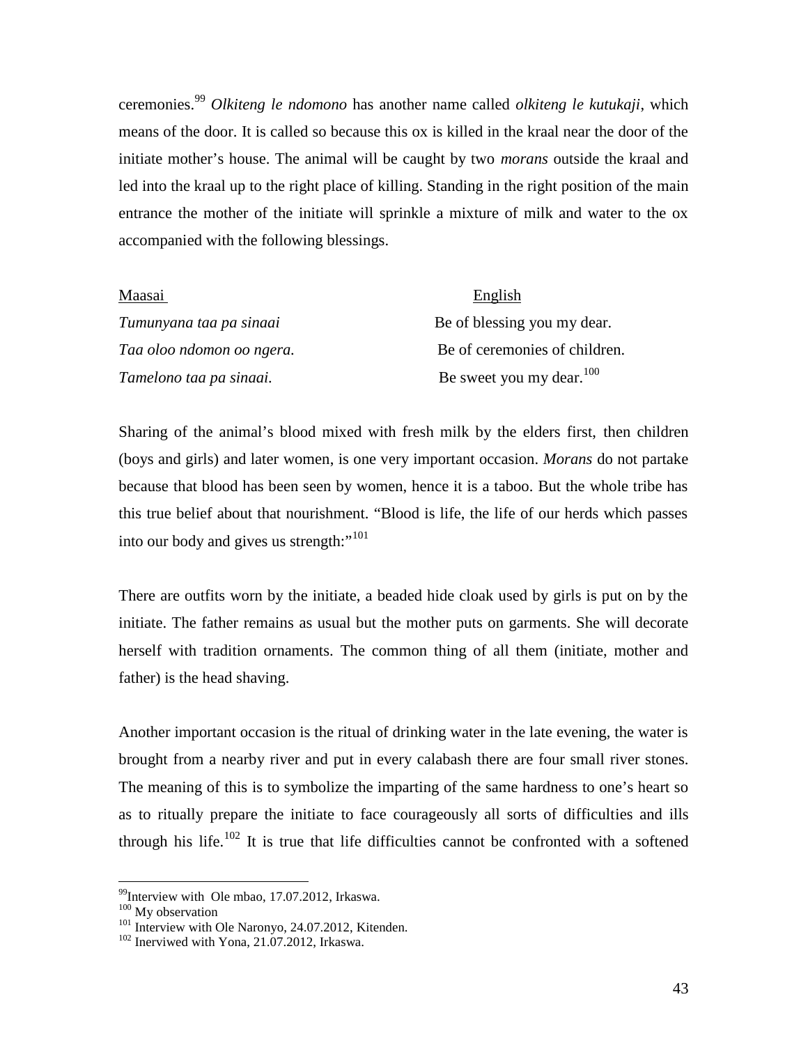ceremonies.[99] *Olkiteng le ndomono* has another name called *olkiteng le kutukaji*, which means of the door. It is called so because this ox is killed in the kraal near the door of the initiate mother's house. The animal will be caught by two *morans* outside the kraal and led into the kraal up to the right place of killing. Standing in the right position of the main entrance the mother of the initiate will sprinkle a mixture of milk and water to the ox accompanied with the following blessings.

| Maasai | English |
|---|---|
| *Tumunyana taa pa sinaai* | Be of blessing you my dear. |
| *Taa oloo ndomon oo ngera.* | Be of ceremonies of children. |
| *Tamelono taa pa sinaai.* | Be sweet you my dear.[100] |

Sharing of the animal's blood mixed with fresh milk by the elders first, then children (boys and girls) and later women, is one very important occasion. *Morans* do not partake because that blood has been seen by women, hence it is a taboo. But the whole tribe has this true belief about that nourishment. "Blood is life, the life of our herds which passes into our body and gives us strength:"[101]

There are outfits worn by the initiate, a beaded hide cloak used by girls is put on by the initiate. The father remains as usual but the mother puts on garments. She will decorate herself with tradition ornaments. The common thing of all them (initiate, mother and father) is the head shaving.

Another important occasion is the ritual of drinking water in the late evening, the water is brought from a nearby river and put in every calabash there are four small river stones. The meaning of this is to symbolize the imparting of the same hardness to one's heart so as to ritually prepare the initiate to face courageously all sorts of difficulties and ills through his life.[102] It is true that life difficulties cannot be confronted with a softened

---

[99] Interview with Ole mbao, 17.07.2012, Irkaswa.

[100] My observation

[101] Interview with Ole Naronyo, 24.07.2012, Kitenden.

[102] Inerviwed with Yona, 21.07.2012, Irkaswa.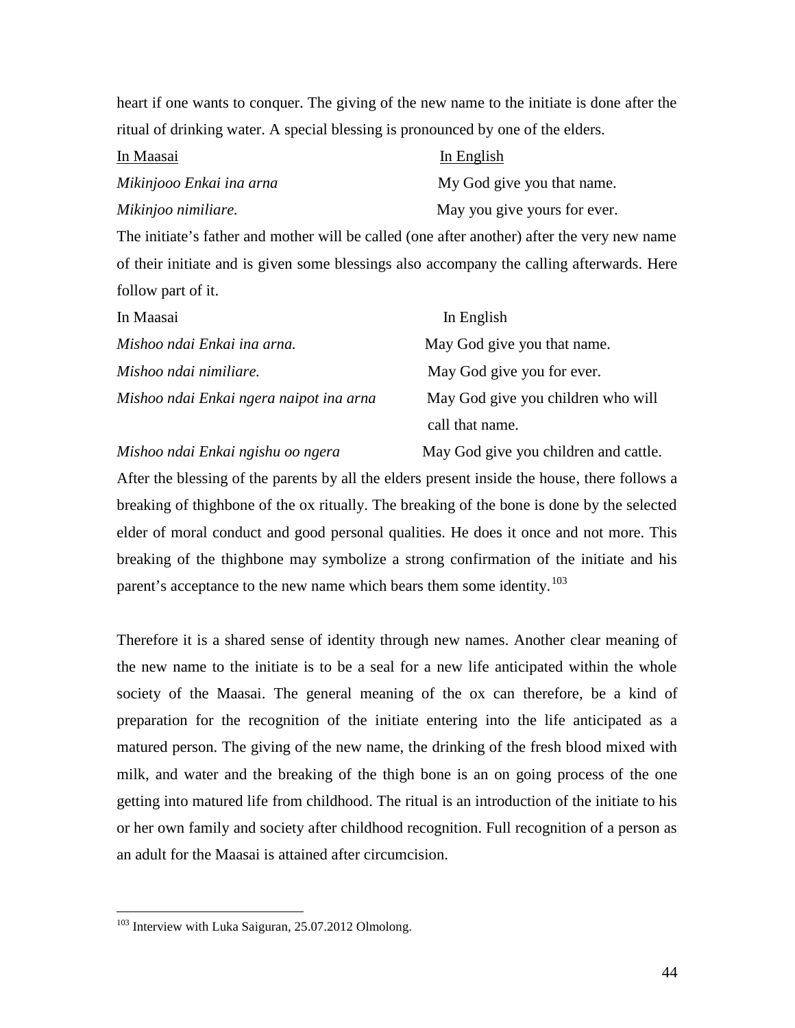heart if one wants to conquer. The giving of the new name to the initiate is done after the ritual of drinking water. A special blessing is pronounced by one of the elders.

| <u>In Maasai</u> | <u>In English</u> |
|---|---|
| *Mikinjooo Enkai ina arna* | My God give you that name. |
| *Mikinjoo nimiliare.* | May you give yours for ever. |

The initiate's father and mother will be called (one after another) after the very new name of their initiate and is given some blessings also accompany the calling afterwards. Here follow part of it.

| In Maasai | In English |
|---|---|
| *Mishoo ndai Enkai ina arna.* | May God give you that name. |
| *Mishoo ndai nimiliare.* | May God give you for ever. |
| *Mishoo ndai Enkai ngera naipot ina arna* | May God give you children who will call that name. |
| *Mishoo ndai Enkai ngishu oo ngera* | May God give you children and cattle. |

After the blessing of the parents by all the elders present inside the house, there follows a breaking of thighbone of the ox ritually. The breaking of the bone is done by the selected elder of moral conduct and good personal qualities. He does it once and not more. This breaking of the thighbone may symbolize a strong confirmation of the initiate and his parent's acceptance to the new name which bears them some identity.[103]

Therefore it is a shared sense of identity through new names. Another clear meaning of the new name to the initiate is to be a seal for a new life anticipated within the whole society of the Maasai. The general meaning of the ox can therefore, be a kind of preparation for the recognition of the initiate entering into the life anticipated as a matured person. The giving of the new name, the drinking of the fresh blood mixed with milk, and water and the breaking of the thigh bone is an on going process of the one getting into matured life from childhood. The ritual is an introduction of the initiate to his or her own family and society after childhood recognition. Full recognition of a person as an adult for the Maasai is attained after circumcision.

---

[103] Interview with Luka Saiguran, 25.07.2012 Olmolong.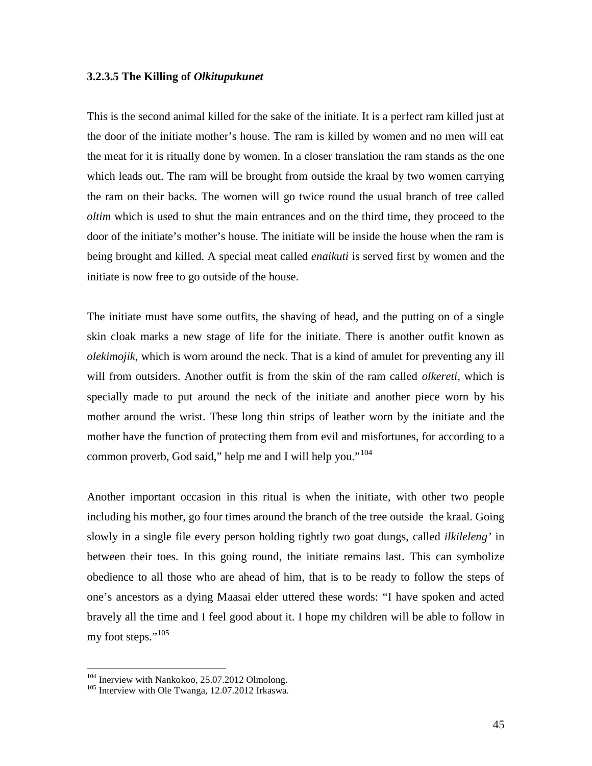### 3.2.3.5 The Killing of *Olkitupukunet*

This is the second animal killed for the sake of the initiate. It is a perfect ram killed just at the door of the initiate mother's house. The ram is killed by women and no men will eat the meat for it is ritually done by women. In a closer translation the ram stands as the one which leads out. The ram will be brought from outside the kraal by two women carrying the ram on their backs. The women will go twice round the usual branch of tree called *oltim* which is used to shut the main entrances and on the third time, they proceed to the door of the initiate's mother's house. The initiate will be inside the house when the ram is being brought and killed. A special meat called *enaikuti* is served first by women and the initiate is now free to go outside of the house.

The initiate must have some outfits, the shaving of head, and the putting on of a single skin cloak marks a new stage of life for the initiate. There is another outfit known as *olekimojik*, which is worn around the neck. That is a kind of amulet for preventing any ill will from outsiders. Another outfit is from the skin of the ram called *olkereti,* which is specially made to put around the neck of the initiate and another piece worn by his mother around the wrist. These long thin strips of leather worn by the initiate and the mother have the function of protecting them from evil and misfortunes, for according to a common proverb, God said," help me and I will help you."[104]

Another important occasion in this ritual is when the initiate, with other two people including his mother, go four times around the branch of the tree outside the kraal. Going slowly in a single file every person holding tightly two goat dungs, called *ilkileleng'* in between their toes. In this going round, the initiate remains last. This can symbolize obedience to all those who are ahead of him, that is to be ready to follow the steps of one's ancestors as a dying Maasai elder uttered these words: "I have spoken and acted bravely all the time and I feel good about it. I hope my children will be able to follow in my foot steps."[105]

---

[104] Inerview with Nankokoo, 25.07.2012 Olmolong.
[105] Interview with Ole Twanga, 12.07.2012 Irkaswa.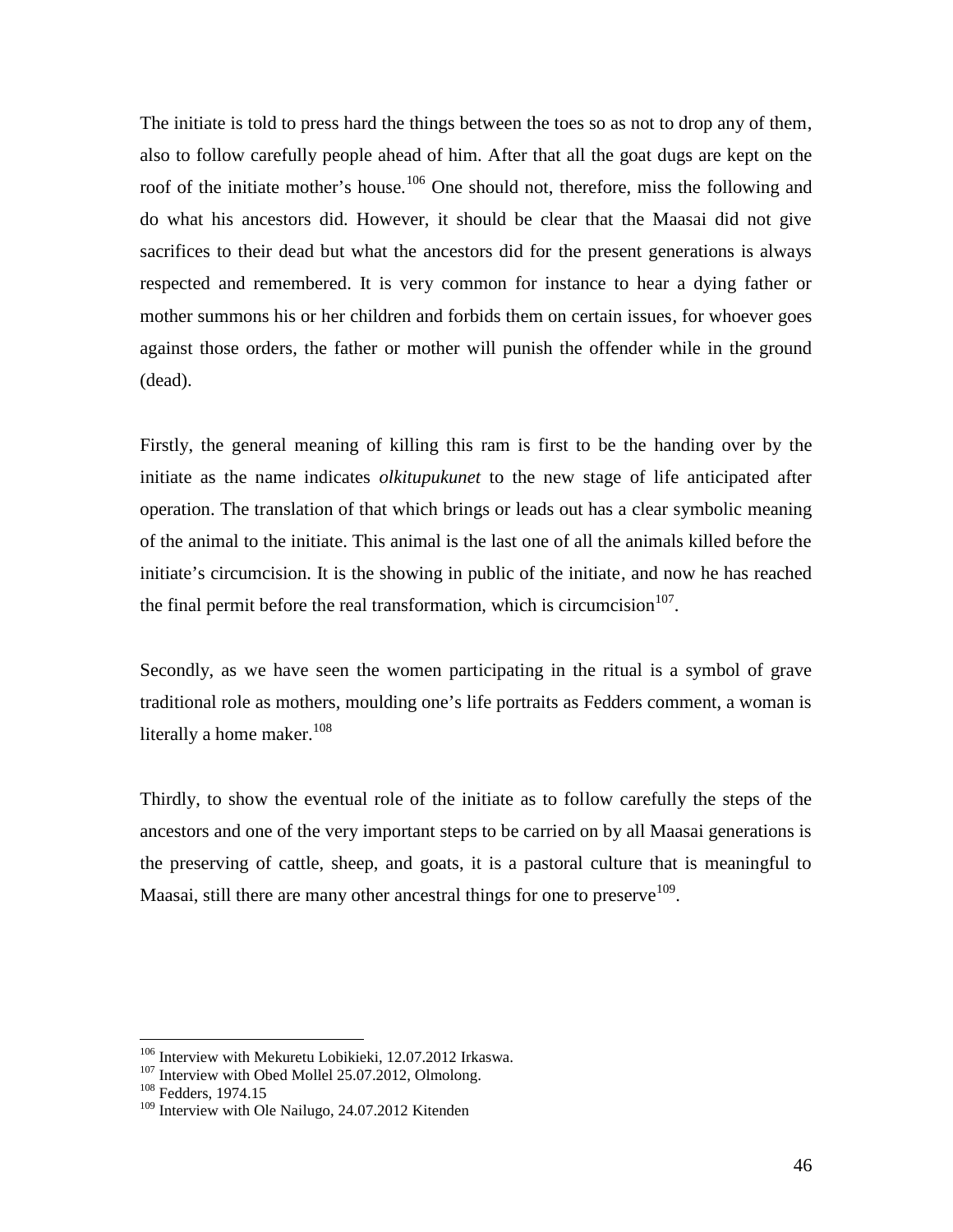The initiate is told to press hard the things between the toes so as not to drop any of them, also to follow carefully people ahead of him. After that all the goat dugs are kept on the roof of the initiate mother's house.[106] One should not, therefore, miss the following and do what his ancestors did. However, it should be clear that the Maasai did not give sacrifices to their dead but what the ancestors did for the present generations is always respected and remembered. It is very common for instance to hear a dying father or mother summons his or her children and forbids them on certain issues, for whoever goes against those orders, the father or mother will punish the offender while in the ground (dead).

Firstly, the general meaning of killing this ram is first to be the handing over by the initiate as the name indicates *olkitupukunet* to the new stage of life anticipated after operation. The translation of that which brings or leads out has a clear symbolic meaning of the animal to the initiate. This animal is the last one of all the animals killed before the initiate's circumcision. It is the showing in public of the initiate, and now he has reached the final permit before the real transformation, which is circumcision[107].

Secondly, as we have seen the women participating in the ritual is a symbol of grave traditional role as mothers, moulding one's life portraits as Fedders comment, a woman is literally a home maker.[108]

Thirdly, to show the eventual role of the initiate as to follow carefully the steps of the ancestors and one of the very important steps to be carried on by all Maasai generations is the preserving of cattle, sheep, and goats, it is a pastoral culture that is meaningful to Maasai, still there are many other ancestral things for one to preserve[109].

---

[106] Interview with Mekuretu Lobikieki, 12.07.2012 Irkaswa.

[107] Interview with Obed Mollel 25.07.2012, Olmolong.

[108] Fedders, 1974.15

[109] Interview with Ole Nailugo, 24.07.2012 Kitenden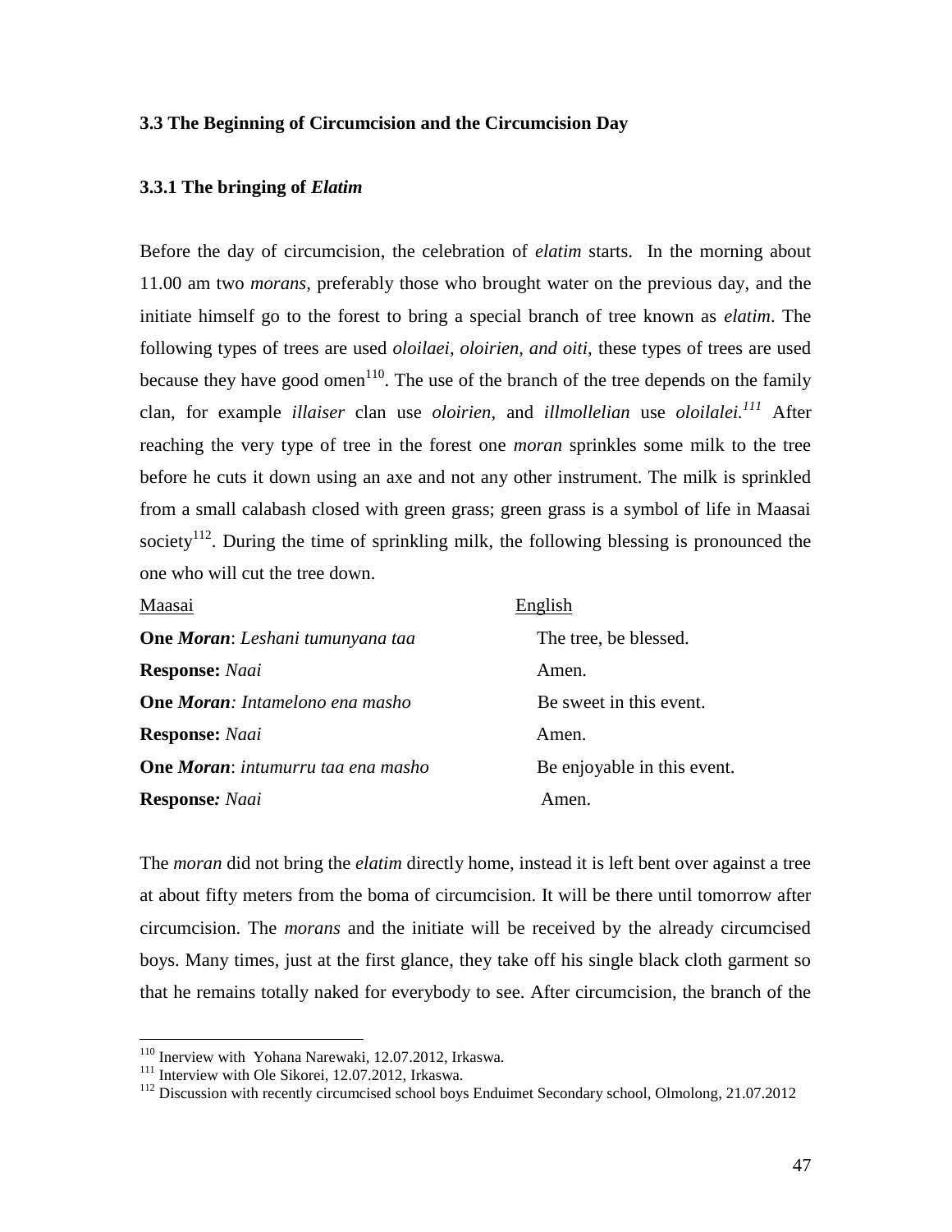### 3.3 The Beginning of Circumcision and the Circumcision Day

#### 3.3.1 The bringing of *Elatim*

Before the day of circumcision, the celebration of *elatim* starts. In the morning about 11.00 am two *morans*, preferably those who brought water on the previous day, and the initiate himself go to the forest to bring a special branch of tree known as *elatim*. The following types of trees are used *oloilaei, oloirien, and oiti,* these types of trees are used because they have good omen[110]. The use of the branch of the tree depends on the family clan, for example *illaiser* clan use *oloirien,* and *illmollelian* use *oloilalei.*[111] After reaching the very type of tree in the forest one *moran* sprinkles some milk to the tree before he cuts it down using an axe and not any other instrument. The milk is sprinkled from a small calabash closed with green grass; green grass is a symbol of life in Maasai society[112]. During the time of sprinkling milk, the following blessing is pronounced the one who will cut the tree down.

| Maasai | English |
|---|---|
| **One *Moran***: *Leshani tumunyana taa* | The tree, be blessed. |
| **Response:** *Naai* | Amen. |
| **One *Moran***: *Intamelono ena masho* | Be sweet in this event. |
| **Response:** *Naai* | Amen. |
| **One *Moran***: *intumurru taa ena masho* | Be enjoyable in this event. |
| **Response:** *Naai* | Amen. |

The *moran* did not bring the *elatim* directly home, instead it is left bent over against a tree at about fifty meters from the boma of circumcision. It will be there until tomorrow after circumcision. The *morans* and the initiate will be received by the already circumcised boys. Many times, just at the first glance, they take off his single black cloth garment so that he remains totally naked for everybody to see. After circumcision, the branch of the

---

[110] Inerview with Yohana Narewaki, 12.07.2012, Irkaswa.

[111] Interview with Ole Sikorei, 12.07.2012, Irkaswa.

[112] Discussion with recently circumcised school boys Enduimet Secondary school, Olmolong, 21.07.2012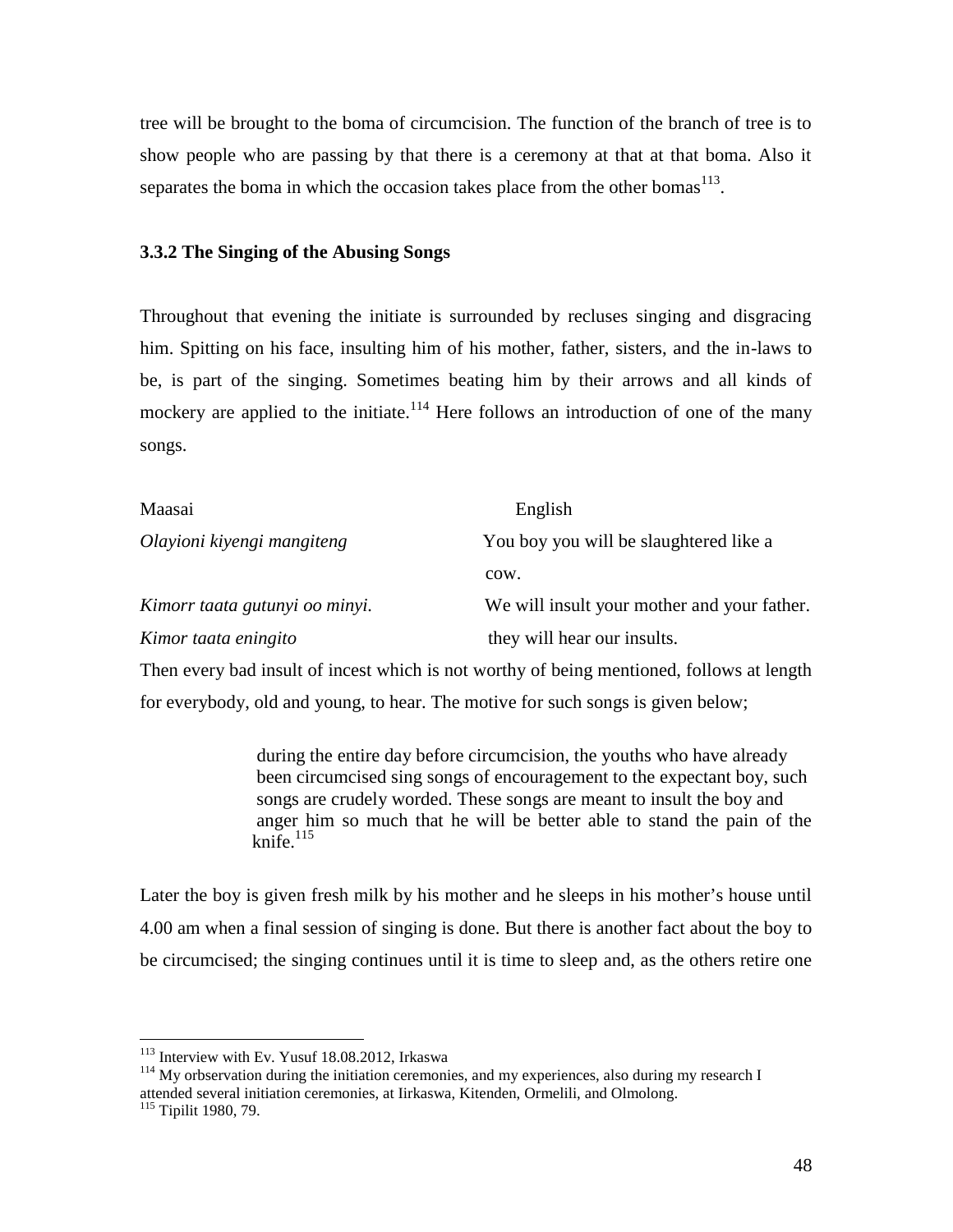tree will be brought to the boma of circumcision. The function of the branch of tree is to show people who are passing by that there is a ceremony at that at that boma. Also it separates the boma in which the occasion takes place from the other bomas[113].

### 3.3.2 The Singing of the Abusing Songs

Throughout that evening the initiate is surrounded by recluses singing and disgracing him. Spitting on his face, insulting him of his mother, father, sisters, and the in-laws to be, is part of the singing. Sometimes beating him by their arrows and all kinds of mockery are applied to the initiate.[114] Here follows an introduction of one of the many songs.

| Maasai | English |
|---|---|
| *Olayioni kiyengi mangiteng* | You boy you will be slaughtered like a cow. |
| *Kimorr taata gutunyi oo minyi.* | We will insult your mother and your father. |
| *Kimor taata eningito* | they will hear our insults. |

Then every bad insult of incest which is not worthy of being mentioned, follows at length for everybody, old and young, to hear. The motive for such songs is given below;

> during the entire day before circumcision, the youths who have already been circumcised sing songs of encouragement to the expectant boy, such songs are crudely worded. These songs are meant to insult the boy and anger him so much that he will be better able to stand the pain of the knife.[115]

Later the boy is given fresh milk by his mother and he sleeps in his mother's house until 4.00 am when a final session of singing is done. But there is another fact about the boy to be circumcised; the singing continues until it is time to sleep and, as the others retire one

---

[113] Interview with Ev. Yusuf 18.08.2012, Irkaswa

[114] My orbservation during the initiation ceremonies, and my experiences, also during my research I attended several initiation ceremonies, at Iirkaswa, Kitenden, Ormelili, and Olmolong.

[115] Tipilit 1980, 79.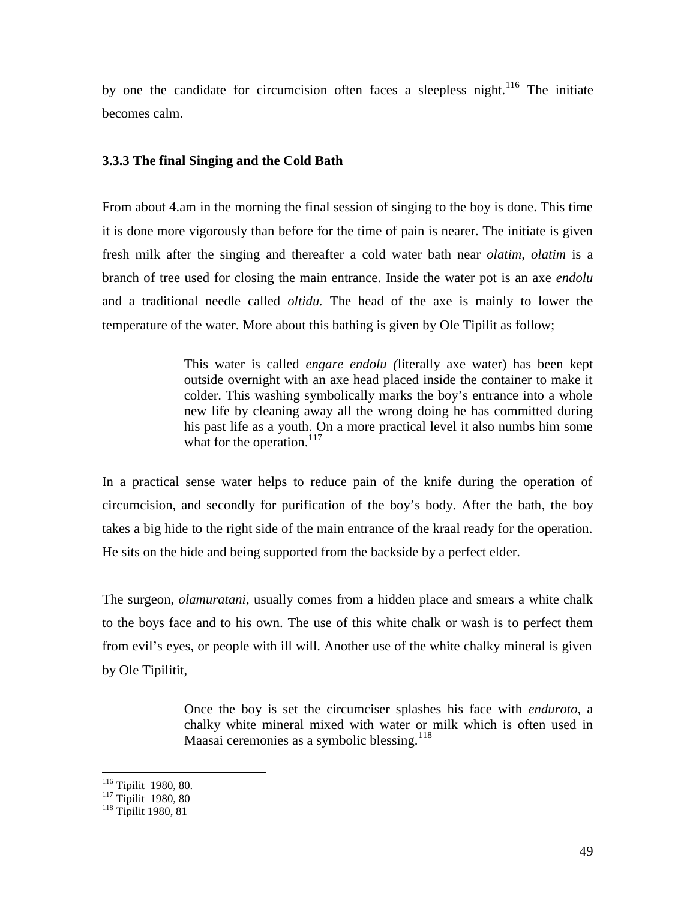by one the candidate for circumcision often faces a sleepless night.[116] The initiate becomes calm.

### 3.3.3 The final Singing and the Cold Bath

From about 4.am in the morning the final session of singing to the boy is done. This time it is done more vigorously than before for the time of pain is nearer. The initiate is given fresh milk after the singing and thereafter a cold water bath near *olatim, olatim* is a branch of tree used for closing the main entrance. Inside the water pot is an axe *endolu* and a traditional needle called *oltidu.* The head of the axe is mainly to lower the temperature of the water. More about this bathing is given by Ole Tipilit as follow;

> This water is called *engare endolu (*literally axe water) has been kept outside overnight with an axe head placed inside the container to make it colder. This washing symbolically marks the boy's entrance into a whole new life by cleaning away all the wrong doing he has committed during his past life as a youth. On a more practical level it also numbs him some what for the operation.[117]

In a practical sense water helps to reduce pain of the knife during the operation of circumcision, and secondly for purification of the boy's body. After the bath, the boy takes a big hide to the right side of the main entrance of the kraal ready for the operation. He sits on the hide and being supported from the backside by a perfect elder.

The surgeon, *olamuratani*, usually comes from a hidden place and smears a white chalk to the boys face and to his own. The use of this white chalk or wash is to perfect them from evil's eyes, or people with ill will. Another use of the white chalky mineral is given by Ole Tipilitit,

> Once the boy is set the circumciser splashes his face with *enduroto*, a chalky white mineral mixed with water or milk which is often used in Maasai ceremonies as a symbolic blessing.[118]

---

[116] Tipilit 1980, 80.
[117] Tipilit 1980, 80
[118] Tipilit 1980, 81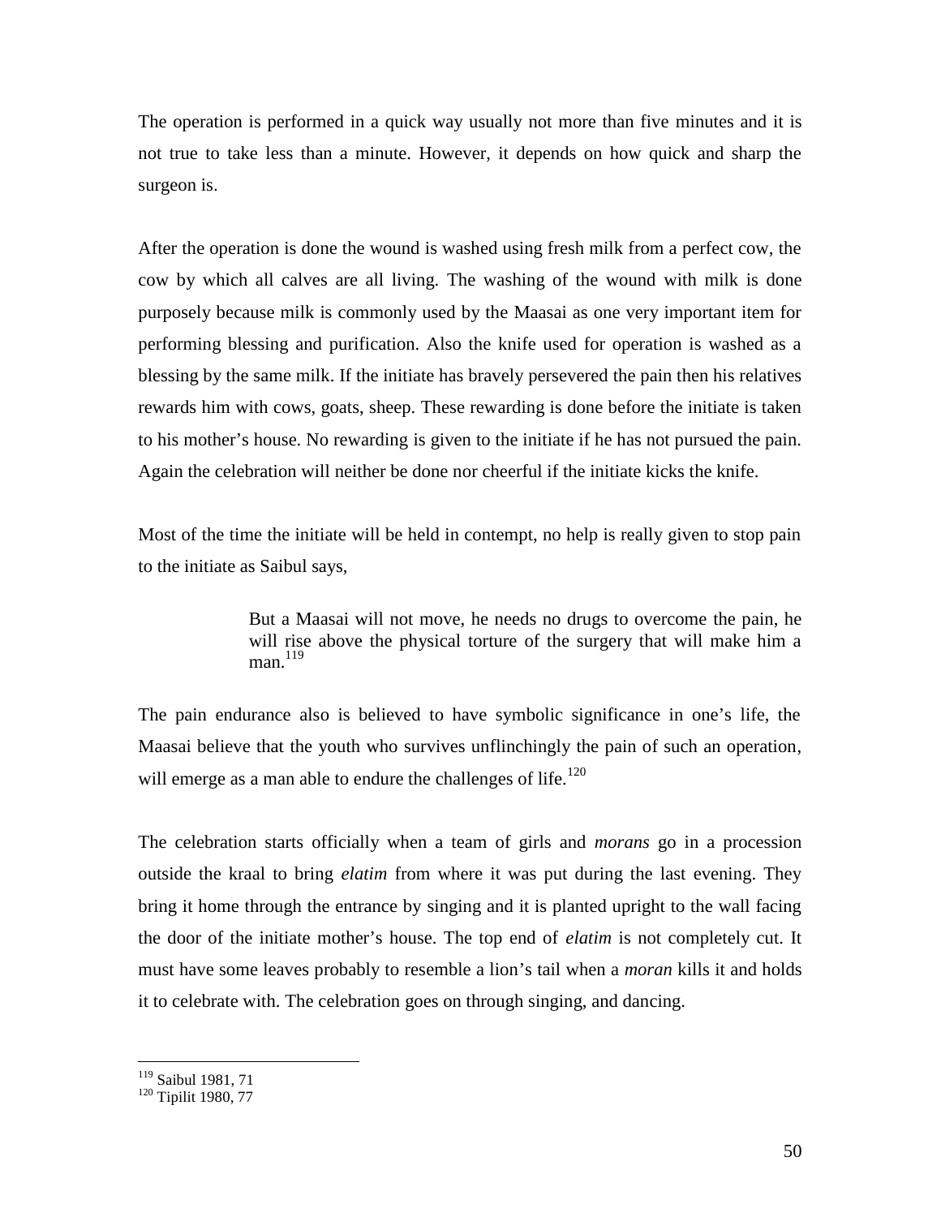The operation is performed in a quick way usually not more than five minutes and it is not true to take less than a minute. However, it depends on how quick and sharp the surgeon is.

After the operation is done the wound is washed using fresh milk from a perfect cow, the cow by which all calves are all living. The washing of the wound with milk is done purposely because milk is commonly used by the Maasai as one very important item for performing blessing and purification. Also the knife used for operation is washed as a blessing by the same milk. If the initiate has bravely persevered the pain then his relatives rewards him with cows, goats, sheep. These rewarding is done before the initiate is taken to his mother's house. No rewarding is given to the initiate if he has not pursued the pain. Again the celebration will neither be done nor cheerful if the initiate kicks the knife.

Most of the time the initiate will be held in contempt, no help is really given to stop pain to the initiate as Saibul says,

> But a Maasai will not move, he needs no drugs to overcome the pain, he will rise above the physical torture of the surgery that will make him a man.[119]

The pain endurance also is believed to have symbolic significance in one's life, the Maasai believe that the youth who survives unflinchingly the pain of such an operation, will emerge as a man able to endure the challenges of life.[120]

The celebration starts officially when a team of girls and *morans* go in a procession outside the kraal to bring *elatim* from where it was put during the last evening. They bring it home through the entrance by singing and it is planted upright to the wall facing the door of the initiate mother's house. The top end of *elatim* is not completely cut. It must have some leaves probably to resemble a lion's tail when a *moran* kills it and holds it to celebrate with. The celebration goes on through singing, and dancing.

---

[119] Saibul 1981, 71

[120] Tipilit 1980, 77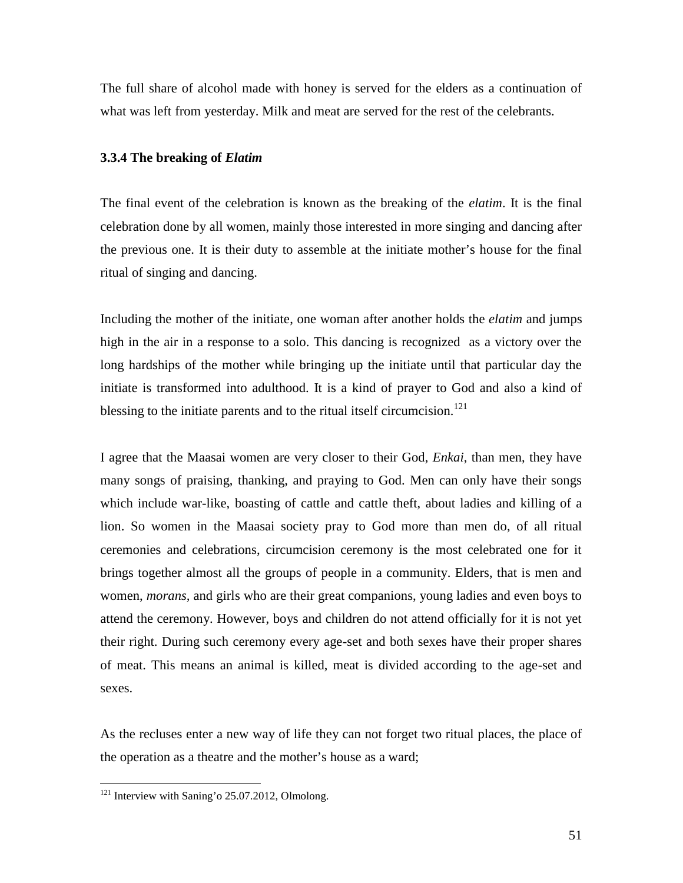The full share of alcohol made with honey is served for the elders as a continuation of what was left from yesterday. Milk and meat are served for the rest of the celebrants.

### 3.3.4 The breaking of *Elatim*

The final event of the celebration is known as the breaking of the *elatim*. It is the final celebration done by all women, mainly those interested in more singing and dancing after the previous one. It is their duty to assemble at the initiate mother's house for the final ritual of singing and dancing.

Including the mother of the initiate, one woman after another holds the *elatim* and jumps high in the air in a response to a solo. This dancing is recognized as a victory over the long hardships of the mother while bringing up the initiate until that particular day the initiate is transformed into adulthood. It is a kind of prayer to God and also a kind of blessing to the initiate parents and to the ritual itself circumcision.[121]

I agree that the Maasai women are very closer to their God, *Enkai*, than men, they have many songs of praising, thanking, and praying to God. Men can only have their songs which include war-like, boasting of cattle and cattle theft, about ladies and killing of a lion. So women in the Maasai society pray to God more than men do, of all ritual ceremonies and celebrations, circumcision ceremony is the most celebrated one for it brings together almost all the groups of people in a community. Elders, that is men and women, *morans,* and girls who are their great companions, young ladies and even boys to attend the ceremony. However, boys and children do not attend officially for it is not yet their right. During such ceremony every age-set and both sexes have their proper shares of meat. This means an animal is killed, meat is divided according to the age-set and sexes.

As the recluses enter a new way of life they can not forget two ritual places, the place of the operation as a theatre and the mother's house as a ward;

---

[121] Interview with Saning'o 25.07.2012, Olmolong.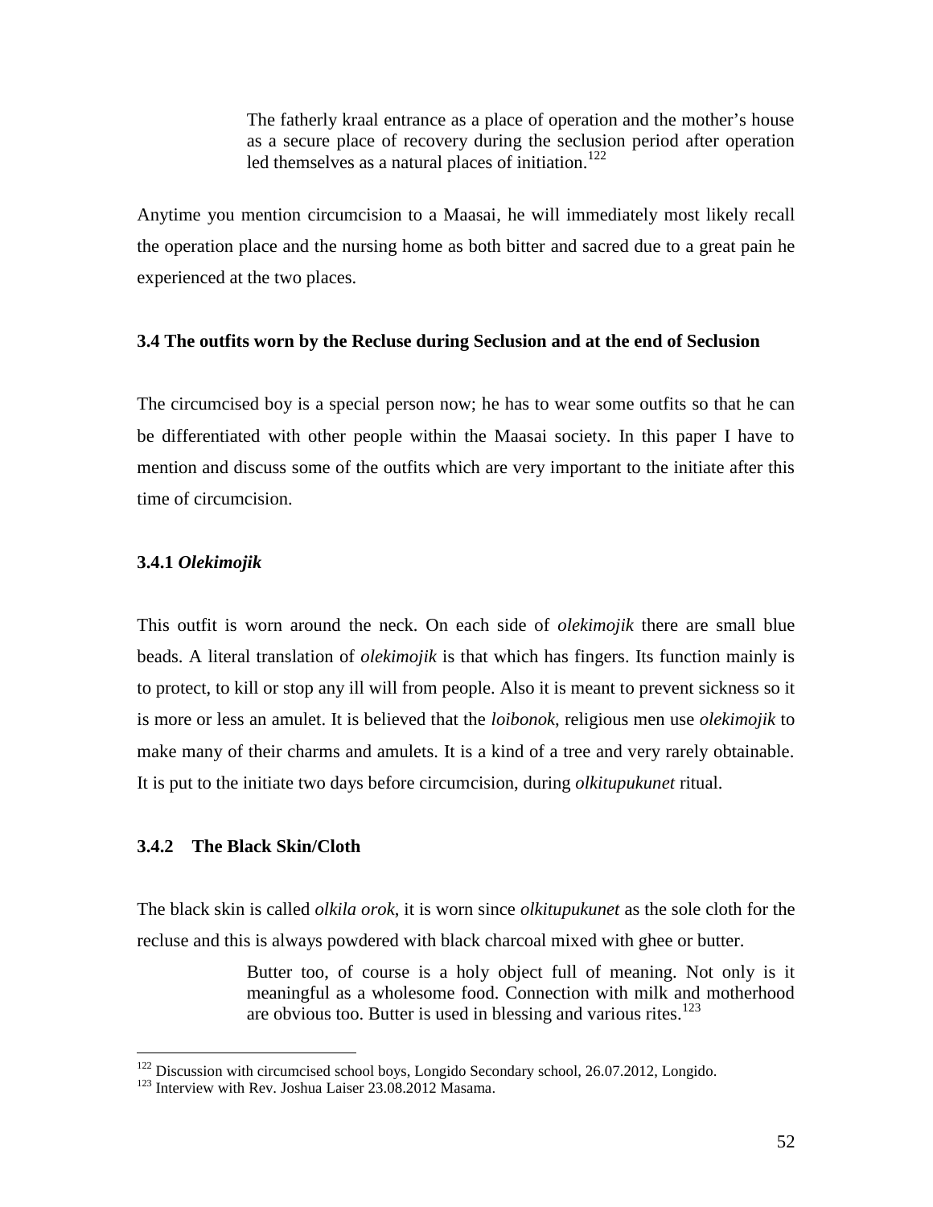> The fatherly kraal entrance as a place of operation and the mother's house as a secure place of recovery during the seclusion period after operation led themselves as a natural places of initiation.[122]

Anytime you mention circumcision to a Maasai, he will immediately most likely recall the operation place and the nursing home as both bitter and sacred due to a great pain he experienced at the two places.

### 3.4 The outfits worn by the Recluse during Seclusion and at the end of Seclusion

The circumcised boy is a special person now; he has to wear some outfits so that he can be differentiated with other people within the Maasai society. In this paper I have to mention and discuss some of the outfits which are very important to the initiate after this time of circumcision.

#### 3.4.1 *Olekimojik*

This outfit is worn around the neck. On each side of *olekimojik* there are small blue beads. A literal translation of *olekimojik* is that which has fingers. Its function mainly is to protect, to kill or stop any ill will from people. Also it is meant to prevent sickness so it is more or less an amulet. It is believed that the *loibonok*, religious men use *olekimojik* to make many of their charms and amulets. It is a kind of a tree and very rarely obtainable. It is put to the initiate two days before circumcision, during *olkitupukunet* ritual.

#### 3.4.2 The Black Skin/Cloth

The black skin is called *olkila orok*, it is worn since *olkitupukunet* as the sole cloth for the recluse and this is always powdered with black charcoal mixed with ghee or butter.

> Butter too, of course is a holy object full of meaning. Not only is it meaningful as a wholesome food. Connection with milk and motherhood are obvious too. Butter is used in blessing and various rites.[123]

---

[122] Discussion with circumcised school boys, Longido Secondary school, 26.07.2012, Longido.

[123] Interview with Rev. Joshua Laiser 23.08.2012 Masama.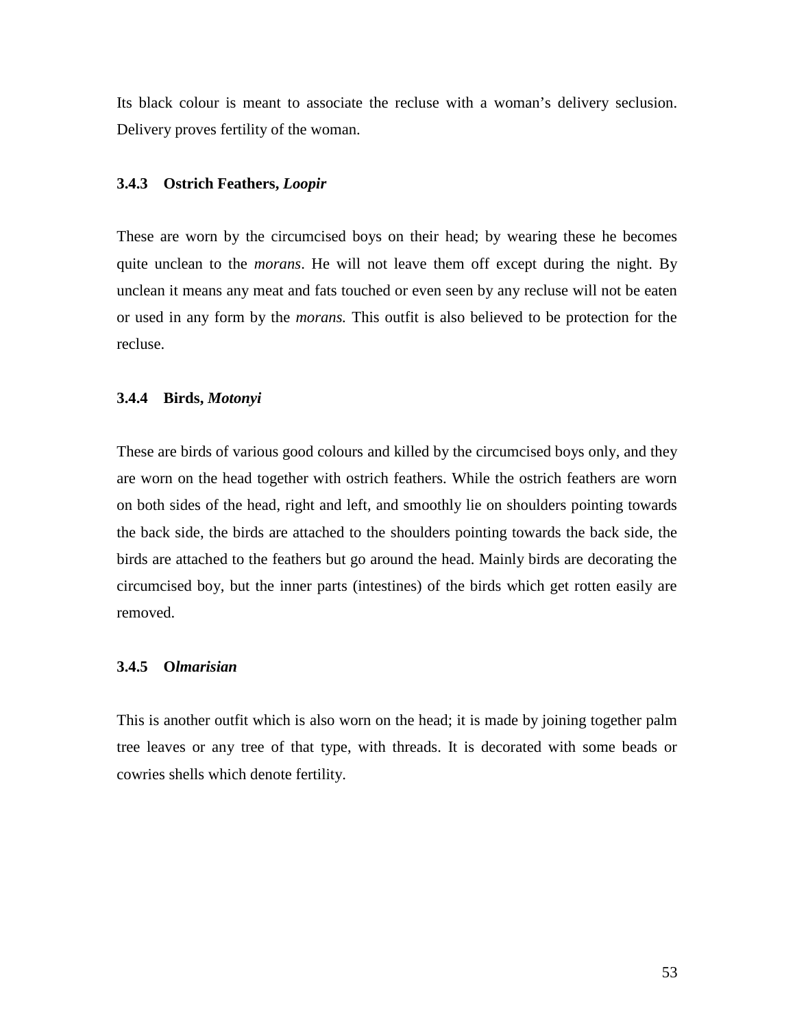Its black colour is meant to associate the recluse with a woman's delivery seclusion. Delivery proves fertility of the woman.

### 3.4.3 Ostrich Feathers, *Loopir*

These are worn by the circumcised boys on their head; by wearing these he becomes quite unclean to the *morans*. He will not leave them off except during the night. By unclean it means any meat and fats touched or even seen by any recluse will not be eaten or used in any form by the *morans.* This outfit is also believed to be protection for the recluse.

### 3.4.4 Birds, *Motonyi*

These are birds of various good colours and killed by the circumcised boys only, and they are worn on the head together with ostrich feathers. While the ostrich feathers are worn on both sides of the head, right and left, and smoothly lie on shoulders pointing towards the back side, the birds are attached to the shoulders pointing towards the back side, the birds are attached to the feathers but go around the head. Mainly birds are decorating the circumcised boy, but the inner parts (intestines) of the birds which get rotten easily are removed.

### 3.4.5 O*lmarisian*

This is another outfit which is also worn on the head; it is made by joining together palm tree leaves or any tree of that type, with threads. It is decorated with some beads or cowries shells which denote fertility.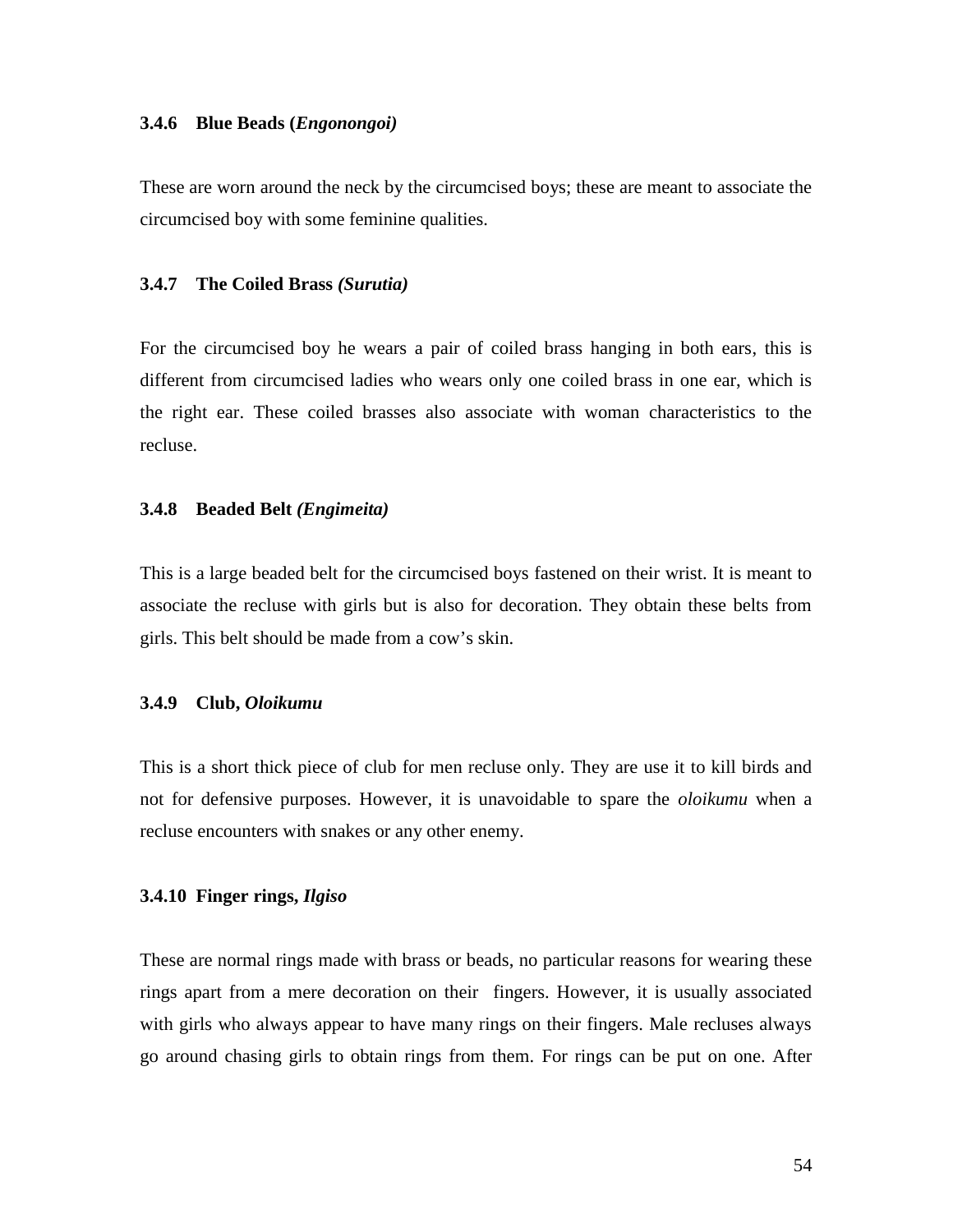#### 3.4.6 Blue Beads (*Engonongoi)*

These are worn around the neck by the circumcised boys; these are meant to associate the circumcised boy with some feminine qualities.

#### 3.4.7 The Coiled Brass *(Surutia)*

For the circumcised boy he wears a pair of coiled brass hanging in both ears, this is different from circumcised ladies who wears only one coiled brass in one ear, which is the right ear. These coiled brasses also associate with woman characteristics to the recluse.

#### 3.4.8 Beaded Belt *(Engimeita)*

This is a large beaded belt for the circumcised boys fastened on their wrist. It is meant to associate the recluse with girls but is also for decoration. They obtain these belts from girls. This belt should be made from a cow's skin.

#### 3.4.9 Club, *Oloikumu*

This is a short thick piece of club for men recluse only. They are use it to kill birds and not for defensive purposes. However, it is unavoidable to spare the *oloikumu* when a recluse encounters with snakes or any other enemy.

#### 3.4.10 Finger rings, *Ilgiso*

These are normal rings made with brass or beads, no particular reasons for wearing these rings apart from a mere decoration on their fingers. However, it is usually associated with girls who always appear to have many rings on their fingers. Male recluses always go around chasing girls to obtain rings from them. For rings can be put on one. After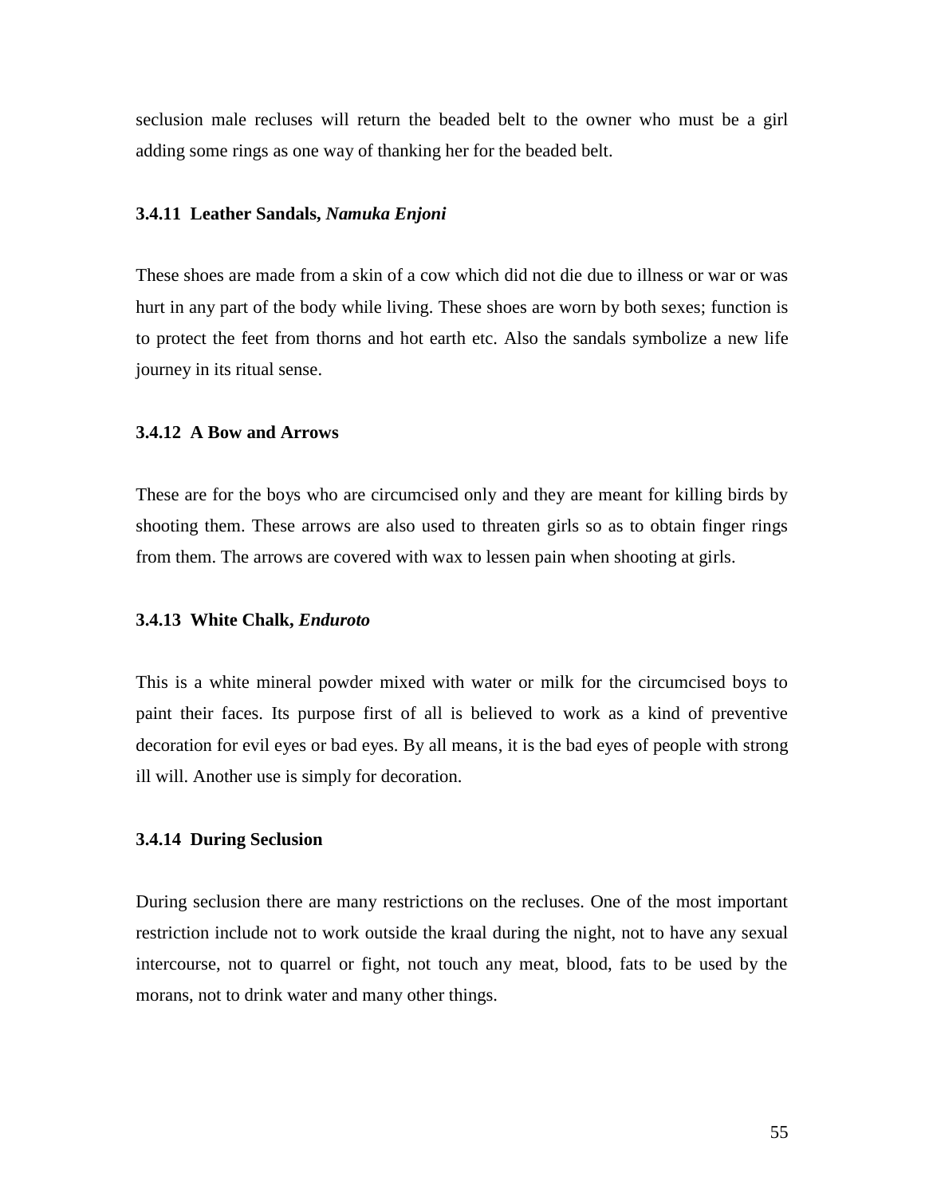seclusion male recluses will return the beaded belt to the owner who must be a girl adding some rings as one way of thanking her for the beaded belt.

### 3.4.11 Leather Sandals, *Namuka Enjoni*

These shoes are made from a skin of a cow which did not die due to illness or war or was hurt in any part of the body while living. These shoes are worn by both sexes; function is to protect the feet from thorns and hot earth etc. Also the sandals symbolize a new life journey in its ritual sense.

### 3.4.12 A Bow and Arrows

These are for the boys who are circumcised only and they are meant for killing birds by shooting them. These arrows are also used to threaten girls so as to obtain finger rings from them. The arrows are covered with wax to lessen pain when shooting at girls.

### 3.4.13 White Chalk, *Enduroto*

This is a white mineral powder mixed with water or milk for the circumcised boys to paint their faces. Its purpose first of all is believed to work as a kind of preventive decoration for evil eyes or bad eyes. By all means, it is the bad eyes of people with strong ill will. Another use is simply for decoration.

### 3.4.14 During Seclusion

During seclusion there are many restrictions on the recluses. One of the most important restriction include not to work outside the kraal during the night, not to have any sexual intercourse, not to quarrel or fight, not touch any meat, blood, fats to be used by the morans, not to drink water and many other things.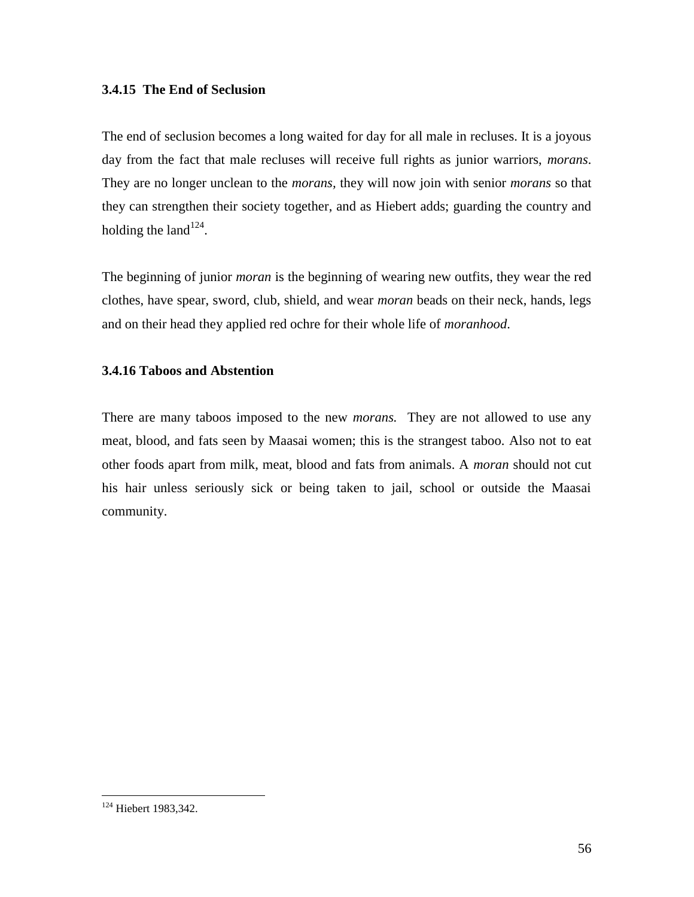### 3.4.15 The End of Seclusion

The end of seclusion becomes a long waited for day for all male in recluses. It is a joyous day from the fact that male recluses will receive full rights as junior warriors, *morans*. They are no longer unclean to the *morans,* they will now join with senior *morans* so that they can strengthen their society together, and as Hiebert adds; guarding the country and holding the land[124].

The beginning of junior *moran* is the beginning of wearing new outfits, they wear the red clothes, have spear, sword, club, shield, and wear *moran* beads on their neck, hands, legs and on their head they applied red ochre for their whole life of *moranhood*.

### 3.4.16 Taboos and Abstention

There are many taboos imposed to the new *morans.* They are not allowed to use any meat, blood, and fats seen by Maasai women; this is the strangest taboo. Also not to eat other foods apart from milk, meat, blood and fats from animals. A *moran* should not cut his hair unless seriously sick or being taken to jail, school or outside the Maasai community.

---

[124] Hiebert 1983,342.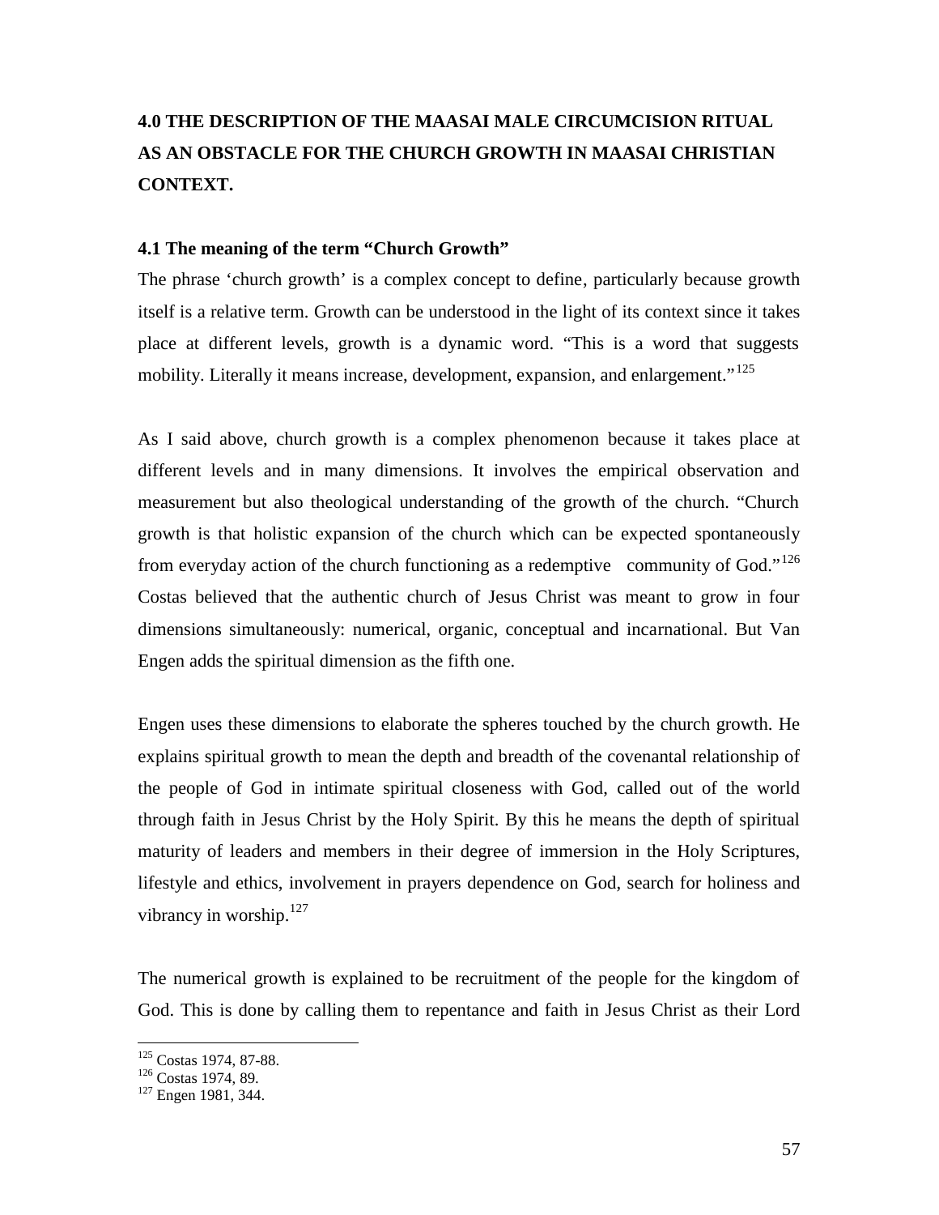# 4.0 THE DESCRIPTION OF THE MAASAI MALE CIRCUMCISION RITUAL AS AN OBSTACLE FOR THE CHURCH GROWTH IN MAASAI CHRISTIAN CONTEXT.

## 4.1 The meaning of the term "Church Growth"

The phrase 'church growth' is a complex concept to define, particularly because growth itself is a relative term. Growth can be understood in the light of its context since it takes place at different levels, growth is a dynamic word. "This is a word that suggests mobility. Literally it means increase, development, expansion, and enlargement."[125]

As I said above, church growth is a complex phenomenon because it takes place at different levels and in many dimensions. It involves the empirical observation and measurement but also theological understanding of the growth of the church. "Church growth is that holistic expansion of the church which can be expected spontaneously from everyday action of the church functioning as a redemptive community of God."[126] Costas believed that the authentic church of Jesus Christ was meant to grow in four dimensions simultaneously: numerical, organic, conceptual and incarnational. But Van Engen adds the spiritual dimension as the fifth one.

Engen uses these dimensions to elaborate the spheres touched by the church growth. He explains spiritual growth to mean the depth and breadth of the covenantal relationship of the people of God in intimate spiritual closeness with God, called out of the world through faith in Jesus Christ by the Holy Spirit. By this he means the depth of spiritual maturity of leaders and members in their degree of immersion in the Holy Scriptures, lifestyle and ethics, involvement in prayers dependence on God, search for holiness and vibrancy in worship.[127]

The numerical growth is explained to be recruitment of the people for the kingdom of God. This is done by calling them to repentance and faith in Jesus Christ as their Lord

---

[125] Costas 1974, 87-88.

[126] Costas 1974, 89.

[127] Engen 1981, 344.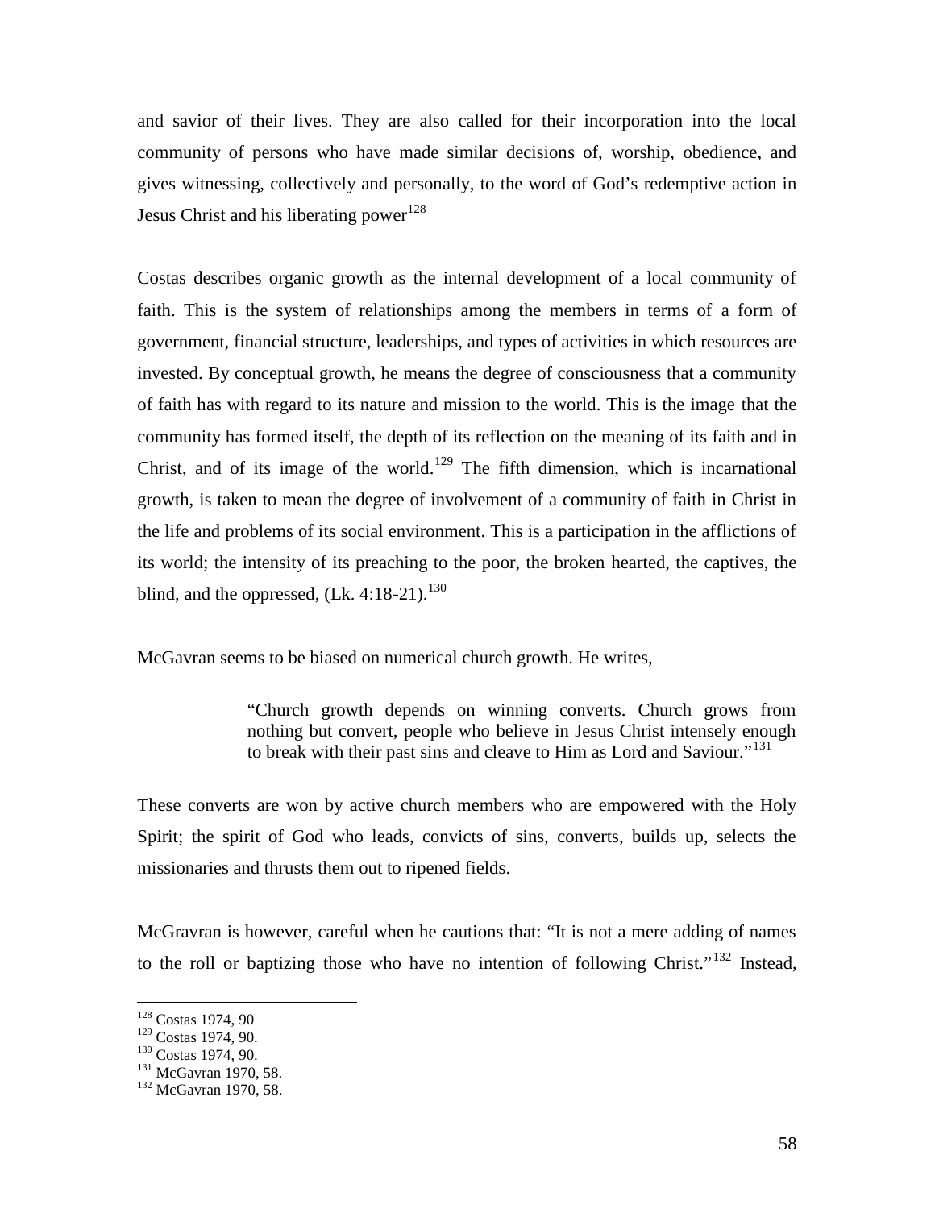and savior of their lives. They are also called for their incorporation into the local community of persons who have made similar decisions of, worship, obedience, and gives witnessing, collectively and personally, to the word of God's redemptive action in Jesus Christ and his liberating power[128]

Costas describes organic growth as the internal development of a local community of faith. This is the system of relationships among the members in terms of a form of government, financial structure, leaderships, and types of activities in which resources are invested. By conceptual growth, he means the degree of consciousness that a community of faith has with regard to its nature and mission to the world. This is the image that the community has formed itself, the depth of its reflection on the meaning of its faith and in Christ, and of its image of the world.[129] The fifth dimension, which is incarnational growth, is taken to mean the degree of involvement of a community of faith in Christ in the life and problems of its social environment. This is a participation in the afflictions of its world; the intensity of its preaching to the poor, the broken hearted, the captives, the blind, and the oppressed, (Lk. 4:18-21).[130]

McGavran seems to be biased on numerical church growth. He writes,

> "Church growth depends on winning converts. Church grows from nothing but convert, people who believe in Jesus Christ intensely enough to break with their past sins and cleave to Him as Lord and Saviour."[131]

These converts are won by active church members who are empowered with the Holy Spirit; the spirit of God who leads, convicts of sins, converts, builds up, selects the missionaries and thrusts them out to ripened fields.

McGravran is however, careful when he cautions that: "It is not a mere adding of names to the roll or baptizing those who have no intention of following Christ."[132] Instead,

---

[128] Costas 1974, 90
[129] Costas 1974, 90.
[130] Costas 1974, 90.
[131] McGavran 1970, 58.
[132] McGavran 1970, 58.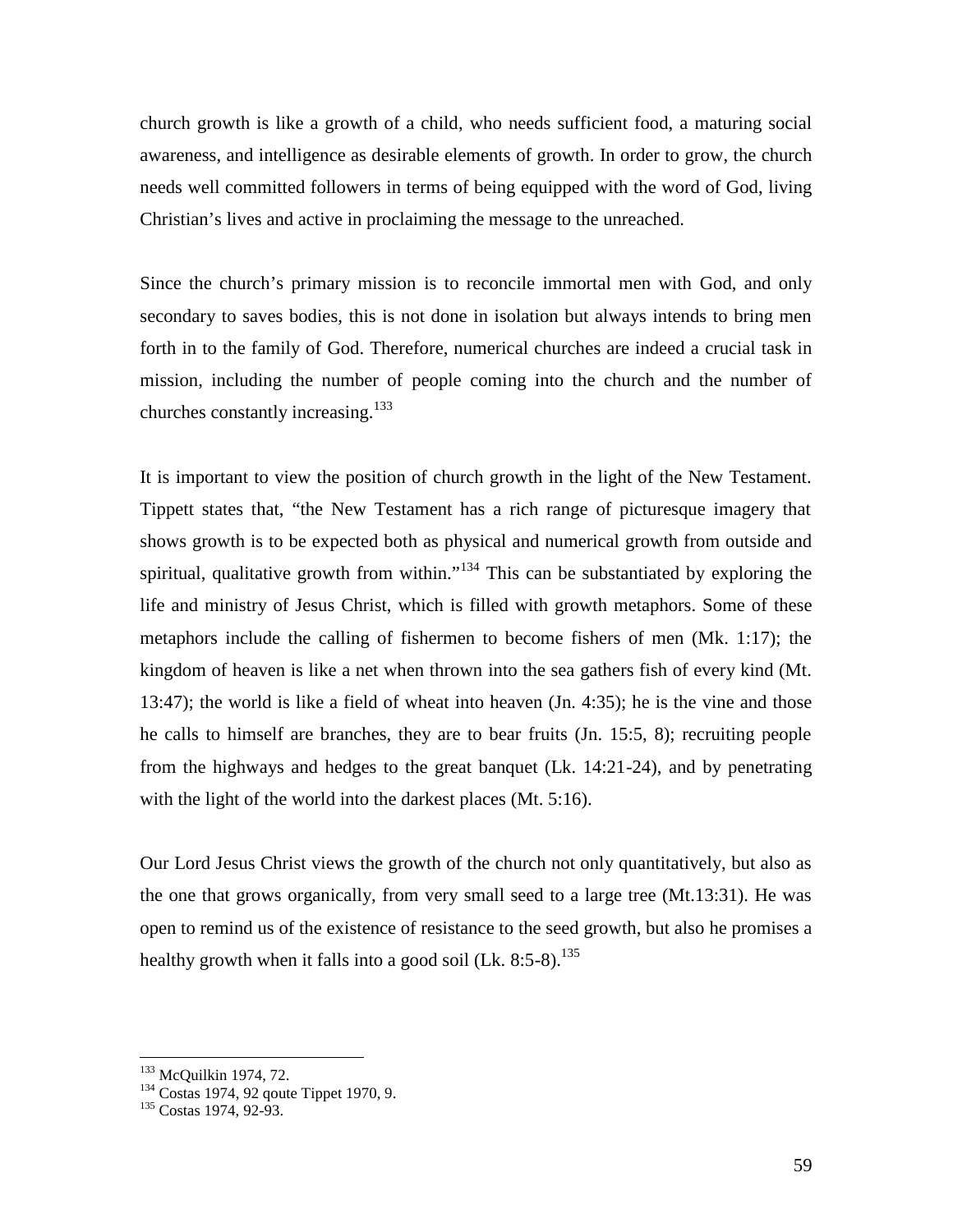church growth is like a growth of a child, who needs sufficient food, a maturing social awareness, and intelligence as desirable elements of growth. In order to grow, the church needs well committed followers in terms of being equipped with the word of God, living Christian's lives and active in proclaiming the message to the unreached.

Since the church's primary mission is to reconcile immortal men with God, and only secondary to saves bodies, this is not done in isolation but always intends to bring men forth in to the family of God. Therefore, numerical churches are indeed a crucial task in mission, including the number of people coming into the church and the number of churches constantly increasing.[133]

It is important to view the position of church growth in the light of the New Testament. Tippett states that, "the New Testament has a rich range of picturesque imagery that shows growth is to be expected both as physical and numerical growth from outside and spiritual, qualitative growth from within."[134] This can be substantiated by exploring the life and ministry of Jesus Christ, which is filled with growth metaphors. Some of these metaphors include the calling of fishermen to become fishers of men (Mk. 1:17); the kingdom of heaven is like a net when thrown into the sea gathers fish of every kind (Mt. 13:47); the world is like a field of wheat into heaven (Jn. 4:35); he is the vine and those he calls to himself are branches, they are to bear fruits (Jn. 15:5, 8); recruiting people from the highways and hedges to the great banquet (Lk. 14:21-24), and by penetrating with the light of the world into the darkest places (Mt. 5:16).

Our Lord Jesus Christ views the growth of the church not only quantitatively, but also as the one that grows organically, from very small seed to a large tree (Mt.13:31). He was open to remind us of the existence of resistance to the seed growth, but also he promises a healthy growth when it falls into a good soil (Lk. 8:5-8).[135]

---

[133] McQuilkin 1974, 72.
[134] Costas 1974, 92 qoute Tippet 1970, 9.
[135] Costas 1974, 92-93.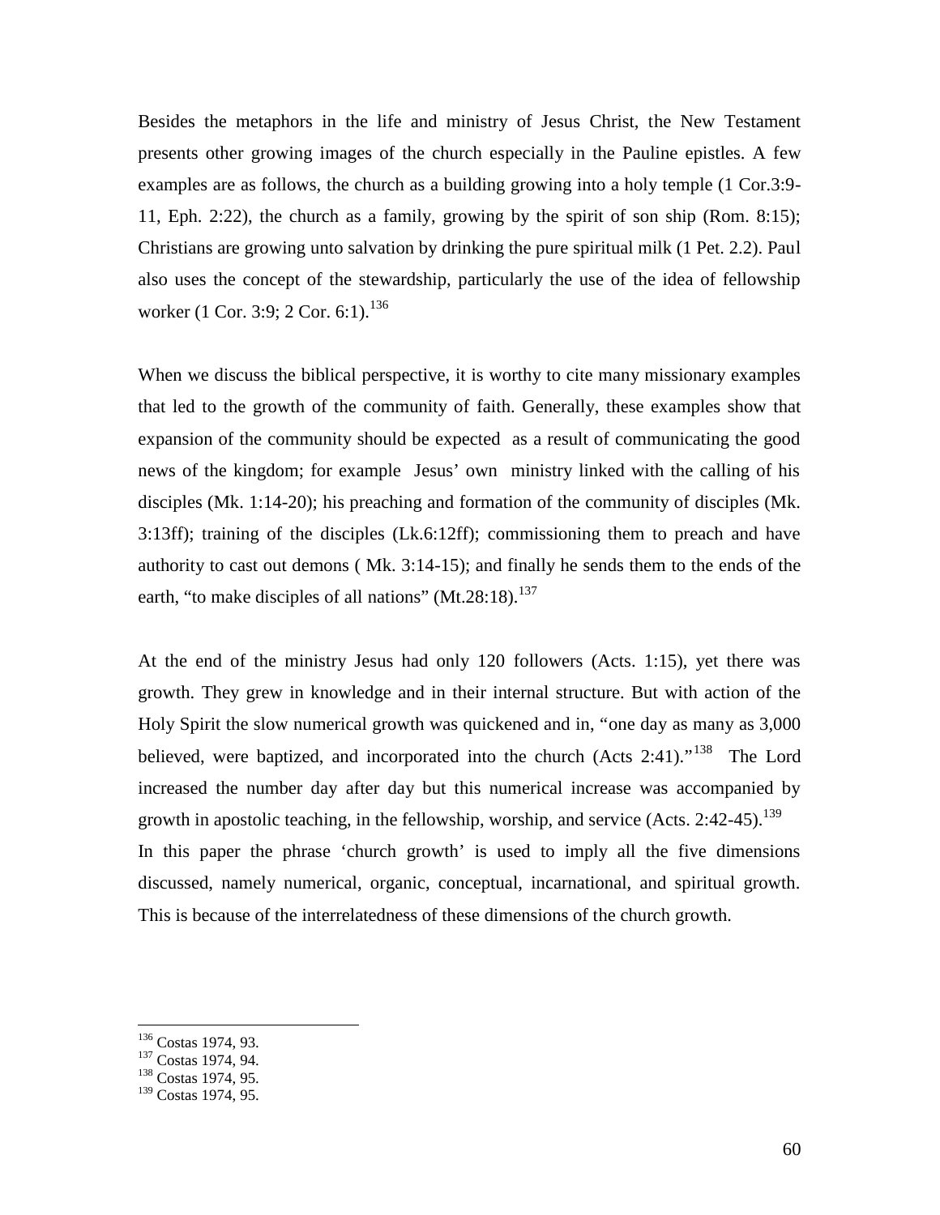Besides the metaphors in the life and ministry of Jesus Christ, the New Testament presents other growing images of the church especially in the Pauline epistles. A few examples are as follows, the church as a building growing into a holy temple (1 Cor.3:9-11, Eph. 2:22), the church as a family, growing by the spirit of son ship (Rom. 8:15); Christians are growing unto salvation by drinking the pure spiritual milk (1 Pet. 2.2). Paul also uses the concept of the stewardship, particularly the use of the idea of fellowship worker (1 Cor. 3:9; 2 Cor. 6:1).[136]

When we discuss the biblical perspective, it is worthy to cite many missionary examples that led to the growth of the community of faith. Generally, these examples show that expansion of the community should be expected as a result of communicating the good news of the kingdom; for example Jesus' own ministry linked with the calling of his disciples (Mk. 1:14-20); his preaching and formation of the community of disciples (Mk. 3:13ff); training of the disciples (Lk.6:12ff); commissioning them to preach and have authority to cast out demons ( Mk. 3:14-15); and finally he sends them to the ends of the earth, "to make disciples of all nations" (Mt.28:18).[137]

At the end of the ministry Jesus had only 120 followers (Acts. 1:15), yet there was growth. They grew in knowledge and in their internal structure. But with action of the Holy Spirit the slow numerical growth was quickened and in, "one day as many as 3,000 believed, were baptized, and incorporated into the church (Acts 2:41)."[138] The Lord increased the number day after day but this numerical increase was accompanied by growth in apostolic teaching, in the fellowship, worship, and service (Acts. 2:42-45).[139]
In this paper the phrase 'church growth' is used to imply all the five dimensions discussed, namely numerical, organic, conceptual, incarnational, and spiritual growth. This is because of the interrelatedness of these dimensions of the church growth.

---

[136] Costas 1974, 93.
[137] Costas 1974, 94.
[138] Costas 1974, 95.
[139] Costas 1974, 95.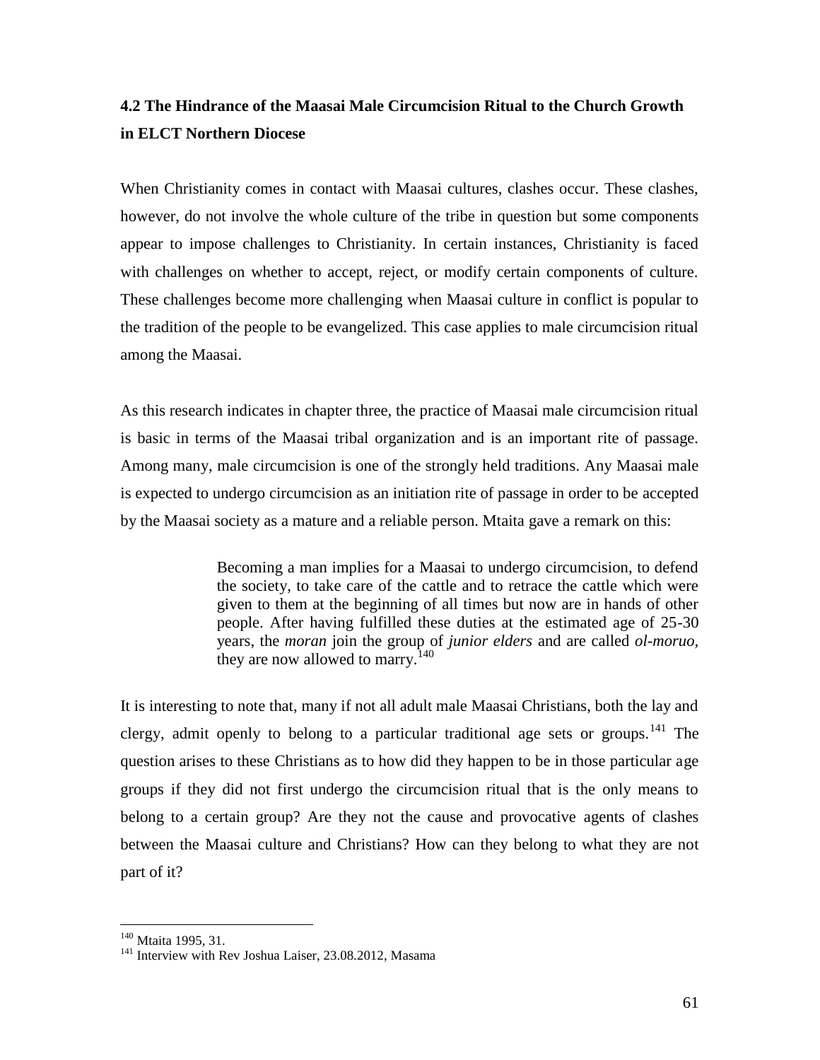## 4.2 The Hindrance of the Maasai Male Circumcision Ritual to the Church Growth in ELCT Northern Diocese

When Christianity comes in contact with Maasai cultures, clashes occur. These clashes, however, do not involve the whole culture of the tribe in question but some components appear to impose challenges to Christianity. In certain instances, Christianity is faced with challenges on whether to accept, reject, or modify certain components of culture. These challenges become more challenging when Maasai culture in conflict is popular to the tradition of the people to be evangelized. This case applies to male circumcision ritual among the Maasai.

As this research indicates in chapter three, the practice of Maasai male circumcision ritual is basic in terms of the Maasai tribal organization and is an important rite of passage. Among many, male circumcision is one of the strongly held traditions. Any Maasai male is expected to undergo circumcision as an initiation rite of passage in order to be accepted by the Maasai society as a mature and a reliable person. Mtaita gave a remark on this:

> Becoming a man implies for a Maasai to undergo circumcision, to defend the society, to take care of the cattle and to retrace the cattle which were given to them at the beginning of all times but now are in hands of other people. After having fulfilled these duties at the estimated age of 25-30 years, the *moran* join the group of *junior elders* and are called *ol-moruo*, they are now allowed to marry.[140]

It is interesting to note that, many if not all adult male Maasai Christians, both the lay and clergy, admit openly to belong to a particular traditional age sets or groups.[141] The question arises to these Christians as to how did they happen to be in those particular age groups if they did not first undergo the circumcision ritual that is the only means to belong to a certain group? Are they not the cause and provocative agents of clashes between the Maasai culture and Christians? How can they belong to what they are not part of it?

---

[140] Mtaita 1995, 31.

[141] Interview with Rev Joshua Laiser, 23.08.2012, Masama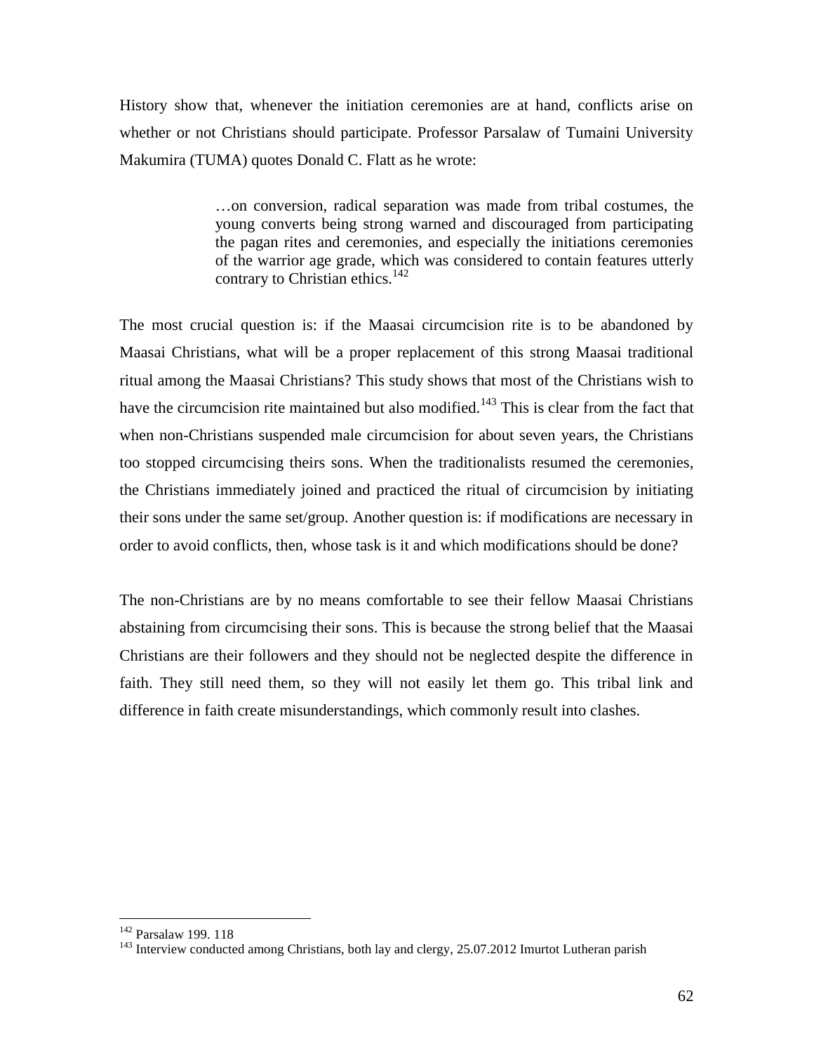History show that, whenever the initiation ceremonies are at hand, conflicts arise on whether or not Christians should participate. Professor Parsalaw of Tumaini University Makumira (TUMA) quotes Donald C. Flatt as he wrote:

> …on conversion, radical separation was made from tribal costumes, the young converts being strong warned and discouraged from participating the pagan rites and ceremonies, and especially the initiations ceremonies of the warrior age grade, which was considered to contain features utterly contrary to Christian ethics.[142]

The most crucial question is: if the Maasai circumcision rite is to be abandoned by Maasai Christians, what will be a proper replacement of this strong Maasai traditional ritual among the Maasai Christians? This study shows that most of the Christians wish to have the circumcision rite maintained but also modified.[143] This is clear from the fact that when non-Christians suspended male circumcision for about seven years, the Christians too stopped circumcising theirs sons. When the traditionalists resumed the ceremonies, the Christians immediately joined and practiced the ritual of circumcision by initiating their sons under the same set/group. Another question is: if modifications are necessary in order to avoid conflicts, then, whose task is it and which modifications should be done?

The non-Christians are by no means comfortable to see their fellow Maasai Christians abstaining from circumcising their sons. This is because the strong belief that the Maasai Christians are their followers and they should not be neglected despite the difference in faith. They still need them, so they will not easily let them go. This tribal link and difference in faith create misunderstandings, which commonly result into clashes.

---

[142] Parsalaw 199. 118

[143] Interview conducted among Christians, both lay and clergy, 25.07.2012 Imurtot Lutheran parish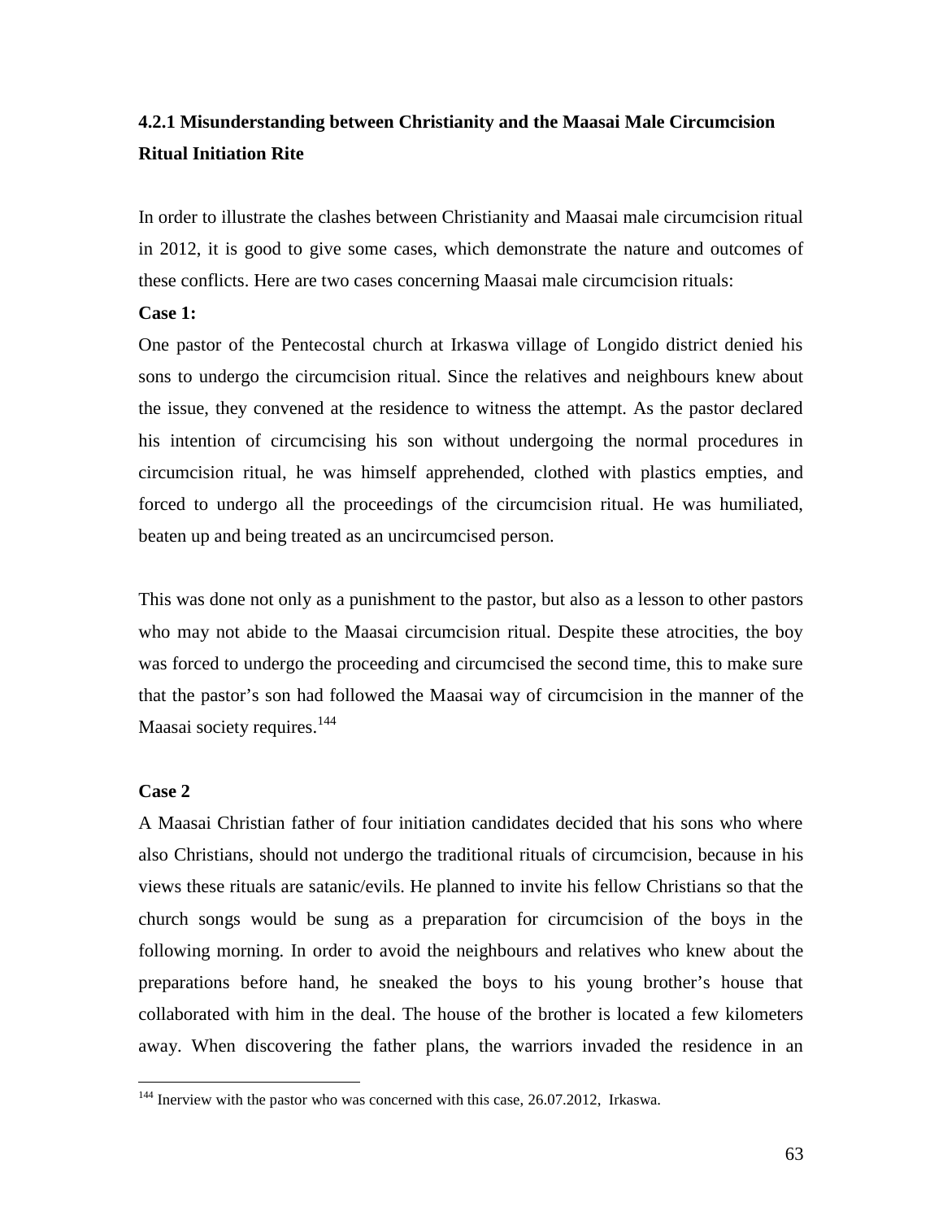### 4.2.1 Misunderstanding between Christianity and the Maasai Male Circumcision Ritual Initiation Rite

In order to illustrate the clashes between Christianity and Maasai male circumcision ritual in 2012, it is good to give some cases, which demonstrate the nature and outcomes of these conflicts. Here are two cases concerning Maasai male circumcision rituals:

**Case 1:**

One pastor of the Pentecostal church at Irkaswa village of Longido district denied his sons to undergo the circumcision ritual. Since the relatives and neighbours knew about the issue, they convened at the residence to witness the attempt. As the pastor declared his intention of circumcising his son without undergoing the normal procedures in circumcision ritual, he was himself apprehended, clothed with plastics empties, and forced to undergo all the proceedings of the circumcision ritual. He was humiliated, beaten up and being treated as an uncircumcised person.

This was done not only as a punishment to the pastor, but also as a lesson to other pastors who may not abide to the Maasai circumcision ritual. Despite these atrocities, the boy was forced to undergo the proceeding and circumcised the second time, this to make sure that the pastor's son had followed the Maasai way of circumcision in the manner of the Maasai society requires.[144]

**Case 2**

A Maasai Christian father of four initiation candidates decided that his sons who where also Christians, should not undergo the traditional rituals of circumcision, because in his views these rituals are satanic/evils. He planned to invite his fellow Christians so that the church songs would be sung as a preparation for circumcision of the boys in the following morning. In order to avoid the neighbours and relatives who knew about the preparations before hand, he sneaked the boys to his young brother's house that collaborated with him in the deal. The house of the brother is located a few kilometers away. When discovering the father plans, the warriors invaded the residence in an

[144] Inerview with the pastor who was concerned with this case, 26.07.2012, Irkaswa.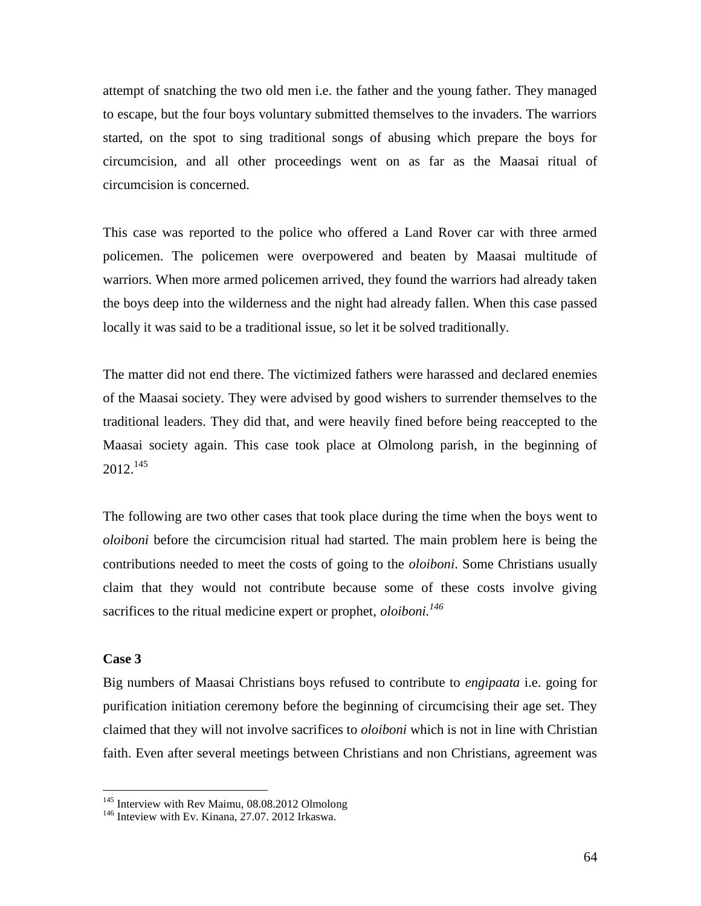attempt of snatching the two old men i.e. the father and the young father. They managed to escape, but the four boys voluntary submitted themselves to the invaders. The warriors started, on the spot to sing traditional songs of abusing which prepare the boys for circumcision, and all other proceedings went on as far as the Maasai ritual of circumcision is concerned.

This case was reported to the police who offered a Land Rover car with three armed policemen. The policemen were overpowered and beaten by Maasai multitude of warriors. When more armed policemen arrived, they found the warriors had already taken the boys deep into the wilderness and the night had already fallen. When this case passed locally it was said to be a traditional issue, so let it be solved traditionally.

The matter did not end there. The victimized fathers were harassed and declared enemies of the Maasai society. They were advised by good wishers to surrender themselves to the traditional leaders. They did that, and were heavily fined before being reaccepted to the Maasai society again. This case took place at Olmolong parish, in the beginning of 2012.[145]

The following are two other cases that took place during the time when the boys went to *oloiboni* before the circumcision ritual had started. The main problem here is being the contributions needed to meet the costs of going to the *oloiboni*. Some Christians usually claim that they would not contribute because some of these costs involve giving sacrifices to the ritual medicine expert or prophet, *oloiboni*.[146]

**Case 3**

Big numbers of Maasai Christians boys refused to contribute to *engipaata* i.e. going for purification initiation ceremony before the beginning of circumcising their age set. They claimed that they will not involve sacrifices to *oloiboni* which is not in line with Christian faith. Even after several meetings between Christians and non Christians, agreement was

---

[145] Interview with Rev Maimu, 08.08.2012 Olmolong

[146] Inteview with Ev. Kinana, 27.07. 2012 Irkaswa.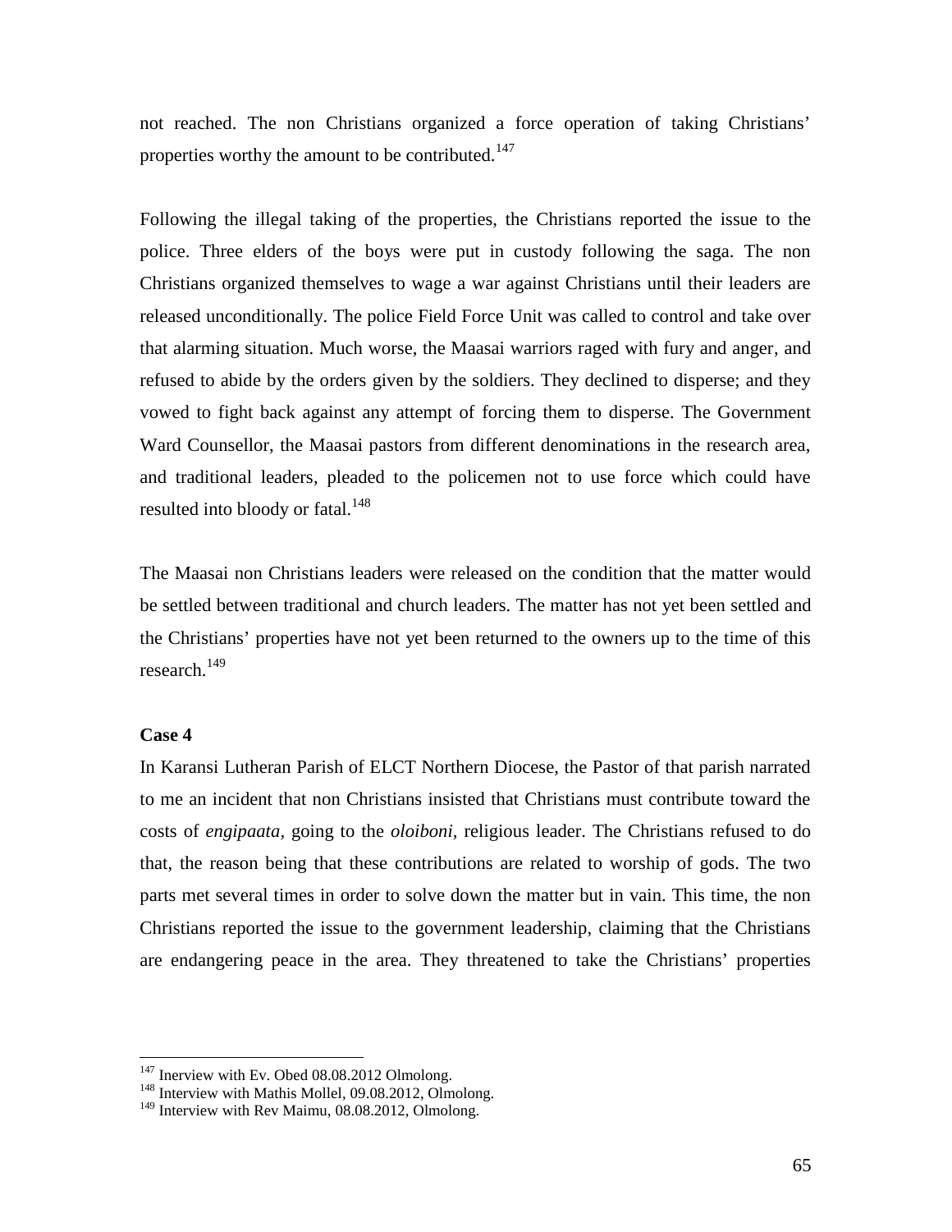not reached. The non Christians organized a force operation of taking Christians' properties worthy the amount to be contributed.[147]

Following the illegal taking of the properties, the Christians reported the issue to the police. Three elders of the boys were put in custody following the saga. The non Christians organized themselves to wage a war against Christians until their leaders are released unconditionally. The police Field Force Unit was called to control and take over that alarming situation. Much worse, the Maasai warriors raged with fury and anger, and refused to abide by the orders given by the soldiers. They declined to disperse; and they vowed to fight back against any attempt of forcing them to disperse. The Government Ward Counsellor, the Maasai pastors from different denominations in the research area, and traditional leaders, pleaded to the policemen not to use force which could have resulted into bloody or fatal.[148]

The Maasai non Christians leaders were released on the condition that the matter would be settled between traditional and church leaders. The matter has not yet been settled and the Christians' properties have not yet been returned to the owners up to the time of this research.[149]

**Case 4**

In Karansi Lutheran Parish of ELCT Northern Diocese, the Pastor of that parish narrated to me an incident that non Christians insisted that Christians must contribute toward the costs of *engipaata,* going to the *oloiboni,* religious leader. The Christians refused to do that, the reason being that these contributions are related to worship of gods. The two parts met several times in order to solve down the matter but in vain. This time, the non Christians reported the issue to the government leadership, claiming that the Christians are endangering peace in the area. They threatened to take the Christians' properties

---

[147] Inerview with Ev. Obed 08.08.2012 Olmolong.

[148] Interview with Mathis Mollel, 09.08.2012, Olmolong.

[149] Interview with Rev Maimu, 08.08.2012, Olmolong.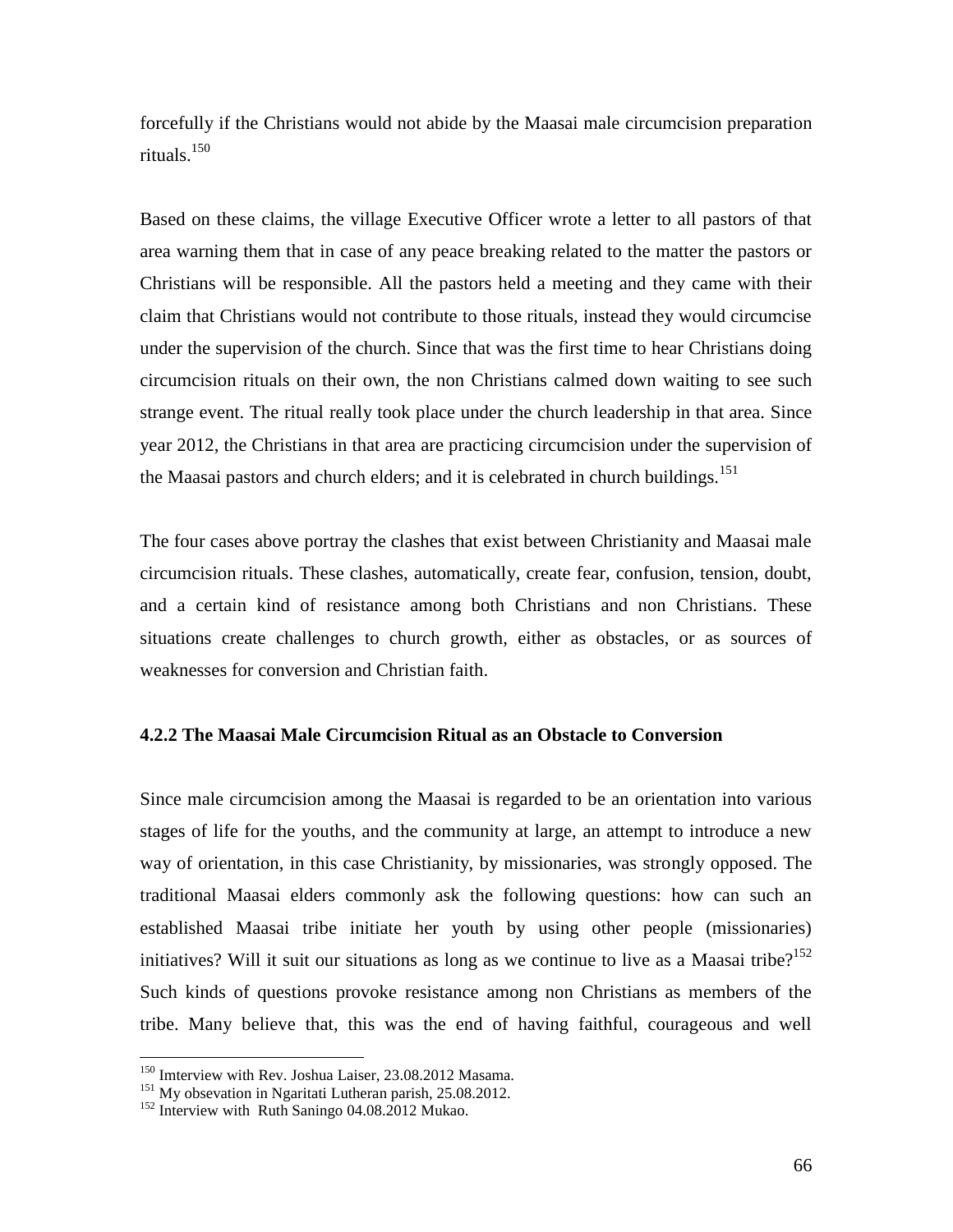forcefully if the Christians would not abide by the Maasai male circumcision preparation rituals.[150]

Based on these claims, the village Executive Officer wrote a letter to all pastors of that area warning them that in case of any peace breaking related to the matter the pastors or Christians will be responsible. All the pastors held a meeting and they came with their claim that Christians would not contribute to those rituals, instead they would circumcise under the supervision of the church. Since that was the first time to hear Christians doing circumcision rituals on their own, the non Christians calmed down waiting to see such strange event. The ritual really took place under the church leadership in that area. Since year 2012, the Christians in that area are practicing circumcision under the supervision of the Maasai pastors and church elders; and it is celebrated in church buildings.[151]

The four cases above portray the clashes that exist between Christianity and Maasai male circumcision rituals. These clashes, automatically, create fear, confusion, tension, doubt, and a certain kind of resistance among both Christians and non Christians. These situations create challenges to church growth, either as obstacles, or as sources of weaknesses for conversion and Christian faith.

### 4.2.2 The Maasai Male Circumcision Ritual as an Obstacle to Conversion

Since male circumcision among the Maasai is regarded to be an orientation into various stages of life for the youths, and the community at large, an attempt to introduce a new way of orientation, in this case Christianity, by missionaries, was strongly opposed. The traditional Maasai elders commonly ask the following questions: how can such an established Maasai tribe initiate her youth by using other people (missionaries) initiatives? Will it suit our situations as long as we continue to live as a Maasai tribe?[152] Such kinds of questions provoke resistance among non Christians as members of the tribe. Many believe that, this was the end of having faithful, courageous and well

---

[150] Imterview with Rev. Joshua Laiser, 23.08.2012 Masama.

[151] My obsevation in Ngaritati Lutheran parish, 25.08.2012.

[152] Interview with Ruth Saningo 04.08.2012 Mukao.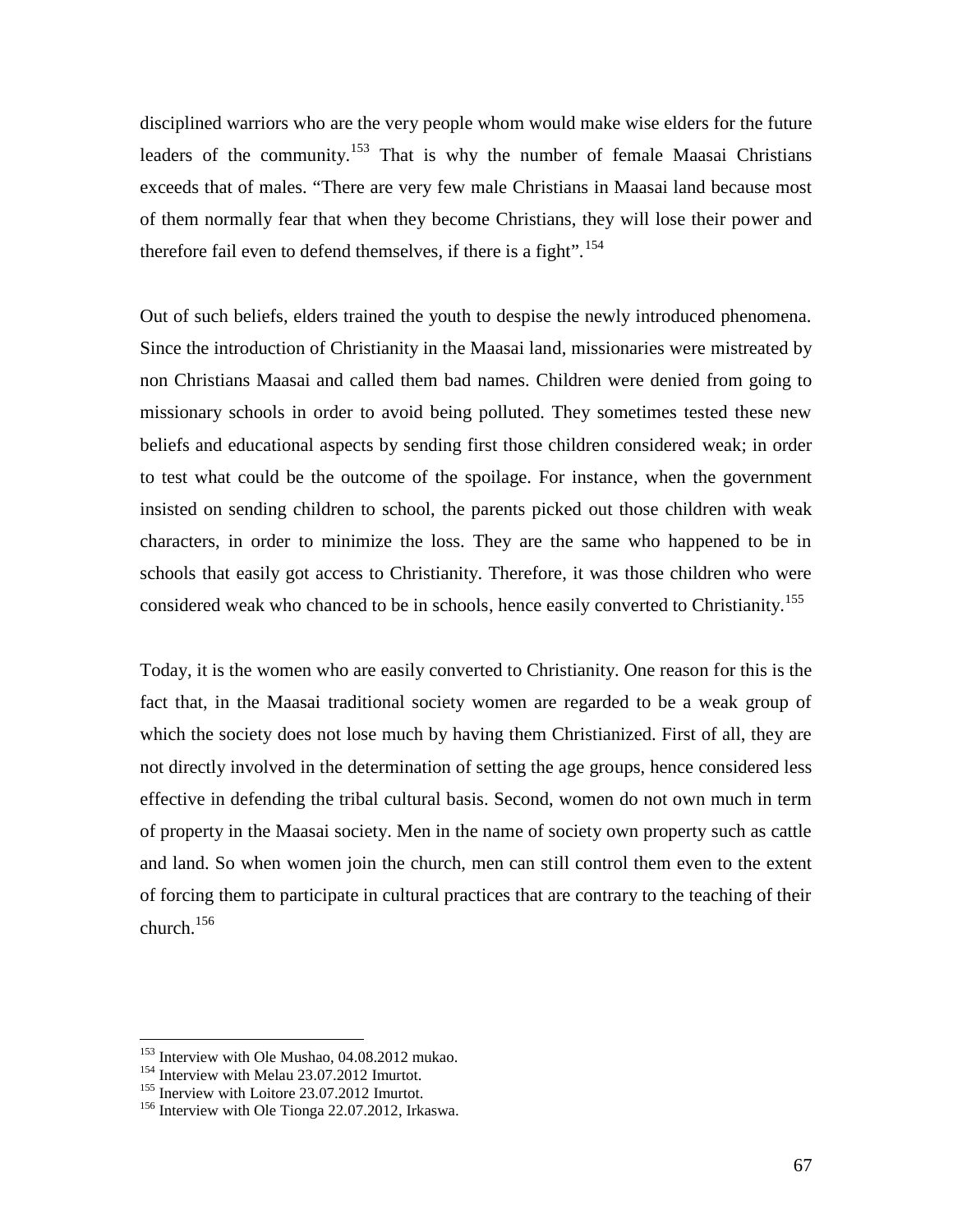disciplined warriors who are the very people whom would make wise elders for the future leaders of the community.[153] That is why the number of female Maasai Christians exceeds that of males. "There are very few male Christians in Maasai land because most of them normally fear that when they become Christians, they will lose their power and therefore fail even to defend themselves, if there is a fight".[154]

Out of such beliefs, elders trained the youth to despise the newly introduced phenomena. Since the introduction of Christianity in the Maasai land, missionaries were mistreated by non Christians Maasai and called them bad names. Children were denied from going to missionary schools in order to avoid being polluted. They sometimes tested these new beliefs and educational aspects by sending first those children considered weak; in order to test what could be the outcome of the spoilage. For instance, when the government insisted on sending children to school, the parents picked out those children with weak characters, in order to minimize the loss. They are the same who happened to be in schools that easily got access to Christianity. Therefore, it was those children who were considered weak who chanced to be in schools, hence easily converted to Christianity.[155]

Today, it is the women who are easily converted to Christianity. One reason for this is the fact that, in the Maasai traditional society women are regarded to be a weak group of which the society does not lose much by having them Christianized. First of all, they are not directly involved in the determination of setting the age groups, hence considered less effective in defending the tribal cultural basis. Second, women do not own much in term of property in the Maasai society. Men in the name of society own property such as cattle and land. So when women join the church, men can still control them even to the extent of forcing them to participate in cultural practices that are contrary to the teaching of their church.[156]

---

[153] Interview with Ole Mushao, 04.08.2012 mukao.

[154] Interview with Melau 23.07.2012 Imurtot.

[155] Inerview with Loitore 23.07.2012 Imurtot.

[156] Interview with Ole Tionga 22.07.2012, Irkaswa.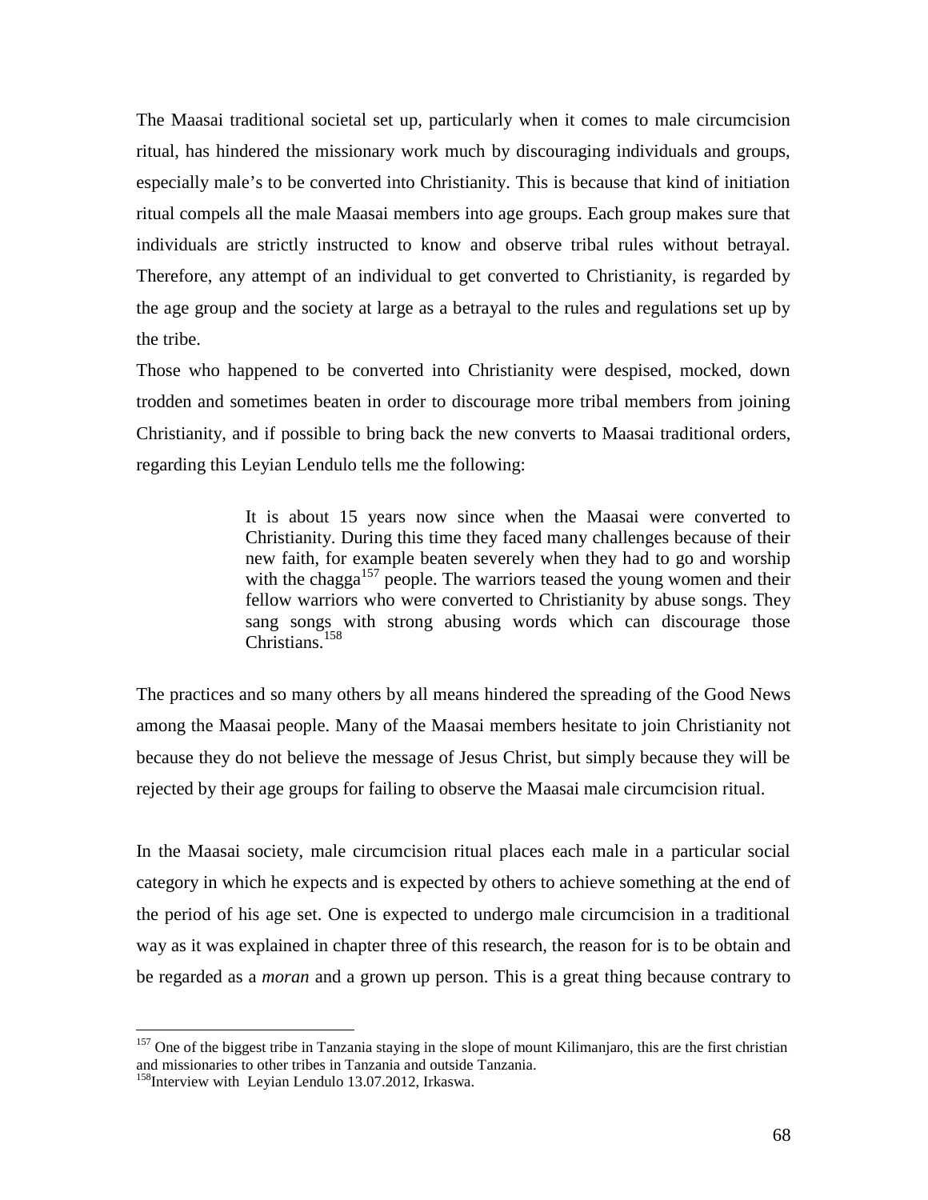The Maasai traditional societal set up, particularly when it comes to male circumcision ritual, has hindered the missionary work much by discouraging individuals and groups, especially male's to be converted into Christianity. This is because that kind of initiation ritual compels all the male Maasai members into age groups. Each group makes sure that individuals are strictly instructed to know and observe tribal rules without betrayal. Therefore, any attempt of an individual to get converted to Christianity, is regarded by the age group and the society at large as a betrayal to the rules and regulations set up by the tribe.

Those who happened to be converted into Christianity were despised, mocked, down trodden and sometimes beaten in order to discourage more tribal members from joining Christianity, and if possible to bring back the new converts to Maasai traditional orders, regarding this Leyian Lendulo tells me the following:

> It is about 15 years now since when the Maasai were converted to Christianity. During this time they faced many challenges because of their new faith, for example beaten severely when they had to go and worship with the chagga[157] people. The warriors teased the young women and their fellow warriors who were converted to Christianity by abuse songs. They sang songs with strong abusing words which can discourage those Christians.[158]

The practices and so many others by all means hindered the spreading of the Good News among the Maasai people. Many of the Maasai members hesitate to join Christianity not because they do not believe the message of Jesus Christ, but simply because they will be rejected by their age groups for failing to observe the Maasai male circumcision ritual.

In the Maasai society, male circumcision ritual places each male in a particular social category in which he expects and is expected by others to achieve something at the end of the period of his age set. One is expected to undergo male circumcision in a traditional way as it was explained in chapter three of this research, the reason for is to be obtain and be regarded as a *moran* and a grown up person. This is a great thing because contrary to

---

[157] One of the biggest tribe in Tanzania staying in the slope of mount Kilimanjaro, this are the first christian and missionaries to other tribes in Tanzania and outside Tanzania.

[158] Interview with Leyian Lendulo 13.07.2012, Irkaswa.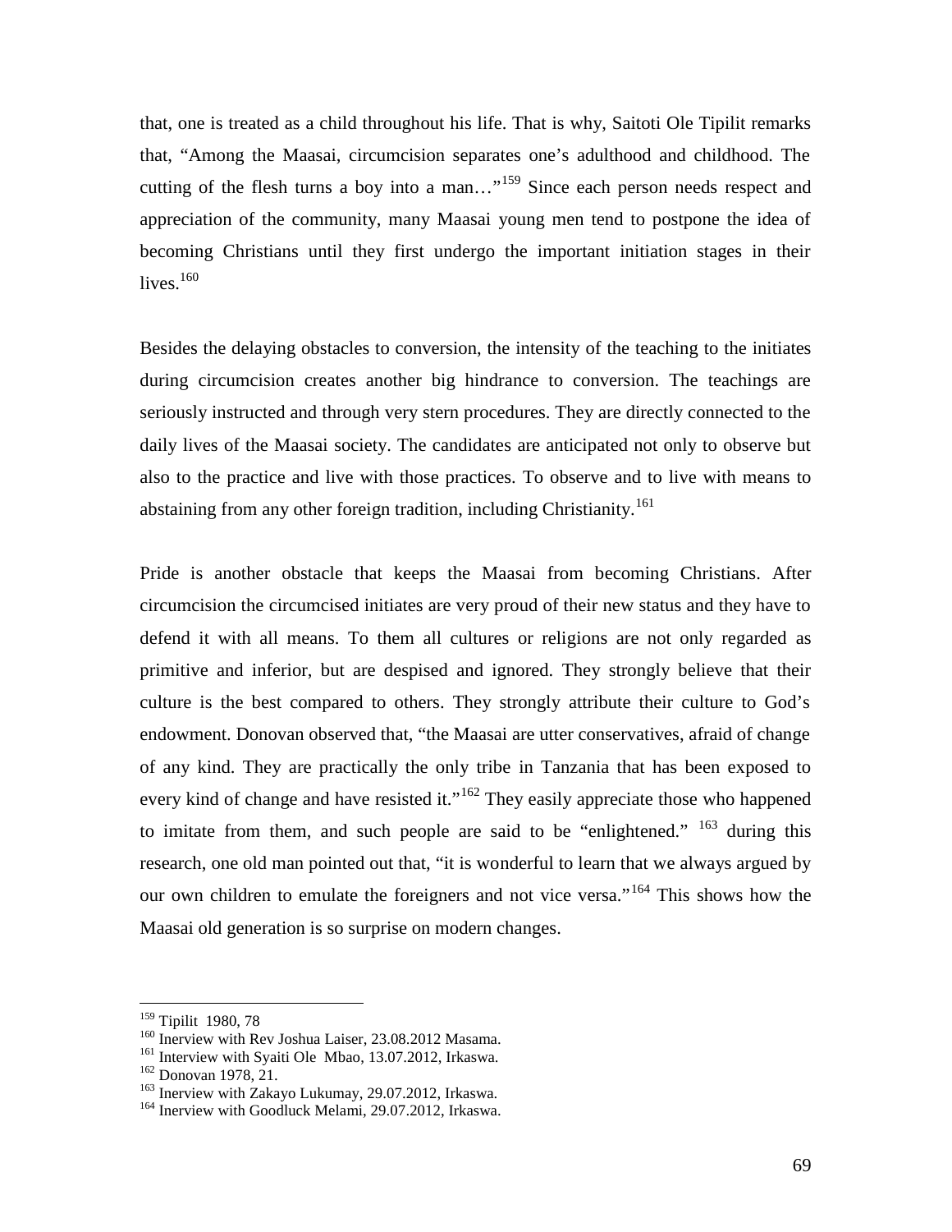that, one is treated as a child throughout his life. That is why, Saitoti Ole Tipilit remarks that, "Among the Maasai, circumcision separates one's adulthood and childhood. The cutting of the flesh turns a boy into a man…"[159] Since each person needs respect and appreciation of the community, many Maasai young men tend to postpone the idea of becoming Christians until they first undergo the important initiation stages in their lives.[160]

Besides the delaying obstacles to conversion, the intensity of the teaching to the initiates during circumcision creates another big hindrance to conversion. The teachings are seriously instructed and through very stern procedures. They are directly connected to the daily lives of the Maasai society. The candidates are anticipated not only to observe but also to the practice and live with those practices. To observe and to live with means to abstaining from any other foreign tradition, including Christianity.[161]

Pride is another obstacle that keeps the Maasai from becoming Christians. After circumcision the circumcised initiates are very proud of their new status and they have to defend it with all means. To them all cultures or religions are not only regarded as primitive and inferior, but are despised and ignored. They strongly believe that their culture is the best compared to others. They strongly attribute their culture to God's endowment. Donovan observed that, "the Maasai are utter conservatives, afraid of change of any kind. They are practically the only tribe in Tanzania that has been exposed to every kind of change and have resisted it."[162] They easily appreciate those who happened to imitate from them, and such people are said to be "enlightened." [163] during this research, one old man pointed out that, "it is wonderful to learn that we always argued by our own children to emulate the foreigners and not vice versa."[164] This shows how the Maasai old generation is so surprise on modern changes.

---

[159] Tipilit 1980, 78

[160] Inerview with Rev Joshua Laiser, 23.08.2012 Masama.

[161] Interview with Syaiti Ole Mbao, 13.07.2012, Irkaswa.

[162] Donovan 1978, 21.

[163] Inerview with Zakayo Lukumay, 29.07.2012, Irkaswa.

[164] Inerview with Goodluck Melami, 29.07.2012, Irkaswa.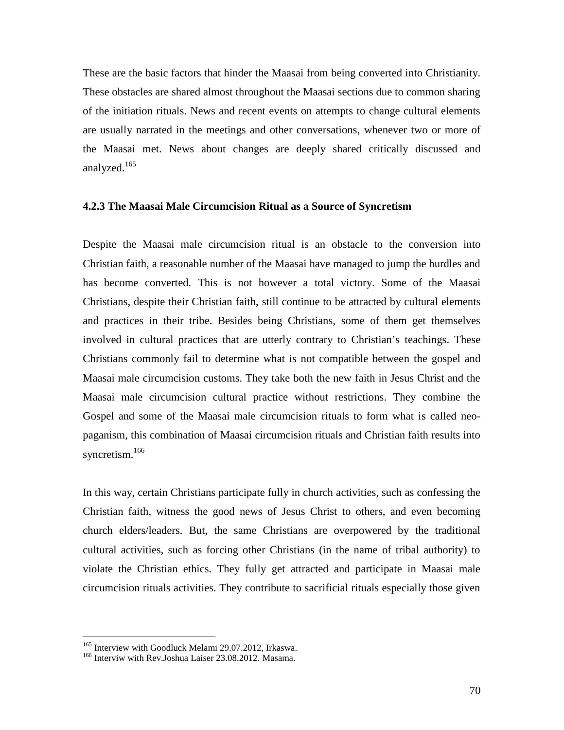These are the basic factors that hinder the Maasai from being converted into Christianity. These obstacles are shared almost throughout the Maasai sections due to common sharing of the initiation rituals. News and recent events on attempts to change cultural elements are usually narrated in the meetings and other conversations, whenever two or more of the Maasai met. News about changes are deeply shared critically discussed and analyzed.[165]

### 4.2.3 The Maasai Male Circumcision Ritual as a Source of Syncretism

Despite the Maasai male circumcision ritual is an obstacle to the conversion into Christian faith, a reasonable number of the Maasai have managed to jump the hurdles and has become converted. This is not however a total victory. Some of the Maasai Christians, despite their Christian faith, still continue to be attracted by cultural elements and practices in their tribe. Besides being Christians, some of them get themselves involved in cultural practices that are utterly contrary to Christian's teachings. These Christians commonly fail to determine what is not compatible between the gospel and Maasai male circumcision customs. They take both the new faith in Jesus Christ and the Maasai male circumcision cultural practice without restrictions. They combine the Gospel and some of the Maasai male circumcision rituals to form what is called neo-paganism, this combination of Maasai circumcision rituals and Christian faith results into syncretism.[166]

In this way, certain Christians participate fully in church activities, such as confessing the Christian faith, witness the good news of Jesus Christ to others, and even becoming church elders/leaders. But, the same Christians are overpowered by the traditional cultural activities, such as forcing other Christians (in the name of tribal authority) to violate the Christian ethics. They fully get attracted and participate in Maasai male circumcision rituals activities. They contribute to sacrificial rituals especially those given

---

[165] Interview with Goodluck Melami 29.07.2012, Irkaswa.

[166] Interviw with Rev.Joshua Laiser 23.08.2012. Masama.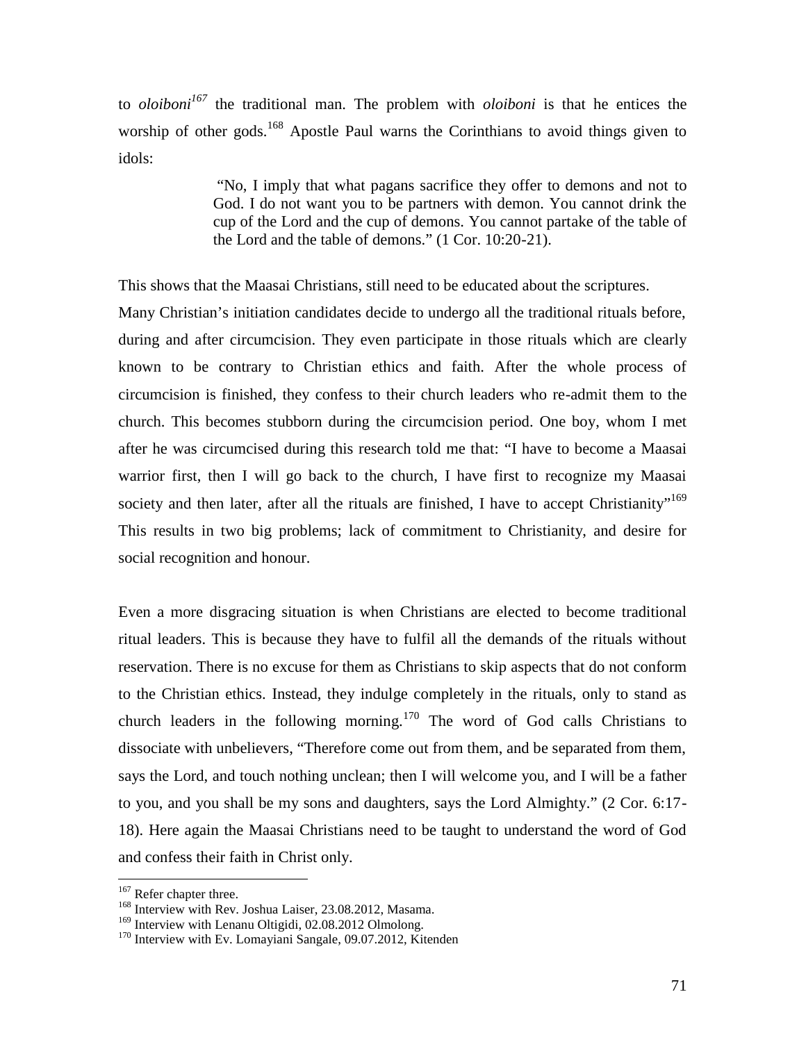to *oloiboni*[167] the traditional man. The problem with *oloiboni* is that he entices the worship of other gods.[168] Apostle Paul warns the Corinthians to avoid things given to idols:

> "No, I imply that what pagans sacrifice they offer to demons and not to God. I do not want you to be partners with demon. You cannot drink the cup of the Lord and the cup of demons. You cannot partake of the table of the Lord and the table of demons." (1 Cor. 10:20-21).

This shows that the Maasai Christians, still need to be educated about the scriptures.

Many Christian's initiation candidates decide to undergo all the traditional rituals before, during and after circumcision. They even participate in those rituals which are clearly known to be contrary to Christian ethics and faith. After the whole process of circumcision is finished, they confess to their church leaders who re-admit them to the church. This becomes stubborn during the circumcision period. One boy, whom I met after he was circumcised during this research told me that: "I have to become a Maasai warrior first, then I will go back to the church, I have first to recognize my Maasai society and then later, after all the rituals are finished, I have to accept Christianity"[169] This results in two big problems; lack of commitment to Christianity, and desire for social recognition and honour.

Even a more disgracing situation is when Christians are elected to become traditional ritual leaders. This is because they have to fulfil all the demands of the rituals without reservation. There is no excuse for them as Christians to skip aspects that do not conform to the Christian ethics. Instead, they indulge completely in the rituals, only to stand as church leaders in the following morning.[170] The word of God calls Christians to dissociate with unbelievers, "Therefore come out from them, and be separated from them, says the Lord, and touch nothing unclean; then I will welcome you, and I will be a father to you, and you shall be my sons and daughters, says the Lord Almighty." (2 Cor. 6:17-18). Here again the Maasai Christians need to be taught to understand the word of God and confess their faith in Christ only.

---

[167] Refer chapter three.

[168] Interview with Rev. Joshua Laiser, 23.08.2012, Masama.

[169] Interview with Lenanu Oltigidi, 02.08.2012 Olmolong.

[170] Interview with Ev. Lomayiani Sangale, 09.07.2012, Kitenden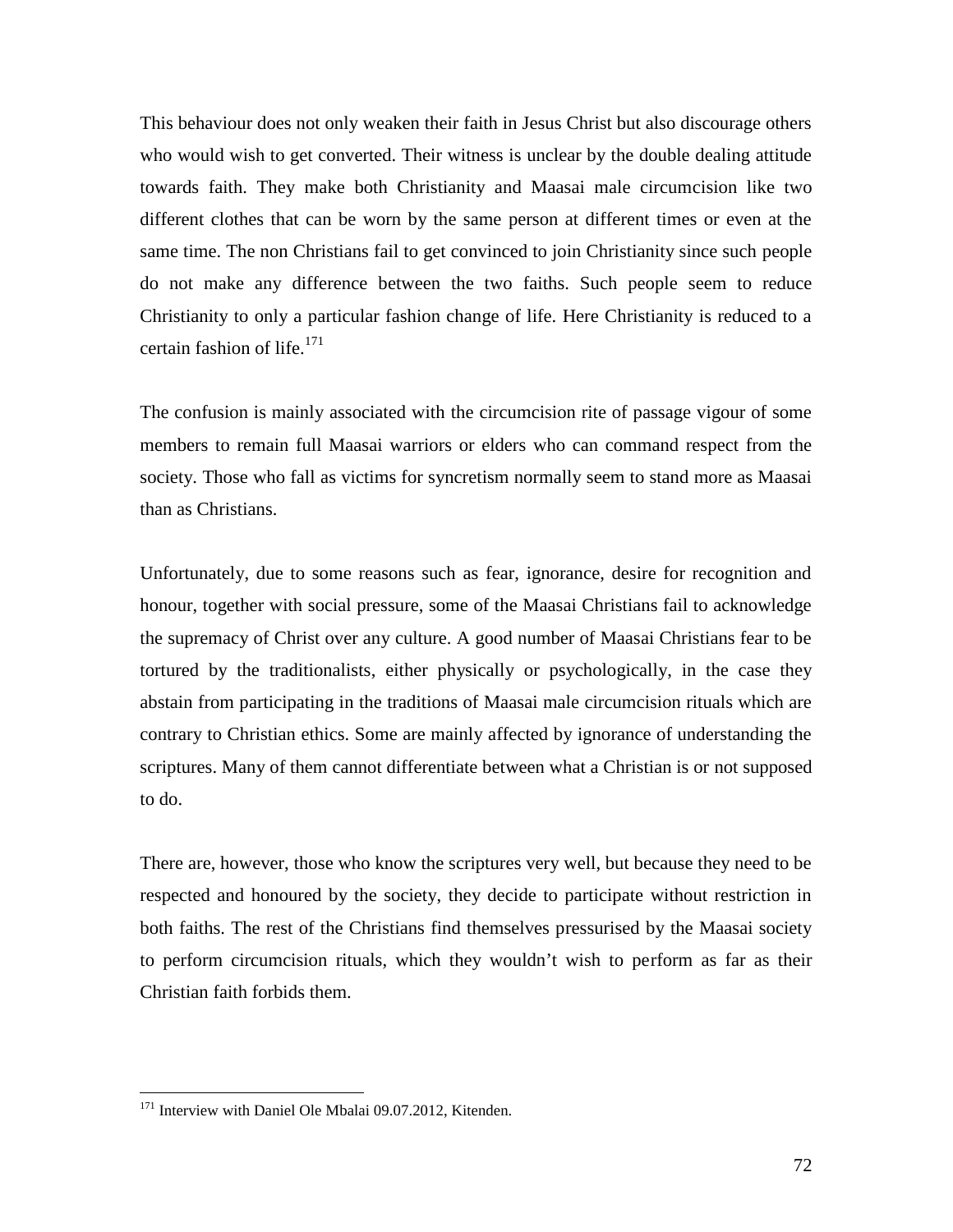This behaviour does not only weaken their faith in Jesus Christ but also discourage others who would wish to get converted. Their witness is unclear by the double dealing attitude towards faith. They make both Christianity and Maasai male circumcision like two different clothes that can be worn by the same person at different times or even at the same time. The non Christians fail to get convinced to join Christianity since such people do not make any difference between the two faiths. Such people seem to reduce Christianity to only a particular fashion change of life. Here Christianity is reduced to a certain fashion of life.[171]

The confusion is mainly associated with the circumcision rite of passage vigour of some members to remain full Maasai warriors or elders who can command respect from the society. Those who fall as victims for syncretism normally seem to stand more as Maasai than as Christians.

Unfortunately, due to some reasons such as fear, ignorance, desire for recognition and honour, together with social pressure, some of the Maasai Christians fail to acknowledge the supremacy of Christ over any culture. A good number of Maasai Christians fear to be tortured by the traditionalists, either physically or psychologically, in the case they abstain from participating in the traditions of Maasai male circumcision rituals which are contrary to Christian ethics. Some are mainly affected by ignorance of understanding the scriptures. Many of them cannot differentiate between what a Christian is or not supposed to do.

There are, however, those who know the scriptures very well, but because they need to be respected and honoured by the society, they decide to participate without restriction in both faiths. The rest of the Christians find themselves pressurised by the Maasai society to perform circumcision rituals, which they wouldn't wish to perform as far as their Christian faith forbids them.

---

[171] Interview with Daniel Ole Mbalai 09.07.2012, Kitenden.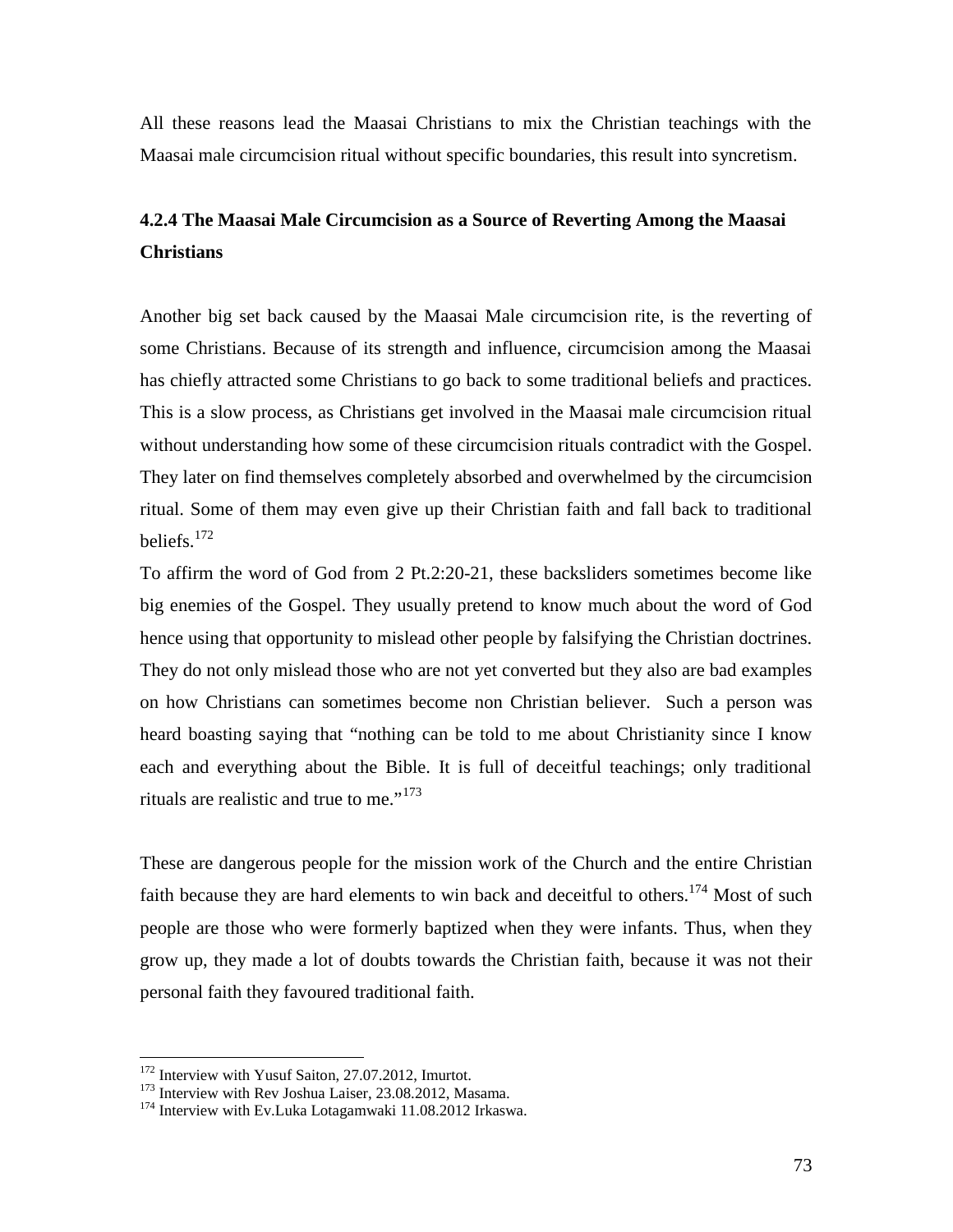All these reasons lead the Maasai Christians to mix the Christian teachings with the Maasai male circumcision ritual without specific boundaries, this result into syncretism.

### 4.2.4 The Maasai Male Circumcision as a Source of Reverting Among the Maasai Christians

Another big set back caused by the Maasai Male circumcision rite, is the reverting of some Christians. Because of its strength and influence, circumcision among the Maasai has chiefly attracted some Christians to go back to some traditional beliefs and practices. This is a slow process, as Christians get involved in the Maasai male circumcision ritual without understanding how some of these circumcision rituals contradict with the Gospel. They later on find themselves completely absorbed and overwhelmed by the circumcision ritual. Some of them may even give up their Christian faith and fall back to traditional beliefs.[172]

To affirm the word of God from 2 Pt.2:20-21, these backsliders sometimes become like big enemies of the Gospel. They usually pretend to know much about the word of God hence using that opportunity to mislead other people by falsifying the Christian doctrines. They do not only mislead those who are not yet converted but they also are bad examples on how Christians can sometimes become non Christian believer. Such a person was heard boasting saying that "nothing can be told to me about Christianity since I know each and everything about the Bible. It is full of deceitful teachings; only traditional rituals are realistic and true to me."[173]

These are dangerous people for the mission work of the Church and the entire Christian faith because they are hard elements to win back and deceitful to others.[174] Most of such people are those who were formerly baptized when they were infants. Thus, when they grow up, they made a lot of doubts towards the Christian faith, because it was not their personal faith they favoured traditional faith.

---

[172] Interview with Yusuf Saiton, 27.07.2012, Imurtot.

[173] Interview with Rev Joshua Laiser, 23.08.2012, Masama.

[174] Interview with Ev.Luka Lotagamwaki 11.08.2012 Irkaswa.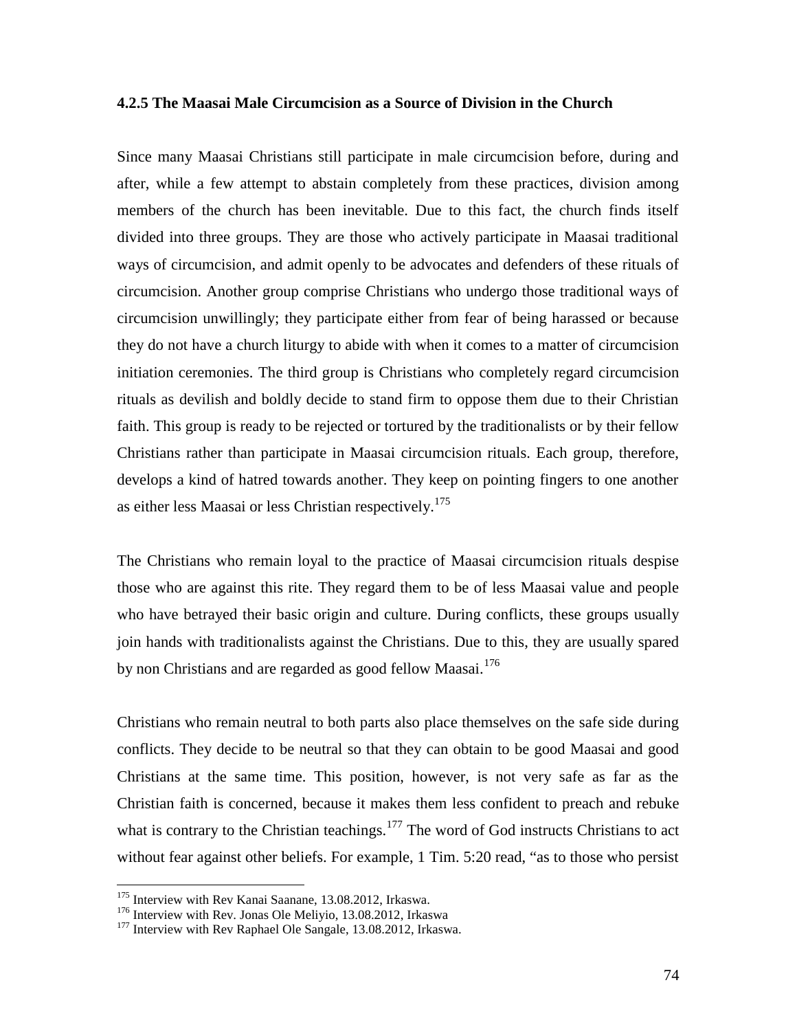### 4.2.5 The Maasai Male Circumcision as a Source of Division in the Church

Since many Maasai Christians still participate in male circumcision before, during and after, while a few attempt to abstain completely from these practices, division among members of the church has been inevitable. Due to this fact, the church finds itself divided into three groups. They are those who actively participate in Maasai traditional ways of circumcision, and admit openly to be advocates and defenders of these rituals of circumcision. Another group comprise Christians who undergo those traditional ways of circumcision unwillingly; they participate either from fear of being harassed or because they do not have a church liturgy to abide with when it comes to a matter of circumcision initiation ceremonies. The third group is Christians who completely regard circumcision rituals as devilish and boldly decide to stand firm to oppose them due to their Christian faith. This group is ready to be rejected or tortured by the traditionalists or by their fellow Christians rather than participate in Maasai circumcision rituals. Each group, therefore, develops a kind of hatred towards another. They keep on pointing fingers to one another as either less Maasai or less Christian respectively.[175]

The Christians who remain loyal to the practice of Maasai circumcision rituals despise those who are against this rite. They regard them to be of less Maasai value and people who have betrayed their basic origin and culture. During conflicts, these groups usually join hands with traditionalists against the Christians. Due to this, they are usually spared by non Christians and are regarded as good fellow Maasai.[176]

Christians who remain neutral to both parts also place themselves on the safe side during conflicts. They decide to be neutral so that they can obtain to be good Maasai and good Christians at the same time. This position, however, is not very safe as far as the Christian faith is concerned, because it makes them less confident to preach and rebuke what is contrary to the Christian teachings.[177] The word of God instructs Christians to act without fear against other beliefs. For example, 1 Tim. 5:20 read, "as to those who persist

[175] Interview with Rev Kanai Saanane, 13.08.2012, Irkaswa.
[176] Interview with Rev. Jonas Ole Meliyio, 13.08.2012, Irkaswa
[177] Interview with Rev Raphael Ole Sangale, 13.08.2012, Irkaswa.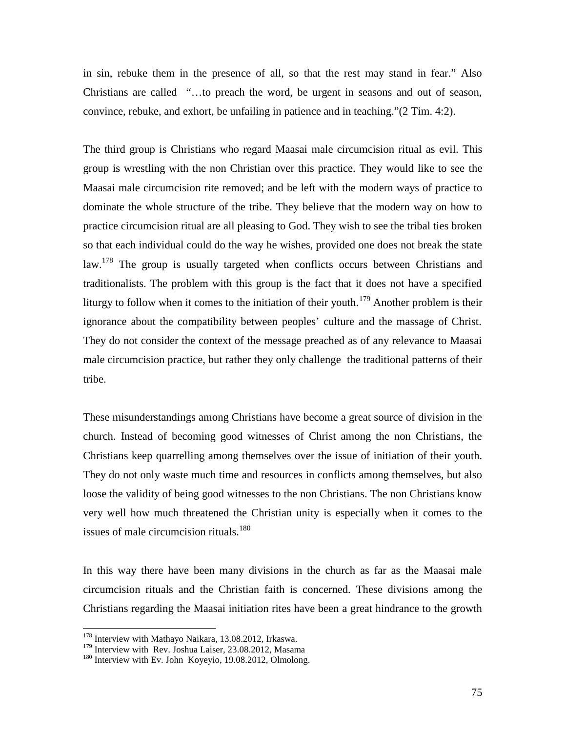in sin, rebuke them in the presence of all, so that the rest may stand in fear." Also Christians are called "…to preach the word, be urgent in seasons and out of season, convince, rebuke, and exhort, be unfailing in patience and in teaching."(2 Tim. 4:2).

The third group is Christians who regard Maasai male circumcision ritual as evil. This group is wrestling with the non Christian over this practice. They would like to see the Maasai male circumcision rite removed; and be left with the modern ways of practice to dominate the whole structure of the tribe. They believe that the modern way on how to practice circumcision ritual are all pleasing to God. They wish to see the tribal ties broken so that each individual could do the way he wishes, provided one does not break the state law.[178] The group is usually targeted when conflicts occurs between Christians and traditionalists. The problem with this group is the fact that it does not have a specified liturgy to follow when it comes to the initiation of their youth.[179] Another problem is their ignorance about the compatibility between peoples' culture and the massage of Christ. They do not consider the context of the message preached as of any relevance to Maasai male circumcision practice, but rather they only challenge the traditional patterns of their tribe.

These misunderstandings among Christians have become a great source of division in the church. Instead of becoming good witnesses of Christ among the non Christians, the Christians keep quarrelling among themselves over the issue of initiation of their youth. They do not only waste much time and resources in conflicts among themselves, but also loose the validity of being good witnesses to the non Christians. The non Christians know very well how much threatened the Christian unity is especially when it comes to the issues of male circumcision rituals.[180]

In this way there have been many divisions in the church as far as the Maasai male circumcision rituals and the Christian faith is concerned. These divisions among the Christians regarding the Maasai initiation rites have been a great hindrance to the growth

---

[178] Interview with Mathayo Naikara, 13.08.2012, Irkaswa.

[179] Interview with Rev. Joshua Laiser, 23.08.2012, Masama

[180] Interview with Ev. John Koyeyio, 19.08.2012, Olmolong.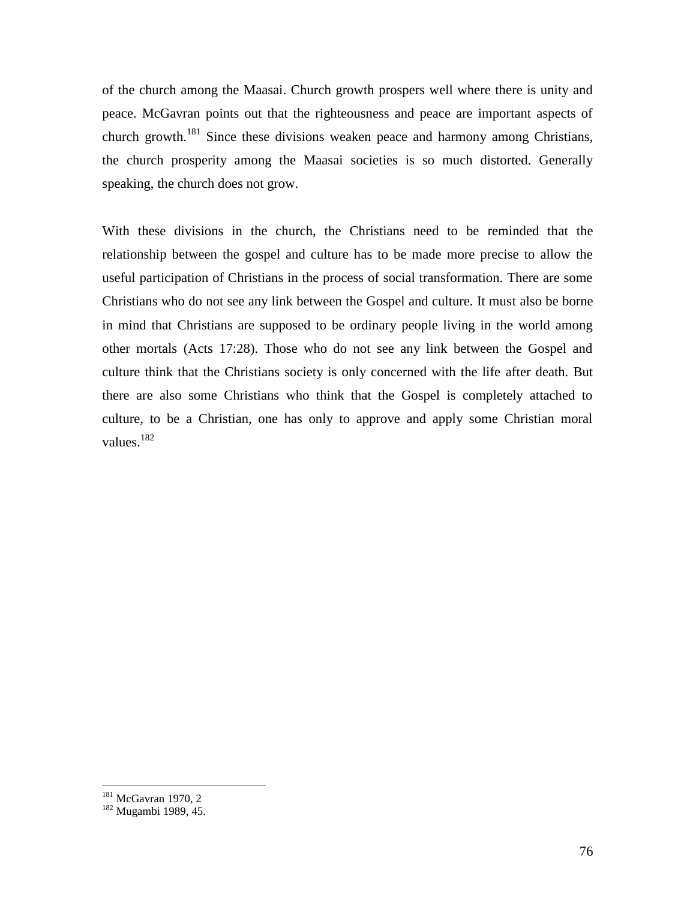of the church among the Maasai. Church growth prospers well where there is unity and peace. McGavran points out that the righteousness and peace are important aspects of church growth.[181] Since these divisions weaken peace and harmony among Christians, the church prosperity among the Maasai societies is so much distorted. Generally speaking, the church does not grow.

With these divisions in the church, the Christians need to be reminded that the relationship between the gospel and culture has to be made more precise to allow the useful participation of Christians in the process of social transformation. There are some Christians who do not see any link between the Gospel and culture. It must also be borne in mind that Christians are supposed to be ordinary people living in the world among other mortals (Acts 17:28). Those who do not see any link between the Gospel and culture think that the Christians society is only concerned with the life after death. But there are also some Christians who think that the Gospel is completely attached to culture, to be a Christian, one has only to approve and apply some Christian moral values.[182]

---

[181] McGavran 1970, 2

[182] Mugambi 1989, 45.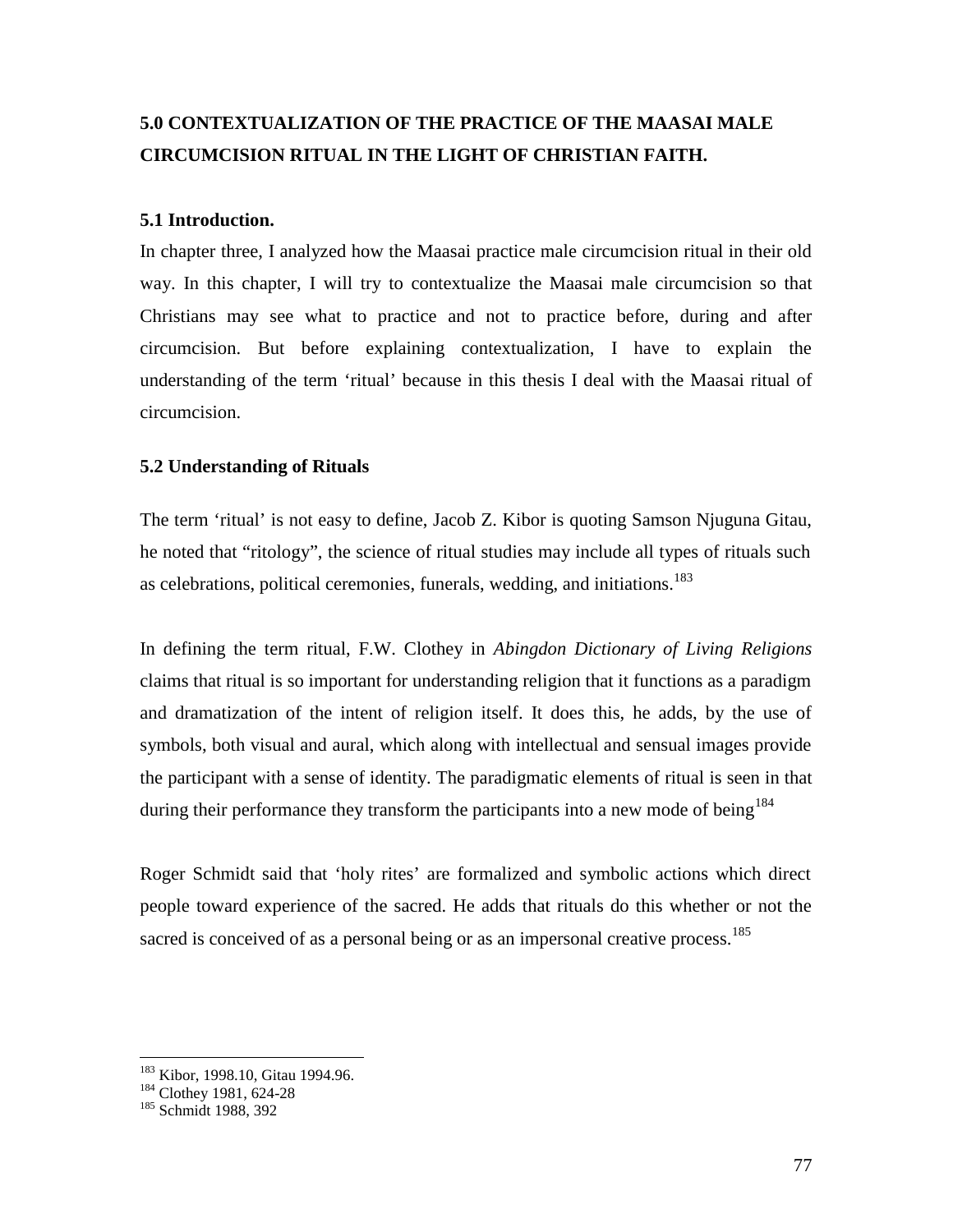## 5.0 CONTEXTUALIZATION OF THE PRACTICE OF THE MAASAI MALE CIRCUMCISION RITUAL IN THE LIGHT OF CHRISTIAN FAITH.

### 5.1 Introduction.

In chapter three, I analyzed how the Maasai practice male circumcision ritual in their old way. In this chapter, I will try to contextualize the Maasai male circumcision so that Christians may see what to practice and not to practice before, during and after circumcision. But before explaining contextualization, I have to explain the understanding of the term 'ritual' because in this thesis I deal with the Maasai ritual of circumcision.

### 5.2 Understanding of Rituals

The term 'ritual' is not easy to define, Jacob Z. Kibor is quoting Samson Njuguna Gitau, he noted that "ritology", the science of ritual studies may include all types of rituals such as celebrations, political ceremonies, funerals, wedding, and initiations.[183]

In defining the term ritual, F.W. Clothey in *Abingdon Dictionary of Living Religions* claims that ritual is so important for understanding religion that it functions as a paradigm and dramatization of the intent of religion itself. It does this, he adds, by the use of symbols, both visual and aural, which along with intellectual and sensual images provide the participant with a sense of identity. The paradigmatic elements of ritual is seen in that during their performance they transform the participants into a new mode of being[184]

Roger Schmidt said that 'holy rites' are formalized and symbolic actions which direct people toward experience of the sacred. He adds that rituals do this whether or not the sacred is conceived of as a personal being or as an impersonal creative process.[185]

---

[183] Kibor, 1998.10, Gitau 1994.96.
[184] Clothey 1981, 624-28
[185] Schmidt 1988, 392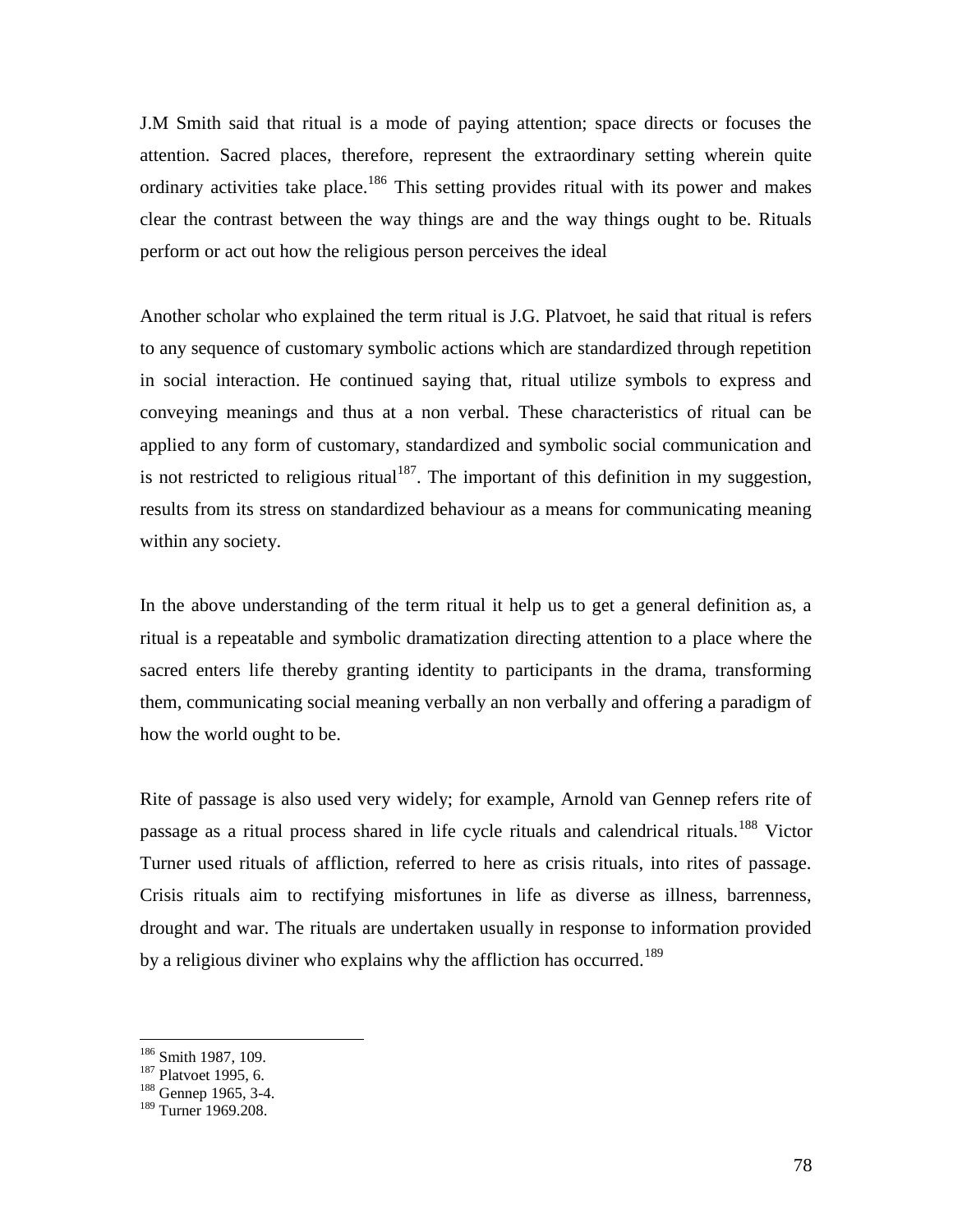J.M Smith said that ritual is a mode of paying attention; space directs or focuses the attention. Sacred places, therefore, represent the extraordinary setting wherein quite ordinary activities take place.[186] This setting provides ritual with its power and makes clear the contrast between the way things are and the way things ought to be. Rituals perform or act out how the religious person perceives the ideal

Another scholar who explained the term ritual is J.G. Platvoet, he said that ritual is refers to any sequence of customary symbolic actions which are standardized through repetition in social interaction. He continued saying that, ritual utilize symbols to express and conveying meanings and thus at a non verbal. These characteristics of ritual can be applied to any form of customary, standardized and symbolic social communication and is not restricted to religious ritual[187]. The important of this definition in my suggestion, results from its stress on standardized behaviour as a means for communicating meaning within any society.

In the above understanding of the term ritual it help us to get a general definition as, a ritual is a repeatable and symbolic dramatization directing attention to a place where the sacred enters life thereby granting identity to participants in the drama, transforming them, communicating social meaning verbally an non verbally and offering a paradigm of how the world ought to be.

Rite of passage is also used very widely; for example, Arnold van Gennep refers rite of passage as a ritual process shared in life cycle rituals and calendrical rituals.[188] Victor Turner used rituals of affliction, referred to here as crisis rituals, into rites of passage. Crisis rituals aim to rectifying misfortunes in life as diverse as illness, barrenness, drought and war. The rituals are undertaken usually in response to information provided by a religious diviner who explains why the affliction has occurred.[189]

---

[186] Smith 1987, 109.
[187] Platvoet 1995, 6.
[188] Gennep 1965, 3-4.
[189] Turner 1969.208.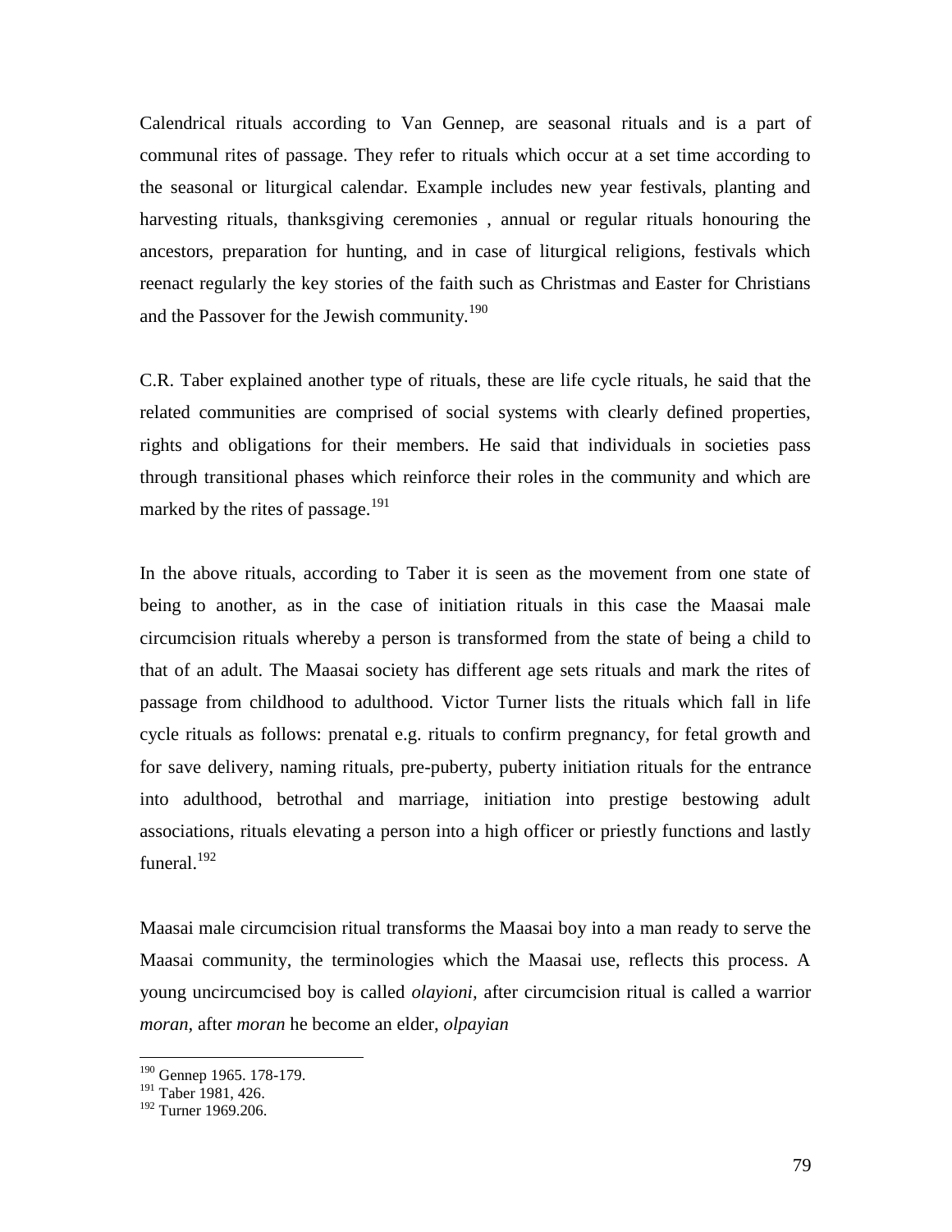Calendrical rituals according to Van Gennep, are seasonal rituals and is a part of communal rites of passage. They refer to rituals which occur at a set time according to the seasonal or liturgical calendar. Example includes new year festivals, planting and harvesting rituals, thanksgiving ceremonies , annual or regular rituals honouring the ancestors, preparation for hunting, and in case of liturgical religions, festivals which reenact regularly the key stories of the faith such as Christmas and Easter for Christians and the Passover for the Jewish community.[190]

C.R. Taber explained another type of rituals, these are life cycle rituals, he said that the related communities are comprised of social systems with clearly defined properties, rights and obligations for their members. He said that individuals in societies pass through transitional phases which reinforce their roles in the community and which are marked by the rites of passage.[191]

In the above rituals, according to Taber it is seen as the movement from one state of being to another, as in the case of initiation rituals in this case the Maasai male circumcision rituals whereby a person is transformed from the state of being a child to that of an adult. The Maasai society has different age sets rituals and mark the rites of passage from childhood to adulthood. Victor Turner lists the rituals which fall in life cycle rituals as follows: prenatal e.g. rituals to confirm pregnancy, for fetal growth and for save delivery, naming rituals, pre-puberty, puberty initiation rituals for the entrance into adulthood, betrothal and marriage, initiation into prestige bestowing adult associations, rituals elevating a person into a high officer or priestly functions and lastly funeral.[192]

Maasai male circumcision ritual transforms the Maasai boy into a man ready to serve the Maasai community, the terminologies which the Maasai use, reflects this process. A young uncircumcised boy is called *olayioni,* after circumcision ritual is called a warrior *moran,* after *moran* he become an elder, *olpayian*

[190] Gennep 1965. 178-179.
[191] Taber 1981, 426.
[192] Turner 1969.206.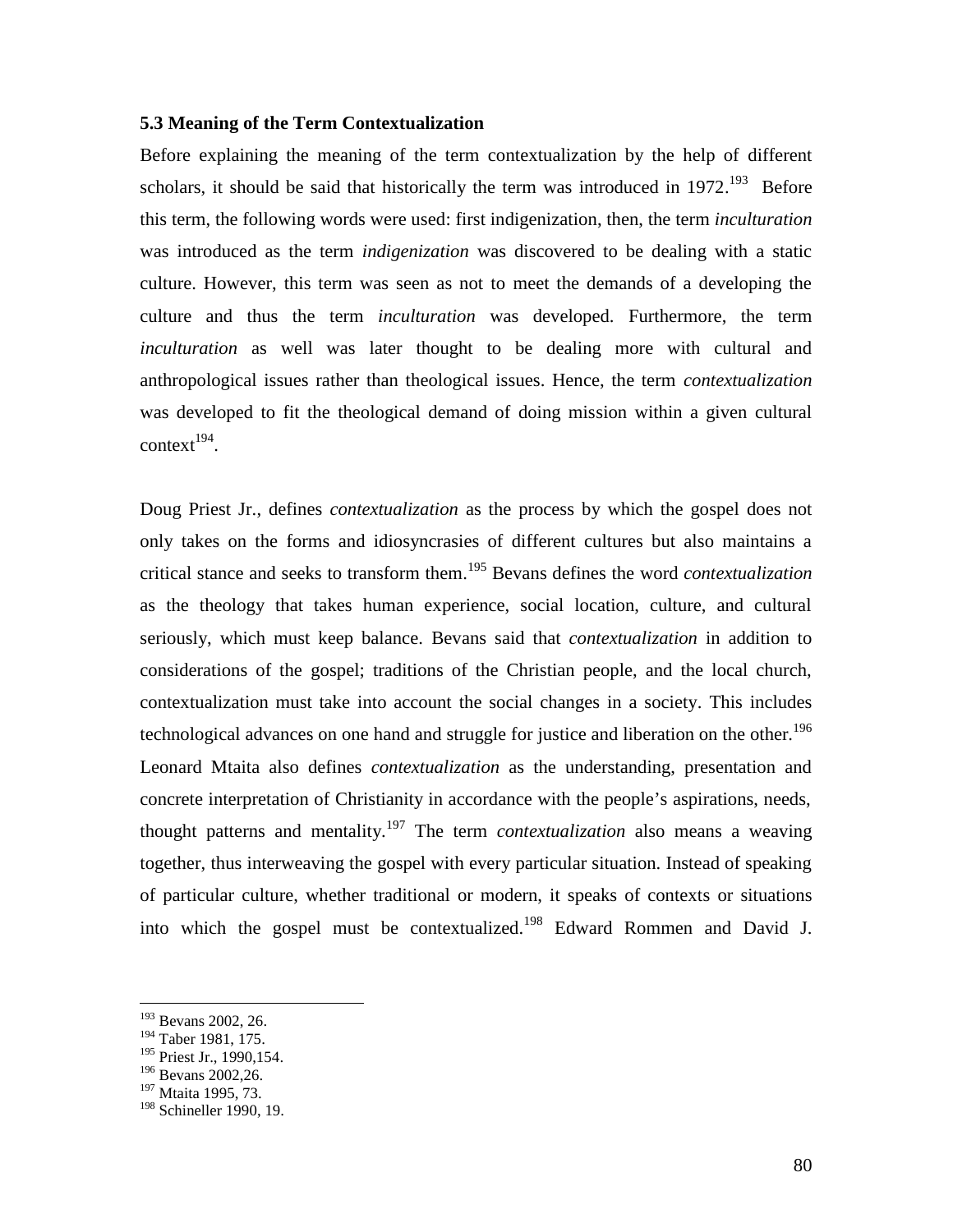### 5.3 Meaning of the Term Contextualization

Before explaining the meaning of the term contextualization by the help of different scholars, it should be said that historically the term was introduced in 1972.[193] Before this term, the following words were used: first indigenization, then, the term *inculturation* was introduced as the term *indigenization* was discovered to be dealing with a static culture. However, this term was seen as not to meet the demands of a developing the culture and thus the term *inculturation* was developed. Furthermore, the term *inculturation* as well was later thought to be dealing more with cultural and anthropological issues rather than theological issues. Hence, the term *contextualization* was developed to fit the theological demand of doing mission within a given cultural context[194].

Doug Priest Jr., defines *contextualization* as the process by which the gospel does not only takes on the forms and idiosyncrasies of different cultures but also maintains a critical stance and seeks to transform them.[195] Bevans defines the word *contextualization* as the theology that takes human experience, social location, culture, and cultural seriously, which must keep balance. Bevans said that *contextualization* in addition to considerations of the gospel; traditions of the Christian people, and the local church, contextualization must take into account the social changes in a society. This includes technological advances on one hand and struggle for justice and liberation on the other.[196] Leonard Mtaita also defines *contextualization* as the understanding, presentation and concrete interpretation of Christianity in accordance with the people's aspirations, needs, thought patterns and mentality.[197] The term *contextualization* also means a weaving together, thus interweaving the gospel with every particular situation. Instead of speaking of particular culture, whether traditional or modern, it speaks of contexts or situations into which the gospel must be contextualized.[198] Edward Rommen and David J.

---

[193] Bevans 2002, 26.
[194] Taber 1981, 175.
[195] Priest Jr., 1990,154.
[196] Bevans 2002,26.
[197] Mtaita 1995, 73.
[198] Schineller 1990, 19.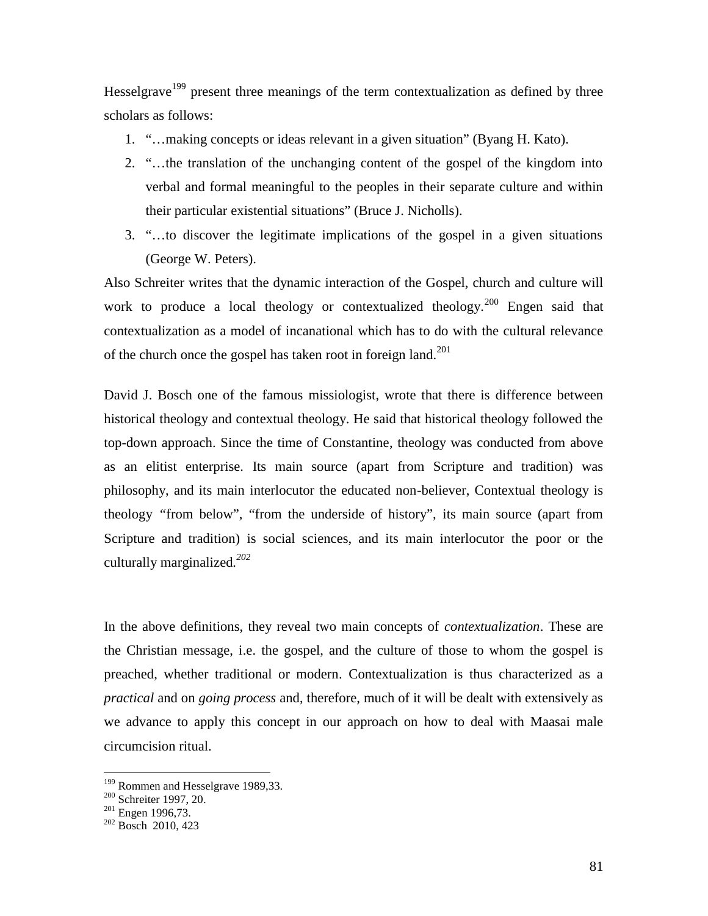Hesselgrave[199] present three meanings of the term contextualization as defined by three scholars as follows:

1. "…making concepts or ideas relevant in a given situation" (Byang H. Kato).
2. "…the translation of the unchanging content of the gospel of the kingdom into verbal and formal meaningful to the peoples in their separate culture and within their particular existential situations" (Bruce J. Nicholls).
3. "…to discover the legitimate implications of the gospel in a given situations (George W. Peters).

Also Schreiter writes that the dynamic interaction of the Gospel, church and culture will work to produce a local theology or contextualized theology.[200] Engen said that contextualization as a model of incanational which has to do with the cultural relevance of the church once the gospel has taken root in foreign land.[201]

David J. Bosch one of the famous missiologist, wrote that there is difference between historical theology and contextual theology. He said that historical theology followed the top-down approach. Since the time of Constantine, theology was conducted from above as an elitist enterprise. Its main source (apart from Scripture and tradition) was philosophy, and its main interlocutor the educated non-believer, Contextual theology is theology "from below", "from the underside of history", its main source (apart from Scripture and tradition) is social sciences, and its main interlocutor the poor or the culturally marginalized.[202]

In the above definitions, they reveal two main concepts of *contextualization*. These are the Christian message, i.e. the gospel, and the culture of those to whom the gospel is preached, whether traditional or modern. Contextualization is thus characterized as a *practical* and on *going process* and, therefore, much of it will be dealt with extensively as we advance to apply this concept in our approach on how to deal with Maasai male circumcision ritual.

---

[199] Rommen and Hesselgrave 1989,33.
[200] Schreiter 1997, 20.
[201] Engen 1996,73.
[202] Bosch 2010, 423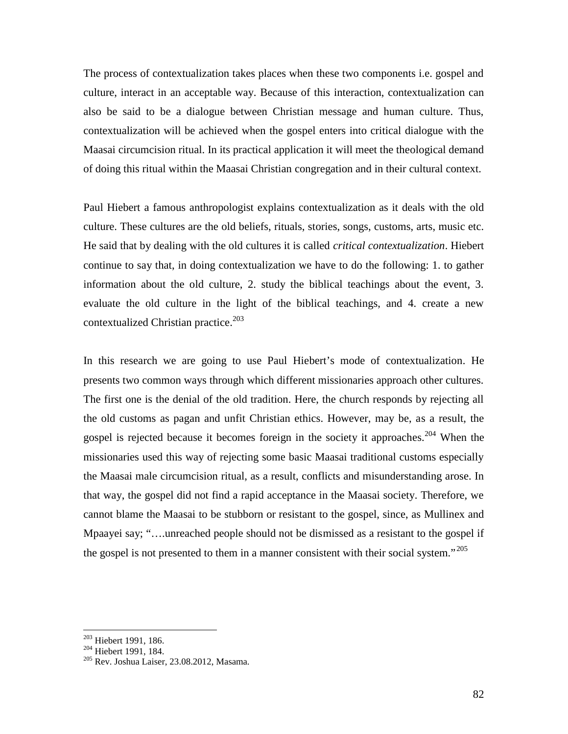The process of contextualization takes places when these two components i.e. gospel and culture, interact in an acceptable way. Because of this interaction, contextualization can also be said to be a dialogue between Christian message and human culture. Thus, contextualization will be achieved when the gospel enters into critical dialogue with the Maasai circumcision ritual. In its practical application it will meet the theological demand of doing this ritual within the Maasai Christian congregation and in their cultural context.

Paul Hiebert a famous anthropologist explains contextualization as it deals with the old culture. These cultures are the old beliefs, rituals, stories, songs, customs, arts, music etc. He said that by dealing with the old cultures it is called *critical contextualization*. Hiebert continue to say that, in doing contextualization we have to do the following: 1. to gather information about the old culture, 2. study the biblical teachings about the event, 3. evaluate the old culture in the light of the biblical teachings, and 4. create a new contextualized Christian practice.[203]

In this research we are going to use Paul Hiebert's mode of contextualization. He presents two common ways through which different missionaries approach other cultures. The first one is the denial of the old tradition. Here, the church responds by rejecting all the old customs as pagan and unfit Christian ethics. However, may be, as a result, the gospel is rejected because it becomes foreign in the society it approaches.[204] When the missionaries used this way of rejecting some basic Maasai traditional customs especially the Maasai male circumcision ritual, as a result, conflicts and misunderstanding arose. In that way, the gospel did not find a rapid acceptance in the Maasai society. Therefore, we cannot blame the Maasai to be stubborn or resistant to the gospel, since, as Mullinex and Mpaayei say; "….unreached people should not be dismissed as a resistant to the gospel if the gospel is not presented to them in a manner consistent with their social system."[205]

---

[203] Hiebert 1991, 186.
[204] Hiebert 1991, 184.
[205] Rev. Joshua Laiser, 23.08.2012, Masama.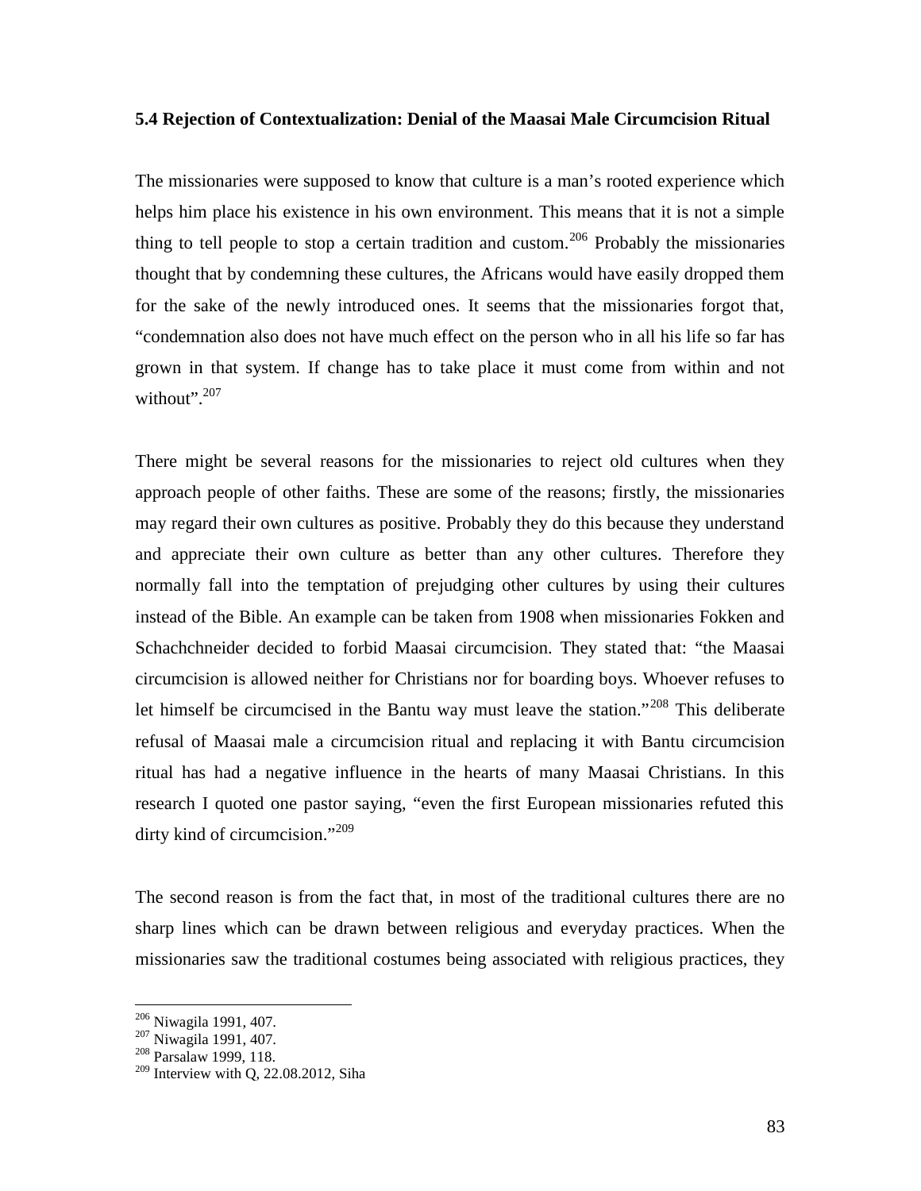### 5.4 Rejection of Contextualization: Denial of the Maasai Male Circumcision Ritual

The missionaries were supposed to know that culture is a man's rooted experience which helps him place his existence in his own environment. This means that it is not a simple thing to tell people to stop a certain tradition and custom.[206] Probably the missionaries thought that by condemning these cultures, the Africans would have easily dropped them for the sake of the newly introduced ones. It seems that the missionaries forgot that, "condemnation also does not have much effect on the person who in all his life so far has grown in that system. If change has to take place it must come from within and not without".[207]

There might be several reasons for the missionaries to reject old cultures when they approach people of other faiths. These are some of the reasons; firstly, the missionaries may regard their own cultures as positive. Probably they do this because they understand and appreciate their own culture as better than any other cultures. Therefore they normally fall into the temptation of prejudging other cultures by using their cultures instead of the Bible. An example can be taken from 1908 when missionaries Fokken and Schachchneider decided to forbid Maasai circumcision. They stated that: "the Maasai circumcision is allowed neither for Christians nor for boarding boys. Whoever refuses to let himself be circumcised in the Bantu way must leave the station."[208] This deliberate refusal of Maasai male a circumcision ritual and replacing it with Bantu circumcision ritual has had a negative influence in the hearts of many Maasai Christians. In this research I quoted one pastor saying, "even the first European missionaries refuted this dirty kind of circumcision."[209]

The second reason is from the fact that, in most of the traditional cultures there are no sharp lines which can be drawn between religious and everyday practices. When the missionaries saw the traditional costumes being associated with religious practices, they

---

[206] Niwagila 1991, 407.
[207] Niwagila 1991, 407.
[208] Parsalaw 1999, 118.
[209] Interview with Q, 22.08.2012, Siha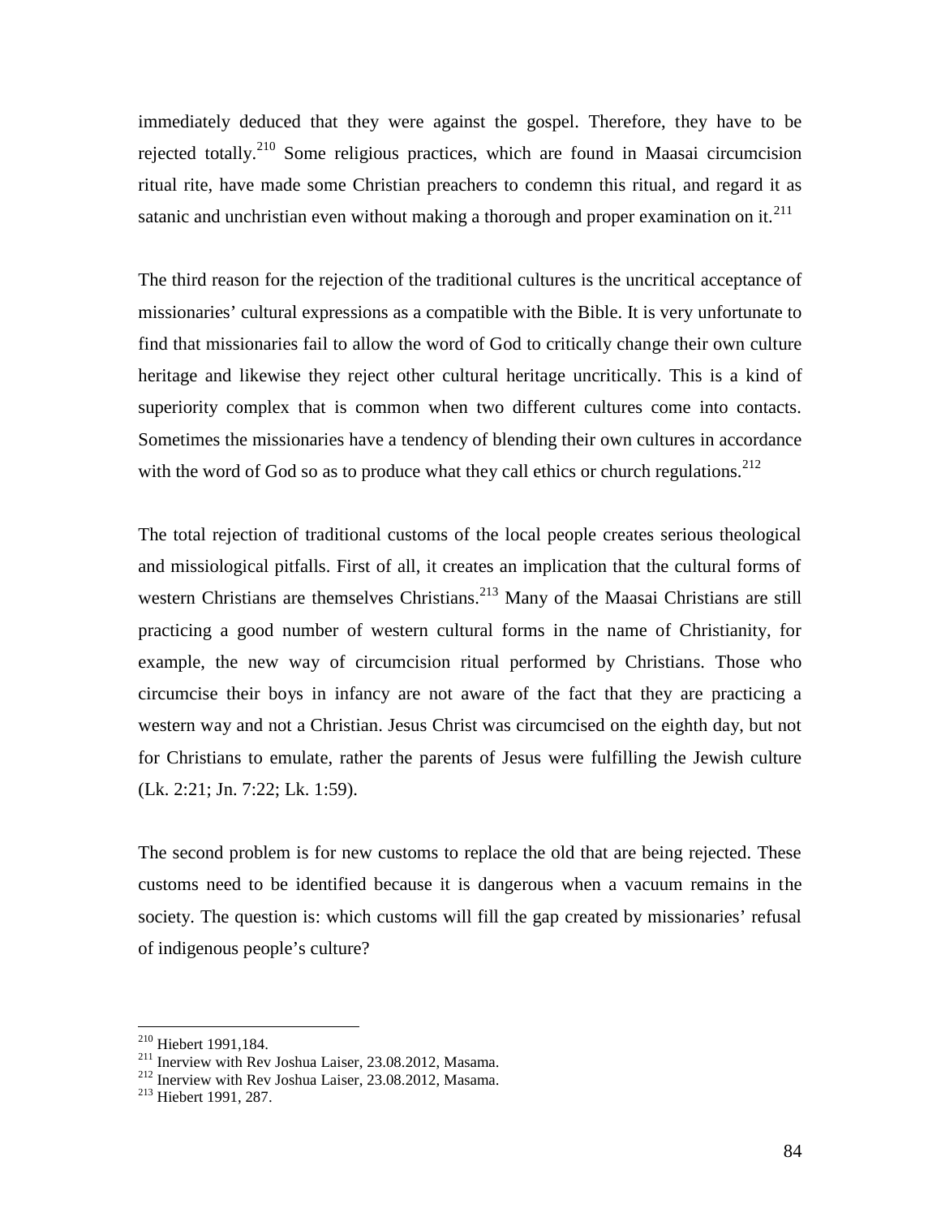immediately deduced that they were against the gospel. Therefore, they have to be rejected totally.[210] Some religious practices, which are found in Maasai circumcision ritual rite, have made some Christian preachers to condemn this ritual, and regard it as satanic and unchristian even without making a thorough and proper examination on it.[211]

The third reason for the rejection of the traditional cultures is the uncritical acceptance of missionaries' cultural expressions as a compatible with the Bible. It is very unfortunate to find that missionaries fail to allow the word of God to critically change their own culture heritage and likewise they reject other cultural heritage uncritically. This is a kind of superiority complex that is common when two different cultures come into contacts. Sometimes the missionaries have a tendency of blending their own cultures in accordance with the word of God so as to produce what they call ethics or church regulations.[212]

The total rejection of traditional customs of the local people creates serious theological and missiological pitfalls. First of all, it creates an implication that the cultural forms of western Christians are themselves Christians.[213] Many of the Maasai Christians are still practicing a good number of western cultural forms in the name of Christianity, for example, the new way of circumcision ritual performed by Christians. Those who circumcise their boys in infancy are not aware of the fact that they are practicing a western way and not a Christian. Jesus Christ was circumcised on the eighth day, but not for Christians to emulate, rather the parents of Jesus were fulfilling the Jewish culture (Lk. 2:21; Jn. 7:22; Lk. 1:59).

The second problem is for new customs to replace the old that are being rejected. These customs need to be identified because it is dangerous when a vacuum remains in the society. The question is: which customs will fill the gap created by missionaries' refusal of indigenous people's culture?

---

[210] Hiebert 1991,184.

[211] Inerview with Rev Joshua Laiser, 23.08.2012, Masama.

[212] Inerview with Rev Joshua Laiser, 23.08.2012, Masama.

[213] Hiebert 1991, 287.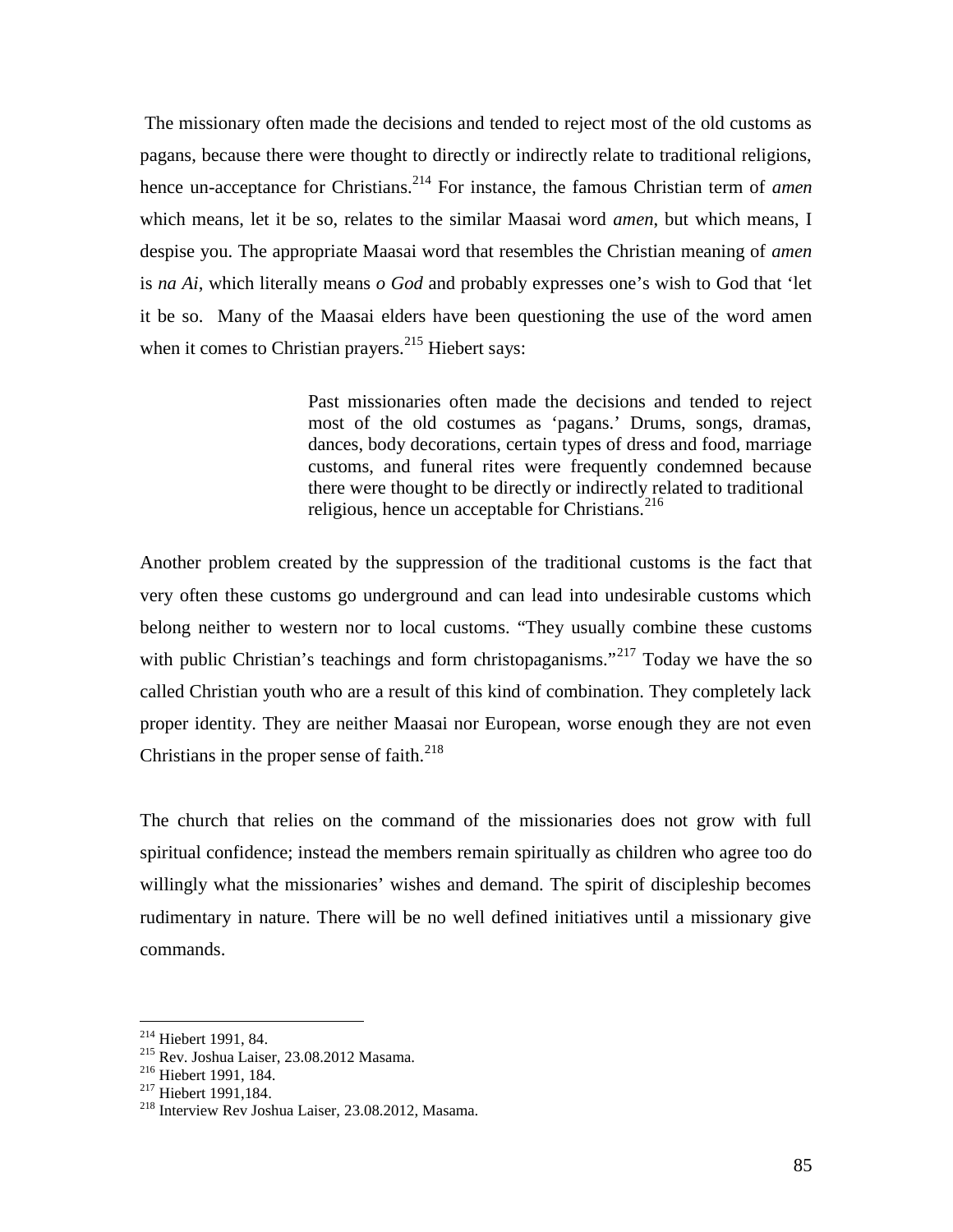The missionary often made the decisions and tended to reject most of the old customs as pagans, because there were thought to directly or indirectly relate to traditional religions, hence un-acceptance for Christians.[214] For instance, the famous Christian term of *amen* which means, let it be so, relates to the similar Maasai word *amen*, but which means, I despise you. The appropriate Maasai word that resembles the Christian meaning of *amen* is *na Ai*, which literally means *o God* and probably expresses one's wish to God that 'let it be so. Many of the Maasai elders have been questioning the use of the word amen when it comes to Christian prayers.[215] Hiebert says:

> Past missionaries often made the decisions and tended to reject most of the old costumes as 'pagans.' Drums, songs, dramas, dances, body decorations, certain types of dress and food, marriage customs, and funeral rites were frequently condemned because there were thought to be directly or indirectly related to traditional religious, hence un acceptable for Christians.[216]

Another problem created by the suppression of the traditional customs is the fact that very often these customs go underground and can lead into undesirable customs which belong neither to western nor to local customs. "They usually combine these customs with public Christian's teachings and form christopaganisms."[217] Today we have the so called Christian youth who are a result of this kind of combination. They completely lack proper identity. They are neither Maasai nor European, worse enough they are not even Christians in the proper sense of faith.[218]

The church that relies on the command of the missionaries does not grow with full spiritual confidence; instead the members remain spiritually as children who agree too do willingly what the missionaries' wishes and demand. The spirit of discipleship becomes rudimentary in nature. There will be no well defined initiatives until a missionary give commands.

---

[214] Hiebert 1991, 84.
[215] Rev. Joshua Laiser, 23.08.2012 Masama.
[216] Hiebert 1991, 184.
[217] Hiebert 1991,184.
[218] Interview Rev Joshua Laiser, 23.08.2012, Masama.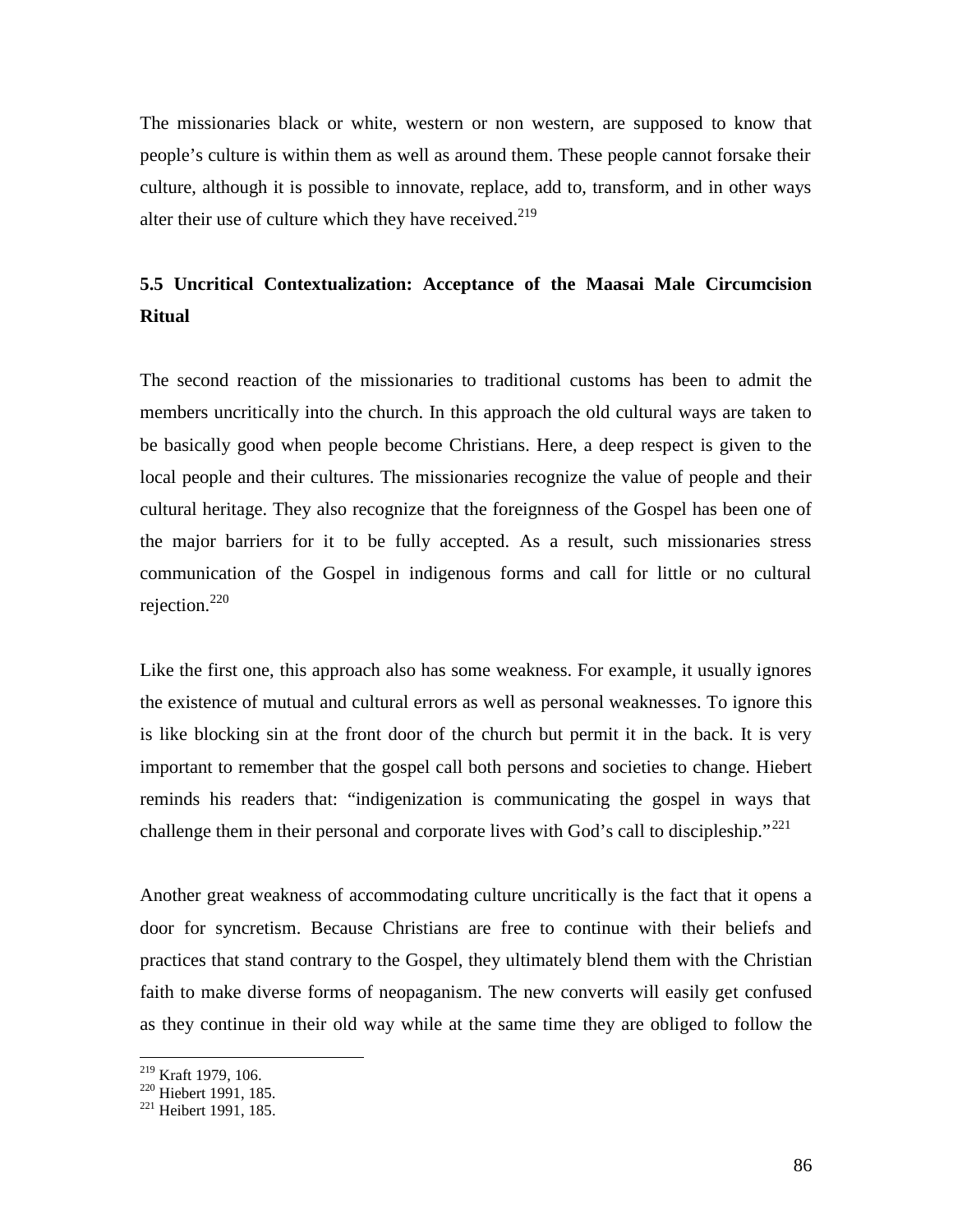The missionaries black or white, western or non western, are supposed to know that people's culture is within them as well as around them. These people cannot forsake their culture, although it is possible to innovate, replace, add to, transform, and in other ways alter their use of culture which they have received.[219]

## 5.5 Uncritical Contextualization: Acceptance of the Maasai Male Circumcision Ritual

The second reaction of the missionaries to traditional customs has been to admit the members uncritically into the church. In this approach the old cultural ways are taken to be basically good when people become Christians. Here, a deep respect is given to the local people and their cultures. The missionaries recognize the value of people and their cultural heritage. They also recognize that the foreignness of the Gospel has been one of the major barriers for it to be fully accepted. As a result, such missionaries stress communication of the Gospel in indigenous forms and call for little or no cultural rejection.[220]

Like the first one, this approach also has some weakness. For example, it usually ignores the existence of mutual and cultural errors as well as personal weaknesses. To ignore this is like blocking sin at the front door of the church but permit it in the back. It is very important to remember that the gospel call both persons and societies to change. Hiebert reminds his readers that: "indigenization is communicating the gospel in ways that challenge them in their personal and corporate lives with God's call to discipleship."[221]

Another great weakness of accommodating culture uncritically is the fact that it opens a door for syncretism. Because Christians are free to continue with their beliefs and practices that stand contrary to the Gospel, they ultimately blend them with the Christian faith to make diverse forms of neopaganism. The new converts will easily get confused as they continue in their old way while at the same time they are obliged to follow the

---

[219] Kraft 1979, 106.
[220] Hiebert 1991, 185.
[221] Heibert 1991, 185.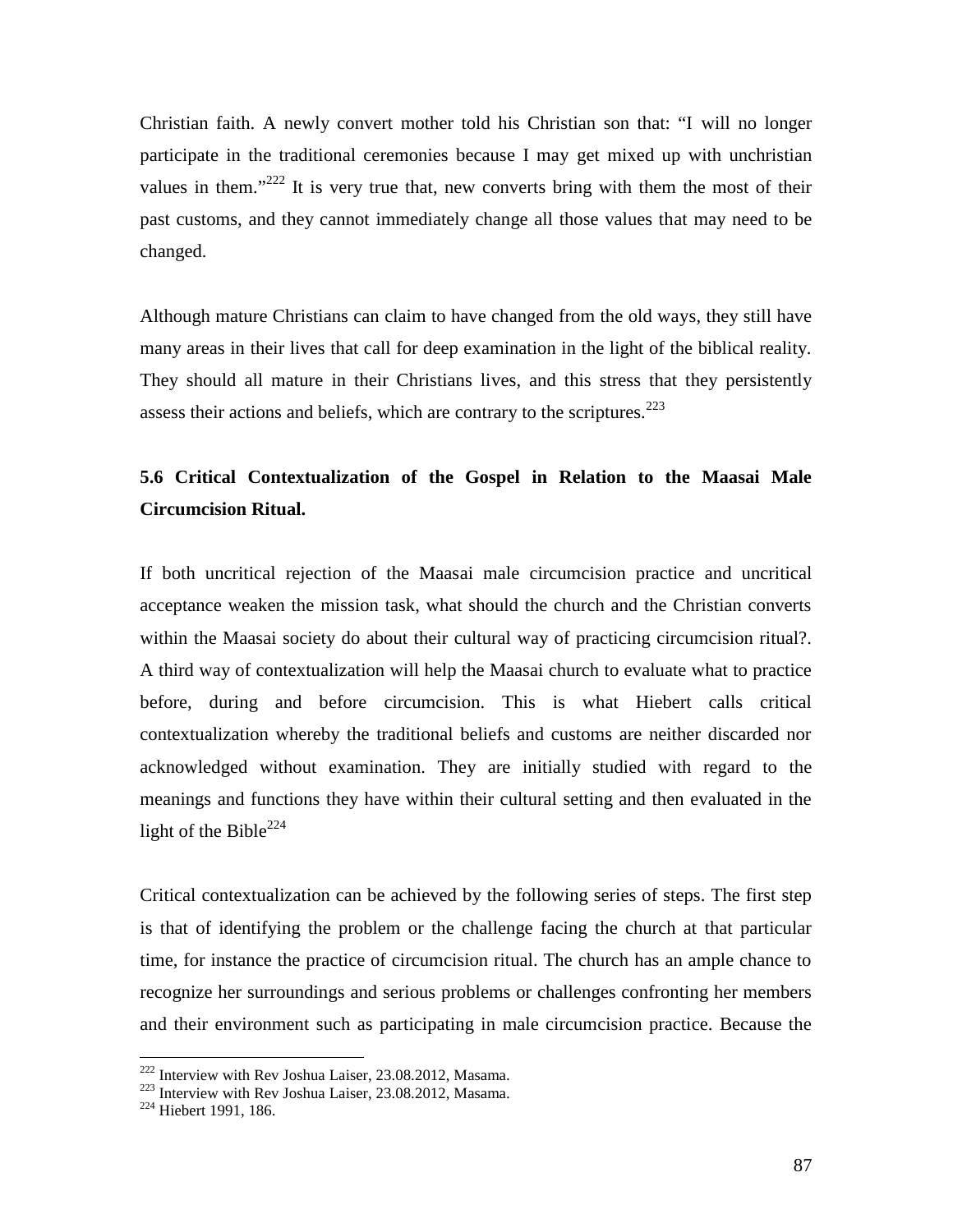Christian faith. A newly convert mother told his Christian son that: "I will no longer participate in the traditional ceremonies because I may get mixed up with unchristian values in them."[222] It is very true that, new converts bring with them the most of their past customs, and they cannot immediately change all those values that may need to be changed.

Although mature Christians can claim to have changed from the old ways, they still have many areas in their lives that call for deep examination in the light of the biblical reality. They should all mature in their Christians lives, and this stress that they persistently assess their actions and beliefs, which are contrary to the scriptures.[223]

### 5.6 Critical Contextualization of the Gospel in Relation to the Maasai Male Circumcision Ritual.

If both uncritical rejection of the Maasai male circumcision practice and uncritical acceptance weaken the mission task, what should the church and the Christian converts within the Maasai society do about their cultural way of practicing circumcision ritual?. A third way of contextualization will help the Maasai church to evaluate what to practice before, during and before circumcision. This is what Hiebert calls critical contextualization whereby the traditional beliefs and customs are neither discarded nor acknowledged without examination. They are initially studied with regard to the meanings and functions they have within their cultural setting and then evaluated in the light of the Bible[224]

Critical contextualization can be achieved by the following series of steps. The first step is that of identifying the problem or the challenge facing the church at that particular time, for instance the practice of circumcision ritual. The church has an ample chance to recognize her surroundings and serious problems or challenges confronting her members and their environment such as participating in male circumcision practice. Because the

---

[222] Interview with Rev Joshua Laiser, 23.08.2012, Masama.
[223] Interview with Rev Joshua Laiser, 23.08.2012, Masama.
[224] Hiebert 1991, 186.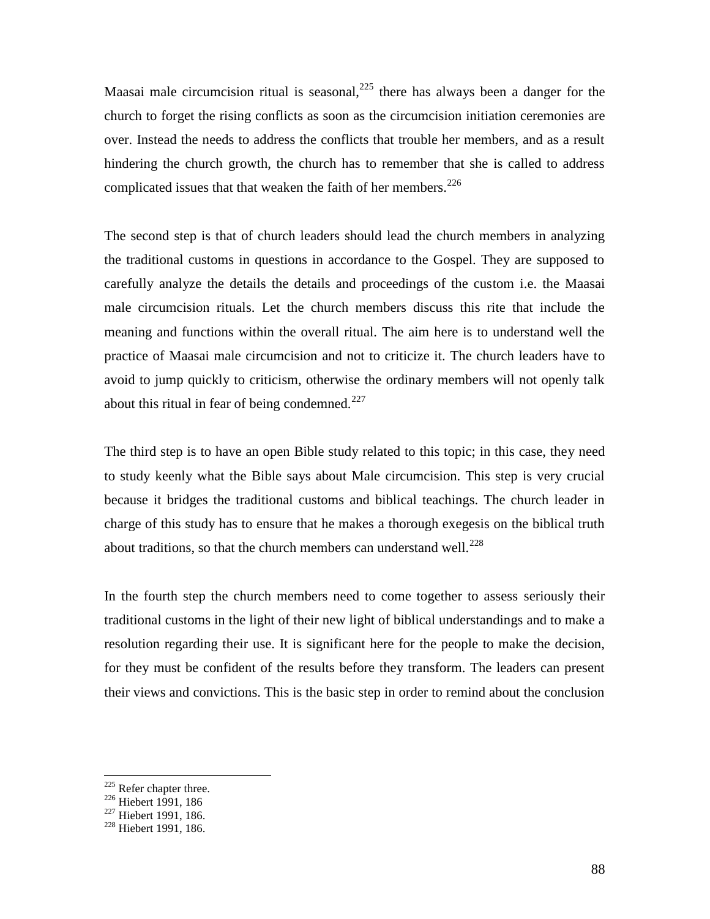Maasai male circumcision ritual is seasonal,[225] there has always been a danger for the church to forget the rising conflicts as soon as the circumcision initiation ceremonies are over. Instead the needs to address the conflicts that trouble her members, and as a result hindering the church growth, the church has to remember that she is called to address complicated issues that that weaken the faith of her members.[226]

The second step is that of church leaders should lead the church members in analyzing the traditional customs in questions in accordance to the Gospel. They are supposed to carefully analyze the details the details and proceedings of the custom i.e. the Maasai male circumcision rituals. Let the church members discuss this rite that include the meaning and functions within the overall ritual. The aim here is to understand well the practice of Maasai male circumcision and not to criticize it. The church leaders have to avoid to jump quickly to criticism, otherwise the ordinary members will not openly talk about this ritual in fear of being condemned.[227]

The third step is to have an open Bible study related to this topic; in this case, they need to study keenly what the Bible says about Male circumcision. This step is very crucial because it bridges the traditional customs and biblical teachings. The church leader in charge of this study has to ensure that he makes a thorough exegesis on the biblical truth about traditions, so that the church members can understand well.[228]

In the fourth step the church members need to come together to assess seriously their traditional customs in the light of their new light of biblical understandings and to make a resolution regarding their use. It is significant here for the people to make the decision, for they must be confident of the results before they transform. The leaders can present their views and convictions. This is the basic step in order to remind about the conclusion

---

[225] Refer chapter three.
[226] Hiebert 1991, 186
[227] Hiebert 1991, 186.
[228] Hiebert 1991, 186.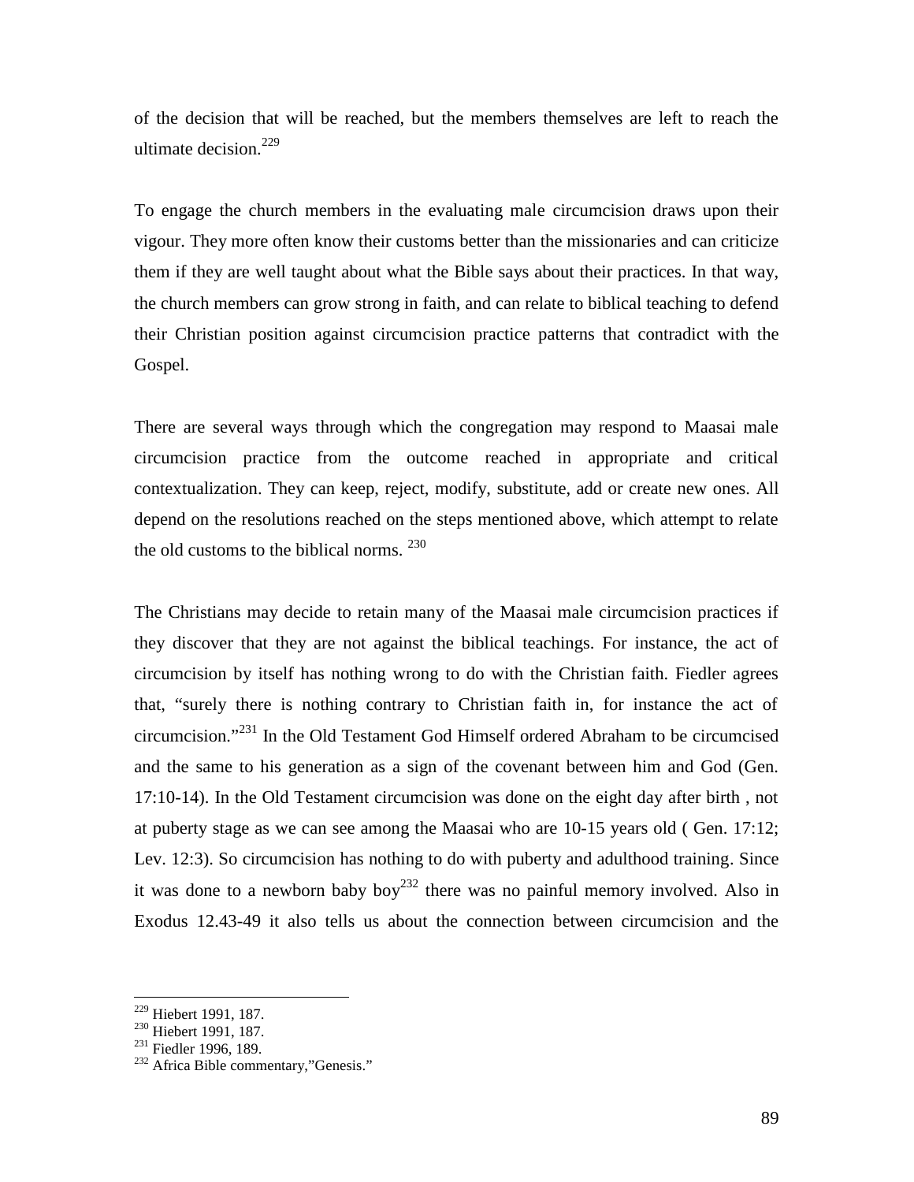of the decision that will be reached, but the members themselves are left to reach the ultimate decision.[229]

To engage the church members in the evaluating male circumcision draws upon their vigour. They more often know their customs better than the missionaries and can criticize them if they are well taught about what the Bible says about their practices. In that way, the church members can grow strong in faith, and can relate to biblical teaching to defend their Christian position against circumcision practice patterns that contradict with the Gospel.

There are several ways through which the congregation may respond to Maasai male circumcision practice from the outcome reached in appropriate and critical contextualization. They can keep, reject, modify, substitute, add or create new ones. All depend on the resolutions reached on the steps mentioned above, which attempt to relate the old customs to the biblical norms. [230]

The Christians may decide to retain many of the Maasai male circumcision practices if they discover that they are not against the biblical teachings. For instance, the act of circumcision by itself has nothing wrong to do with the Christian faith. Fiedler agrees that, "surely there is nothing contrary to Christian faith in, for instance the act of circumcision."[231] In the Old Testament God Himself ordered Abraham to be circumcised and the same to his generation as a sign of the covenant between him and God (Gen. 17:10-14). In the Old Testament circumcision was done on the eight day after birth , not at puberty stage as we can see among the Maasai who are 10-15 years old ( Gen. 17:12; Lev. 12:3). So circumcision has nothing to do with puberty and adulthood training. Since it was done to a newborn baby boy[232] there was no painful memory involved. Also in Exodus 12.43-49 it also tells us about the connection between circumcision and the

---

[229] Hiebert 1991, 187.
[230] Hiebert 1991, 187.
[231] Fiedler 1996, 189.
[232] Africa Bible commentary,"Genesis."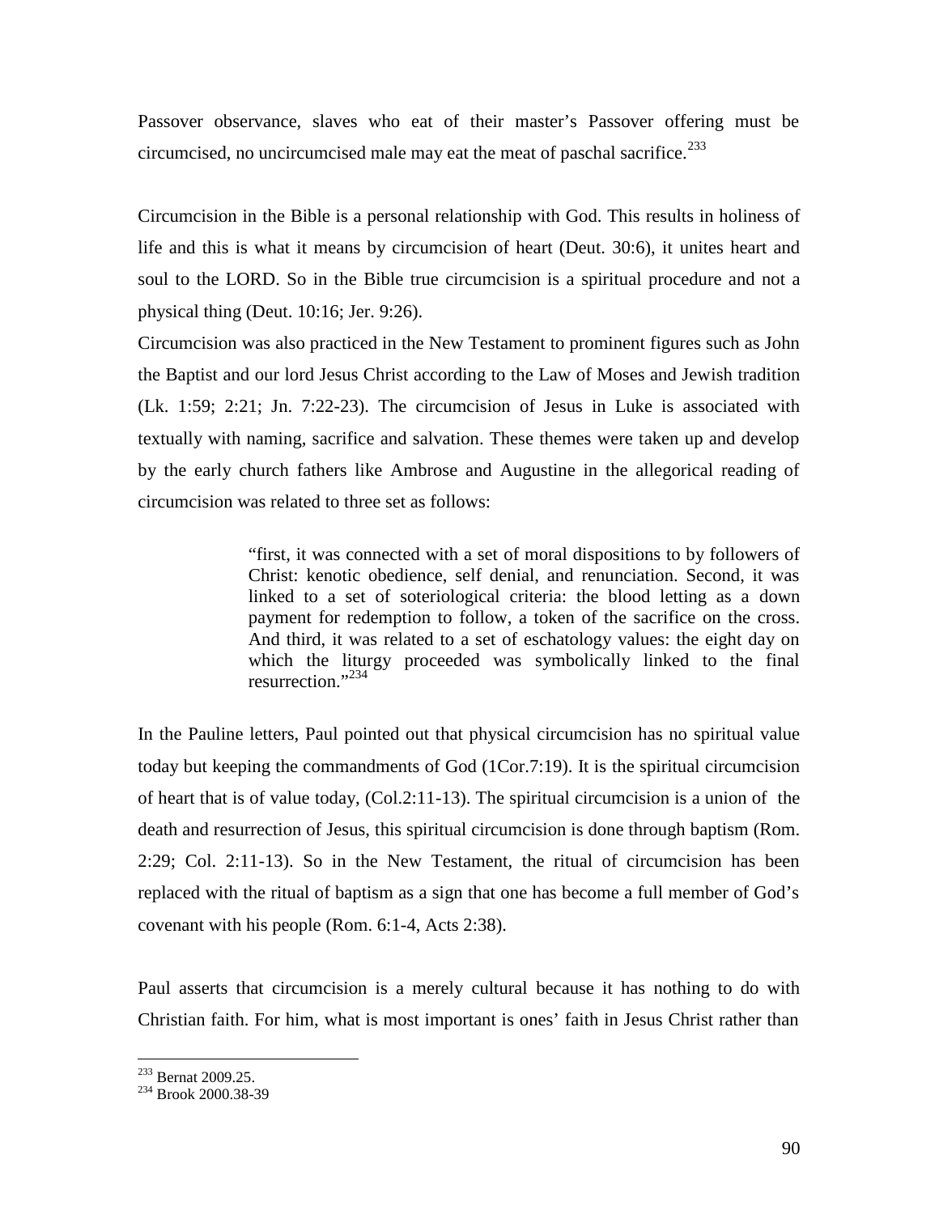Passover observance, slaves who eat of their master's Passover offering must be circumcised, no uncircumcised male may eat the meat of paschal sacrifice.[233]

Circumcision in the Bible is a personal relationship with God. This results in holiness of life and this is what it means by circumcision of heart (Deut. 30:6), it unites heart and soul to the LORD. So in the Bible true circumcision is a spiritual procedure and not a physical thing (Deut. 10:16; Jer. 9:26).

Circumcision was also practiced in the New Testament to prominent figures such as John the Baptist and our lord Jesus Christ according to the Law of Moses and Jewish tradition (Lk. 1:59; 2:21; Jn. 7:22-23). The circumcision of Jesus in Luke is associated with textually with naming, sacrifice and salvation. These themes were taken up and develop by the early church fathers like Ambrose and Augustine in the allegorical reading of circumcision was related to three set as follows:

> "first, it was connected with a set of moral dispositions to by followers of Christ: kenotic obedience, self denial, and renunciation. Second, it was linked to a set of soteriological criteria: the blood letting as a down payment for redemption to follow, a token of the sacrifice on the cross. And third, it was related to a set of eschatology values: the eight day on which the liturgy proceeded was symbolically linked to the final resurrection."[234]

In the Pauline letters, Paul pointed out that physical circumcision has no spiritual value today but keeping the commandments of God (1Cor.7:19). It is the spiritual circumcision of heart that is of value today, (Col.2:11-13). The spiritual circumcision is a union of the death and resurrection of Jesus, this spiritual circumcision is done through baptism (Rom. 2:29; Col. 2:11-13). So in the New Testament, the ritual of circumcision has been replaced with the ritual of baptism as a sign that one has become a full member of God's covenant with his people (Rom. 6:1-4, Acts 2:38).

Paul asserts that circumcision is a merely cultural because it has nothing to do with Christian faith. For him, what is most important is ones' faith in Jesus Christ rather than

---

[233] Bernat 2009.25.

[234] Brook 2000.38-39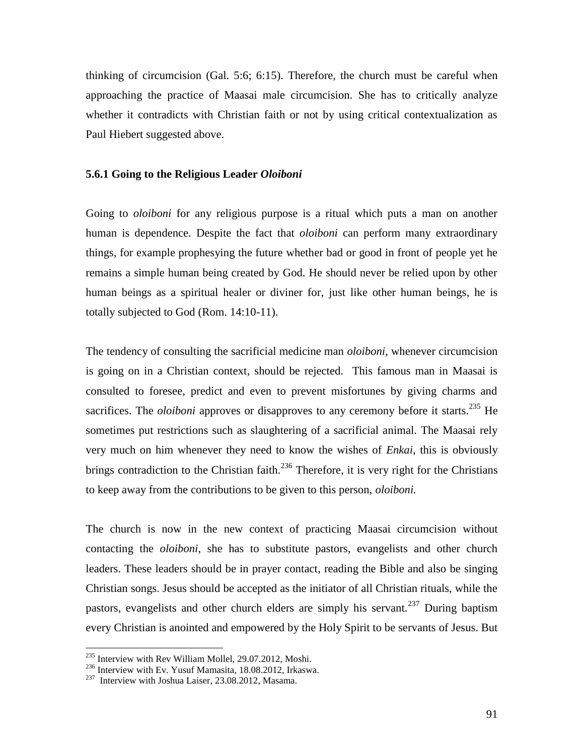thinking of circumcision (Gal. 5:6; 6:15). Therefore, the church must be careful when approaching the practice of Maasai male circumcision. She has to critically analyze whether it contradicts with Christian faith or not by using critical contextualization as Paul Hiebert suggested above.

### 5.6.1 Going to the Religious Leader *Oloiboni*

Going to *oloiboni* for any religious purpose is a ritual which puts a man on another human is dependence. Despite the fact that *oloiboni* can perform many extraordinary things, for example prophesying the future whether bad or good in front of people yet he remains a simple human being created by God. He should never be relied upon by other human beings as a spiritual healer or diviner for, just like other human beings, he is totally subjected to God (Rom. 14:10-11).

The tendency of consulting the sacrificial medicine man *oloiboni*, whenever circumcision is going on in a Christian context, should be rejected. This famous man in Maasai is consulted to foresee, predict and even to prevent misfortunes by giving charms and sacrifices. The *oloiboni* approves or disapproves to any ceremony before it starts.[235] He sometimes put restrictions such as slaughtering of a sacrificial animal. The Maasai rely very much on him whenever they need to know the wishes of *Enkai*, this is obviously brings contradiction to the Christian faith.[236] Therefore, it is very right for the Christians to keep away from the contributions to be given to this person, *oloiboni.*

The church is now in the new context of practicing Maasai circumcision without contacting the *oloiboni*, she has to substitute pastors, evangelists and other church leaders. These leaders should be in prayer contact, reading the Bible and also be singing Christian songs. Jesus should be accepted as the initiator of all Christian rituals, while the pastors, evangelists and other church elders are simply his servant.[237] During baptism every Christian is anointed and empowered by the Holy Spirit to be servants of Jesus. But

---

[235] Interview with Rev William Mollel, 29.07.2012, Moshi.

[236] Interview with Ev. Yusuf Mamasita, 18.08.2012, Irkaswa.

[237] Interview with Joshua Laiser, 23.08.2012, Masama.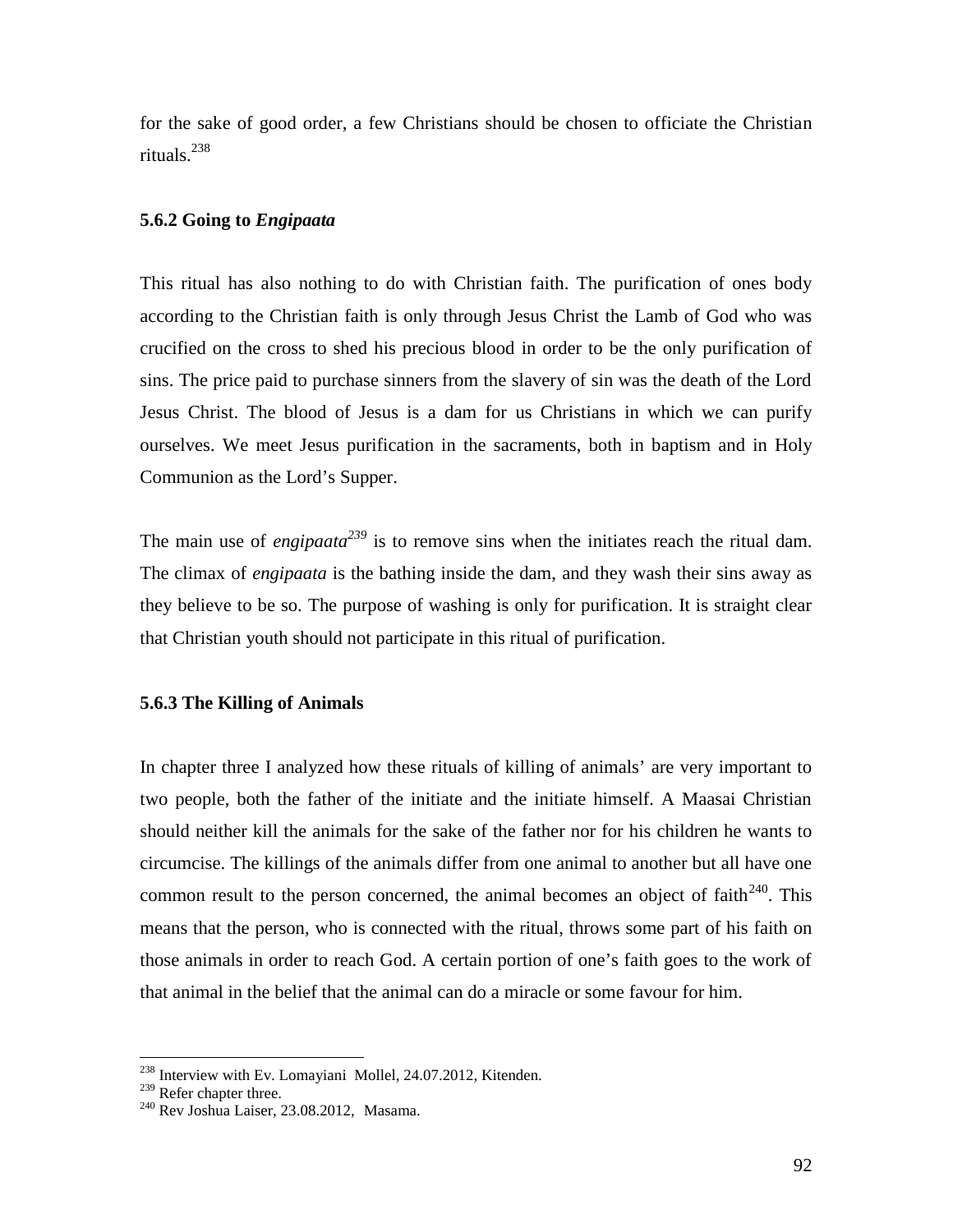for the sake of good order, a few Christians should be chosen to officiate the Christian rituals.[238]

### 5.6.2 Going to *Engipaata*

This ritual has also nothing to do with Christian faith. The purification of ones body according to the Christian faith is only through Jesus Christ the Lamb of God who was crucified on the cross to shed his precious blood in order to be the only purification of sins. The price paid to purchase sinners from the slavery of sin was the death of the Lord Jesus Christ. The blood of Jesus is a dam for us Christians in which we can purify ourselves. We meet Jesus purification in the sacraments, both in baptism and in Holy Communion as the Lord's Supper.

The main use of *engipaata*[239] is to remove sins when the initiates reach the ritual dam. The climax of *engipaata* is the bathing inside the dam, and they wash their sins away as they believe to be so. The purpose of washing is only for purification. It is straight clear that Christian youth should not participate in this ritual of purification.

### 5.6.3 The Killing of Animals

In chapter three I analyzed how these rituals of killing of animals' are very important to two people, both the father of the initiate and the initiate himself. A Maasai Christian should neither kill the animals for the sake of the father nor for his children he wants to circumcise. The killings of the animals differ from one animal to another but all have one common result to the person concerned, the animal becomes an object of faith[240]. This means that the person, who is connected with the ritual, throws some part of his faith on those animals in order to reach God. A certain portion of one's faith goes to the work of that animal in the belief that the animal can do a miracle or some favour for him.

---

[238] Interview with Ev. Lomayiani Mollel, 24.07.2012, Kitenden.

[239] Refer chapter three.

[240] Rev Joshua Laiser, 23.08.2012, Masama.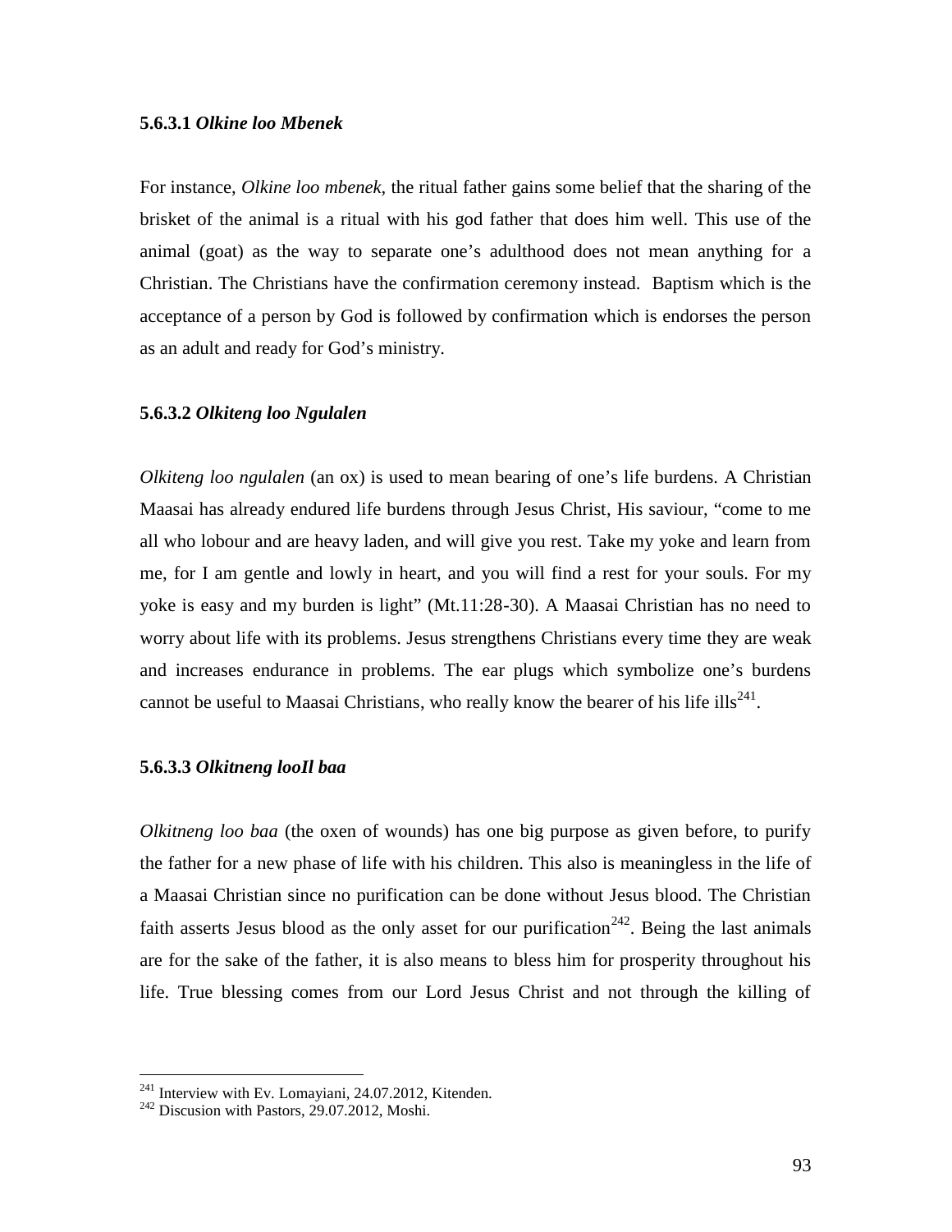#### 5.6.3.1 *Olkine loo Mbenek*

For instance, *Olkine loo mbenek*, the ritual father gains some belief that the sharing of the brisket of the animal is a ritual with his god father that does him well. This use of the animal (goat) as the way to separate one's adulthood does not mean anything for a Christian. The Christians have the confirmation ceremony instead. Baptism which is the acceptance of a person by God is followed by confirmation which is endorses the person as an adult and ready for God's ministry.

#### 5.6.3.2 *Olkiteng loo Ngulalen*

*Olkiteng loo ngulalen* (an ox) is used to mean bearing of one's life burdens. A Christian Maasai has already endured life burdens through Jesus Christ, His saviour, "come to me all who lobour and are heavy laden, and will give you rest. Take my yoke and learn from me, for I am gentle and lowly in heart, and you will find a rest for your souls. For my yoke is easy and my burden is light" (Mt.11:28-30). A Maasai Christian has no need to worry about life with its problems. Jesus strengthens Christians every time they are weak and increases endurance in problems. The ear plugs which symbolize one's burdens cannot be useful to Maasai Christians, who really know the bearer of his life ills[241].

#### 5.6.3.3 *Olkitneng looIl baa*

*Olkitneng loo baa* (the oxen of wounds) has one big purpose as given before, to purify the father for a new phase of life with his children. This also is meaningless in the life of a Maasai Christian since no purification can be done without Jesus blood. The Christian faith asserts Jesus blood as the only asset for our purification[242]. Being the last animals are for the sake of the father, it is also means to bless him for prosperity throughout his life. True blessing comes from our Lord Jesus Christ and not through the killing of

---

[241] Interview with Ev. Lomayiani, 24.07.2012, Kitenden.
[242] Discusion with Pastors, 29.07.2012, Moshi.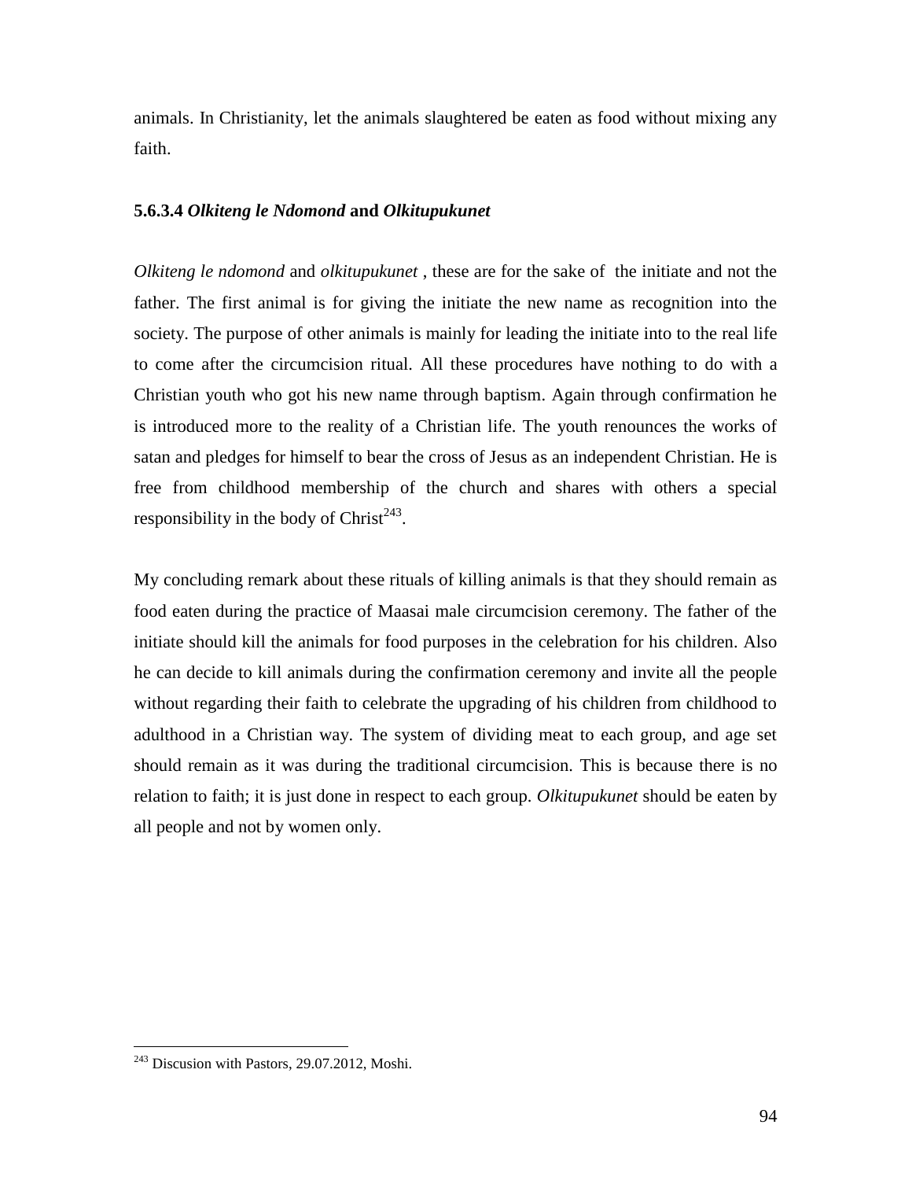animals. In Christianity, let the animals slaughtered be eaten as food without mixing any faith.

#### 5.6.3.4 *Olkiteng le Ndomond* and *Olkitupukunet*

*Olkiteng le ndomond* and *olkitupukunet* , these are for the sake of the initiate and not the father. The first animal is for giving the initiate the new name as recognition into the society. The purpose of other animals is mainly for leading the initiate into to the real life to come after the circumcision ritual. All these procedures have nothing to do with a Christian youth who got his new name through baptism. Again through confirmation he is introduced more to the reality of a Christian life. The youth renounces the works of satan and pledges for himself to bear the cross of Jesus as an independent Christian. He is free from childhood membership of the church and shares with others a special responsibility in the body of Christ[243].

My concluding remark about these rituals of killing animals is that they should remain as food eaten during the practice of Maasai male circumcision ceremony. The father of the initiate should kill the animals for food purposes in the celebration for his children. Also he can decide to kill animals during the confirmation ceremony and invite all the people without regarding their faith to celebrate the upgrading of his children from childhood to adulthood in a Christian way. The system of dividing meat to each group, and age set should remain as it was during the traditional circumcision. This is because there is no relation to faith; it is just done in respect to each group. *Olkitupukunet* should be eaten by all people and not by women only.

[243] Discusion with Pastors, 29.07.2012, Moshi.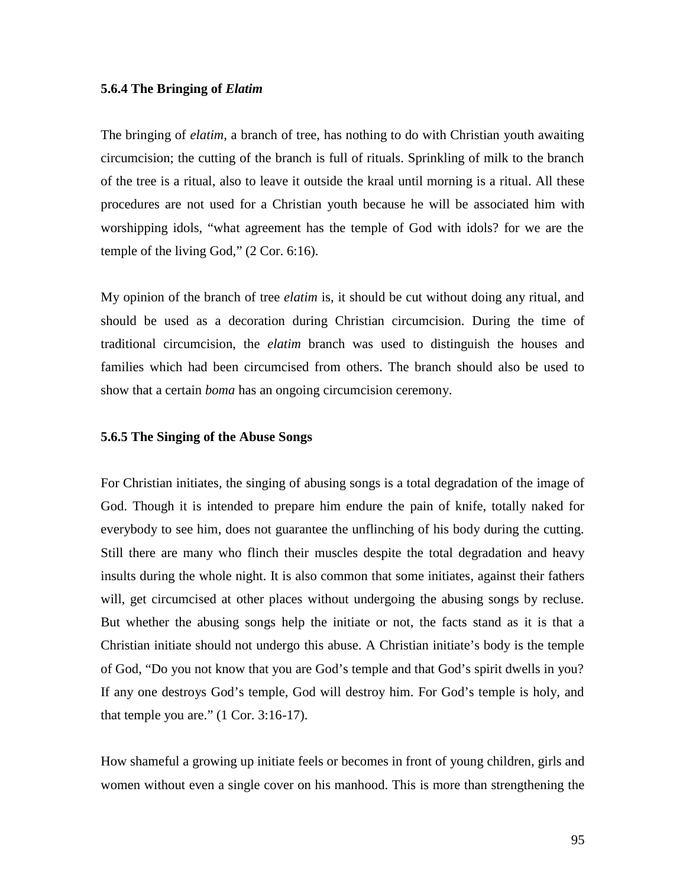### 5.6.4 The Bringing of *Elatim*

The bringing of *elatim*, a branch of tree, has nothing to do with Christian youth awaiting circumcision; the cutting of the branch is full of rituals. Sprinkling of milk to the branch of the tree is a ritual, also to leave it outside the kraal until morning is a ritual. All these procedures are not used for a Christian youth because he will be associated him with worshipping idols, "what agreement has the temple of God with idols? for we are the temple of the living God," (2 Cor. 6:16).

My opinion of the branch of tree *elatim* is, it should be cut without doing any ritual, and should be used as a decoration during Christian circumcision. During the time of traditional circumcision, the *elatim* branch was used to distinguish the houses and families which had been circumcised from others. The branch should also be used to show that a certain *boma* has an ongoing circumcision ceremony.

### 5.6.5 The Singing of the Abuse Songs

For Christian initiates, the singing of abusing songs is a total degradation of the image of God. Though it is intended to prepare him endure the pain of knife, totally naked for everybody to see him, does not guarantee the unflinching of his body during the cutting. Still there are many who flinch their muscles despite the total degradation and heavy insults during the whole night. It is also common that some initiates, against their fathers will, get circumcised at other places without undergoing the abusing songs by recluse. But whether the abusing songs help the initiate or not, the facts stand as it is that a Christian initiate should not undergo this abuse. A Christian initiate's body is the temple of God, "Do you not know that you are God's temple and that God's spirit dwells in you? If any one destroys God's temple, God will destroy him. For God's temple is holy, and that temple you are." (1 Cor. 3:16-17).

How shameful a growing up initiate feels or becomes in front of young children, girls and women without even a single cover on his manhood. This is more than strengthening the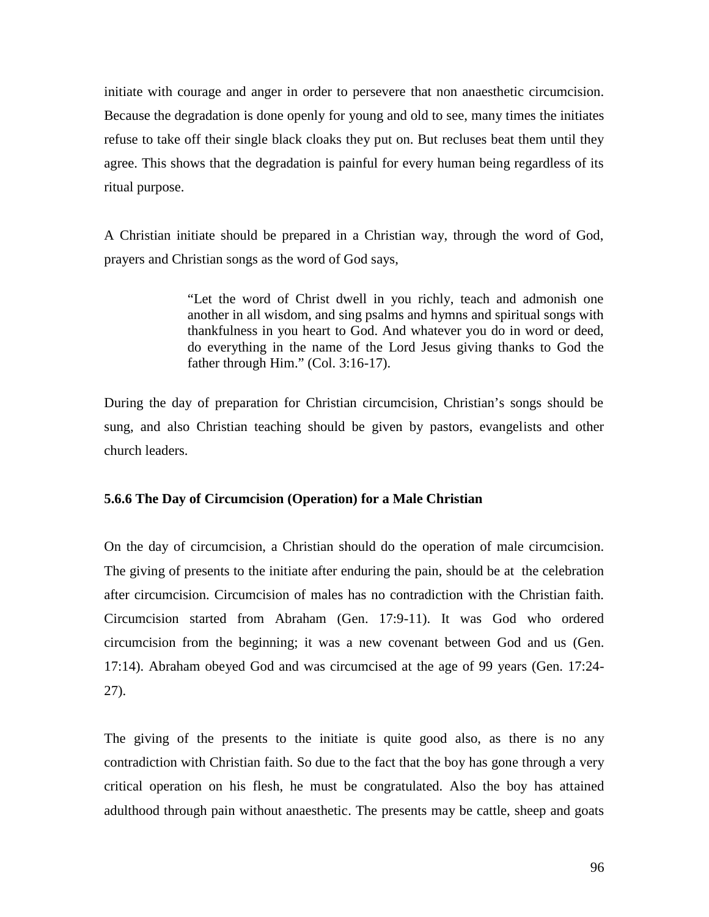initiate with courage and anger in order to persevere that non anaesthetic circumcision. Because the degradation is done openly for young and old to see, many times the initiates refuse to take off their single black cloaks they put on. But recluses beat them until they agree. This shows that the degradation is painful for every human being regardless of its ritual purpose.

A Christian initiate should be prepared in a Christian way, through the word of God, prayers and Christian songs as the word of God says,

> "Let the word of Christ dwell in you richly, teach and admonish one another in all wisdom, and sing psalms and hymns and spiritual songs with thankfulness in you heart to God. And whatever you do in word or deed, do everything in the name of the Lord Jesus giving thanks to God the father through Him." (Col. 3:16-17).

During the day of preparation for Christian circumcision, Christian's songs should be sung, and also Christian teaching should be given by pastors, evangelists and other church leaders.

### 5.6.6 The Day of Circumcision (Operation) for a Male Christian

On the day of circumcision, a Christian should do the operation of male circumcision. The giving of presents to the initiate after enduring the pain, should be at the celebration after circumcision. Circumcision of males has no contradiction with the Christian faith. Circumcision started from Abraham (Gen. 17:9-11). It was God who ordered circumcision from the beginning; it was a new covenant between God and us (Gen. 17:14). Abraham obeyed God and was circumcised at the age of 99 years (Gen. 17:24-27).

The giving of the presents to the initiate is quite good also, as there is no any contradiction with Christian faith. So due to the fact that the boy has gone through a very critical operation on his flesh, he must be congratulated. Also the boy has attained adulthood through pain without anaesthetic. The presents may be cattle, sheep and goats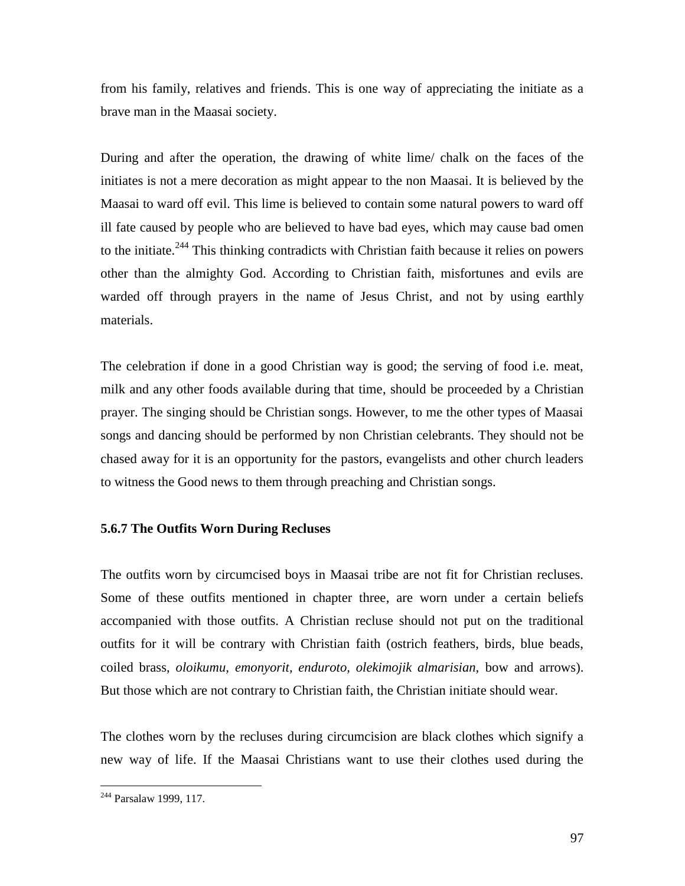from his family, relatives and friends. This is one way of appreciating the initiate as a brave man in the Maasai society.

During and after the operation, the drawing of white lime/ chalk on the faces of the initiates is not a mere decoration as might appear to the non Maasai. It is believed by the Maasai to ward off evil. This lime is believed to contain some natural powers to ward off ill fate caused by people who are believed to have bad eyes, which may cause bad omen to the initiate.[244] This thinking contradicts with Christian faith because it relies on powers other than the almighty God. According to Christian faith, misfortunes and evils are warded off through prayers in the name of Jesus Christ, and not by using earthly materials.

The celebration if done in a good Christian way is good; the serving of food i.e. meat, milk and any other foods available during that time, should be proceeded by a Christian prayer. The singing should be Christian songs. However, to me the other types of Maasai songs and dancing should be performed by non Christian celebrants. They should not be chased away for it is an opportunity for the pastors, evangelists and other church leaders to witness the Good news to them through preaching and Christian songs.

### 5.6.7 The Outfits Worn During Recluses

The outfits worn by circumcised boys in Maasai tribe are not fit for Christian recluses. Some of these outfits mentioned in chapter three, are worn under a certain beliefs accompanied with those outfits. A Christian recluse should not put on the traditional outfits for it will be contrary with Christian faith (ostrich feathers, birds, blue beads, coiled brass, *oloikumu, emonyorit, enduroto, olekimojik almarisian,* bow and arrows). But those which are not contrary to Christian faith, the Christian initiate should wear.

The clothes worn by the recluses during circumcision are black clothes which signify a new way of life. If the Maasai Christians want to use their clothes used during the

---

[244] Parsalaw 1999, 117.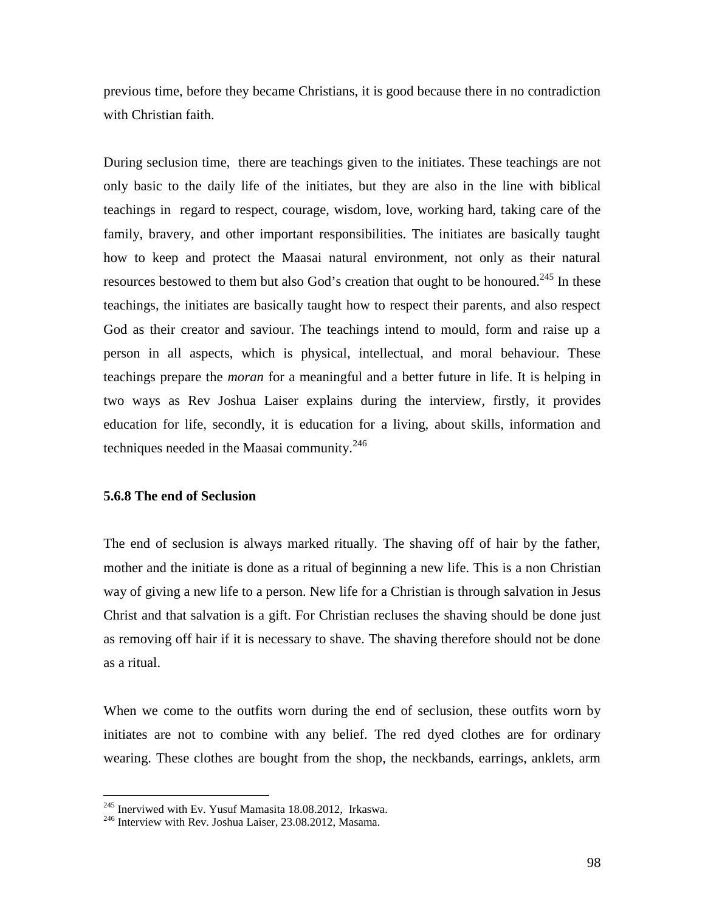previous time, before they became Christians, it is good because there in no contradiction with Christian faith.

During seclusion time, there are teachings given to the initiates. These teachings are not only basic to the daily life of the initiates, but they are also in the line with biblical teachings in regard to respect, courage, wisdom, love, working hard, taking care of the family, bravery, and other important responsibilities. The initiates are basically taught how to keep and protect the Maasai natural environment, not only as their natural resources bestowed to them but also God's creation that ought to be honoured.[245] In these teachings, the initiates are basically taught how to respect their parents, and also respect God as their creator and saviour. The teachings intend to mould, form and raise up a person in all aspects, which is physical, intellectual, and moral behaviour. These teachings prepare the *moran* for a meaningful and a better future in life. It is helping in two ways as Rev Joshua Laiser explains during the interview, firstly, it provides education for life, secondly, it is education for a living, about skills, information and techniques needed in the Maasai community.[246]

### 5.6.8 The end of Seclusion

The end of seclusion is always marked ritually. The shaving off of hair by the father, mother and the initiate is done as a ritual of beginning a new life. This is a non Christian way of giving a new life to a person. New life for a Christian is through salvation in Jesus Christ and that salvation is a gift. For Christian recluses the shaving should be done just as removing off hair if it is necessary to shave. The shaving therefore should not be done as a ritual.

When we come to the outfits worn during the end of seclusion, these outfits worn by initiates are not to combine with any belief. The red dyed clothes are for ordinary wearing. These clothes are bought from the shop, the neckbands, earrings, anklets, arm

---

[245] Inerviwed with Ev. Yusuf Mamasita 18.08.2012, Irkaswa.

[246] Interview with Rev. Joshua Laiser, 23.08.2012, Masama.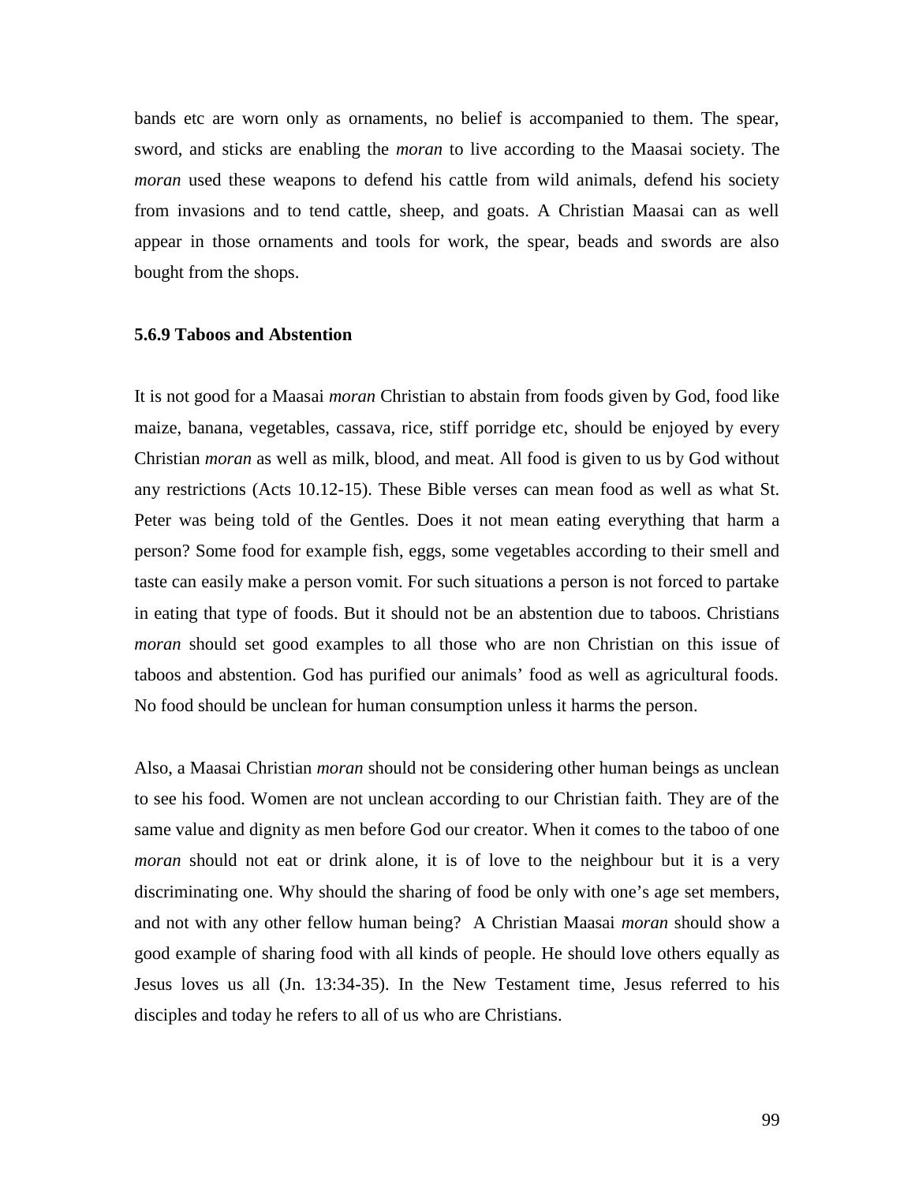bands etc are worn only as ornaments, no belief is accompanied to them. The spear, sword, and sticks are enabling the *moran* to live according to the Maasai society. The *moran* used these weapons to defend his cattle from wild animals, defend his society from invasions and to tend cattle, sheep, and goats. A Christian Maasai can as well appear in those ornaments and tools for work, the spear, beads and swords are also bought from the shops.

### 5.6.9 Taboos and Abstention

It is not good for a Maasai *moran* Christian to abstain from foods given by God, food like maize, banana, vegetables, cassava, rice, stiff porridge etc, should be enjoyed by every Christian *moran* as well as milk, blood, and meat. All food is given to us by God without any restrictions (Acts 10.12-15). These Bible verses can mean food as well as what St. Peter was being told of the Gentles. Does it not mean eating everything that harm a person? Some food for example fish, eggs, some vegetables according to their smell and taste can easily make a person vomit. For such situations a person is not forced to partake in eating that type of foods. But it should not be an abstention due to taboos. Christians *moran* should set good examples to all those who are non Christian on this issue of taboos and abstention. God has purified our animals' food as well as agricultural foods. No food should be unclean for human consumption unless it harms the person.

Also, a Maasai Christian *moran* should not be considering other human beings as unclean to see his food. Women are not unclean according to our Christian faith. They are of the same value and dignity as men before God our creator. When it comes to the taboo of one *moran* should not eat or drink alone, it is of love to the neighbour but it is a very discriminating one. Why should the sharing of food be only with one's age set members, and not with any other fellow human being? A Christian Maasai *moran* should show a good example of sharing food with all kinds of people. He should love others equally as Jesus loves us all (Jn. 13:34-35). In the New Testament time, Jesus referred to his disciples and today he refers to all of us who are Christians.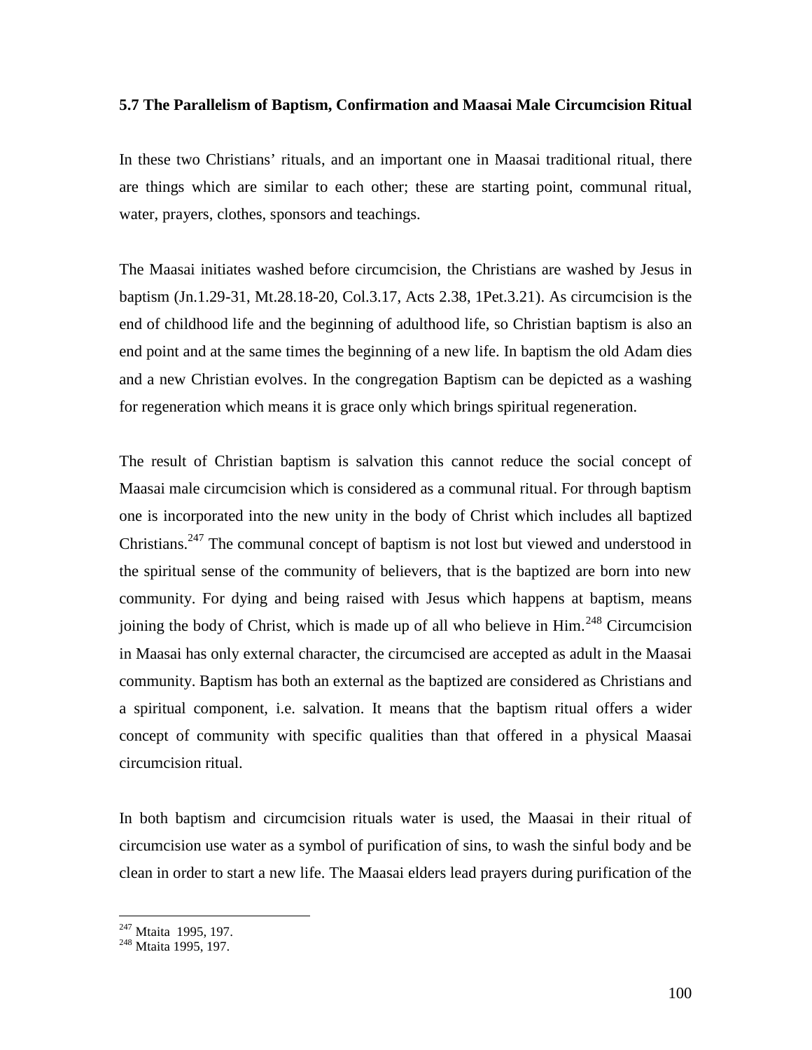### 5.7 The Parallelism of Baptism, Confirmation and Maasai Male Circumcision Ritual

In these two Christians' rituals, and an important one in Maasai traditional ritual, there are things which are similar to each other; these are starting point, communal ritual, water, prayers, clothes, sponsors and teachings.

The Maasai initiates washed before circumcision, the Christians are washed by Jesus in baptism (Jn.1.29-31, Mt.28.18-20, Col.3.17, Acts 2.38, 1Pet.3.21). As circumcision is the end of childhood life and the beginning of adulthood life, so Christian baptism is also an end point and at the same times the beginning of a new life. In baptism the old Adam dies and a new Christian evolves. In the congregation Baptism can be depicted as a washing for regeneration which means it is grace only which brings spiritual regeneration.

The result of Christian baptism is salvation this cannot reduce the social concept of Maasai male circumcision which is considered as a communal ritual. For through baptism one is incorporated into the new unity in the body of Christ which includes all baptized Christians.[247] The communal concept of baptism is not lost but viewed and understood in the spiritual sense of the community of believers, that is the baptized are born into new community. For dying and being raised with Jesus which happens at baptism, means joining the body of Christ, which is made up of all who believe in Him.[248] Circumcision in Maasai has only external character, the circumcised are accepted as adult in the Maasai community. Baptism has both an external as the baptized are considered as Christians and a spiritual component, i.e. salvation. It means that the baptism ritual offers a wider concept of community with specific qualities than that offered in a physical Maasai circumcision ritual.

In both baptism and circumcision rituals water is used, the Maasai in their ritual of circumcision use water as a symbol of purification of sins, to wash the sinful body and be clean in order to start a new life. The Maasai elders lead prayers during purification of the

[247] Mtaita 1995, 197.
[248] Mtaita 1995, 197.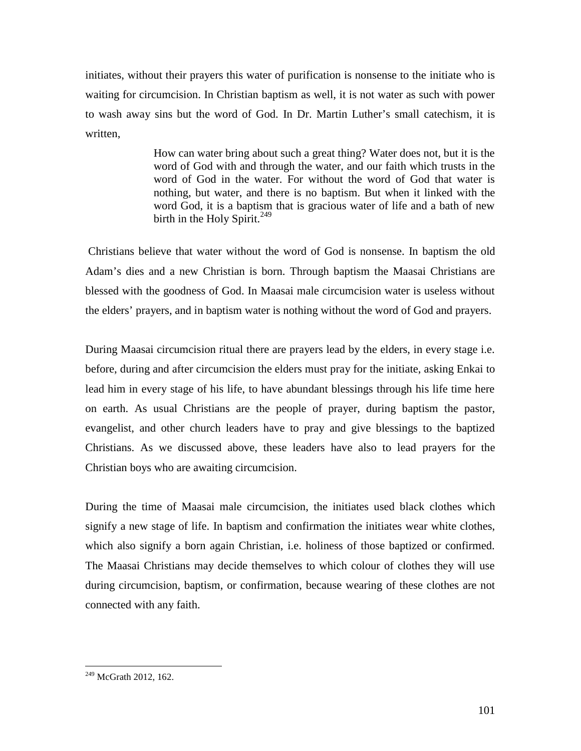initiates, without their prayers this water of purification is nonsense to the initiate who is waiting for circumcision. In Christian baptism as well, it is not water as such with power to wash away sins but the word of God. In Dr. Martin Luther's small catechism, it is written,

> How can water bring about such a great thing? Water does not, but it is the word of God with and through the water, and our faith which trusts in the word of God in the water. For without the word of God that water is nothing, but water, and there is no baptism. But when it linked with the word God, it is a baptism that is gracious water of life and a bath of new birth in the Holy Spirit.[249]

Christians believe that water without the word of God is nonsense. In baptism the old Adam's dies and a new Christian is born. Through baptism the Maasai Christians are blessed with the goodness of God. In Maasai male circumcision water is useless without the elders' prayers, and in baptism water is nothing without the word of God and prayers.

During Maasai circumcision ritual there are prayers lead by the elders, in every stage i.e. before, during and after circumcision the elders must pray for the initiate, asking Enkai to lead him in every stage of his life, to have abundant blessings through his life time here on earth. As usual Christians are the people of prayer, during baptism the pastor, evangelist, and other church leaders have to pray and give blessings to the baptized Christians. As we discussed above, these leaders have also to lead prayers for the Christian boys who are awaiting circumcision.

During the time of Maasai male circumcision, the initiates used black clothes which signify a new stage of life. In baptism and confirmation the initiates wear white clothes, which also signify a born again Christian, i.e. holiness of those baptized or confirmed. The Maasai Christians may decide themselves to which colour of clothes they will use during circumcision, baptism, or confirmation, because wearing of these clothes are not connected with any faith.

---

[249] McGrath 2012, 162.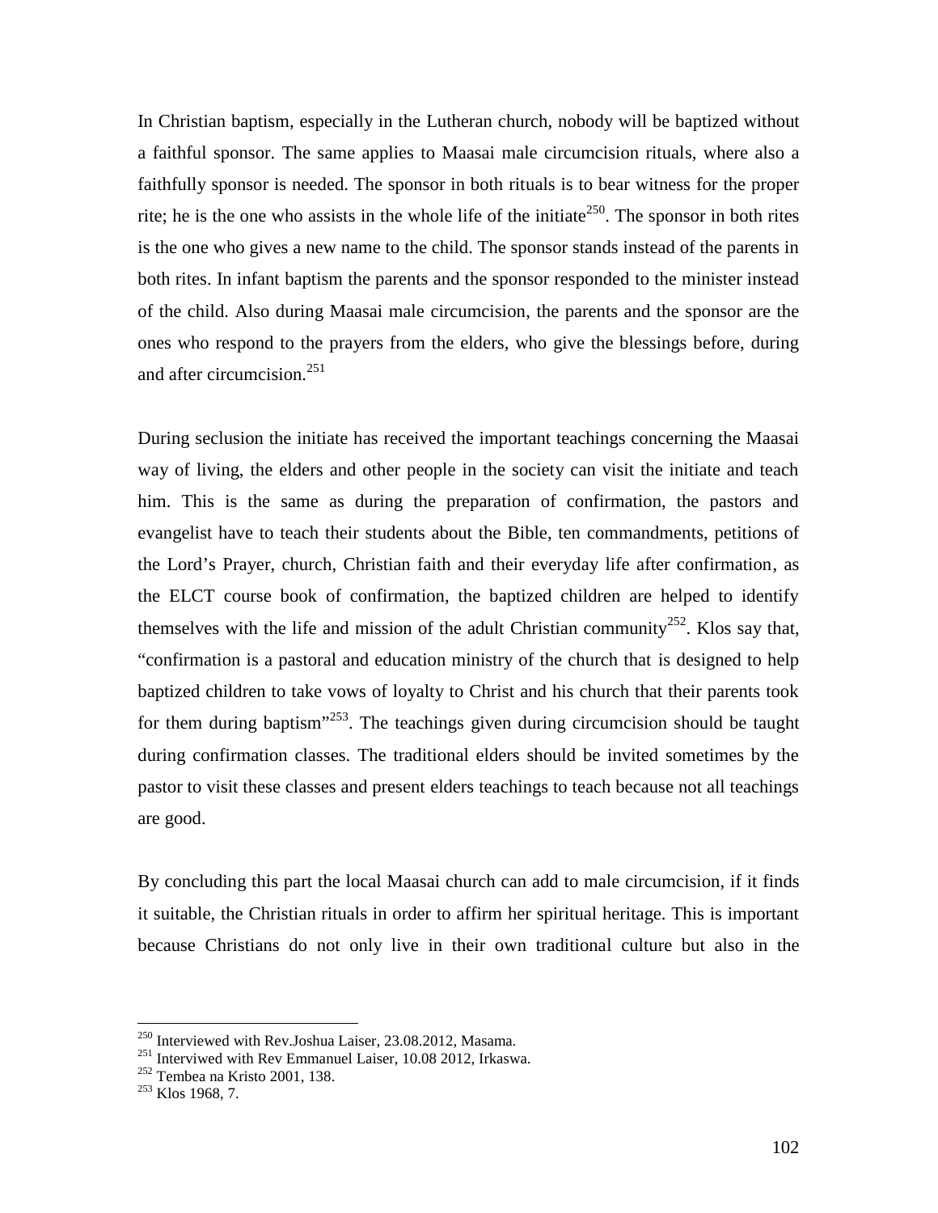In Christian baptism, especially in the Lutheran church, nobody will be baptized without a faithful sponsor. The same applies to Maasai male circumcision rituals, where also a faithfully sponsor is needed. The sponsor in both rituals is to bear witness for the proper rite; he is the one who assists in the whole life of the initiate[250]. The sponsor in both rites is the one who gives a new name to the child. The sponsor stands instead of the parents in both rites. In infant baptism the parents and the sponsor responded to the minister instead of the child. Also during Maasai male circumcision, the parents and the sponsor are the ones who respond to the prayers from the elders, who give the blessings before, during and after circumcision.[251]

During seclusion the initiate has received the important teachings concerning the Maasai way of living, the elders and other people in the society can visit the initiate and teach him. This is the same as during the preparation of confirmation, the pastors and evangelist have to teach their students about the Bible, ten commandments, petitions of the Lord's Prayer, church, Christian faith and their everyday life after confirmation, as the ELCT course book of confirmation, the baptized children are helped to identify themselves with the life and mission of the adult Christian community[252]. Klos say that, "confirmation is a pastoral and education ministry of the church that is designed to help baptized children to take vows of loyalty to Christ and his church that their parents took for them during baptism"[253]. The teachings given during circumcision should be taught during confirmation classes. The traditional elders should be invited sometimes by the pastor to visit these classes and present elders teachings to teach because not all teachings are good.

By concluding this part the local Maasai church can add to male circumcision, if it finds it suitable, the Christian rituals in order to affirm her spiritual heritage. This is important because Christians do not only live in their own traditional culture but also in the

---

[250] Interviewed with Rev.Joshua Laiser, 23.08.2012, Masama.
[251] Interviwed with Rev Emmanuel Laiser, 10.08 2012, Irkaswa.
[252] Tembea na Kristo 2001, 138.
[253] Klos 1968, 7.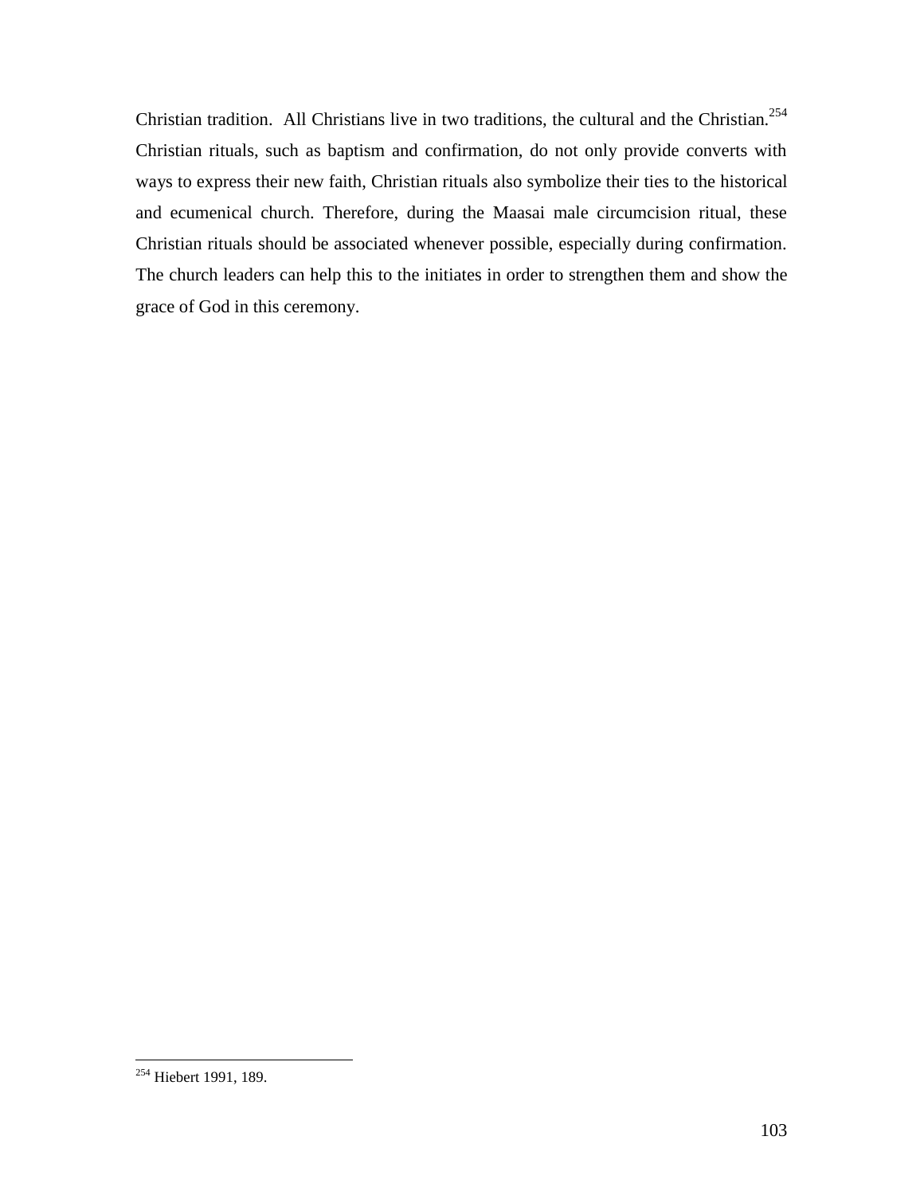Christian tradition. All Christians live in two traditions, the cultural and the Christian.[254] Christian rituals, such as baptism and confirmation, do not only provide converts with ways to express their new faith, Christian rituals also symbolize their ties to the historical and ecumenical church. Therefore, during the Maasai male circumcision ritual, these Christian rituals should be associated whenever possible, especially during confirmation. The church leaders can help this to the initiates in order to strengthen them and show the grace of God in this ceremony.

---

[254] Hiebert 1991, 189.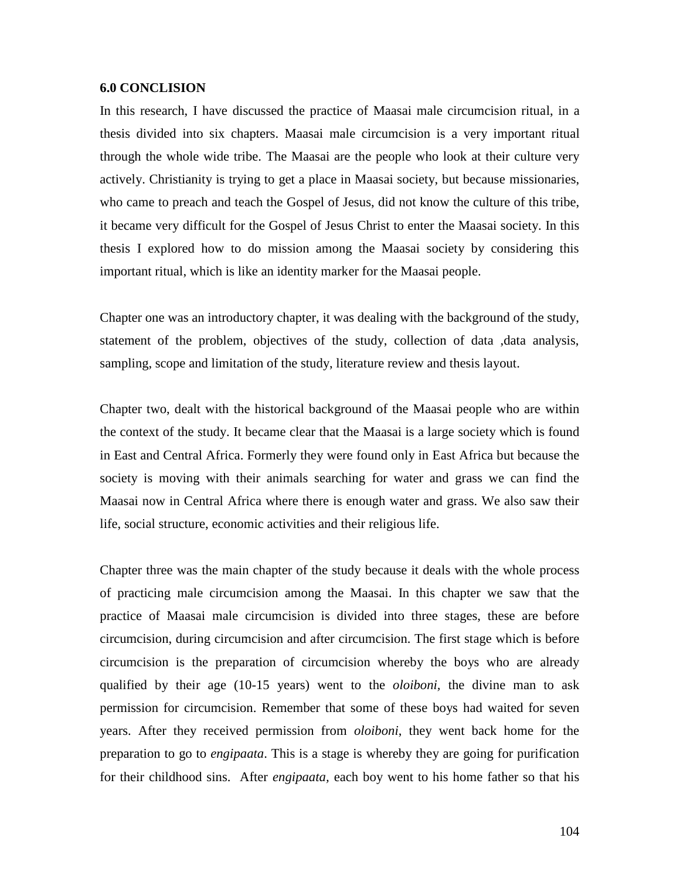## 6.0 CONCLISION

In this research, I have discussed the practice of Maasai male circumcision ritual, in a thesis divided into six chapters. Maasai male circumcision is a very important ritual through the whole wide tribe. The Maasai are the people who look at their culture very actively. Christianity is trying to get a place in Maasai society, but because missionaries, who came to preach and teach the Gospel of Jesus, did not know the culture of this tribe, it became very difficult for the Gospel of Jesus Christ to enter the Maasai society. In this thesis I explored how to do mission among the Maasai society by considering this important ritual, which is like an identity marker for the Maasai people.

Chapter one was an introductory chapter, it was dealing with the background of the study, statement of the problem, objectives of the study, collection of data ,data analysis, sampling, scope and limitation of the study, literature review and thesis layout.

Chapter two, dealt with the historical background of the Maasai people who are within the context of the study. It became clear that the Maasai is a large society which is found in East and Central Africa. Formerly they were found only in East Africa but because the society is moving with their animals searching for water and grass we can find the Maasai now in Central Africa where there is enough water and grass. We also saw their life, social structure, economic activities and their religious life.

Chapter three was the main chapter of the study because it deals with the whole process of practicing male circumcision among the Maasai. In this chapter we saw that the practice of Maasai male circumcision is divided into three stages, these are before circumcision, during circumcision and after circumcision. The first stage which is before circumcision is the preparation of circumcision whereby the boys who are already qualified by their age (10-15 years) went to the *oloiboni*, the divine man to ask permission for circumcision. Remember that some of these boys had waited for seven years. After they received permission from *oloiboni*, they went back home for the preparation to go to *engipaata*. This is a stage is whereby they are going for purification for their childhood sins. After *engipaata*, each boy went to his home father so that his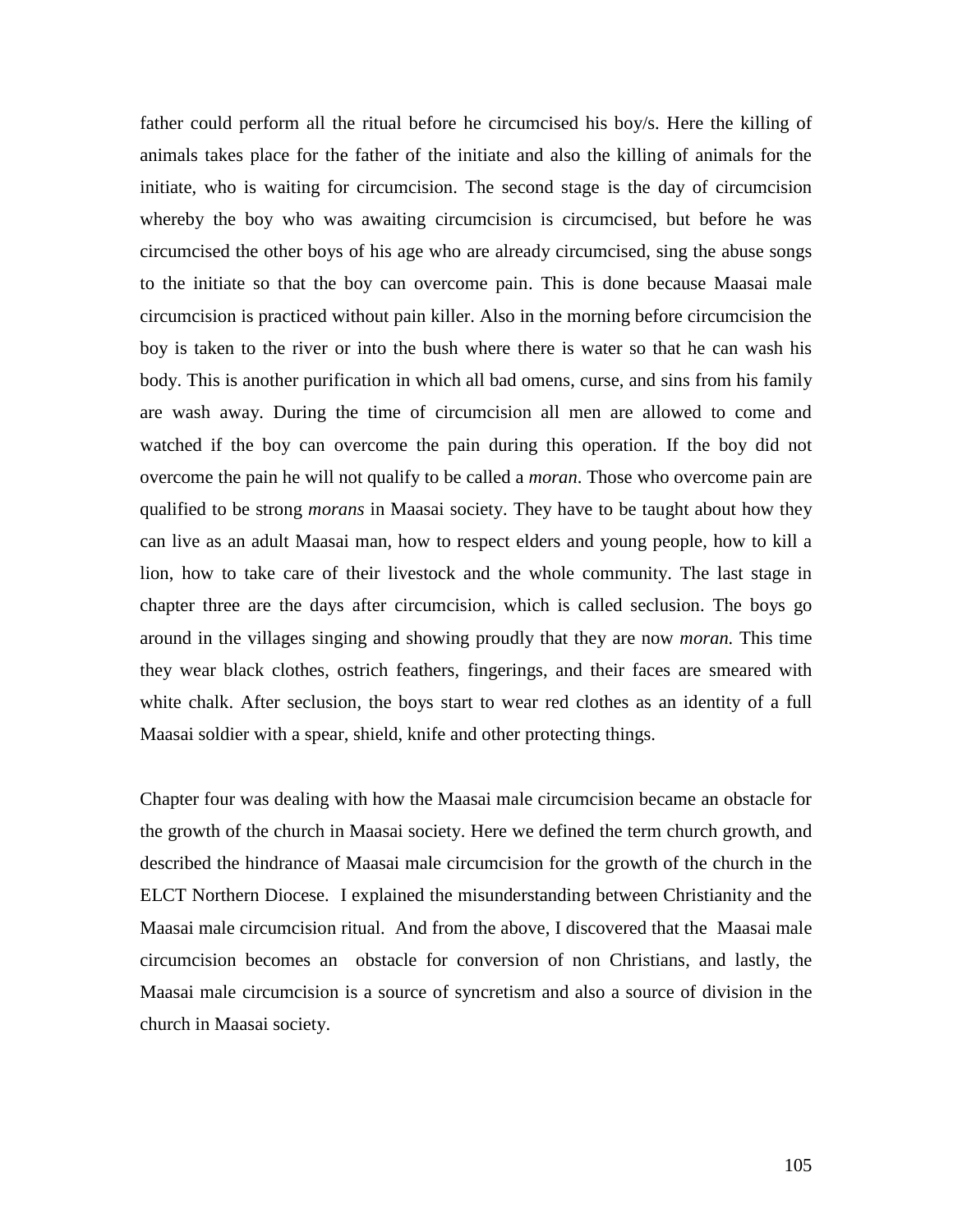father could perform all the ritual before he circumcised his boy/s. Here the killing of animals takes place for the father of the initiate and also the killing of animals for the initiate, who is waiting for circumcision. The second stage is the day of circumcision whereby the boy who was awaiting circumcision is circumcised, but before he was circumcised the other boys of his age who are already circumcised, sing the abuse songs to the initiate so that the boy can overcome pain. This is done because Maasai male circumcision is practiced without pain killer. Also in the morning before circumcision the boy is taken to the river or into the bush where there is water so that he can wash his body. This is another purification in which all bad omens, curse, and sins from his family are wash away. During the time of circumcision all men are allowed to come and watched if the boy can overcome the pain during this operation. If the boy did not overcome the pain he will not qualify to be called a *moran*. Those who overcome pain are qualified to be strong *morans* in Maasai society. They have to be taught about how they can live as an adult Maasai man, how to respect elders and young people, how to kill a lion, how to take care of their livestock and the whole community. The last stage in chapter three are the days after circumcision, which is called seclusion. The boys go around in the villages singing and showing proudly that they are now *moran.* This time they wear black clothes, ostrich feathers, fingerings, and their faces are smeared with white chalk. After seclusion, the boys start to wear red clothes as an identity of a full Maasai soldier with a spear, shield, knife and other protecting things.

Chapter four was dealing with how the Maasai male circumcision became an obstacle for the growth of the church in Maasai society. Here we defined the term church growth, and described the hindrance of Maasai male circumcision for the growth of the church in the ELCT Northern Diocese. I explained the misunderstanding between Christianity and the Maasai male circumcision ritual. And from the above, I discovered that the Maasai male circumcision becomes an obstacle for conversion of non Christians, and lastly, the Maasai male circumcision is a source of syncretism and also a source of division in the church in Maasai society.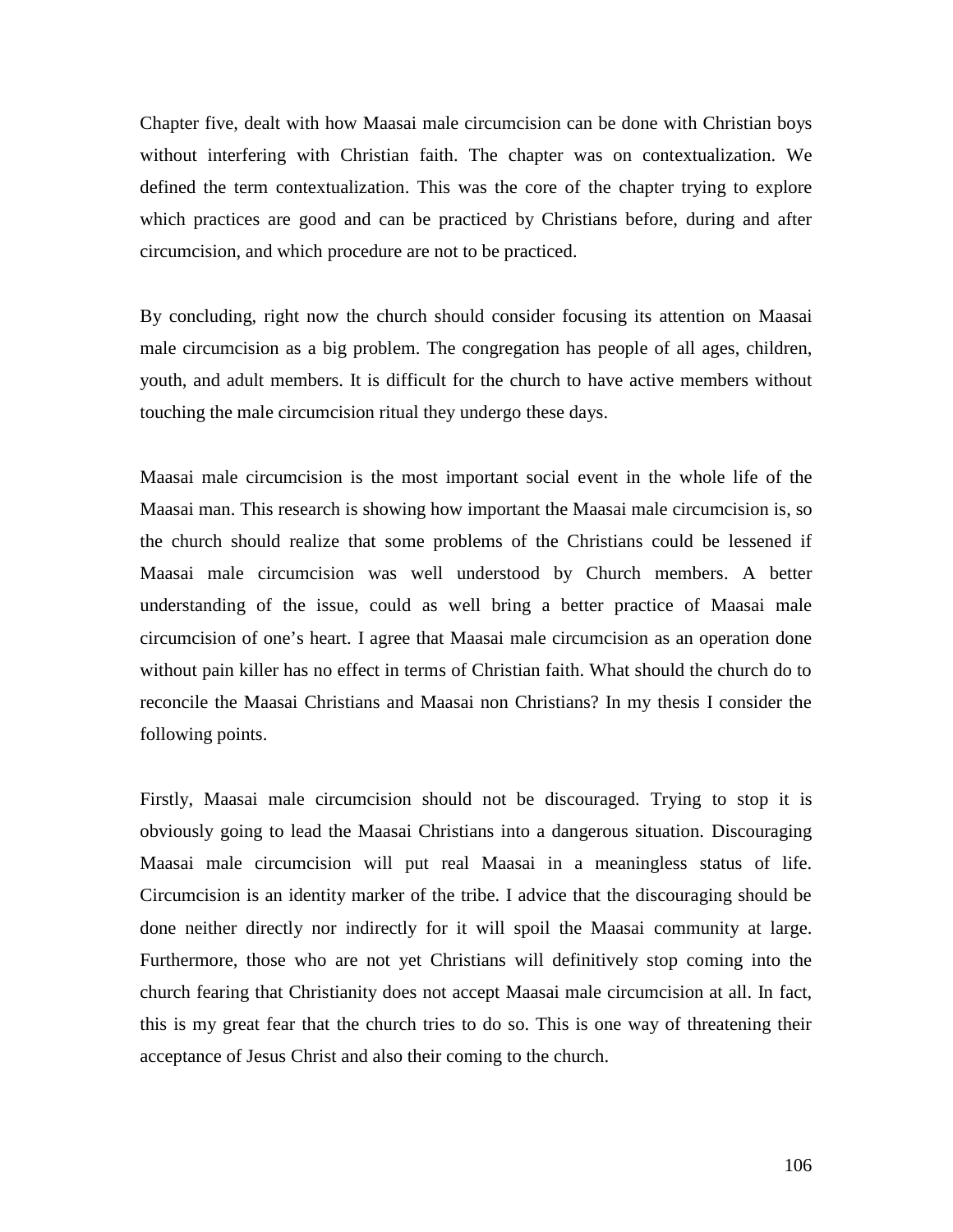Chapter five, dealt with how Maasai male circumcision can be done with Christian boys without interfering with Christian faith. The chapter was on contextualization. We defined the term contextualization. This was the core of the chapter trying to explore which practices are good and can be practiced by Christians before, during and after circumcision, and which procedure are not to be practiced.

By concluding, right now the church should consider focusing its attention on Maasai male circumcision as a big problem. The congregation has people of all ages, children, youth, and adult members. It is difficult for the church to have active members without touching the male circumcision ritual they undergo these days.

Maasai male circumcision is the most important social event in the whole life of the Maasai man. This research is showing how important the Maasai male circumcision is, so the church should realize that some problems of the Christians could be lessened if Maasai male circumcision was well understood by Church members. A better understanding of the issue, could as well bring a better practice of Maasai male circumcision of one's heart. I agree that Maasai male circumcision as an operation done without pain killer has no effect in terms of Christian faith. What should the church do to reconcile the Maasai Christians and Maasai non Christians? In my thesis I consider the following points.

Firstly, Maasai male circumcision should not be discouraged. Trying to stop it is obviously going to lead the Maasai Christians into a dangerous situation. Discouraging Maasai male circumcision will put real Maasai in a meaningless status of life. Circumcision is an identity marker of the tribe. I advice that the discouraging should be done neither directly nor indirectly for it will spoil the Maasai community at large. Furthermore, those who are not yet Christians will definitively stop coming into the church fearing that Christianity does not accept Maasai male circumcision at all. In fact, this is my great fear that the church tries to do so. This is one way of threatening their acceptance of Jesus Christ and also their coming to the church.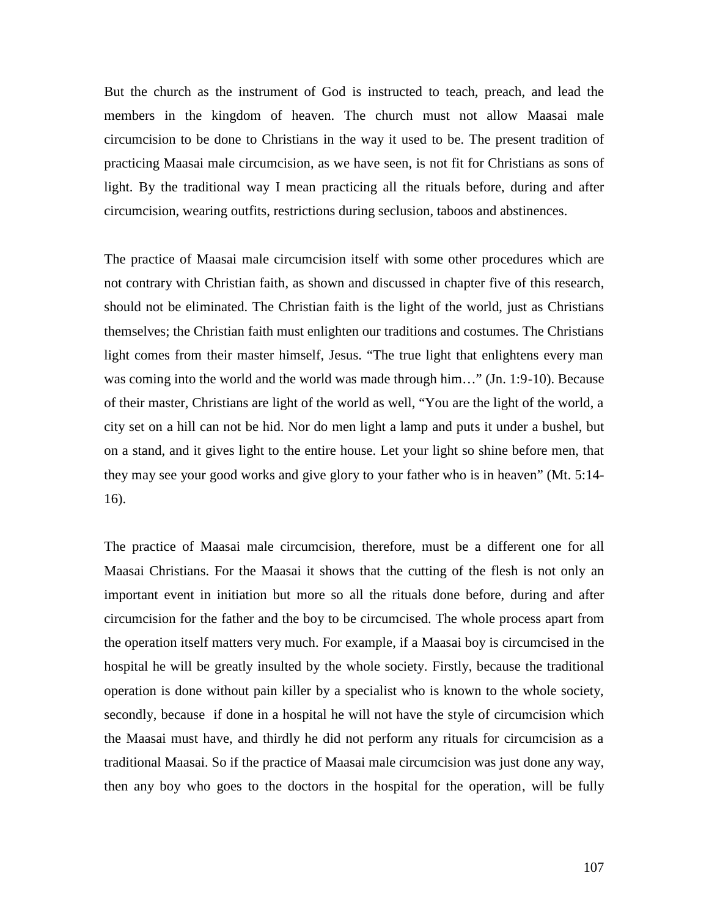But the church as the instrument of God is instructed to teach, preach, and lead the members in the kingdom of heaven. The church must not allow Maasai male circumcision to be done to Christians in the way it used to be. The present tradition of practicing Maasai male circumcision, as we have seen, is not fit for Christians as sons of light. By the traditional way I mean practicing all the rituals before, during and after circumcision, wearing outfits, restrictions during seclusion, taboos and abstinences.

The practice of Maasai male circumcision itself with some other procedures which are not contrary with Christian faith, as shown and discussed in chapter five of this research, should not be eliminated. The Christian faith is the light of the world, just as Christians themselves; the Christian faith must enlighten our traditions and costumes. The Christians light comes from their master himself, Jesus. "The true light that enlightens every man was coming into the world and the world was made through him…" (Jn. 1:9-10). Because of their master, Christians are light of the world as well, "You are the light of the world, a city set on a hill can not be hid. Nor do men light a lamp and puts it under a bushel, but on a stand, and it gives light to the entire house. Let your light so shine before men, that they may see your good works and give glory to your father who is in heaven" (Mt. 5:14-16).

The practice of Maasai male circumcision, therefore, must be a different one for all Maasai Christians. For the Maasai it shows that the cutting of the flesh is not only an important event in initiation but more so all the rituals done before, during and after circumcision for the father and the boy to be circumcised. The whole process apart from the operation itself matters very much. For example, if a Maasai boy is circumcised in the hospital he will be greatly insulted by the whole society. Firstly, because the traditional operation is done without pain killer by a specialist who is known to the whole society, secondly, because if done in a hospital he will not have the style of circumcision which the Maasai must have, and thirdly he did not perform any rituals for circumcision as a traditional Maasai. So if the practice of Maasai male circumcision was just done any way, then any boy who goes to the doctors in the hospital for the operation, will be fully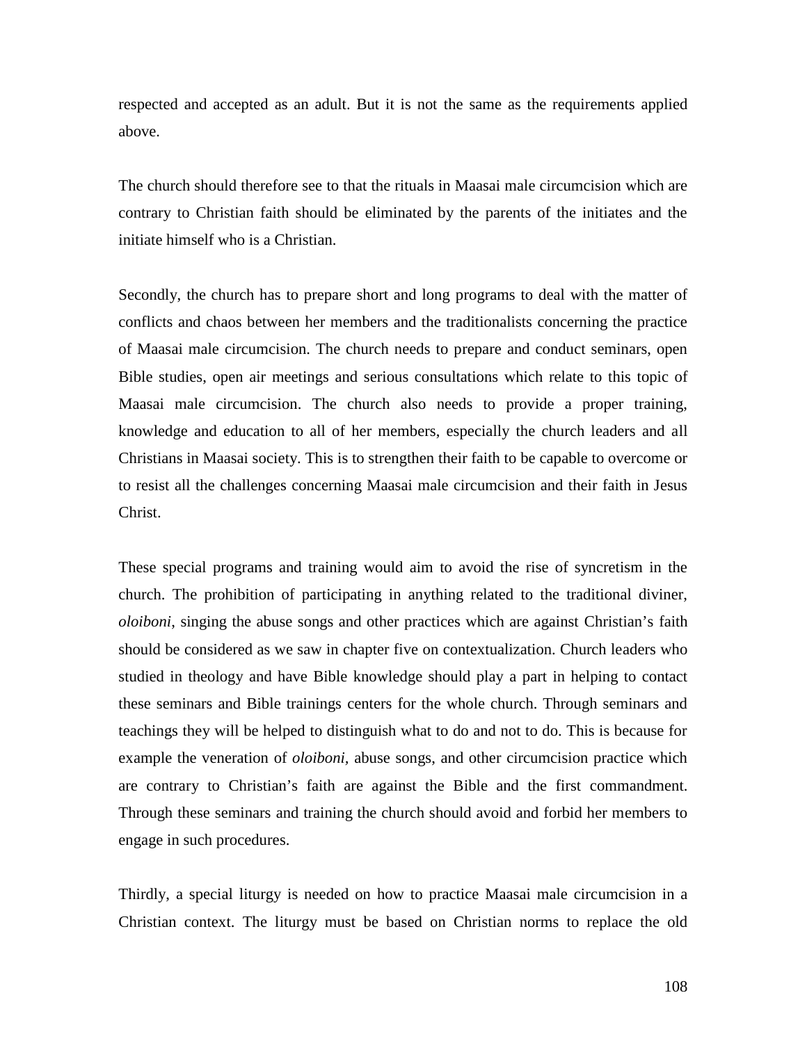respected and accepted as an adult. But it is not the same as the requirements applied above.

The church should therefore see to that the rituals in Maasai male circumcision which are contrary to Christian faith should be eliminated by the parents of the initiates and the initiate himself who is a Christian.

Secondly, the church has to prepare short and long programs to deal with the matter of conflicts and chaos between her members and the traditionalists concerning the practice of Maasai male circumcision. The church needs to prepare and conduct seminars, open Bible studies, open air meetings and serious consultations which relate to this topic of Maasai male circumcision. The church also needs to provide a proper training, knowledge and education to all of her members, especially the church leaders and all Christians in Maasai society. This is to strengthen their faith to be capable to overcome or to resist all the challenges concerning Maasai male circumcision and their faith in Jesus Christ.

These special programs and training would aim to avoid the rise of syncretism in the church. The prohibition of participating in anything related to the traditional diviner, *oloiboni*, singing the abuse songs and other practices which are against Christian's faith should be considered as we saw in chapter five on contextualization. Church leaders who studied in theology and have Bible knowledge should play a part in helping to contact these seminars and Bible trainings centers for the whole church. Through seminars and teachings they will be helped to distinguish what to do and not to do. This is because for example the veneration of *oloiboni*, abuse songs, and other circumcision practice which are contrary to Christian's faith are against the Bible and the first commandment. Through these seminars and training the church should avoid and forbid her members to engage in such procedures.

Thirdly, a special liturgy is needed on how to practice Maasai male circumcision in a Christian context. The liturgy must be based on Christian norms to replace the old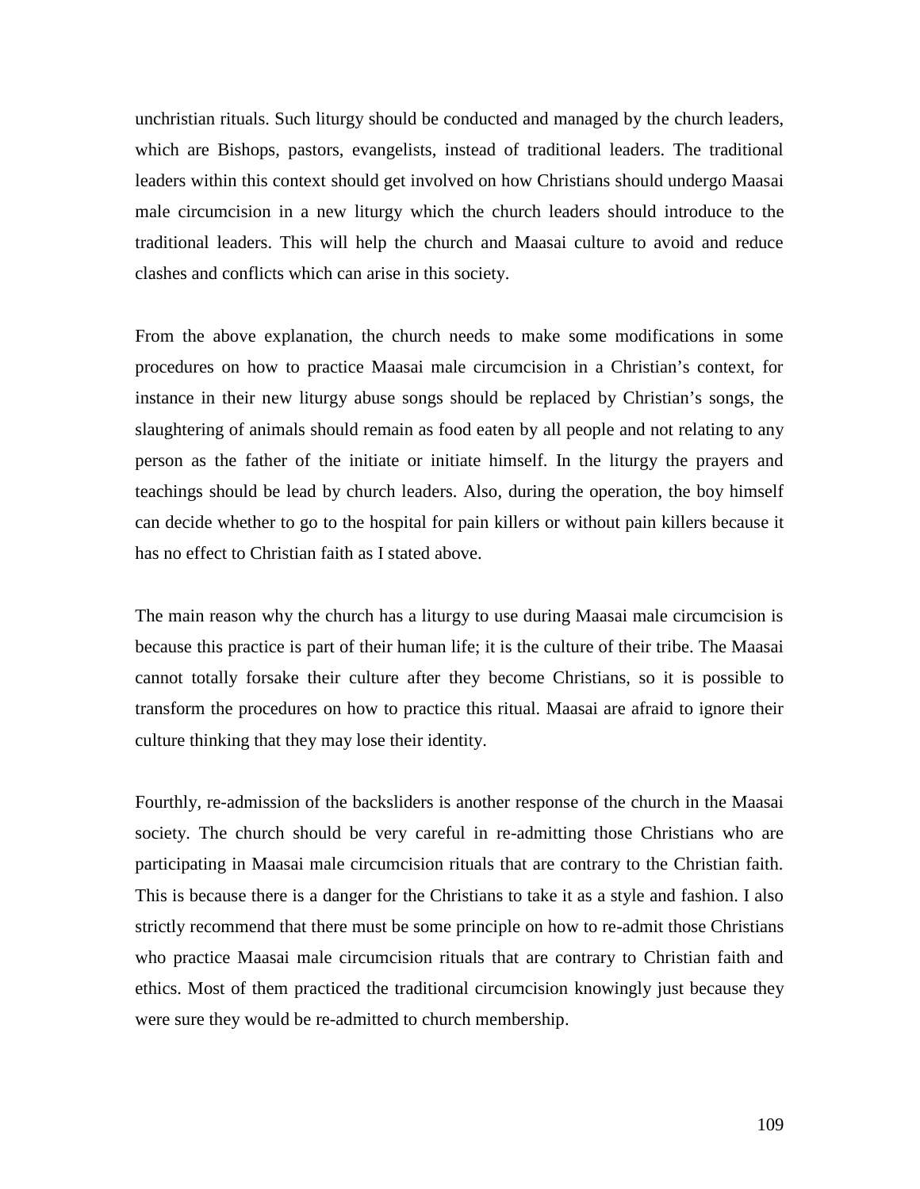unchristian rituals. Such liturgy should be conducted and managed by the church leaders, which are Bishops, pastors, evangelists, instead of traditional leaders. The traditional leaders within this context should get involved on how Christians should undergo Maasai male circumcision in a new liturgy which the church leaders should introduce to the traditional leaders. This will help the church and Maasai culture to avoid and reduce clashes and conflicts which can arise in this society.

From the above explanation, the church needs to make some modifications in some procedures on how to practice Maasai male circumcision in a Christian's context, for instance in their new liturgy abuse songs should be replaced by Christian's songs, the slaughtering of animals should remain as food eaten by all people and not relating to any person as the father of the initiate or initiate himself. In the liturgy the prayers and teachings should be lead by church leaders. Also, during the operation, the boy himself can decide whether to go to the hospital for pain killers or without pain killers because it has no effect to Christian faith as I stated above.

The main reason why the church has a liturgy to use during Maasai male circumcision is because this practice is part of their human life; it is the culture of their tribe. The Maasai cannot totally forsake their culture after they become Christians, so it is possible to transform the procedures on how to practice this ritual. Maasai are afraid to ignore their culture thinking that they may lose their identity.

Fourthly, re-admission of the backsliders is another response of the church in the Maasai society. The church should be very careful in re-admitting those Christians who are participating in Maasai male circumcision rituals that are contrary to the Christian faith. This is because there is a danger for the Christians to take it as a style and fashion. I also strictly recommend that there must be some principle on how to re-admit those Christians who practice Maasai male circumcision rituals that are contrary to Christian faith and ethics. Most of them practiced the traditional circumcision knowingly just because they were sure they would be re-admitted to church membership.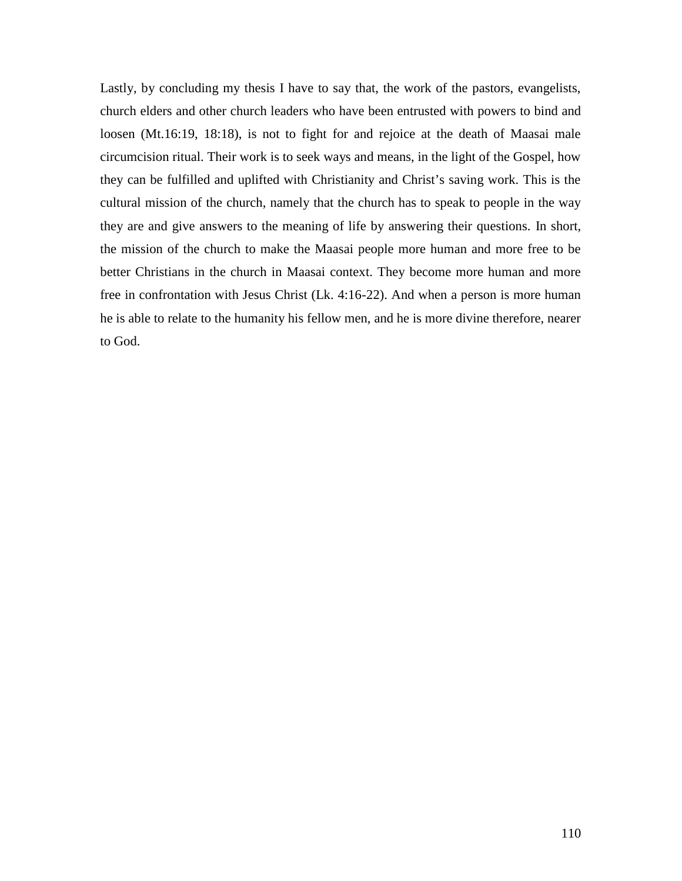Lastly, by concluding my thesis I have to say that, the work of the pastors, evangelists, church elders and other church leaders who have been entrusted with powers to bind and loosen (Mt.16:19, 18:18), is not to fight for and rejoice at the death of Maasai male circumcision ritual. Their work is to seek ways and means, in the light of the Gospel, how they can be fulfilled and uplifted with Christianity and Christ's saving work. This is the cultural mission of the church, namely that the church has to speak to people in the way they are and give answers to the meaning of life by answering their questions. In short, the mission of the church to make the Maasai people more human and more free to be better Christians in the church in Maasai context. They become more human and more free in confrontation with Jesus Christ (Lk. 4:16-22). And when a person is more human he is able to relate to the humanity his fellow men, and he is more divine therefore, nearer to God.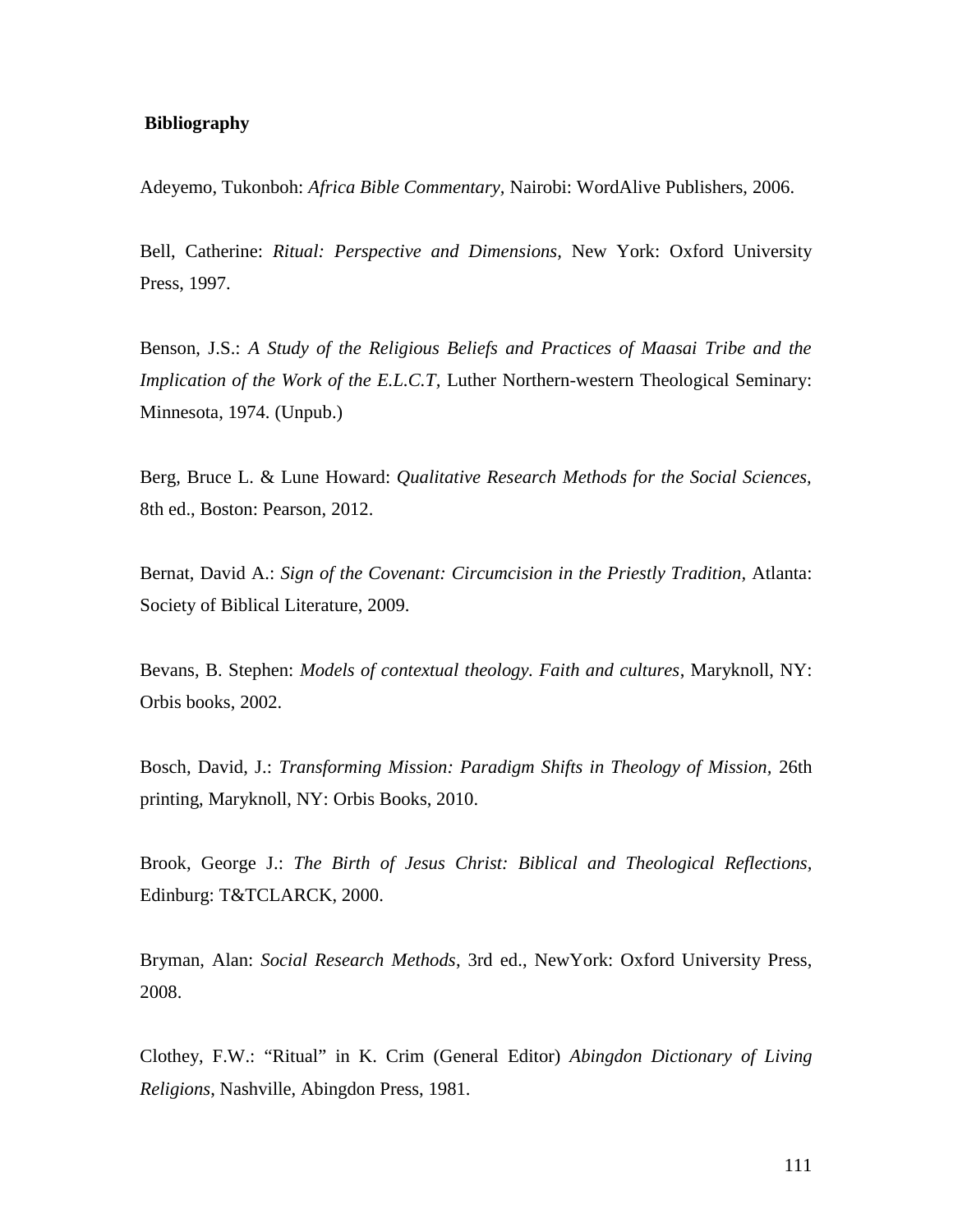## Bibliography

Adeyemo, Tukonboh: *Africa Bible Commentary,* Nairobi: WordAlive Publishers, 2006.

Bell, Catherine: *Ritual: Perspective and Dimensions,* New York: Oxford University Press, 1997.

Benson, J.S.: *A Study of the Religious Beliefs and Practices of Maasai Tribe and the Implication of the Work of the E.L.C.T*, Luther Northern-western Theological Seminary: Minnesota, 1974. (Unpub.)

Berg, Bruce L. & Lune Howard: *Qualitative Research Methods for the Social Sciences,* 8th ed., Boston: Pearson, 2012.

Bernat, David A.: *Sign of the Covenant: Circumcision in the Priestly Tradition,* Atlanta: Society of Biblical Literature, 2009.

Bevans, B. Stephen: *Models of contextual theology. Faith and cultures*, Maryknoll, NY: Orbis books, 2002.

Bosch, David, J.: *Transforming Mission: Paradigm Shifts in Theology of Mission,* 26th printing, Maryknoll, NY: Orbis Books, 2010.

Brook, George J.: *The Birth of Jesus Christ: Biblical and Theological Reflections,* Edinburg: T&TCLARCK, 2000.

Bryman, Alan: *Social Research Methods*, 3rd ed., NewYork: Oxford University Press, 2008.

Clothey, F.W.: "Ritual" in K. Crim (General Editor) *Abingdon Dictionary of Living Religions*, Nashville, Abingdon Press, 1981.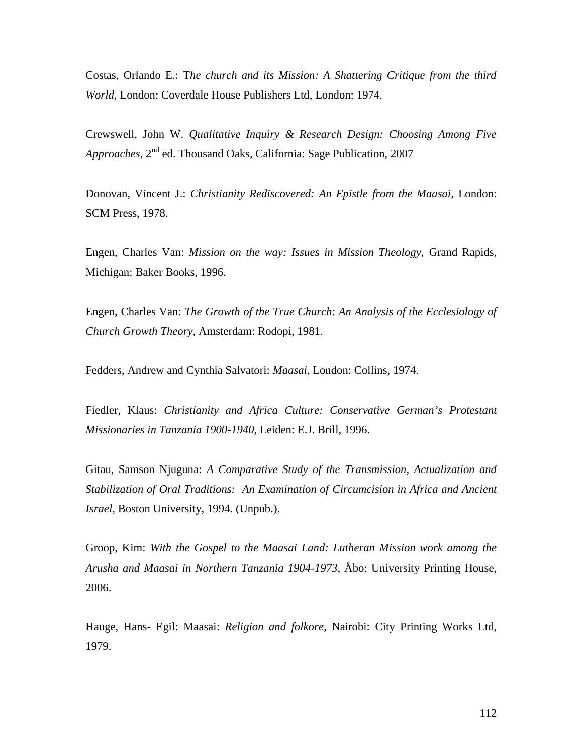Costas, Orlando E.: T*he church and its Mission: A Shattering Critique from the third World,* London: Coverdale House Publishers Ltd, London: 1974.

Crewswell, John W. *Qualitative Inquiry & Research Design: Choosing Among Five Approaches*, 2nd ed. Thousand Oaks, California: Sage Publication, 2007

Donovan, Vincent J.: *Christianity Rediscovered: An Epistle from the Maasai*, London: SCM Press, 1978.

Engen, Charles Van: *Mission on the way: Issues in Mission Theology*, Grand Rapids, Michigan: Baker Books, 1996.

Engen, Charles Van: *The Growth of the True Church*: *An Analysis of the Ecclesiology of Church Growth Theory*, Amsterdam: Rodopi, 1981.

Fedders, Andrew and Cynthia Salvatori: *Maasai*, London: Collins, 1974.

Fiedler, Klaus: *Christianity and Africa Culture: Conservative German's Protestant Missionaries in Tanzania 1900-1940*, Leiden: E.J. Brill, 1996.

Gitau, Samson Njuguna: *A Comparative Study of the Transmission, Actualization and Stabilization of Oral Traditions: An Examination of Circumcision in Africa and Ancient Israel*, Boston University, 1994. (Unpub.).

Groop, Kim: *With the Gospel to the Maasai Land: Lutheran Mission work among the Arusha and Maasai in Northern Tanzania 1904-1973*, Åbo: University Printing House, 2006.

Hauge, Hans- Egil: Maasai: *Religion and folkore*, Nairobi: City Printing Works Ltd, 1979.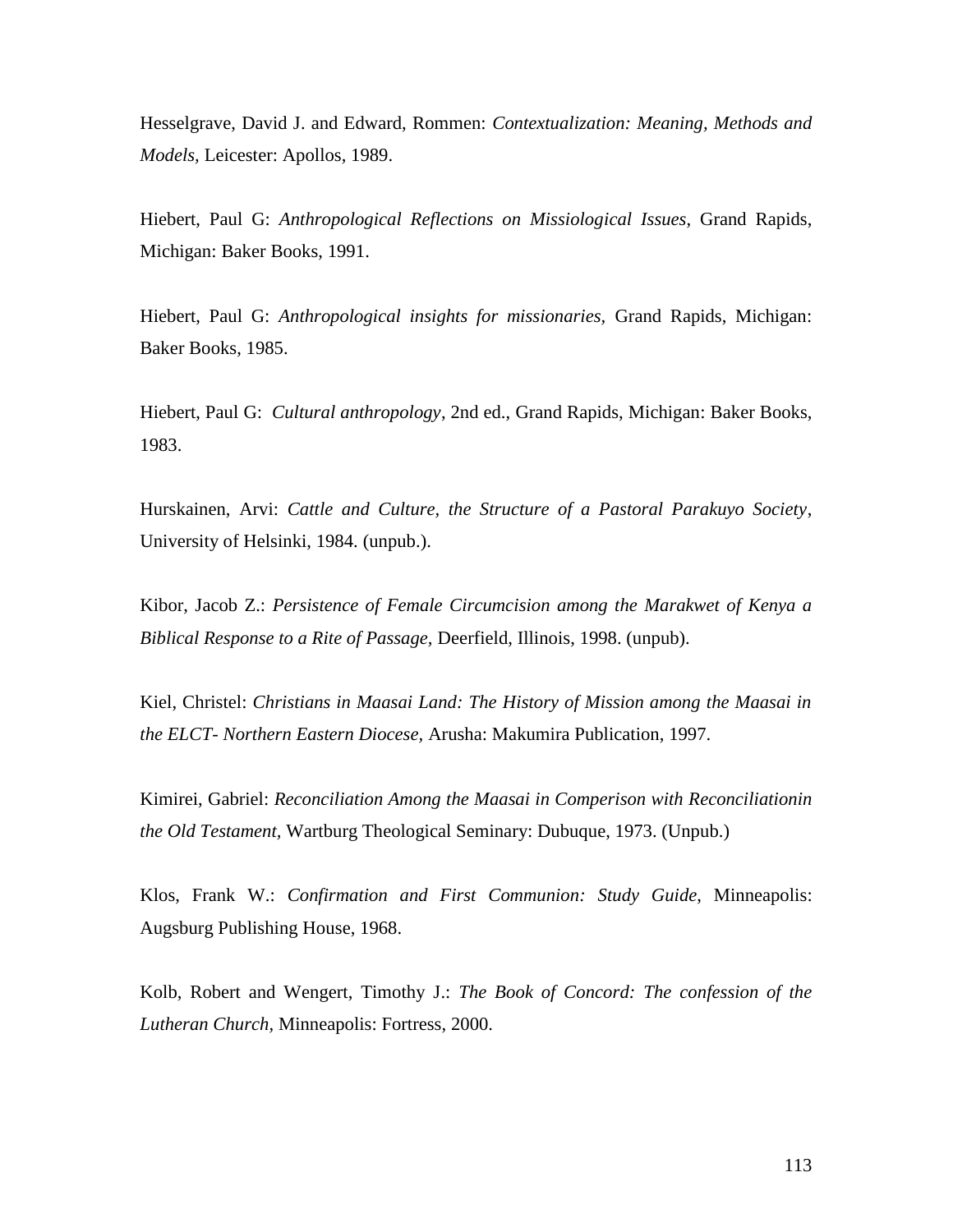Hesselgrave, David J. and Edward, Rommen: *Contextualization: Meaning, Methods and Models,* Leicester: Apollos, 1989.

Hiebert, Paul G: *Anthropological Reflections on Missiological Issues*, Grand Rapids, Michigan: Baker Books, 1991.

Hiebert, Paul G: *Anthropological insights for missionaries,* Grand Rapids, Michigan: Baker Books, 1985.

Hiebert, Paul G: *Cultural anthropology*, 2nd ed., Grand Rapids, Michigan: Baker Books, 1983.

Hurskainen, Arvi: *Cattle and Culture, the Structure of a Pastoral Parakuyo Society*, University of Helsinki, 1984. (unpub.).

Kibor, Jacob Z.: *Persistence of Female Circumcision among the Marakwet of Kenya a Biblical Response to a Rite of Passage,* Deerfield, Illinois, 1998. (unpub).

Kiel, Christel: *Christians in Maasai Land: The History of Mission among the Maasai in the ELCT- Northern Eastern Diocese,* Arusha: Makumira Publication, 1997.

Kimirei, Gabriel: *Reconciliation Among the Maasai in Comperison with Reconciliationin the Old Testament,* Wartburg Theological Seminary: Dubuque, 1973. (Unpub.)

Klos, Frank W.: *Confirmation and First Communion: Study Guide*, Minneapolis: Augsburg Publishing House, 1968.

Kolb, Robert and Wengert, Timothy J.: *The Book of Concord: The confession of the Lutheran Church*, Minneapolis: Fortress, 2000.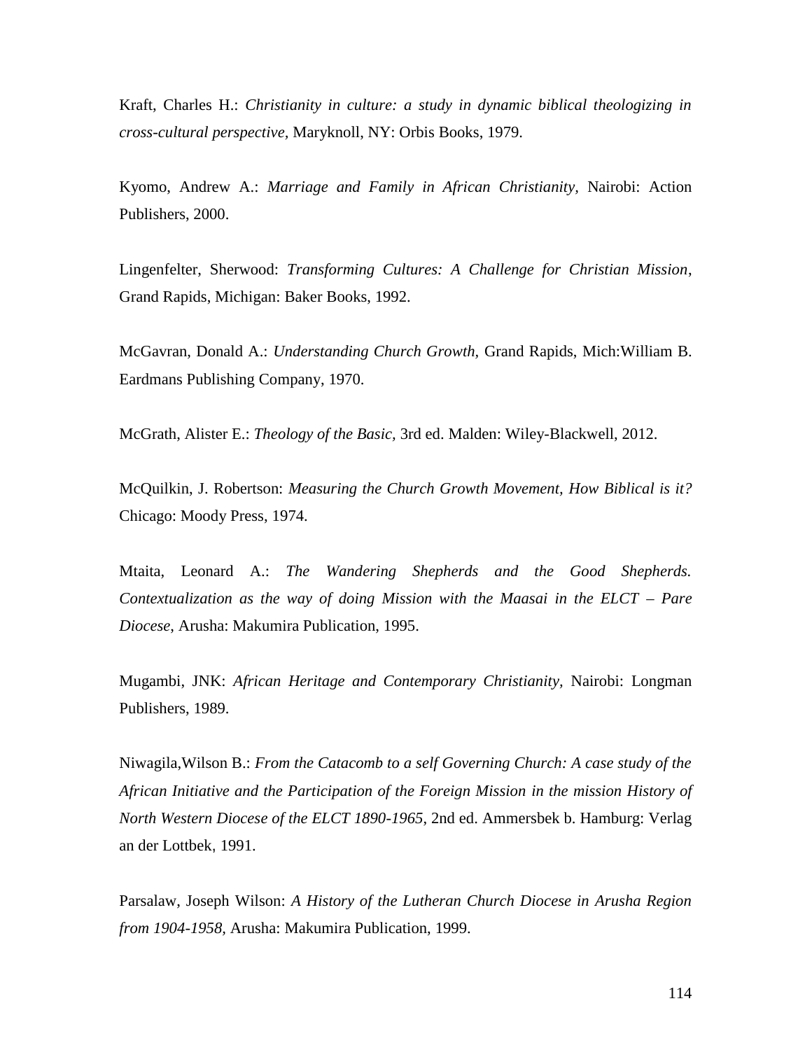Kraft, Charles H.: *Christianity in culture: a study in dynamic biblical theologizing in cross-cultural perspective*, Maryknoll, NY: Orbis Books, 1979.

Kyomo, Andrew A.: *Marriage and Family in African Christianity,* Nairobi: Action Publishers, 2000.

Lingenfelter, Sherwood: *Transforming Cultures: A Challenge for Christian Mission*, Grand Rapids, Michigan: Baker Books, 1992.

McGavran, Donald A.: *Understanding Church Growth,* Grand Rapids, Mich:William B. Eardmans Publishing Company, 1970.

McGrath, Alister E.: *Theology of the Basic,* 3rd ed. Malden: Wiley-Blackwell, 2012.

McQuilkin, J. Robertson: *Measuring the Church Growth Movement, How Biblical is it?* Chicago: Moody Press, 1974.

Mtaita, Leonard A.: *The Wandering Shepherds and the Good Shepherds. Contextualization as the way of doing Mission with the Maasai in the ELCT – Pare Diocese*, Arusha: Makumira Publication, 1995.

Mugambi, JNK: *African Heritage and Contemporary Christianity,* Nairobi: Longman Publishers, 1989.

Niwagila,Wilson B.: *From the Catacomb to a self Governing Church: A case study of the African Initiative and the Participation of the Foreign Mission in the mission History of North Western Diocese of the ELCT 1890-1965*, 2nd ed. Ammersbek b. Hamburg: Verlag an der Lottbek, 1991.

Parsalaw, Joseph Wilson: *A History of the Lutheran Church Diocese in Arusha Region from 1904-1958,* Arusha: Makumira Publication, 1999.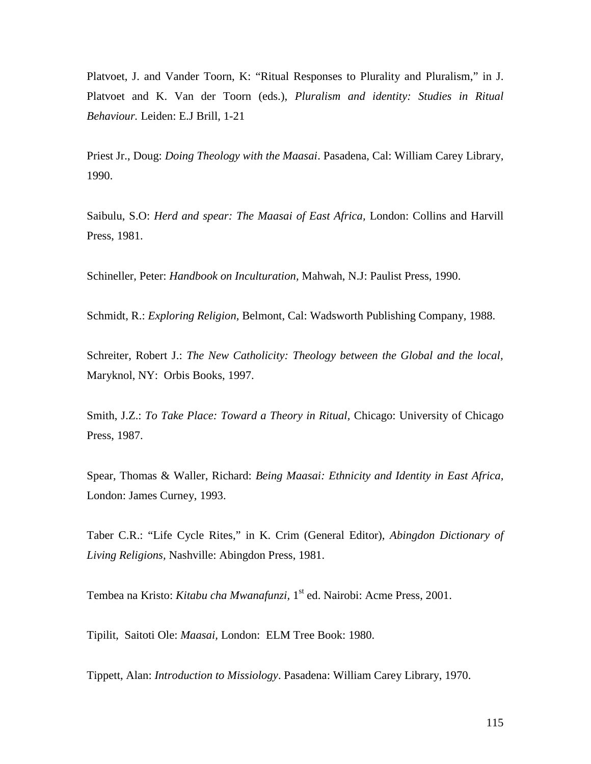Platvoet, J. and Vander Toorn, K: "Ritual Responses to Plurality and Pluralism," in J. Platvoet and K. Van der Toorn (eds.), *Pluralism and identity: Studies in Ritual Behaviour.* Leiden: E.J Brill, 1-21

Priest Jr., Doug: *Doing Theology with the Maasai*. Pasadena, Cal: William Carey Library, 1990.

Saibulu, S.O: *Herd and spear: The Maasai of East Africa,* London: Collins and Harvill Press, 1981.

Schineller, Peter: *Handbook on Inculturation,* Mahwah, N.J: Paulist Press, 1990.

Schmidt, R.: *Exploring Religion*, Belmont, Cal: Wadsworth Publishing Company, 1988.

Schreiter, Robert J.: *The New Catholicity: Theology between the Global and the local,* Maryknol, NY: Orbis Books, 1997.

Smith, J.Z.: *To Take Place: Toward a Theory in Ritual,* Chicago: University of Chicago Press, 1987.

Spear, Thomas & Waller, Richard: *Being Maasai: Ethnicity and Identity in East Africa,* London: James Curney, 1993.

Taber C.R.: "Life Cycle Rites," in K. Crim (General Editor), *Abingdon Dictionary of Living Religions,* Nashville: Abingdon Press, 1981.

Tembea na Kristo: *Kitabu cha Mwanafunzi,* 1st ed. Nairobi: Acme Press, 2001.

Tipilit, Saitoti Ole: *Maasai,* London: ELM Tree Book: 1980.

Tippett, Alan: *Introduction to Missiology*. Pasadena: William Carey Library, 1970.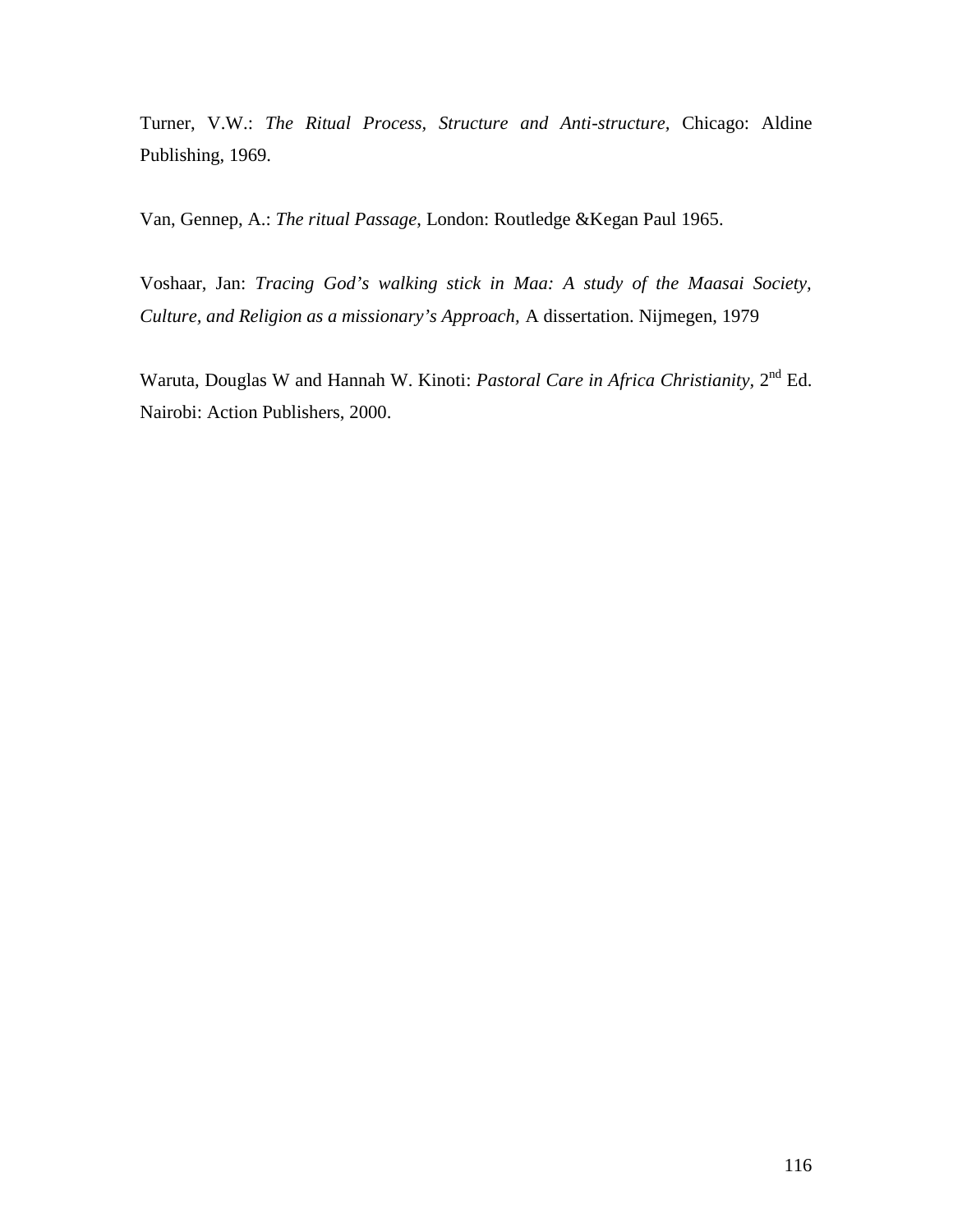Turner, V.W.: *The Ritual Process, Structure and Anti-structure,* Chicago: Aldine Publishing, 1969.

Van, Gennep, A.: *The ritual Passage*, London: Routledge &Kegan Paul 1965.

Voshaar, Jan: *Tracing God's walking stick in Maa: A study of the Maasai Society, Culture, and Religion as a missionary's Approach,* A dissertation. Nijmegen, 1979

Waruta, Douglas W and Hannah W. Kinoti: *Pastoral Care in Africa Christianity,* 2nd Ed. Nairobi: Action Publishers, 2000.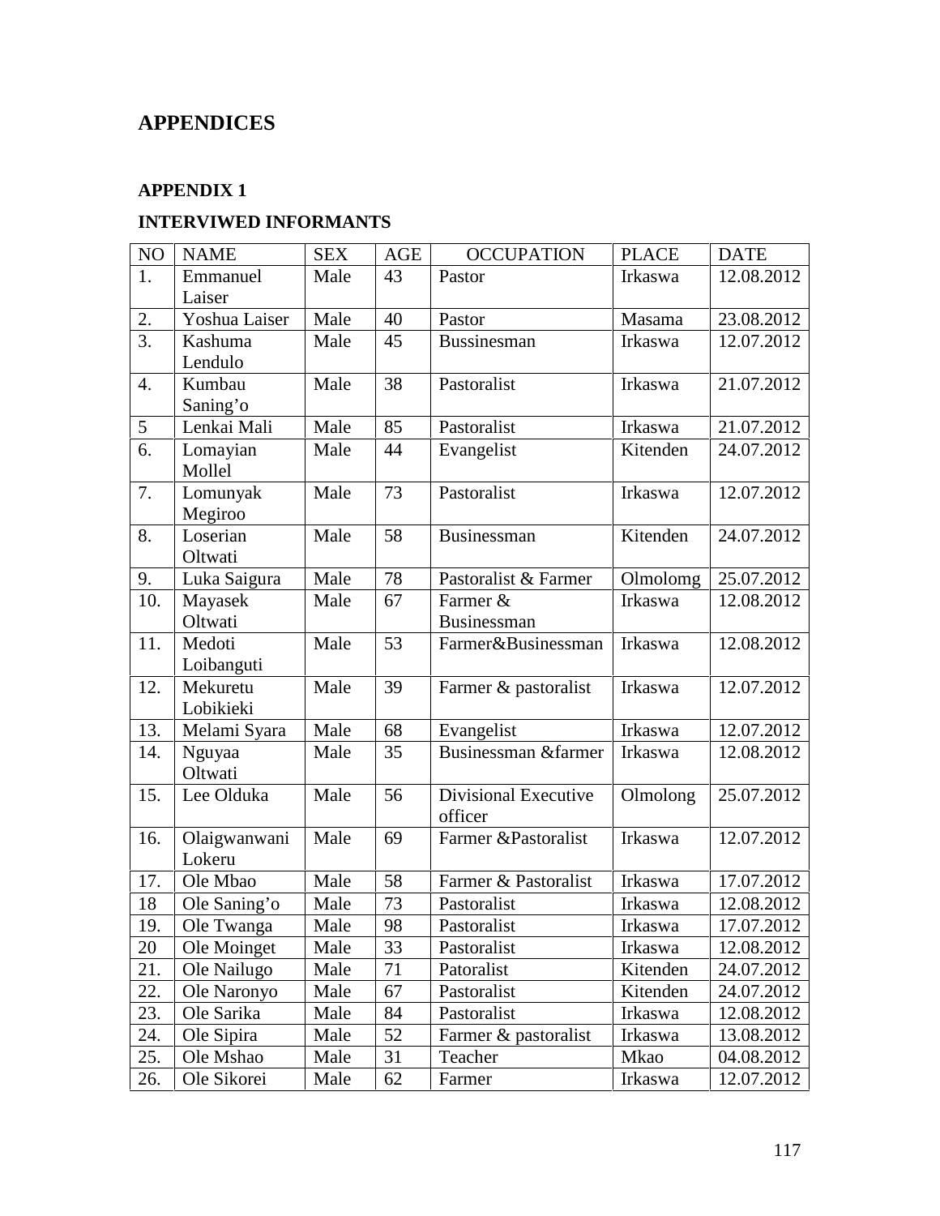# APPENDICES

## APPENDIX 1

### INTERVIWED INFORMANTS

| NO | NAME | SEX | AGE | OCCUPATION | PLACE | DATE |
|---|---|---|---|---|---|---|
| 1. | Emmanuel Laiser | Male | 43 | Pastor | Irkaswa | 12.08.2012 |
| 2. | Yoshua Laiser | Male | 40 | Pastor | Masama | 23.08.2012 |
| 3. | Kashuma Lendulo | Male | 45 | Bussinesman | Irkaswa | 12.07.2012 |
| 4. | Kumbau Saning'o | Male | 38 | Pastoralist | Irkaswa | 21.07.2012 |
| 5 | Lenkai Mali | Male | 85 | Pastoralist | Irkaswa | 21.07.2012 |
| 6. | Lomayian Mollel | Male | 44 | Evangelist | Kitenden | 24.07.2012 |
| 7. | Lomunyak Megiroo | Male | 73 | Pastoralist | Irkaswa | 12.07.2012 |
| 8. | Loserian Oltwati | Male | 58 | Businessman | Kitenden | 24.07.2012 |
| 9. | Luka Saigura | Male | 78 | Pastoralist & Farmer | Olmolomg | 25.07.2012 |
| 10. | Mayasek Oltwati | Male | 67 | Farmer & Businessman | Irkaswa | 12.08.2012 |
| 11. | Medoti Loibanguti | Male | 53 | Farmer&Businessman | Irkaswa | 12.08.2012 |
| 12. | Mekuretu Lobikieki | Male | 39 | Farmer & pastoralist | Irkaswa | 12.07.2012 |
| 13. | Melami Syara | Male | 68 | Evangelist | Irkaswa | 12.07.2012 |
| 14. | Nguyaa Oltwati | Male | 35 | Businessman &farmer | Irkaswa | 12.08.2012 |
| 15. | Lee Olduka | Male | 56 | Divisional Executive officer | Olmolong | 25.07.2012 |
| 16. | Olaigwanwani Lokeru | Male | 69 | Farmer &Pastoralist | Irkaswa | 12.07.2012 |
| 17. | Ole Mbao | Male | 58 | Farmer & Pastoralist | Irkaswa | 17.07.2012 |
| 18 | Ole Saning'o | Male | 73 | Pastoralist | Irkaswa | 12.08.2012 |
| 19. | Ole Twanga | Male | 98 | Pastoralist | Irkaswa | 17.07.2012 |
| 20 | Ole Moinget | Male | 33 | Pastoralist | Irkaswa | 12.08.2012 |
| 21. | Ole Nailugo | Male | 71 | Patoralist | Kitenden | 24.07.2012 |
| 22. | Ole Naronyo | Male | 67 | Pastoralist | Kitenden | 24.07.2012 |
| 23. | Ole Sarika | Male | 84 | Pastoralist | Irkaswa | 12.08.2012 |
| 24. | Ole Sipira | Male | 52 | Farmer & pastoralist | Irkaswa | 13.08.2012 |
| 25. | Ole Mshao | Male | 31 | Teacher | Mkao | 04.08.2012 |
| 26. | Ole Sikorei | Male | 62 | Farmer | Irkaswa | 12.07.2012 |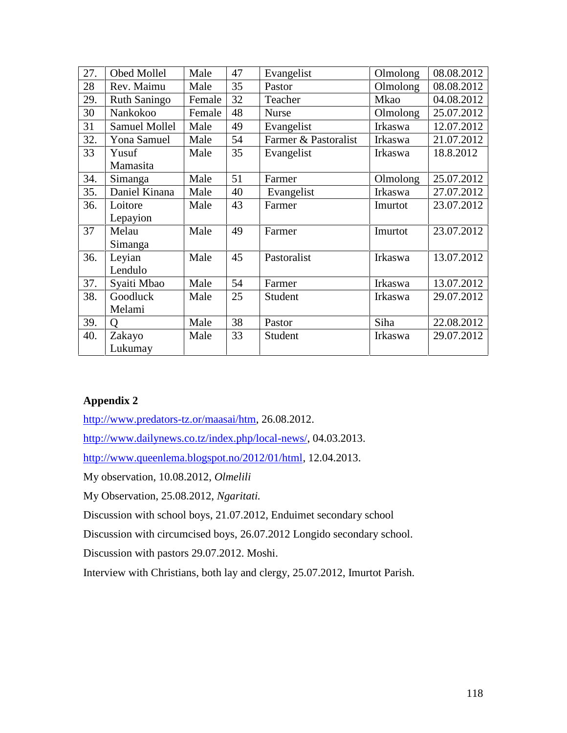| 27. | Obed Mollel | Male | 47 | Evangelist | Olmolong | 08.08.2012 |
|---|---|---|---|---|---|---|
| 28 | Rev. Maimu | Male | 35 | Pastor | Olmolong | 08.08.2012 |
| 29. | Ruth Saningo | Female | 32 | Teacher | Mkao | 04.08.2012 |
| 30 | Nankokoo | Female | 48 | Nurse | Olmolong | 25.07.2012 |
| 31 | Samuel Mollel | Male | 49 | Evangelist | Irkaswa | 12.07.2012 |
| 32. | Yona Samuel | Male | 54 | Farmer & Pastoralist | Irkaswa | 21.07.2012 |
| 33 | Yusuf Mamasita | Male | 35 | Evangelist | Irkaswa | 18.8.2012 |
| 34. | Simanga | Male | 51 | Farmer | Olmolong | 25.07.2012 |
| 35. | Daniel Kinana | Male | 40 | Evangelist | Irkaswa | 27.07.2012 |
| 36. | Loitore Lepayion | Male | 43 | Farmer | Imurtot | 23.07.2012 |
| 37 | Melau Simanga | Male | 49 | Farmer | Imurtot | 23.07.2012 |
| 36. | Leyian Lendulo | Male | 45 | Pastoralist | Irkaswa | 13.07.2012 |
| 37. | Syaiti Mbao | Male | 54 | Farmer | Irkaswa | 13.07.2012 |
| 38. | Goodluck Melami | Male | 25 | Student | Irkaswa | 29.07.2012 |
| 39. | Q | Male | 38 | Pastor | Siha | 22.08.2012 |
| 40. | Zakayo Lukumay | Male | 33 | Student | Irkaswa | 29.07.2012 |

**Appendix 2**

http://www.predators-tz.or/maasai/htm, 26.08.2012.

http://www.dailynews.co.tz/index.php/local-news/, 04.03.2013.

http://www.queenlema.blogspot.no/2012/01/html, 12.04.2013.

My observation, 10.08.2012, *Olmelili*

My Observation, 25.08.2012, *Ngaritati.*

Discussion with school boys, 21.07.2012, Enduimet secondary school

Discussion with circumcised boys, 26.07.2012 Longido secondary school.

Discussion with pastors 29.07.2012. Moshi.

Interview with Christians, both lay and clergy, 25.07.2012, Imurtot Parish.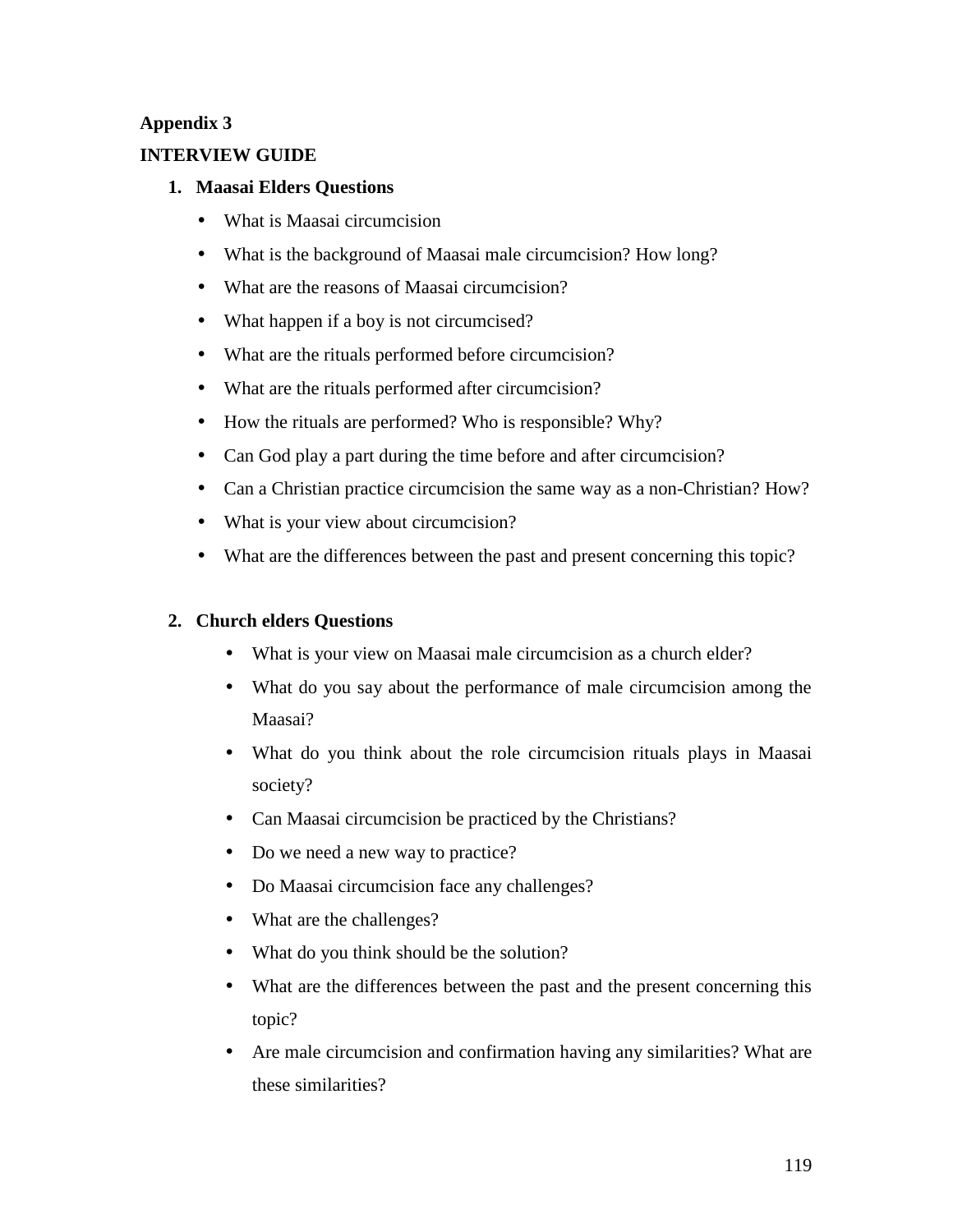**Appendix 3**

**INTERVIEW GUIDE**

1. **Maasai Elders Questions**
   - What is Maasai circumcision
   - What is the background of Maasai male circumcision? How long?
   - What are the reasons of Maasai circumcision?
   - What happen if a boy is not circumcised?
   - What are the rituals performed before circumcision?
   - What are the rituals performed after circumcision?
   - How the rituals are performed? Who is responsible? Why?
   - Can God play a part during the time before and after circumcision?
   - Can a Christian practice circumcision the same way as a non-Christian? How?
   - What is your view about circumcision?
   - What are the differences between the past and present concerning this topic?

2. **Church elders Questions**
   - What is your view on Maasai male circumcision as a church elder?
   - What do you say about the performance of male circumcision among the Maasai?
   - What do you think about the role circumcision rituals plays in Maasai society?
   - Can Maasai circumcision be practiced by the Christians?
   - Do we need a new way to practice?
   - Do Maasai circumcision face any challenges?
   - What are the challenges?
   - What do you think should be the solution?
   - What are the differences between the past and the present concerning this topic?
   - Are male circumcision and confirmation having any similarities? What are these similarities?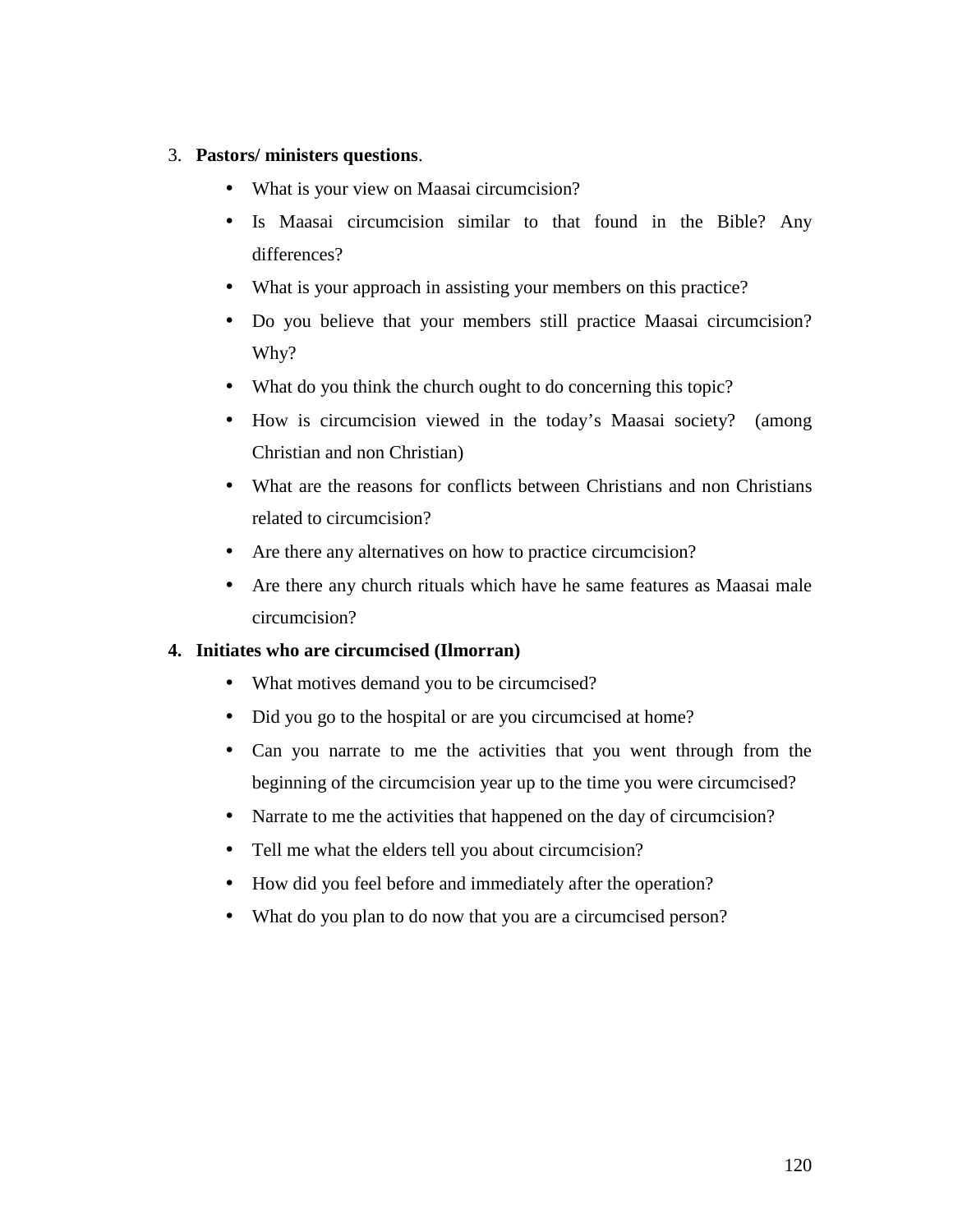3. **Pastors/ ministers questions**.
   - What is your view on Maasai circumcision?
   - Is Maasai circumcision similar to that found in the Bible? Any differences?
   - What is your approach in assisting your members on this practice?
   - Do you believe that your members still practice Maasai circumcision? Why?
   - What do you think the church ought to do concerning this topic?
   - How is circumcision viewed in the today's Maasai society? (among Christian and non Christian)
   - What are the reasons for conflicts between Christians and non Christians related to circumcision?
   - Are there any alternatives on how to practice circumcision?
   - Are there any church rituals which have he same features as Maasai male circumcision?

4. **Initiates who are circumcised (Ilmorran)**
   - What motives demand you to be circumcised?
   - Did you go to the hospital or are you circumcised at home?
   - Can you narrate to me the activities that you went through from the beginning of the circumcision year up to the time you were circumcised?
   - Narrate to me the activities that happened on the day of circumcision?
   - Tell me what the elders tell you about circumcision?
   - How did you feel before and immediately after the operation?
   - What do you plan to do now that you are a circumcised person?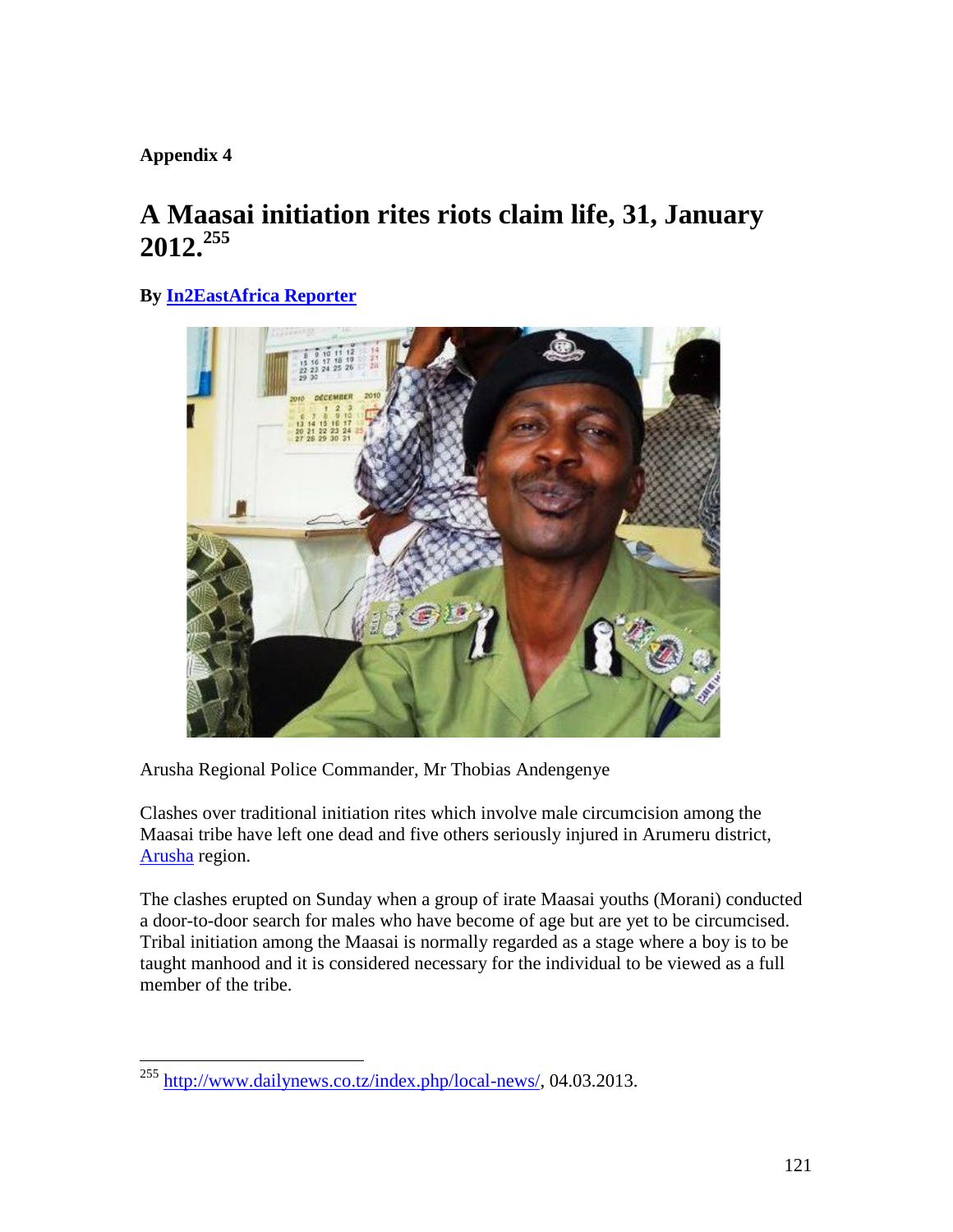**Appendix 4**

# A Maasai initiation rites riots claim life, 31, January 2012.[255]

**By In2EastAfrica Reporter**

Arusha Regional Police Commander, Mr Thobias Andengenye

Clashes over traditional initiation rites which involve male circumcision among the Maasai tribe have left one dead and five others seriously injured in Arumeru district, Arusha region.

The clashes erupted on Sunday when a group of irate Maasai youths (Morani) conducted a door-to-door search for males who have become of age but are yet to be circumcised. Tribal initiation among the Maasai is normally regarded as a stage where a boy is to be taught manhood and it is considered necessary for the individual to be viewed as a full member of the tribe.

---

[255] http://www.dailynews.co.tz/index.php/local-news/, 04.03.2013.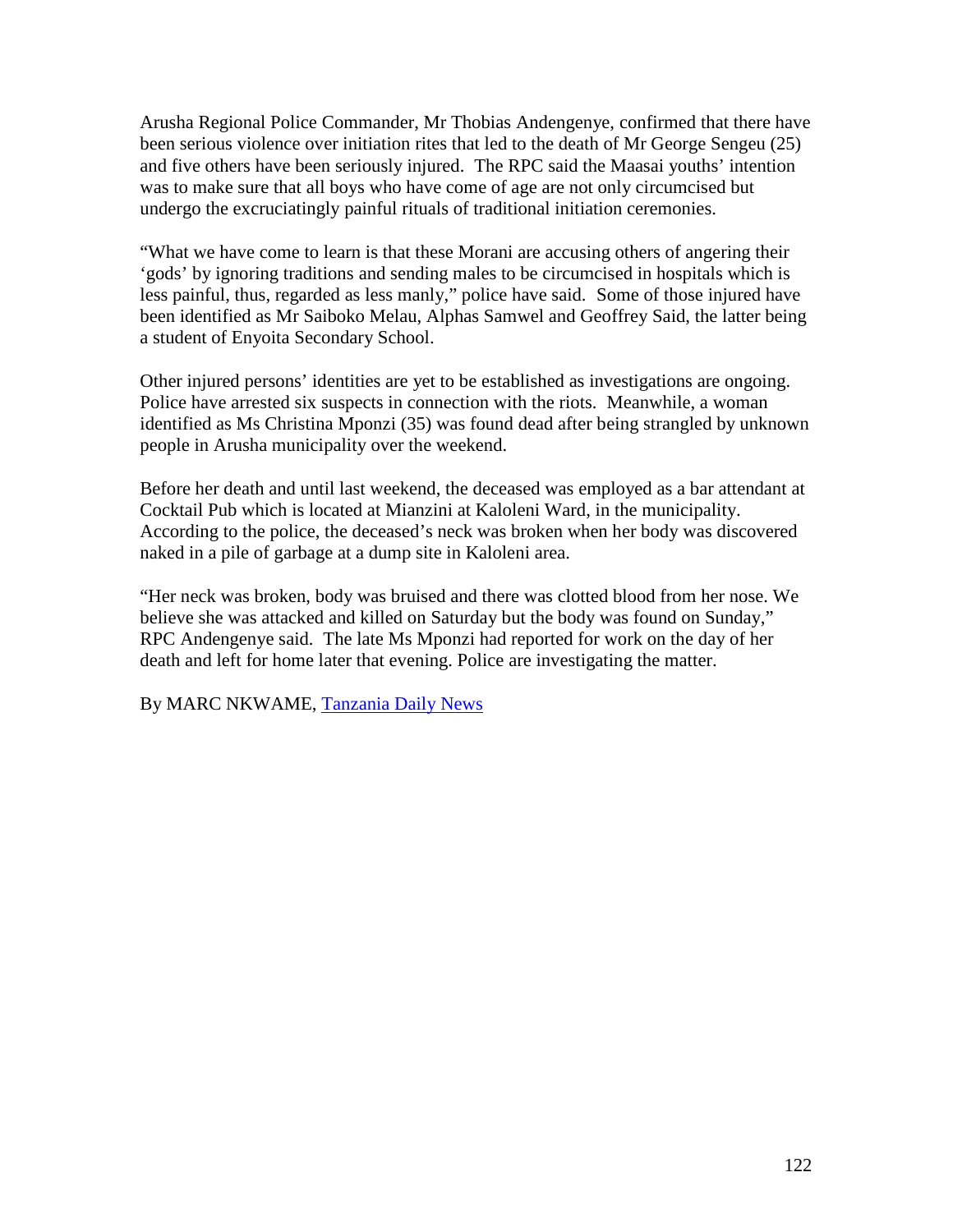Arusha Regional Police Commander, Mr Thobias Andengenye, confirmed that there have been serious violence over initiation rites that led to the death of Mr George Sengeu (25) and five others have been seriously injured. The RPC said the Maasai youths' intention was to make sure that all boys who have come of age are not only circumcised but undergo the excruciatingly painful rituals of traditional initiation ceremonies.

"What we have come to learn is that these Morani are accusing others of angering their 'gods' by ignoring traditions and sending males to be circumcised in hospitals which is less painful, thus, regarded as less manly," police have said. Some of those injured have been identified as Mr Saiboko Melau, Alphas Samwel and Geoffrey Said, the latter being a student of Enyoita Secondary School.

Other injured persons' identities are yet to be established as investigations are ongoing. Police have arrested six suspects in connection with the riots. Meanwhile, a woman identified as Ms Christina Mponzi (35) was found dead after being strangled by unknown people in Arusha municipality over the weekend.

Before her death and until last weekend, the deceased was employed as a bar attendant at Cocktail Pub which is located at Mianzini at Kaloleni Ward, in the municipality. According to the police, the deceased's neck was broken when her body was discovered naked in a pile of garbage at a dump site in Kaloleni area.

"Her neck was broken, body was bruised and there was clotted blood from her nose. We believe she was attacked and killed on Saturday but the body was found on Sunday," RPC Andengenye said. The late Ms Mponzi had reported for work on the day of her death and left for home later that evening. Police are investigating the matter.

By MARC NKWAME, [Tanzania Daily News]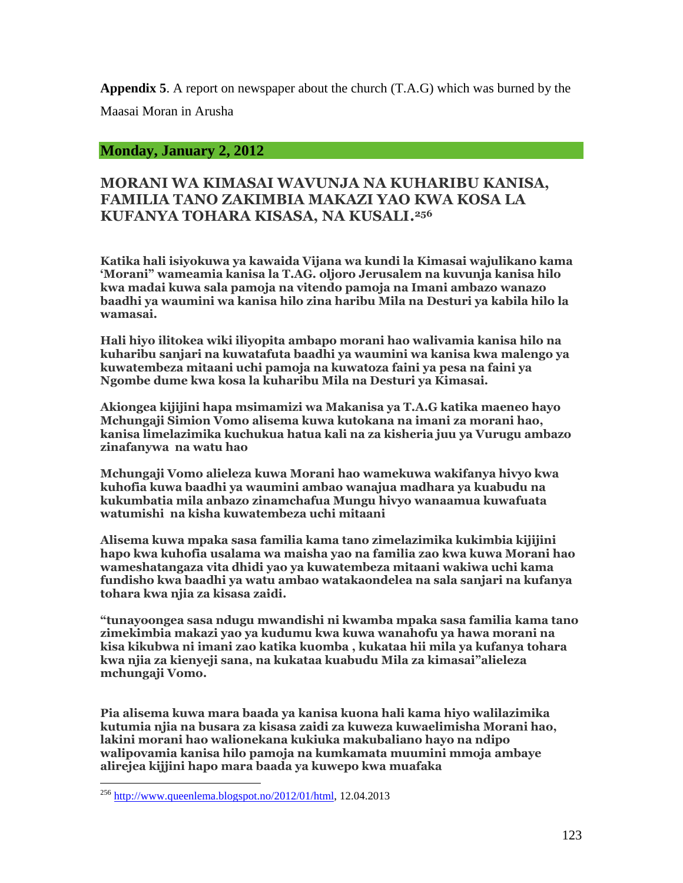**Appendix 5**. A report on newspaper about the church (T.A.G) which was burned by the Maasai Moran in Arusha

**Monday, January 2, 2012**

## MORANI WA KIMASAI WAVUNJA NA KUHARIBU KANISA, FAMILIA TANO ZAKIMBIA MAKAZI YAO KWA KOSA LA KUFANYA TOHARA KISASA, NA KUSALI.[256]

**Katika hali isiyokuwa ya kawaida Vijana wa kundi la Kimasai wajulikano kama 'Morani" wameamia kanisa la T.AG. oljoro Jerusalem na kuvunja kanisa hilo kwa madai kuwa sala pamoja na vitendo pamoja na Imani ambazo wanazo baadhi ya waumini wa kanisa hilo zina haribu Mila na Desturi ya kabila hilo la wamasai.**

**Hali hiyo ilitokea wiki iliyopita ambapo morani hao walivamia kanisa hilo na kuharibu sanjari na kuwatafuta baadhi ya waumini wa kanisa kwa malengo ya kuwatembeza mitaani uchi pamoja na kuwatoza faini ya pesa na faini ya Ngombe dume kwa kosa la kuharibu Mila na Desturi ya Kimasai.**

**Akiongea kijijini hapa msimamizi wa Makanisa ya T.A.G katika maeneo hayo Mchungaji Simion Vomo alisema kuwa kutokana na imani za morani hao, kanisa limelazimika kuchukua hatua kali na za kisheria juu ya Vurugu ambazo zinafanywa na watu hao**

**Mchungaji Vomo alieleza kuwa Morani hao wamekuwa wakifanya hivyo kwa kuhofia kuwa baadhi ya waumini ambao wanajua madhara ya kuabudu na kukumbatia mila anbazo zinamchafua Mungu hivyo wanaamua kuwafuata watumishi na kisha kuwatembeza uchi mitaani**

**Alisema kuwa mpaka sasa familia kama tano zimelazimika kukimbia kijijini hapo kwa kuhofia usalama wa maisha yao na familia zao kwa kuwa Morani hao wameshatangaza vita dhidi yao ya kuwatembeza mitaani wakiwa uchi kama fundisho kwa baadhi ya watu ambao watakaondelea na sala sanjari na kufanya tohara kwa njia za kisasa zaidi.**

**"tunayoongea sasa ndugu mwandishi ni kwamba mpaka sasa familia kama tano zimekimbia makazi yao ya kudumu kwa kuwa wanahofu ya hawa morani na kisa kikubwa ni imani zao katika kuomba , kukataa hii mila ya kufanya tohara kwa njia za kienyeji sana, na kukataa kuabudu Mila za kimasai"alieleza mchungaji Vomo.**

**Pia alisema kuwa mara baada ya kanisa kuona hali kama hiyo walilazimika kutumia njia na busara za kisasa zaidi za kuweza kuwaelimisha Morani hao, lakini morani hao walionekana kukiuka makubaliano hayo na ndipo walipovamia kanisa hilo pamoja na kumkamata muumini mmoja ambaye alirejea kijjini hapo mara baada ya kuwepo kwa muafaka**

---

[256] http://www.queenlema.blogspot.no/2012/01/html, 12.04.2013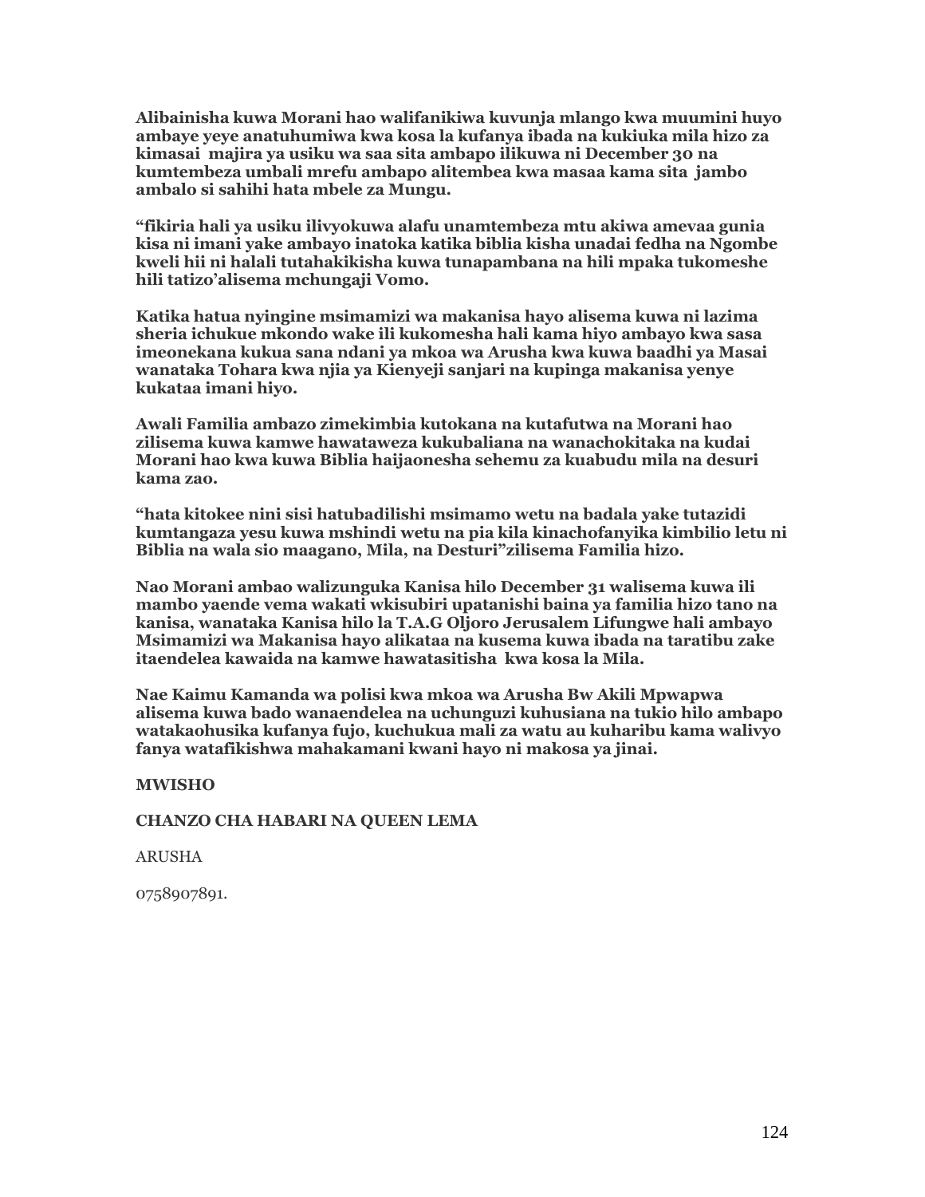**Alibainisha kuwa Morani hao walifanikiwa kuvunja mlango kwa muumini huyo ambaye yeye anatuhumiwa kwa kosa la kufanya ibada na kukiuka mila hizo za kimasai majira ya usiku wa saa sita ambapo ilikuwa ni December 30 na kumtembeza umbali mrefu ambapo alitembea kwa masaa kama sita jambo ambalo si sahihi hata mbele za Mungu.**

**"fikiria hali ya usiku ilivyokuwa alafu unamtembeza mtu akiwa amevaa gunia kisa ni imani yake ambayo inatoka katika biblia kisha unadai fedha na Ngombe kweli hii ni halali tutahakikisha kuwa tunapambana na hili mpaka tukomeshe hili tatizo'alisema mchungaji Vomo.**

**Katika hatua nyingine msimamizi wa makanisa hayo alisema kuwa ni lazima sheria ichukue mkondo wake ili kukomesha hali kama hiyo ambayo kwa sasa imeonekana kukua sana ndani ya mkoa wa Arusha kwa kuwa baadhi ya Masai wanataka Tohara kwa njia ya Kienyeji sanjari na kupinga makanisa yenye kukataa imani hiyo.**

**Awali Familia ambazo zimekimbia kutokana na kutafutwa na Morani hao zilisema kuwa kamwe hawataweza kukubaliana na wanachokitaka na kudai Morani hao kwa kuwa Biblia haijaonesha sehemu za kuabudu mila na desuri kama zao.**

**"hata kitokee nini sisi hatubadilishi msimamo wetu na badala yake tutazidi kumtangaza yesu kuwa mshindi wetu na pia kila kinachofanyika kimbilio letu ni Biblia na wala sio maagano, Mila, na Desturi"zilisema Familia hizo.**

**Nao Morani ambao walizunguka Kanisa hilo December 31 walisema kuwa ili mambo yaende vema wakati wkisubiri upatanishi baina ya familia hizo tano na kanisa, wanataka Kanisa hilo la T.A.G Oljoro Jerusalem Lifungwe hali ambayo Msimamizi wa Makanisa hayo alikataa na kusema kuwa ibada na taratibu zake itaendelea kawaida na kamwe hawatasitisha kwa kosa la Mila.**

**Nae Kaimu Kamanda wa polisi kwa mkoa wa Arusha Bw Akili Mpwapwa alisema kuwa bado wanaendelea na uchunguzi kuhusiana na tukio hilo ambapo watakaohusika kufanya fujo, kuchukua mali za watu au kuharibu kama walivyo fanya watafikishwa mahakamani kwani hayo ni makosa ya jinai.**

**MWISHO**

**CHANZO CHA HABARI NA QUEEN LEMA**

ARUSHA

0758907891.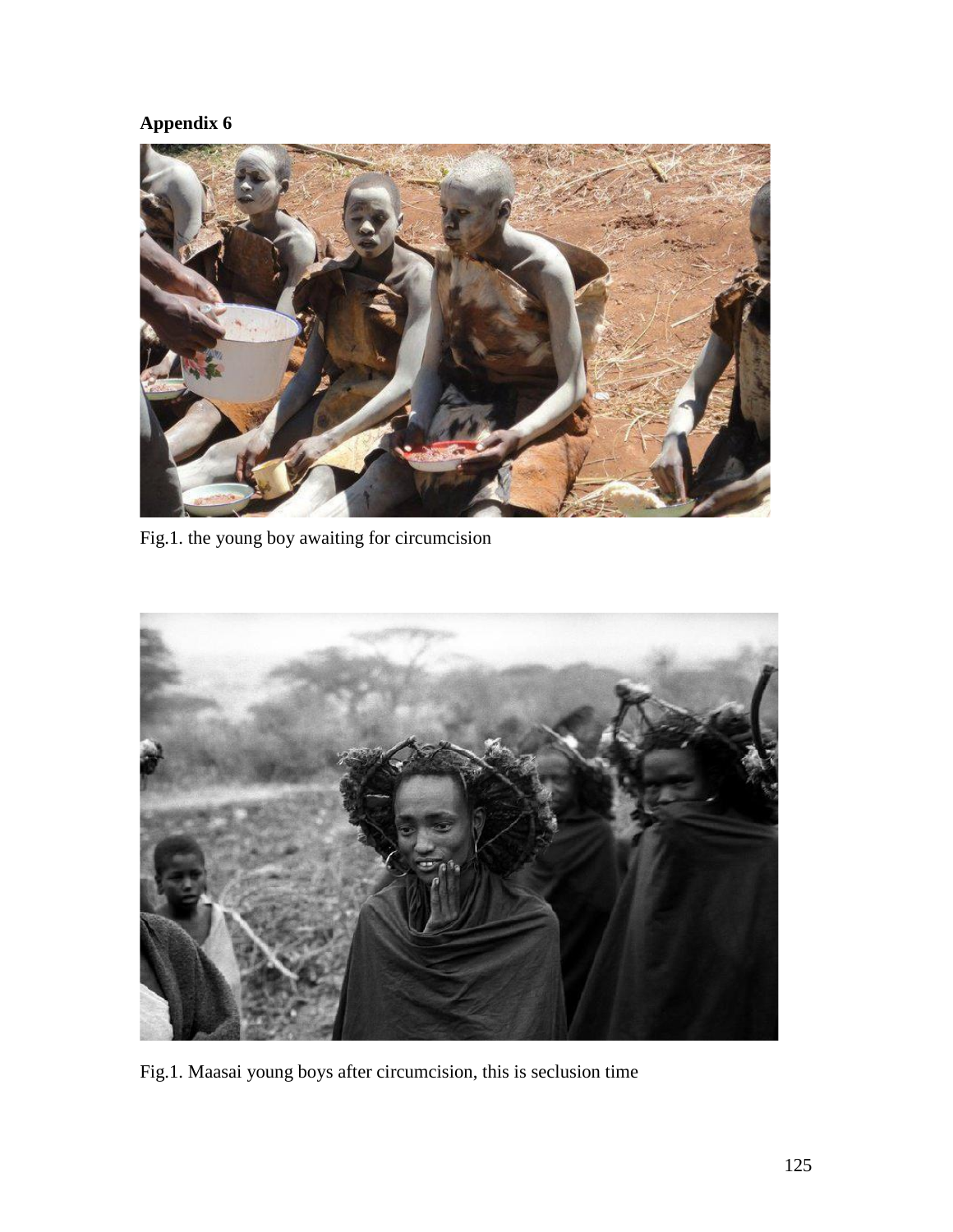**Appendix 6**

Fig.1. the young boy awaiting for circumcision

Fig.1. Maasai young boys after circumcision, this is seclusion time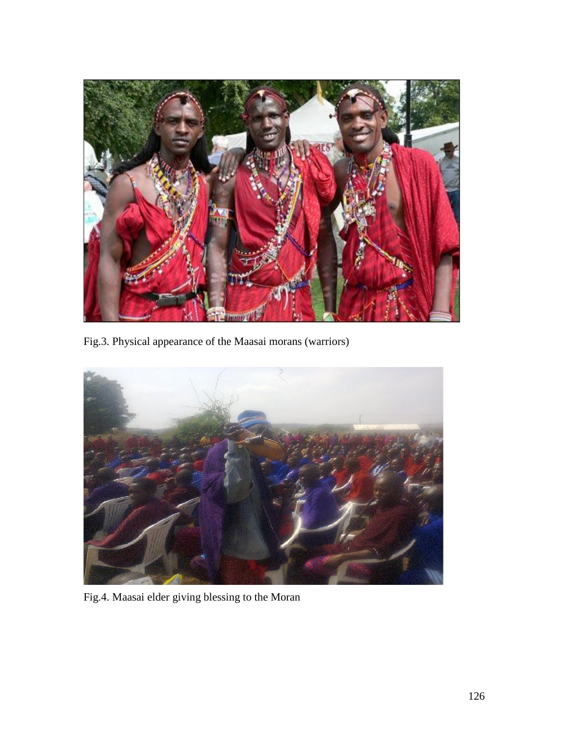Fig.3. Physical appearance of the Maasai morans (warriors)

Fig.4. Maasai elder giving blessing to the Moran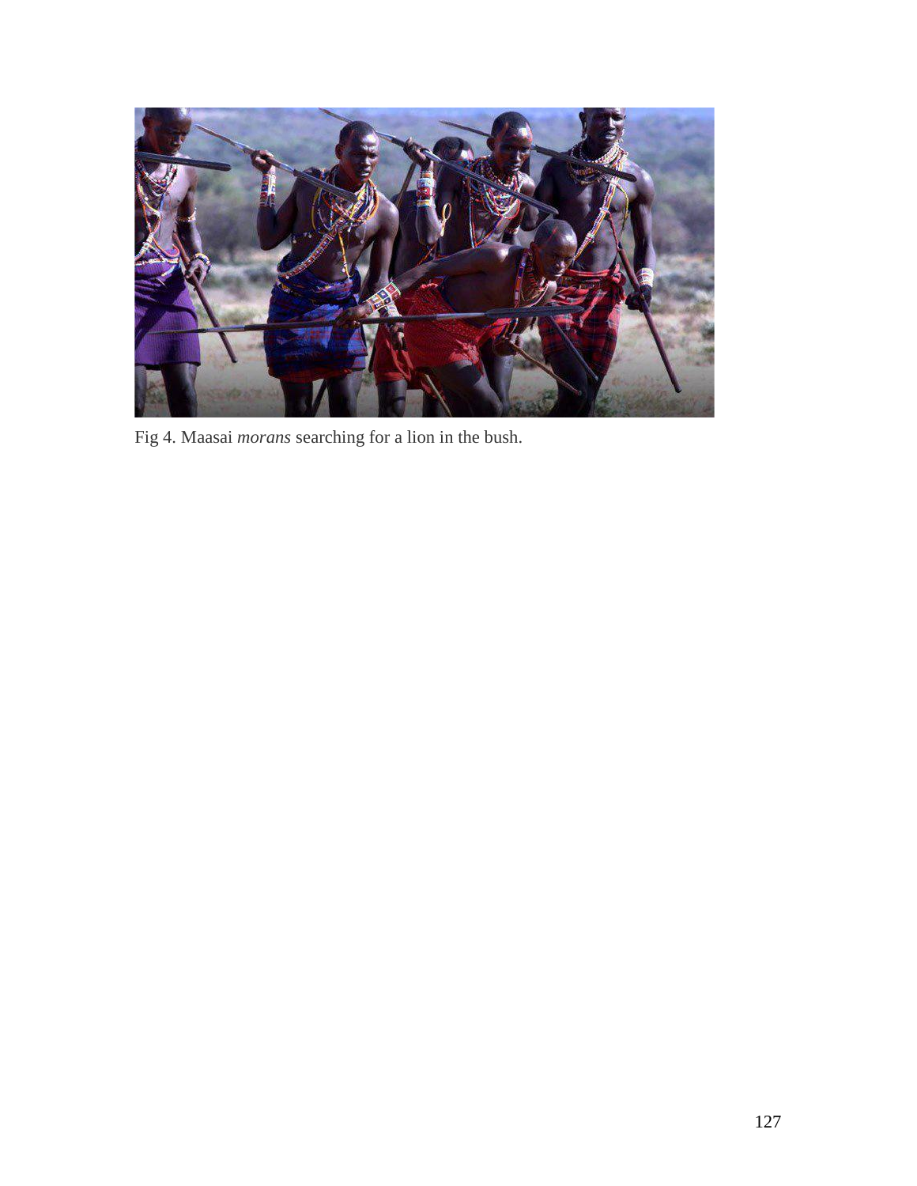Fig 4. Maasai *morans* searching for a lion in the bush.